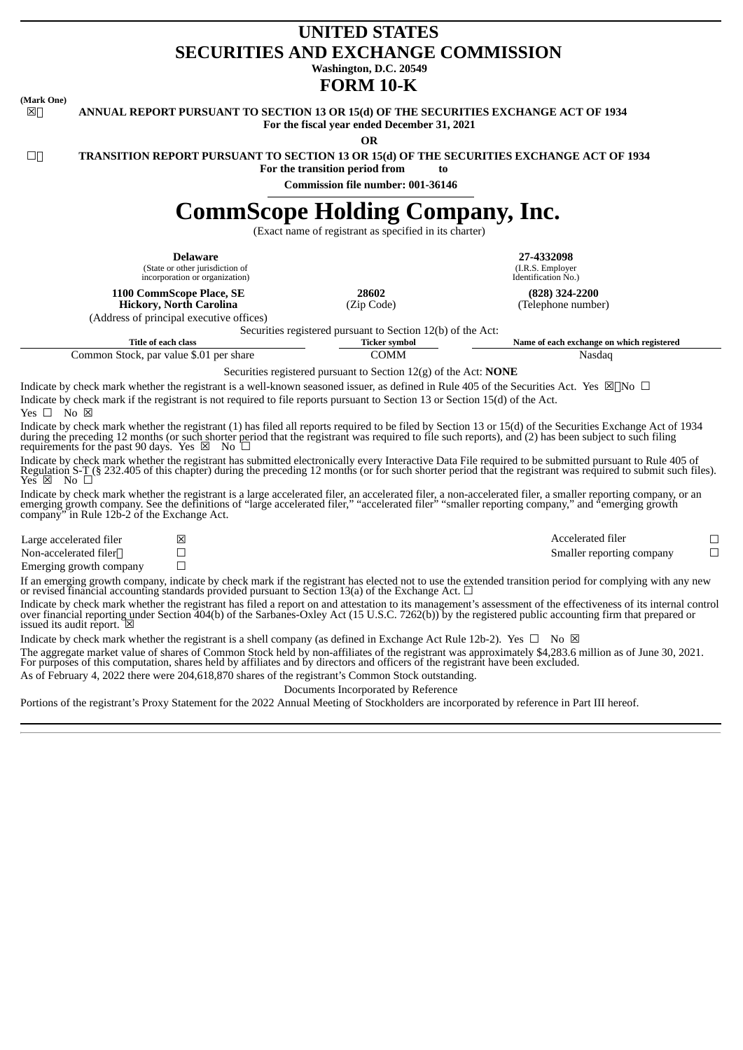# UNITED STATES
# SECURITIES AND EXCHANGE COMMISSION

**Washington, D.C. 20549**

# FORM 10-K

**(Mark One)**

☒ **ANNUAL REPORT PURSUANT TO SECTION 13 OR 15(d) OF THE SECURITIES EXCHANGE ACT OF 1934**

**For the fiscal year ended December 31, 2021**

**OR**

☐ **TRANSITION REPORT PURSUANT TO SECTION 13 OR 15(d) OF THE SECURITIES EXCHANGE ACT OF 1934**

**For the transition period from to**

**Commission file number: 001-36146**

# CommScope Holding Company, Inc.

(Exact name of registrant as specified in its charter)

| **Delaware** (State or other jurisdiction of incorporation or organization) | | **27-4332098** (I.R.S. Employer Identification No.) |
|---|---|---|
| **1100 CommScope Place, SE Hickory, North Carolina** (Address of principal executive offices) | **28602** (Zip Code) | **(828) 324-2200** (Telephone number) |

Securities registered pursuant to Section 12(b) of the Act:

| Title of each class | Ticker symbol | Name of each exchange on which registered |
|---|---|---|
| Common Stock, par value $.01 per share | COMM | Nasdaq |

Securities registered pursuant to Section 12(g) of the Act: **NONE**

Indicate by check mark whether the registrant is a well-known seasoned issuer, as defined in Rule 405 of the Securities Act. Yes ☒ No ☐

Indicate by check mark if the registrant is not required to file reports pursuant to Section 13 or Section 15(d) of the Act.
Yes ☐ No ☒

Indicate by check mark whether the registrant (1) has filed all reports required to be filed by Section 13 or 15(d) of the Securities Exchange Act of 1934 during the preceding 12 months (or such shorter period that the registrant was required to file such reports), and (2) has been subject to such filing requirements for the past 90 days. Yes ☒ No ☐

Indicate by check mark whether the registrant has submitted electronically every Interactive Data File required to be submitted pursuant to Rule 405 of Regulation S-T (§ 232.405 of this chapter) during the preceding 12 months (or for such shorter period that the registrant was required to submit such files). Yes ☒ No ☐

Indicate by check mark whether the registrant is a large accelerated filer, an accelerated filer, a non-accelerated filer, a smaller reporting company, or an emerging growth company. See the definitions of "large accelerated filer," "accelerated filer" "smaller reporting company," and "emerging growth company" in Rule 12b-2 of the Exchange Act.

| | | | |
|---|---|---|---|
| Large accelerated filer | ☒ | Accelerated filer | ☐ |
| Non-accelerated filer | ☐ | Smaller reporting company | ☐ |
| Emerging growth company | ☐ | | |

If an emerging growth company, indicate by check mark if the registrant has elected not to use the extended transition period for complying with any new or revised financial accounting standards provided pursuant to Section 13(a) of the Exchange Act. ☐

Indicate by check mark whether the registrant has filed a report on and attestation to its management's assessment of the effectiveness of its internal control over financial reporting under Section 404(b) of the Sarbanes-Oxley Act (15 U.S.C. 7262(b)) by the registered public accounting firm that prepared or issued its audit report. ☒

Indicate by check mark whether the registrant is a shell company (as defined in Exchange Act Rule 12b-2). Yes ☐ No ☒

The aggregate market value of shares of Common Stock held by non-affiliates of the registrant was approximately $4,283.6 million as of June 30, 2021. For purposes of this computation, shares held by affiliates and by directors and officers of the registrant have been excluded.

As of February 4, 2022 there were 204,618,870 shares of the registrant's Common Stock outstanding.

Documents Incorporated by Reference

Portions of the registrant's Proxy Statement for the 2022 Annual Meeting of Stockholders are incorporated by reference in Part III hereof.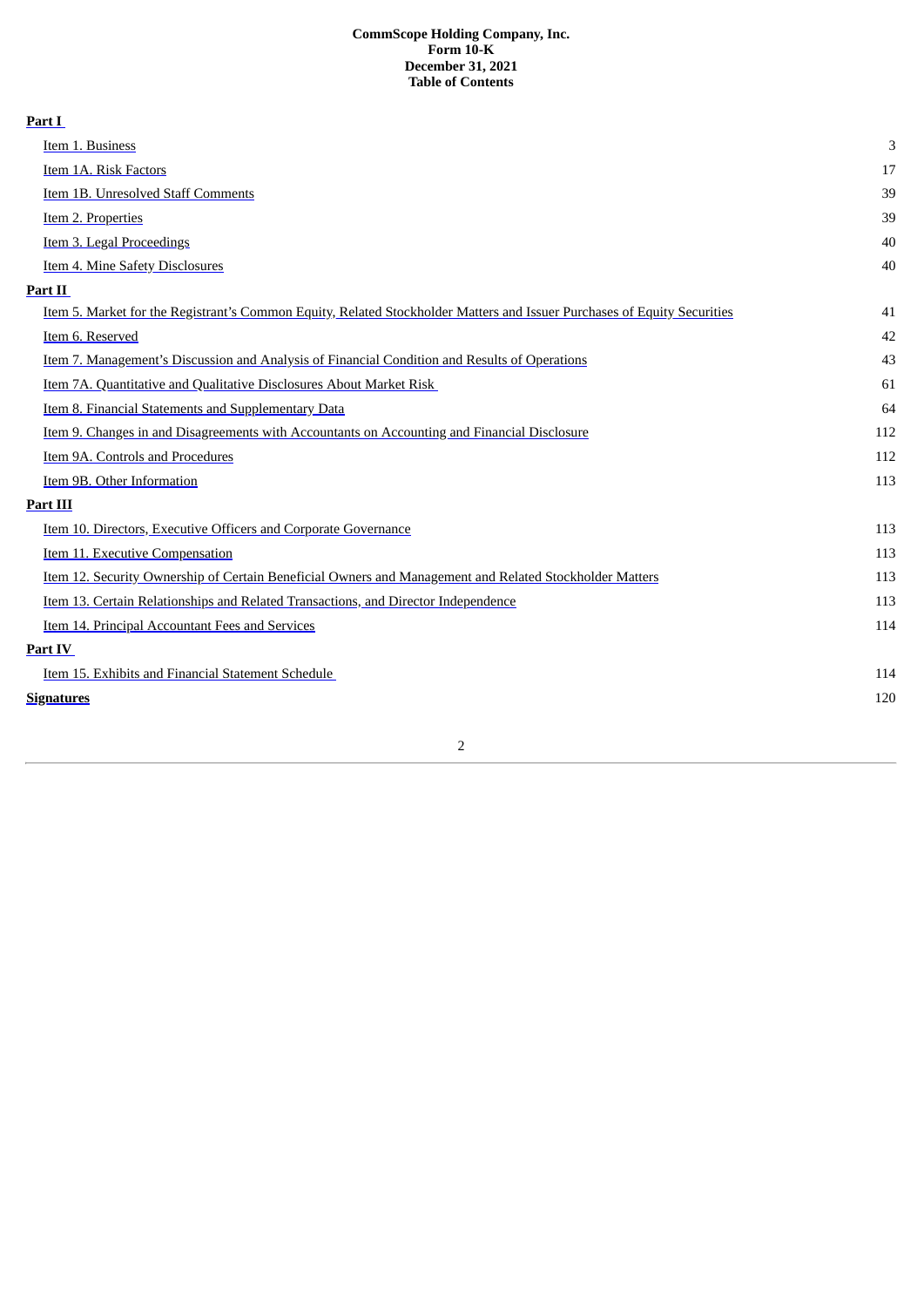**CommScope Holding Company, Inc.**
**Form 10-K**
**December 31, 2021**
**Table of Contents**

| | |
|---|---|
| **Part I** | |
| Item 1. Business | 3 |
| Item 1A. Risk Factors | 17 |
| Item 1B. Unresolved Staff Comments | 39 |
| Item 2. Properties | 39 |
| Item 3. Legal Proceedings | 40 |
| Item 4. Mine Safety Disclosures | 40 |
| **Part II** | |
| Item 5. Market for the Registrant's Common Equity, Related Stockholder Matters and Issuer Purchases of Equity Securities | 41 |
| Item 6. Reserved | 42 |
| Item 7. Management's Discussion and Analysis of Financial Condition and Results of Operations | 43 |
| Item 7A. Quantitative and Qualitative Disclosures About Market Risk | 61 |
| Item 8. Financial Statements and Supplementary Data | 64 |
| Item 9. Changes in and Disagreements with Accountants on Accounting and Financial Disclosure | 112 |
| Item 9A. Controls and Procedures | 112 |
| Item 9B. Other Information | 113 |
| **Part III** | |
| Item 10. Directors, Executive Officers and Corporate Governance | 113 |
| Item 11. Executive Compensation | 113 |
| Item 12. Security Ownership of Certain Beneficial Owners and Management and Related Stockholder Matters | 113 |
| Item 13. Certain Relationships and Related Transactions, and Director Independence | 113 |
| Item 14. Principal Accountant Fees and Services | 114 |
| **Part IV** | |
| Item 15. Exhibits and Financial Statement Schedule | 114 |
| **Signatures** | 120 |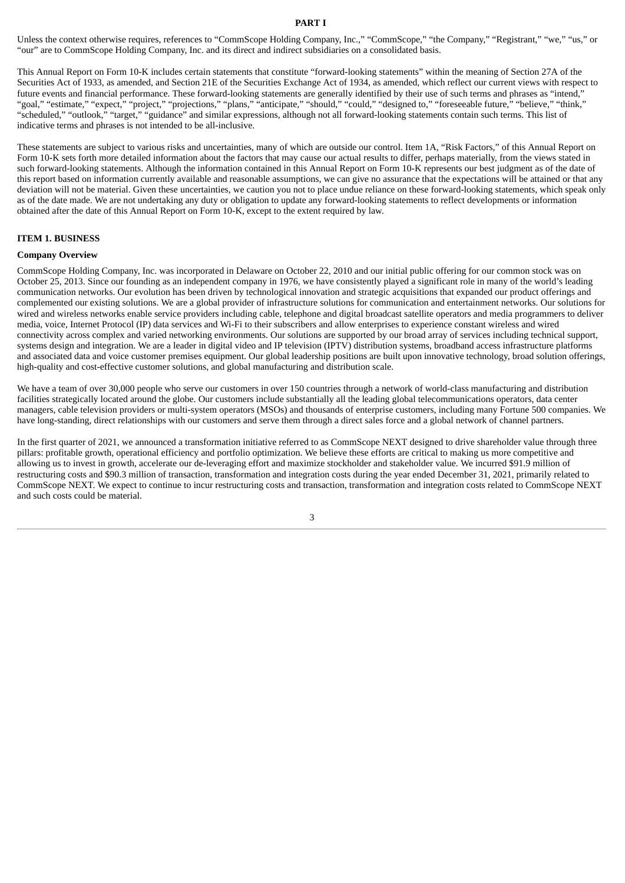# PART I

Unless the context otherwise requires, references to "CommScope Holding Company, Inc.," "CommScope," "the Company," "Registrant," "we," "us," or "our" are to CommScope Holding Company, Inc. and its direct and indirect subsidiaries on a consolidated basis.

This Annual Report on Form 10-K includes certain statements that constitute "forward-looking statements" within the meaning of Section 27A of the Securities Act of 1933, as amended, and Section 21E of the Securities Exchange Act of 1934, as amended, which reflect our current views with respect to future events and financial performance. These forward-looking statements are generally identified by their use of such terms and phrases as "intend," "goal," "estimate," "expect," "project," "projections," "plans," "anticipate," "should," "could," "designed to," "foreseeable future," "believe," "think," "scheduled," "outlook," "target," "guidance" and similar expressions, although not all forward-looking statements contain such terms. This list of indicative terms and phrases is not intended to be all-inclusive.

These statements are subject to various risks and uncertainties, many of which are outside our control. Item 1A, "Risk Factors," of this Annual Report on Form 10-K sets forth more detailed information about the factors that may cause our actual results to differ, perhaps materially, from the views stated in such forward-looking statements. Although the information contained in this Annual Report on Form 10-K represents our best judgment as of the date of this report based on information currently available and reasonable assumptions, we can give no assurance that the expectations will be attained or that any deviation will not be material. Given these uncertainties, we caution you not to place undue reliance on these forward-looking statements, which speak only as of the date made. We are not undertaking any duty or obligation to update any forward-looking statements to reflect developments or information obtained after the date of this Annual Report on Form 10-K, except to the extent required by law.

## ITEM 1. BUSINESS

### Company Overview

CommScope Holding Company, Inc. was incorporated in Delaware on October 22, 2010 and our initial public offering for our common stock was on October 25, 2013. Since our founding as an independent company in 1976, we have consistently played a significant role in many of the world's leading communication networks. Our evolution has been driven by technological innovation and strategic acquisitions that expanded our product offerings and complemented our existing solutions. We are a global provider of infrastructure solutions for communication and entertainment networks. Our solutions for wired and wireless networks enable service providers including cable, telephone and digital broadcast satellite operators and media programmers to deliver media, voice, Internet Protocol (IP) data services and Wi-Fi to their subscribers and allow enterprises to experience constant wireless and wired connectivity across complex and varied networking environments. Our solutions are supported by our broad array of services including technical support, systems design and integration. We are a leader in digital video and IP television (IPTV) distribution systems, broadband access infrastructure platforms and associated data and voice customer premises equipment. Our global leadership positions are built upon innovative technology, broad solution offerings, high-quality and cost-effective customer solutions, and global manufacturing and distribution scale.

We have a team of over 30,000 people who serve our customers in over 150 countries through a network of world-class manufacturing and distribution facilities strategically located around the globe. Our customers include substantially all the leading global telecommunications operators, data center managers, cable television providers or multi-system operators (MSOs) and thousands of enterprise customers, including many Fortune 500 companies. We have long-standing, direct relationships with our customers and serve them through a direct sales force and a global network of channel partners.

In the first quarter of 2021, we announced a transformation initiative referred to as CommScope NEXT designed to drive shareholder value through three pillars: profitable growth, operational efficiency and portfolio optimization. We believe these efforts are critical to making us more competitive and allowing us to invest in growth, accelerate our de-leveraging effort and maximize stockholder and stakeholder value. We incurred $91.9 million of restructuring costs and $90.3 million of transaction, transformation and integration costs during the year ended December 31, 2021, primarily related to CommScope NEXT. We expect to continue to incur restructuring costs and transaction, transformation and integration costs related to CommScope NEXT and such costs could be material.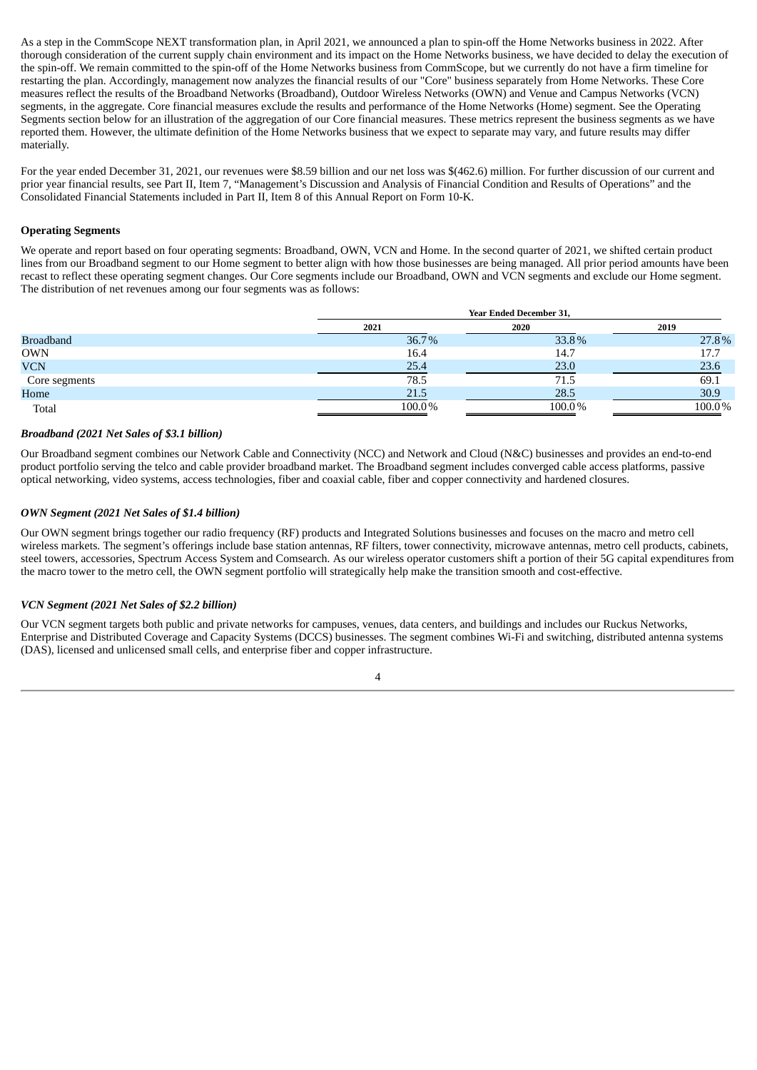As a step in the CommScope NEXT transformation plan, in April 2021, we announced a plan to spin-off the Home Networks business in 2022. After thorough consideration of the current supply chain environment and its impact on the Home Networks business, we have decided to delay the execution of the spin-off. We remain committed to the spin-off of the Home Networks business from CommScope, but we currently do not have a firm timeline for restarting the plan. Accordingly, management now analyzes the financial results of our "Core" business separately from Home Networks. These Core measures reflect the results of the Broadband Networks (Broadband), Outdoor Wireless Networks (OWN) and Venue and Campus Networks (VCN) segments, in the aggregate. Core financial measures exclude the results and performance of the Home Networks (Home) segment. See the Operating Segments section below for an illustration of the aggregation of our Core financial measures. These metrics represent the business segments as we have reported them. However, the ultimate definition of the Home Networks business that we expect to separate may vary, and future results may differ materially.

For the year ended December 31, 2021, our revenues were $8.59 billion and our net loss was $(462.6) million. For further discussion of our current and prior year financial results, see Part II, Item 7, "Management's Discussion and Analysis of Financial Condition and Results of Operations" and the Consolidated Financial Statements included in Part II, Item 8 of this Annual Report on Form 10-K.

**Operating Segments**

We operate and report based on four operating segments: Broadband, OWN, VCN and Home. In the second quarter of 2021, we shifted certain product lines from our Broadband segment to our Home segment to better align with how those businesses are being managed. All prior period amounts have been recast to reflect these operating segment changes. Our Core segments include our Broadband, OWN and VCN segments and exclude our Home segment. The distribution of net revenues among our four segments was as follows:

| | Year Ended December 31, | | |
|---|---|---|---|
| | 2021 | 2020 | 2019 |
| Broadband | 36.7% | 33.8% | 27.8% |
| OWN | 16.4 | 14.7 | 17.7 |
| VCN | 25.4 | 23.0 | 23.6 |
| Core segments | 78.5 | 71.5 | 69.1 |
| Home | 21.5 | 28.5 | 30.9 |
| Total | 100.0% | 100.0% | 100.0% |

***Broadband (2021 Net Sales of $3.1 billion)***

Our Broadband segment combines our Network Cable and Connectivity (NCC) and Network and Cloud (N&C) businesses and provides an end-to-end product portfolio serving the telco and cable provider broadband market. The Broadband segment includes converged cable access platforms, passive optical networking, video systems, access technologies, fiber and coaxial cable, fiber and copper connectivity and hardened closures.

***OWN Segment (2021 Net Sales of $1.4 billion)***

Our OWN segment brings together our radio frequency (RF) products and Integrated Solutions businesses and focuses on the macro and metro cell wireless markets. The segment's offerings include base station antennas, RF filters, tower connectivity, microwave antennas, metro cell products, cabinets, steel towers, accessories, Spectrum Access System and Comsearch. As our wireless operator customers shift a portion of their 5G capital expenditures from the macro tower to the metro cell, the OWN segment portfolio will strategically help make the transition smooth and cost-effective.

***VCN Segment (2021 Net Sales of $2.2 billion)***

Our VCN segment targets both public and private networks for campuses, venues, data centers, and buildings and includes our Ruckus Networks, Enterprise and Distributed Coverage and Capacity Systems (DCCS) businesses. The segment combines Wi-Fi and switching, distributed antenna systems (DAS), licensed and unlicensed small cells, and enterprise fiber and copper infrastructure.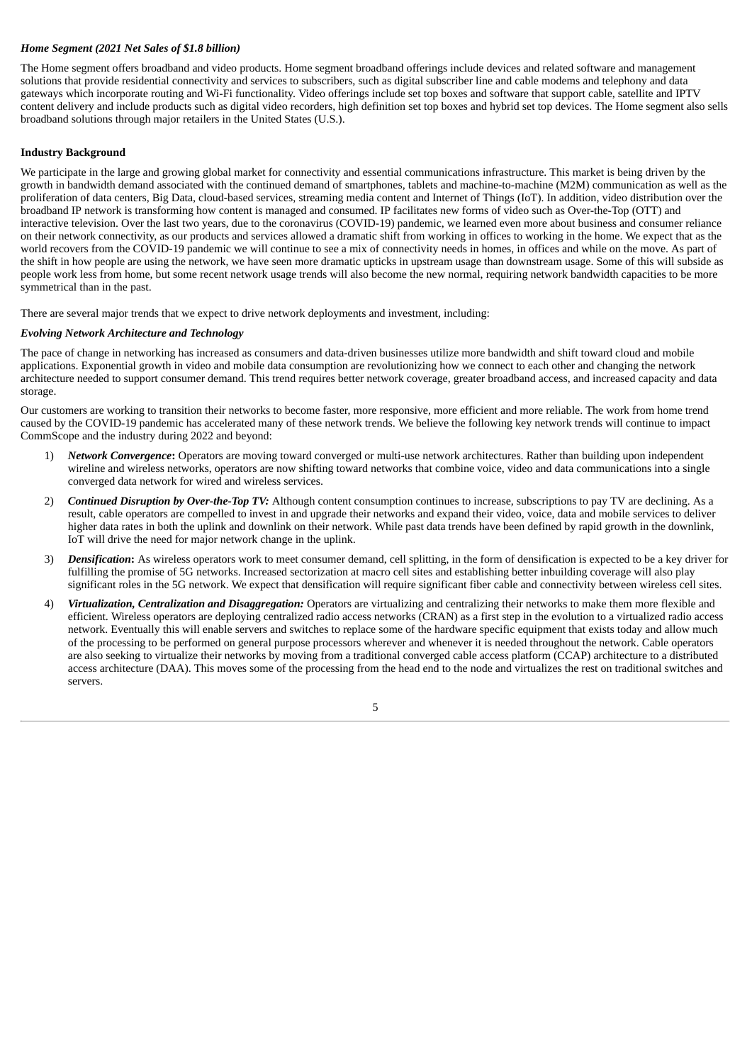***Home Segment (2021 Net Sales of $1.8 billion)***

The Home segment offers broadband and video products. Home segment broadband offerings include devices and related software and management solutions that provide residential connectivity and services to subscribers, such as digital subscriber line and cable modems and telephony and data gateways which incorporate routing and Wi-Fi functionality. Video offerings include set top boxes and software that support cable, satellite and IPTV content delivery and include products such as digital video recorders, high definition set top boxes and hybrid set top devices. The Home segment also sells broadband solutions through major retailers in the United States (U.S.).

**Industry Background**

We participate in the large and growing global market for connectivity and essential communications infrastructure. This market is being driven by the growth in bandwidth demand associated with the continued demand of smartphones, tablets and machine-to-machine (M2M) communication as well as the proliferation of data centers, Big Data, cloud-based services, streaming media content and Internet of Things (IoT). In addition, video distribution over the broadband IP network is transforming how content is managed and consumed. IP facilitates new forms of video such as Over-the-Top (OTT) and interactive television. Over the last two years, due to the coronavirus (COVID-19) pandemic, we learned even more about business and consumer reliance on their network connectivity, as our products and services allowed a dramatic shift from working in offices to working in the home. We expect that as the world recovers from the COVID-19 pandemic we will continue to see a mix of connectivity needs in homes, in offices and while on the move. As part of the shift in how people are using the network, we have seen more dramatic upticks in upstream usage than downstream usage. Some of this will subside as people work less from home, but some recent network usage trends will also become the new normal, requiring network bandwidth capacities to be more symmetrical than in the past.

There are several major trends that we expect to drive network deployments and investment, including:

***Evolving Network Architecture and Technology***

The pace of change in networking has increased as consumers and data-driven businesses utilize more bandwidth and shift toward cloud and mobile applications. Exponential growth in video and mobile data consumption are revolutionizing how we connect to each other and changing the network architecture needed to support consumer demand. This trend requires better network coverage, greater broadband access, and increased capacity and data storage.

Our customers are working to transition their networks to become faster, more responsive, more efficient and more reliable. The work from home trend caused by the COVID-19 pandemic has accelerated many of these network trends. We believe the following key network trends will continue to impact CommScope and the industry during 2022 and beyond:

1) ***Network Convergence*****:** Operators are moving toward converged or multi-use network architectures. Rather than building upon independent wireline and wireless networks, operators are now shifting toward networks that combine voice, video and data communications into a single converged data network for wired and wireless services.
2) ***Continued Disruption by Over-the-Top TV:*** Although content consumption continues to increase, subscriptions to pay TV are declining. As a result, cable operators are compelled to invest in and upgrade their networks and expand their video, voice, data and mobile services to deliver higher data rates in both the uplink and downlink on their network. While past data trends have been defined by rapid growth in the downlink, IoT will drive the need for major network change in the uplink.
3) ***Densification*****:** As wireless operators work to meet consumer demand, cell splitting, in the form of densification is expected to be a key driver for fulfilling the promise of 5G networks. Increased sectorization at macro cell sites and establishing better inbuilding coverage will also play significant roles in the 5G network. We expect that densification will require significant fiber cable and connectivity between wireless cell sites.
4) ***Virtualization, Centralization and Disaggregation:*** Operators are virtualizing and centralizing their networks to make them more flexible and efficient. Wireless operators are deploying centralized radio access networks (CRAN) as a first step in the evolution to a virtualized radio access network. Eventually this will enable servers and switches to replace some of the hardware specific equipment that exists today and allow much of the processing to be performed on general purpose processors wherever and whenever it is needed throughout the network. Cable operators are also seeking to virtualize their networks by moving from a traditional converged cable access platform (CCAP) architecture to a distributed access architecture (DAA). This moves some of the processing from the head end to the node and virtualizes the rest on traditional switches and servers.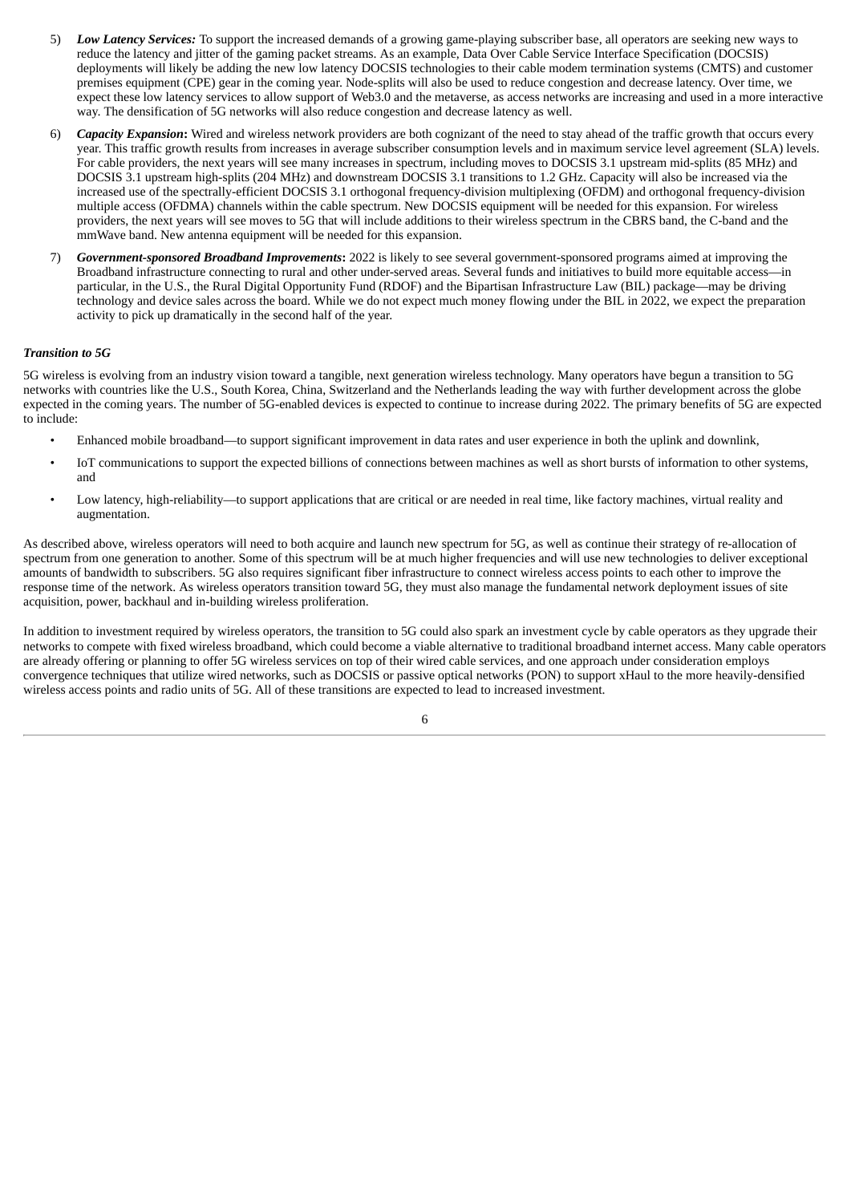5) ***Low Latency Services:*** To support the increased demands of a growing game-playing subscriber base, all operators are seeking new ways to reduce the latency and jitter of the gaming packet streams. As an example, Data Over Cable Service Interface Specification (DOCSIS) deployments will likely be adding the new low latency DOCSIS technologies to their cable modem termination systems (CMTS) and customer premises equipment (CPE) gear in the coming year. Node-splits will also be used to reduce congestion and decrease latency. Over time, we expect these low latency services to allow support of Web3.0 and the metaverse, as access networks are increasing and used in a more interactive way. The densification of 5G networks will also reduce congestion and decrease latency as well.

6) ***Capacity Expansion*****:** Wired and wireless network providers are both cognizant of the need to stay ahead of the traffic growth that occurs every year. This traffic growth results from increases in average subscriber consumption levels and in maximum service level agreement (SLA) levels. For cable providers, the next years will see many increases in spectrum, including moves to DOCSIS 3.1 upstream mid-splits (85 MHz) and DOCSIS 3.1 upstream high-splits (204 MHz) and downstream DOCSIS 3.1 transitions to 1.2 GHz. Capacity will also be increased via the increased use of the spectrally-efficient DOCSIS 3.1 orthogonal frequency-division multiplexing (OFDM) and orthogonal frequency-division multiple access (OFDMA) channels within the cable spectrum. New DOCSIS equipment will be needed for this expansion. For wireless providers, the next years will see moves to 5G that will include additions to their wireless spectrum in the CBRS band, the C-band and the mmWave band. New antenna equipment will be needed for this expansion.

7) ***Government-sponsored Broadband Improvements*****:** 2022 is likely to see several government-sponsored programs aimed at improving the Broadband infrastructure connecting to rural and other under-served areas. Several funds and initiatives to build more equitable access—in particular, in the U.S., the Rural Digital Opportunity Fund (RDOF) and the Bipartisan Infrastructure Law (BIL) package—may be driving technology and device sales across the board. While we do not expect much money flowing under the BIL in 2022, we expect the preparation activity to pick up dramatically in the second half of the year.

***Transition to 5G***

5G wireless is evolving from an industry vision toward a tangible, next generation wireless technology. Many operators have begun a transition to 5G networks with countries like the U.S., South Korea, China, Switzerland and the Netherlands leading the way with further development across the globe expected in the coming years. The number of 5G-enabled devices is expected to continue to increase during 2022. The primary benefits of 5G are expected to include:

- Enhanced mobile broadband—to support significant improvement in data rates and user experience in both the uplink and downlink,
- IoT communications to support the expected billions of connections between machines as well as short bursts of information to other systems, and
- Low latency, high-reliability—to support applications that are critical or are needed in real time, like factory machines, virtual reality and augmentation.

As described above, wireless operators will need to both acquire and launch new spectrum for 5G, as well as continue their strategy of re-allocation of spectrum from one generation to another. Some of this spectrum will be at much higher frequencies and will use new technologies to deliver exceptional amounts of bandwidth to subscribers. 5G also requires significant fiber infrastructure to connect wireless access points to each other to improve the response time of the network. As wireless operators transition toward 5G, they must also manage the fundamental network deployment issues of site acquisition, power, backhaul and in-building wireless proliferation.

In addition to investment required by wireless operators, the transition to 5G could also spark an investment cycle by cable operators as they upgrade their networks to compete with fixed wireless broadband, which could become a viable alternative to traditional broadband internet access. Many cable operators are already offering or planning to offer 5G wireless services on top of their wired cable services, and one approach under consideration employs convergence techniques that utilize wired networks, such as DOCSIS or passive optical networks (PON) to support xHaul to the more heavily-densified wireless access points and radio units of 5G. All of these transitions are expected to lead to increased investment.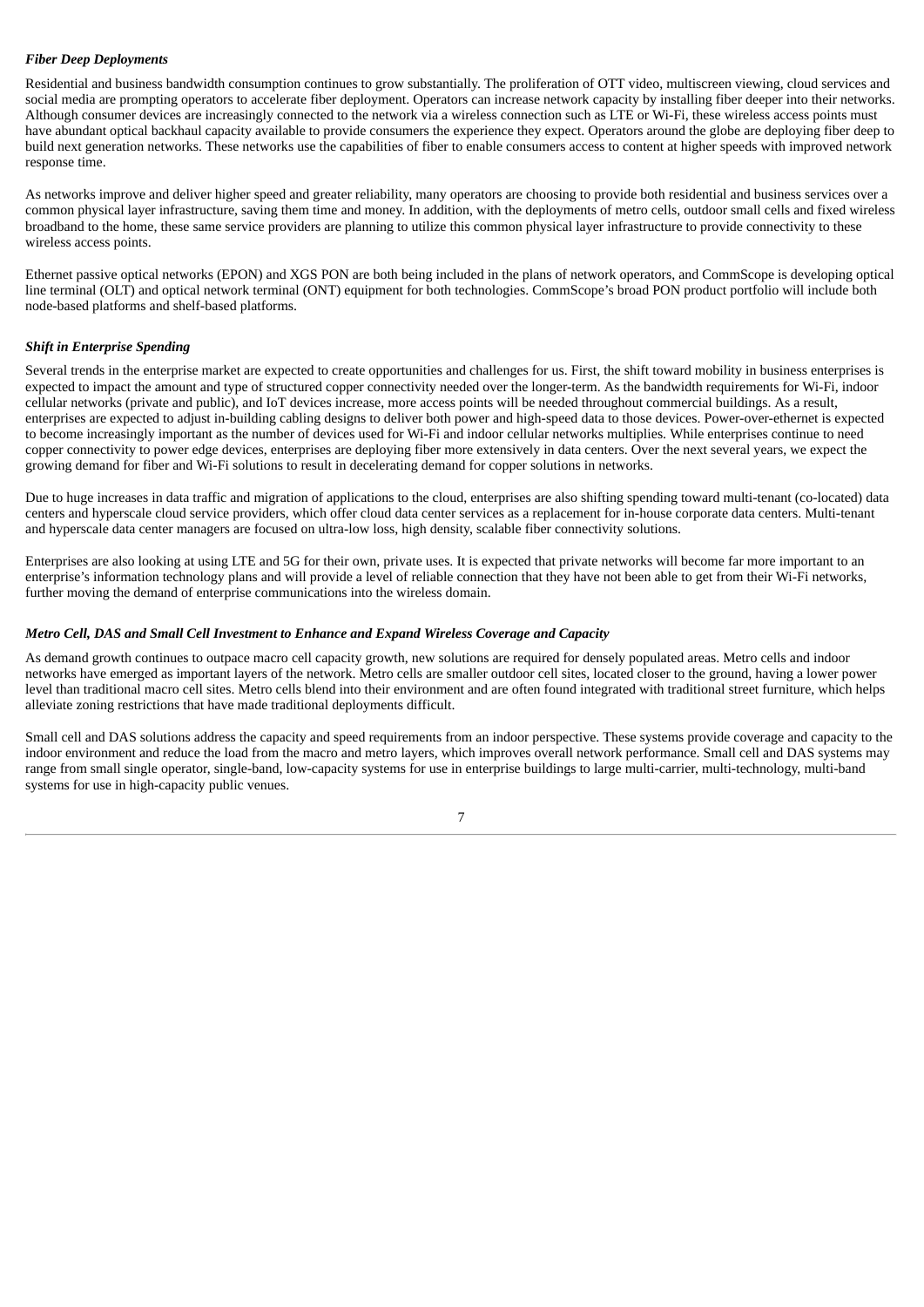***Fiber Deep Deployments***

Residential and business bandwidth consumption continues to grow substantially. The proliferation of OTT video, multiscreen viewing, cloud services and social media are prompting operators to accelerate fiber deployment. Operators can increase network capacity by installing fiber deeper into their networks. Although consumer devices are increasingly connected to the network via a wireless connection such as LTE or Wi-Fi, these wireless access points must have abundant optical backhaul capacity available to provide consumers the experience they expect. Operators around the globe are deploying fiber deep to build next generation networks. These networks use the capabilities of fiber to enable consumers access to content at higher speeds with improved network response time.

As networks improve and deliver higher speed and greater reliability, many operators are choosing to provide both residential and business services over a common physical layer infrastructure, saving them time and money. In addition, with the deployments of metro cells, outdoor small cells and fixed wireless broadband to the home, these same service providers are planning to utilize this common physical layer infrastructure to provide connectivity to these wireless access points.

Ethernet passive optical networks (EPON) and XGS PON are both being included in the plans of network operators, and CommScope is developing optical line terminal (OLT) and optical network terminal (ONT) equipment for both technologies. CommScope's broad PON product portfolio will include both node-based platforms and shelf-based platforms.

***Shift in Enterprise Spending***

Several trends in the enterprise market are expected to create opportunities and challenges for us. First, the shift toward mobility in business enterprises is expected to impact the amount and type of structured copper connectivity needed over the longer-term. As the bandwidth requirements for Wi-Fi, indoor cellular networks (private and public), and IoT devices increase, more access points will be needed throughout commercial buildings. As a result, enterprises are expected to adjust in-building cabling designs to deliver both power and high-speed data to those devices. Power-over-ethernet is expected to become increasingly important as the number of devices used for Wi-Fi and indoor cellular networks multiplies. While enterprises continue to need copper connectivity to power edge devices, enterprises are deploying fiber more extensively in data centers. Over the next several years, we expect the growing demand for fiber and Wi-Fi solutions to result in decelerating demand for copper solutions in networks.

Due to huge increases in data traffic and migration of applications to the cloud, enterprises are also shifting spending toward multi-tenant (co-located) data centers and hyperscale cloud service providers, which offer cloud data center services as a replacement for in-house corporate data centers. Multi-tenant and hyperscale data center managers are focused on ultra-low loss, high density, scalable fiber connectivity solutions.

Enterprises are also looking at using LTE and 5G for their own, private uses. It is expected that private networks will become far more important to an enterprise's information technology plans and will provide a level of reliable connection that they have not been able to get from their Wi-Fi networks, further moving the demand of enterprise communications into the wireless domain.

***Metro Cell, DAS and Small Cell Investment to Enhance and Expand Wireless Coverage and Capacity***

As demand growth continues to outpace macro cell capacity growth, new solutions are required for densely populated areas. Metro cells and indoor networks have emerged as important layers of the network. Metro cells are smaller outdoor cell sites, located closer to the ground, having a lower power level than traditional macro cell sites. Metro cells blend into their environment and are often found integrated with traditional street furniture, which helps alleviate zoning restrictions that have made traditional deployments difficult.

Small cell and DAS solutions address the capacity and speed requirements from an indoor perspective. These systems provide coverage and capacity to the indoor environment and reduce the load from the macro and metro layers, which improves overall network performance. Small cell and DAS systems may range from small single operator, single-band, low-capacity systems for use in enterprise buildings to large multi-carrier, multi-technology, multi-band systems for use in high-capacity public venues.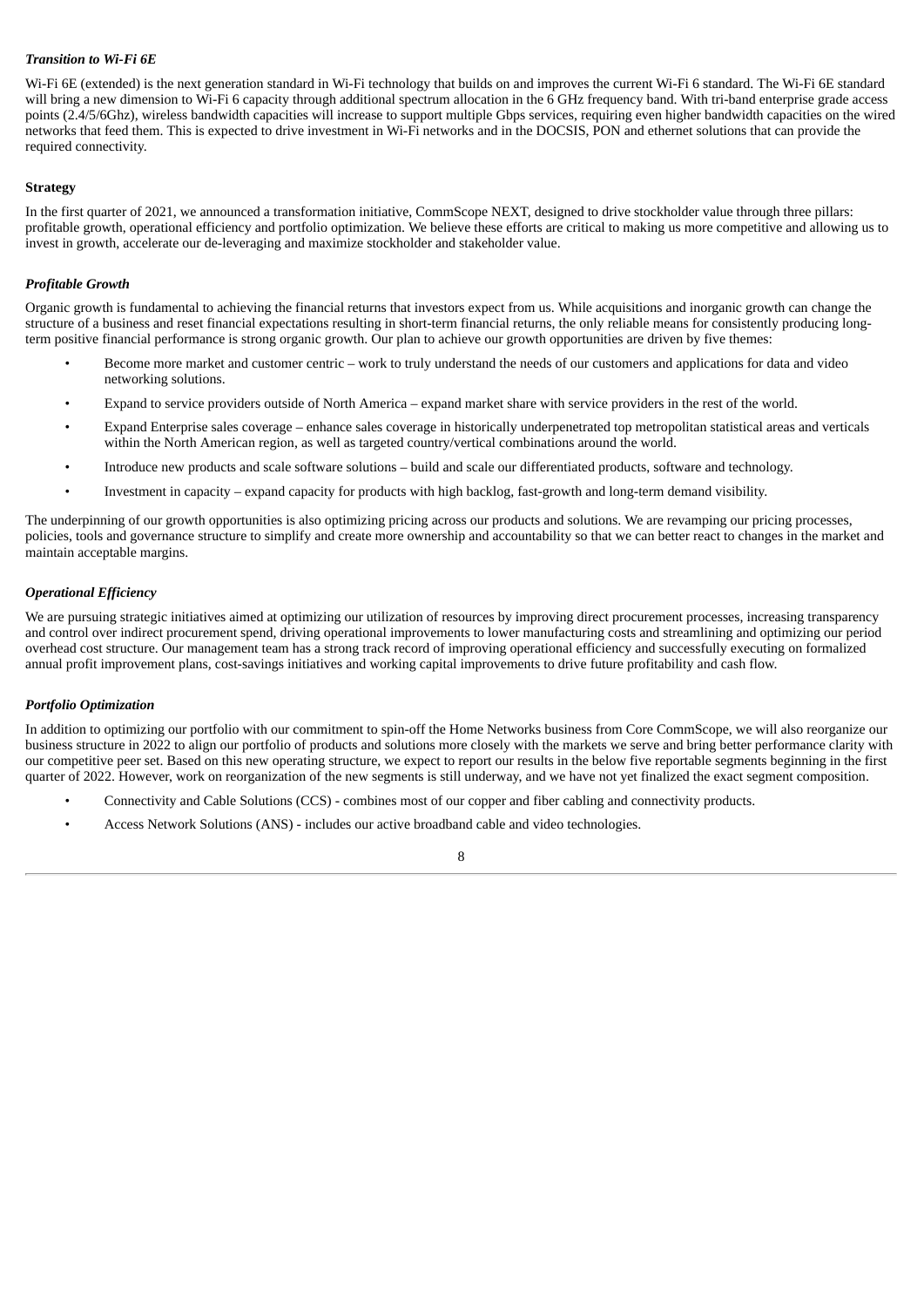*Transition to Wi-Fi 6E*

Wi-Fi 6E (extended) is the next generation standard in Wi-Fi technology that builds on and improves the current Wi-Fi 6 standard. The Wi-Fi 6E standard will bring a new dimension to Wi-Fi 6 capacity through additional spectrum allocation in the 6 GHz frequency band. With tri-band enterprise grade access points (2.4/5/6Ghz), wireless bandwidth capacities will increase to support multiple Gbps services, requiring even higher bandwidth capacities on the wired networks that feed them. This is expected to drive investment in Wi-Fi networks and in the DOCSIS, PON and ethernet solutions that can provide the required connectivity.

**Strategy**

In the first quarter of 2021, we announced a transformation initiative, CommScope NEXT, designed to drive stockholder value through three pillars: profitable growth, operational efficiency and portfolio optimization. We believe these efforts are critical to making us more competitive and allowing us to invest in growth, accelerate our de-leveraging and maximize stockholder and stakeholder value.

*Profitable Growth*

Organic growth is fundamental to achieving the financial returns that investors expect from us. While acquisitions and inorganic growth can change the structure of a business and reset financial expectations resulting in short-term financial returns, the only reliable means for consistently producing long-term positive financial performance is strong organic growth. Our plan to achieve our growth opportunities are driven by five themes:

- Become more market and customer centric – work to truly understand the needs of our customers and applications for data and video networking solutions.
- Expand to service providers outside of North America – expand market share with service providers in the rest of the world.
- Expand Enterprise sales coverage – enhance sales coverage in historically underpenetrated top metropolitan statistical areas and verticals within the North American region, as well as targeted country/vertical combinations around the world.
- Introduce new products and scale software solutions – build and scale our differentiated products, software and technology.
- Investment in capacity – expand capacity for products with high backlog, fast-growth and long-term demand visibility.

The underpinning of our growth opportunities is also optimizing pricing across our products and solutions. We are revamping our pricing processes, policies, tools and governance structure to simplify and create more ownership and accountability so that we can better react to changes in the market and maintain acceptable margins.

*Operational Efficiency*

We are pursuing strategic initiatives aimed at optimizing our utilization of resources by improving direct procurement processes, increasing transparency and control over indirect procurement spend, driving operational improvements to lower manufacturing costs and streamlining and optimizing our period overhead cost structure. Our management team has a strong track record of improving operational efficiency and successfully executing on formalized annual profit improvement plans, cost-savings initiatives and working capital improvements to drive future profitability and cash flow.

*Portfolio Optimization*

In addition to optimizing our portfolio with our commitment to spin-off the Home Networks business from Core CommScope, we will also reorganize our business structure in 2022 to align our portfolio of products and solutions more closely with the markets we serve and bring better performance clarity with our competitive peer set. Based on this new operating structure, we expect to report our results in the below five reportable segments beginning in the first quarter of 2022. However, work on reorganization of the new segments is still underway, and we have not yet finalized the exact segment composition.

- Connectivity and Cable Solutions (CCS) - combines most of our copper and fiber cabling and connectivity products.
- Access Network Solutions (ANS) - includes our active broadband cable and video technologies.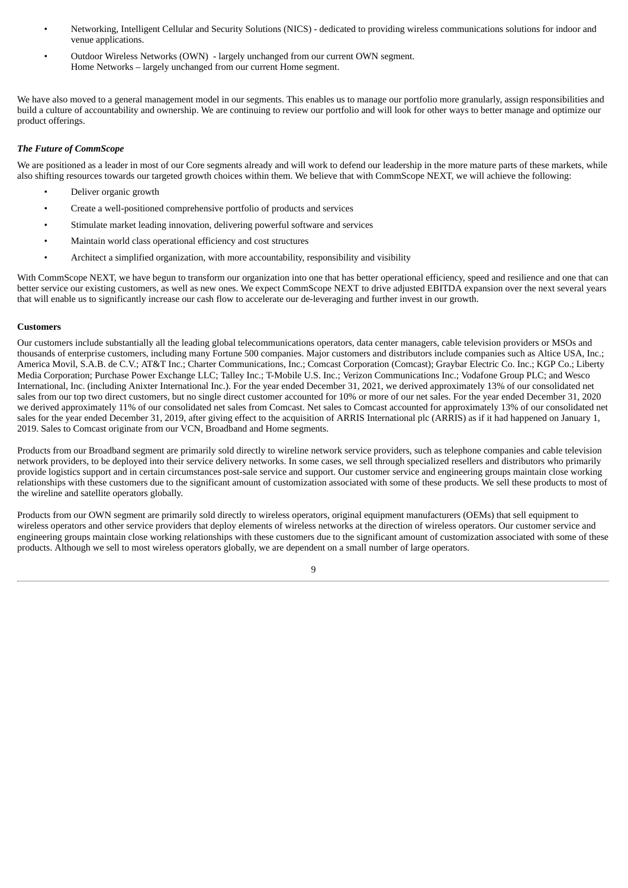- Networking, Intelligent Cellular and Security Solutions (NICS) - dedicated to providing wireless communications solutions for indoor and venue applications.
- Outdoor Wireless Networks (OWN) - largely unchanged from our current OWN segment.
  Home Networks – largely unchanged from our current Home segment.

We have also moved to a general management model in our segments. This enables us to manage our portfolio more granularly, assign responsibilities and build a culture of accountability and ownership. We are continuing to review our portfolio and will look for other ways to better manage and optimize our product offerings.

***The Future of CommScope***

We are positioned as a leader in most of our Core segments already and will work to defend our leadership in the more mature parts of these markets, while also shifting resources towards our targeted growth choices within them. We believe that with CommScope NEXT, we will achieve the following:

- Deliver organic growth
- Create a well-positioned comprehensive portfolio of products and services
- Stimulate market leading innovation, delivering powerful software and services
- Maintain world class operational efficiency and cost structures
- Architect a simplified organization, with more accountability, responsibility and visibility

With CommScope NEXT, we have begun to transform our organization into one that has better operational efficiency, speed and resilience and one that can better service our existing customers, as well as new ones. We expect CommScope NEXT to drive adjusted EBITDA expansion over the next several years that will enable us to significantly increase our cash flow to accelerate our de-leveraging and further invest in our growth.

**Customers**

Our customers include substantially all the leading global telecommunications operators, data center managers, cable television providers or MSOs and thousands of enterprise customers, including many Fortune 500 companies. Major customers and distributors include companies such as Altice USA, Inc.; America Movil, S.A.B. de C.V.; AT&T Inc.; Charter Communications, Inc.; Comcast Corporation (Comcast); Graybar Electric Co. Inc.; KGP Co.; Liberty Media Corporation; Purchase Power Exchange LLC; Talley Inc.; T-Mobile U.S. Inc.; Verizon Communications Inc.; Vodafone Group PLC; and Wesco International, Inc. (including Anixter International Inc.). For the year ended December 31, 2021, we derived approximately 13% of our consolidated net sales from our top two direct customers, but no single direct customer accounted for 10% or more of our net sales. For the year ended December 31, 2020 we derived approximately 11% of our consolidated net sales from Comcast. Net sales to Comcast accounted for approximately 13% of our consolidated net sales for the year ended December 31, 2019, after giving effect to the acquisition of ARRIS International plc (ARRIS) as if it had happened on January 1, 2019. Sales to Comcast originate from our VCN, Broadband and Home segments.

Products from our Broadband segment are primarily sold directly to wireline network service providers, such as telephone companies and cable television network providers, to be deployed into their service delivery networks. In some cases, we sell through specialized resellers and distributors who primarily provide logistics support and in certain circumstances post-sale service and support. Our customer service and engineering groups maintain close working relationships with these customers due to the significant amount of customization associated with some of these products. We sell these products to most of the wireline and satellite operators globally.

Products from our OWN segment are primarily sold directly to wireless operators, original equipment manufacturers (OEMs) that sell equipment to wireless operators and other service providers that deploy elements of wireless networks at the direction of wireless operators. Our customer service and engineering groups maintain close working relationships with these customers due to the significant amount of customization associated with some of these products. Although we sell to most wireless operators globally, we are dependent on a small number of large operators.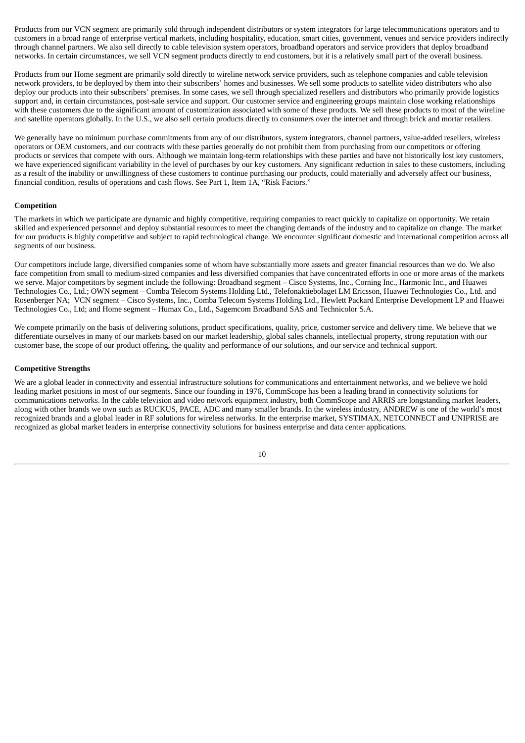Products from our VCN segment are primarily sold through independent distributors or system integrators for large telecommunications operators and to customers in a broad range of enterprise vertical markets, including hospitality, education, smart cities, government, venues and service providers indirectly through channel partners. We also sell directly to cable television system operators, broadband operators and service providers that deploy broadband networks. In certain circumstances, we sell VCN segment products directly to end customers, but it is a relatively small part of the overall business.

Products from our Home segment are primarily sold directly to wireline network service providers, such as telephone companies and cable television network providers, to be deployed by them into their subscribers' homes and businesses. We sell some products to satellite video distributors who also deploy our products into their subscribers' premises. In some cases, we sell through specialized resellers and distributors who primarily provide logistics support and, in certain circumstances, post-sale service and support. Our customer service and engineering groups maintain close working relationships with these customers due to the significant amount of customization associated with some of these products. We sell these products to most of the wireline and satellite operators globally. In the U.S., we also sell certain products directly to consumers over the internet and through brick and mortar retailers.

We generally have no minimum purchase commitments from any of our distributors, system integrators, channel partners, value-added resellers, wireless operators or OEM customers, and our contracts with these parties generally do not prohibit them from purchasing from our competitors or offering products or services that compete with ours. Although we maintain long-term relationships with these parties and have not historically lost key customers, we have experienced significant variability in the level of purchases by our key customers. Any significant reduction in sales to these customers, including as a result of the inability or unwillingness of these customers to continue purchasing our products, could materially and adversely affect our business, financial condition, results of operations and cash flows. See Part 1, Item 1A, "Risk Factors."

**Competition**

The markets in which we participate are dynamic and highly competitive, requiring companies to react quickly to capitalize on opportunity. We retain skilled and experienced personnel and deploy substantial resources to meet the changing demands of the industry and to capitalize on change. The market for our products is highly competitive and subject to rapid technological change. We encounter significant domestic and international competition across all segments of our business.

Our competitors include large, diversified companies some of whom have substantially more assets and greater financial resources than we do. We also face competition from small to medium-sized companies and less diversified companies that have concentrated efforts in one or more areas of the markets we serve. Major competitors by segment include the following: Broadband segment – Cisco Systems, Inc., Corning Inc., Harmonic Inc., and Huawei Technologies Co., Ltd.; OWN segment – Comba Telecom Systems Holding Ltd., Telefonaktiebolaget LM Ericsson, Huawei Technologies Co., Ltd. and Rosenberger NA; VCN segment – Cisco Systems, Inc., Comba Telecom Systems Holding Ltd., Hewlett Packard Enterprise Development LP and Huawei Technologies Co., Ltd; and Home segment – Humax Co., Ltd., Sagemcom Broadband SAS and Technicolor S.A.

We compete primarily on the basis of delivering solutions, product specifications, quality, price, customer service and delivery time. We believe that we differentiate ourselves in many of our markets based on our market leadership, global sales channels, intellectual property, strong reputation with our customer base, the scope of our product offering, the quality and performance of our solutions, and our service and technical support.

**Competitive Strengths**

We are a global leader in connectivity and essential infrastructure solutions for communications and entertainment networks, and we believe we hold leading market positions in most of our segments. Since our founding in 1976, CommScope has been a leading brand in connectivity solutions for communications networks. In the cable television and video network equipment industry, both CommScope and ARRIS are longstanding market leaders, along with other brands we own such as RUCKUS, PACE, ADC and many smaller brands. In the wireless industry, ANDREW is one of the world's most recognized brands and a global leader in RF solutions for wireless networks. In the enterprise market, SYSTIMAX, NETCONNECT and UNIPRISE are recognized as global market leaders in enterprise connectivity solutions for business enterprise and data center applications.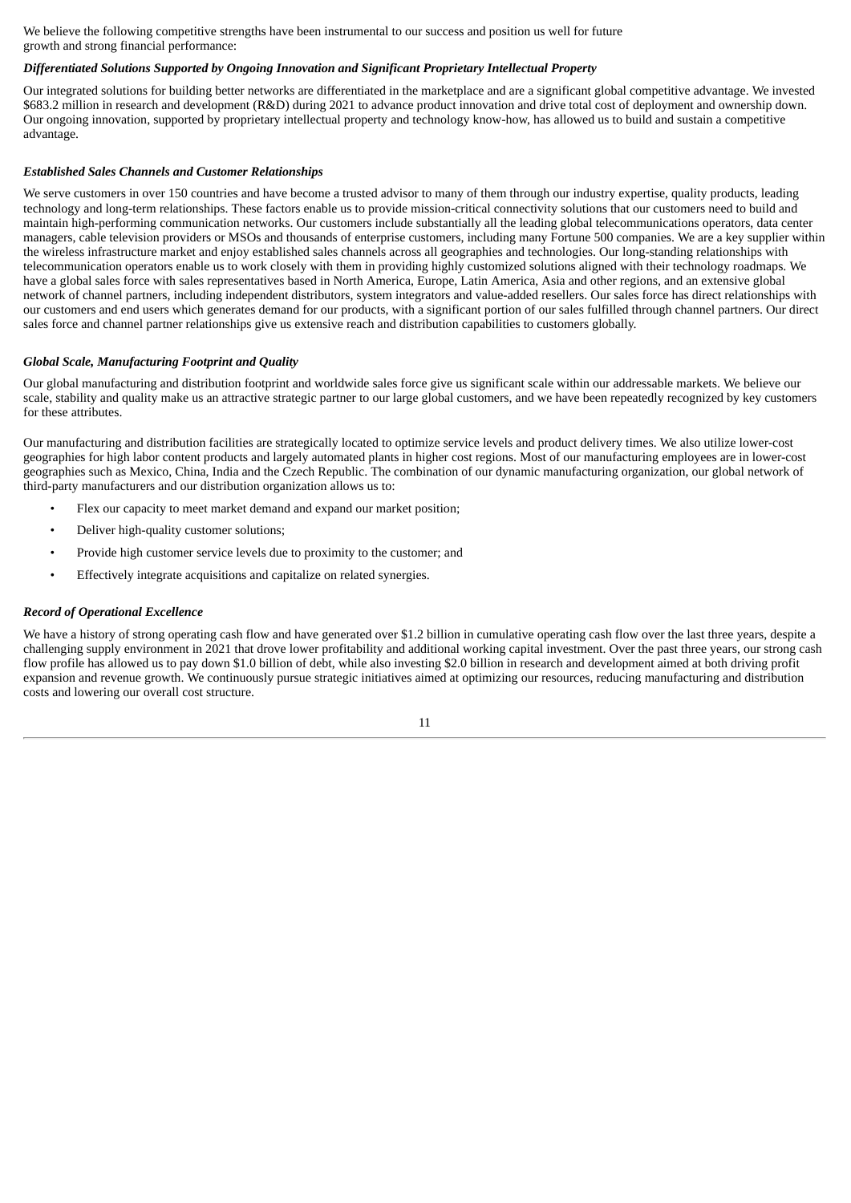We believe the following competitive strengths have been instrumental to our success and position us well for future growth and strong financial performance:

***Differentiated Solutions Supported by Ongoing Innovation and Significant Proprietary Intellectual Property***

Our integrated solutions for building better networks are differentiated in the marketplace and are a significant global competitive advantage. We invested $683.2 million in research and development (R&D) during 2021 to advance product innovation and drive total cost of deployment and ownership down. Our ongoing innovation, supported by proprietary intellectual property and technology know-how, has allowed us to build and sustain a competitive advantage.

***Established Sales Channels and Customer Relationships***

We serve customers in over 150 countries and have become a trusted advisor to many of them through our industry expertise, quality products, leading technology and long-term relationships. These factors enable us to provide mission-critical connectivity solutions that our customers need to build and maintain high-performing communication networks. Our customers include substantially all the leading global telecommunications operators, data center managers, cable television providers or MSOs and thousands of enterprise customers, including many Fortune 500 companies. We are a key supplier within the wireless infrastructure market and enjoy established sales channels across all geographies and technologies. Our long-standing relationships with telecommunication operators enable us to work closely with them in providing highly customized solutions aligned with their technology roadmaps. We have a global sales force with sales representatives based in North America, Europe, Latin America, Asia and other regions, and an extensive global network of channel partners, including independent distributors, system integrators and value-added resellers. Our sales force has direct relationships with our customers and end users which generates demand for our products, with a significant portion of our sales fulfilled through channel partners. Our direct sales force and channel partner relationships give us extensive reach and distribution capabilities to customers globally.

***Global Scale, Manufacturing Footprint and Quality***

Our global manufacturing and distribution footprint and worldwide sales force give us significant scale within our addressable markets. We believe our scale, stability and quality make us an attractive strategic partner to our large global customers, and we have been repeatedly recognized by key customers for these attributes.

Our manufacturing and distribution facilities are strategically located to optimize service levels and product delivery times. We also utilize lower-cost geographies for high labor content products and largely automated plants in higher cost regions. Most of our manufacturing employees are in lower-cost geographies such as Mexico, China, India and the Czech Republic. The combination of our dynamic manufacturing organization, our global network of third-party manufacturers and our distribution organization allows us to:

- Flex our capacity to meet market demand and expand our market position;
- Deliver high-quality customer solutions;
- Provide high customer service levels due to proximity to the customer; and
- Effectively integrate acquisitions and capitalize on related synergies.

***Record of Operational Excellence***

We have a history of strong operating cash flow and have generated over $1.2 billion in cumulative operating cash flow over the last three years, despite a challenging supply environment in 2021 that drove lower profitability and additional working capital investment. Over the past three years, our strong cash flow profile has allowed us to pay down $1.0 billion of debt, while also investing $2.0 billion in research and development aimed at both driving profit expansion and revenue growth. We continuously pursue strategic initiatives aimed at optimizing our resources, reducing manufacturing and distribution costs and lowering our overall cost structure.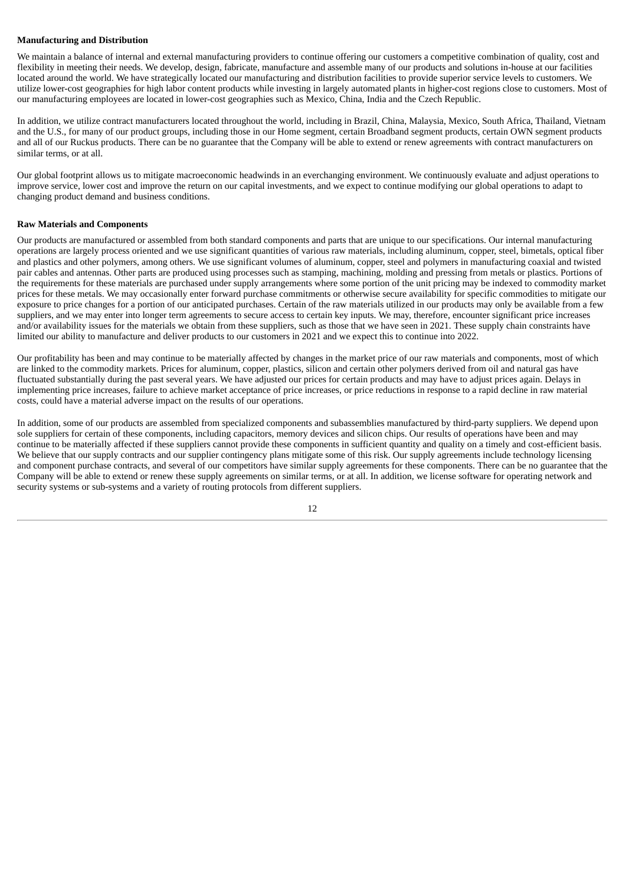**Manufacturing and Distribution**

We maintain a balance of internal and external manufacturing providers to continue offering our customers a competitive combination of quality, cost and flexibility in meeting their needs. We develop, design, fabricate, manufacture and assemble many of our products and solutions in-house at our facilities located around the world. We have strategically located our manufacturing and distribution facilities to provide superior service levels to customers. We utilize lower-cost geographies for high labor content products while investing in largely automated plants in higher-cost regions close to customers. Most of our manufacturing employees are located in lower-cost geographies such as Mexico, China, India and the Czech Republic.

In addition, we utilize contract manufacturers located throughout the world, including in Brazil, China, Malaysia, Mexico, South Africa, Thailand, Vietnam and the U.S., for many of our product groups, including those in our Home segment, certain Broadband segment products, certain OWN segment products and all of our Ruckus products. There can be no guarantee that the Company will be able to extend or renew agreements with contract manufacturers on similar terms, or at all.

Our global footprint allows us to mitigate macroeconomic headwinds in an everchanging environment. We continuously evaluate and adjust operations to improve service, lower cost and improve the return on our capital investments, and we expect to continue modifying our global operations to adapt to changing product demand and business conditions.

**Raw Materials and Components**

Our products are manufactured or assembled from both standard components and parts that are unique to our specifications. Our internal manufacturing operations are largely process oriented and we use significant quantities of various raw materials, including aluminum, copper, steel, bimetals, optical fiber and plastics and other polymers, among others. We use significant volumes of aluminum, copper, steel and polymers in manufacturing coaxial and twisted pair cables and antennas. Other parts are produced using processes such as stamping, machining, molding and pressing from metals or plastics. Portions of the requirements for these materials are purchased under supply arrangements where some portion of the unit pricing may be indexed to commodity market prices for these metals. We may occasionally enter forward purchase commitments or otherwise secure availability for specific commodities to mitigate our exposure to price changes for a portion of our anticipated purchases. Certain of the raw materials utilized in our products may only be available from a few suppliers, and we may enter into longer term agreements to secure access to certain key inputs. We may, therefore, encounter significant price increases and/or availability issues for the materials we obtain from these suppliers, such as those that we have seen in 2021. These supply chain constraints have limited our ability to manufacture and deliver products to our customers in 2021 and we expect this to continue into 2022.

Our profitability has been and may continue to be materially affected by changes in the market price of our raw materials and components, most of which are linked to the commodity markets. Prices for aluminum, copper, plastics, silicon and certain other polymers derived from oil and natural gas have fluctuated substantially during the past several years. We have adjusted our prices for certain products and may have to adjust prices again. Delays in implementing price increases, failure to achieve market acceptance of price increases, or price reductions in response to a rapid decline in raw material costs, could have a material adverse impact on the results of our operations.

In addition, some of our products are assembled from specialized components and subassemblies manufactured by third-party suppliers. We depend upon sole suppliers for certain of these components, including capacitors, memory devices and silicon chips. Our results of operations have been and may continue to be materially affected if these suppliers cannot provide these components in sufficient quantity and quality on a timely and cost-efficient basis. We believe that our supply contracts and our supplier contingency plans mitigate some of this risk. Our supply agreements include technology licensing and component purchase contracts, and several of our competitors have similar supply agreements for these components. There can be no guarantee that the Company will be able to extend or renew these supply agreements on similar terms, or at all. In addition, we license software for operating network and security systems or sub-systems and a variety of routing protocols from different suppliers.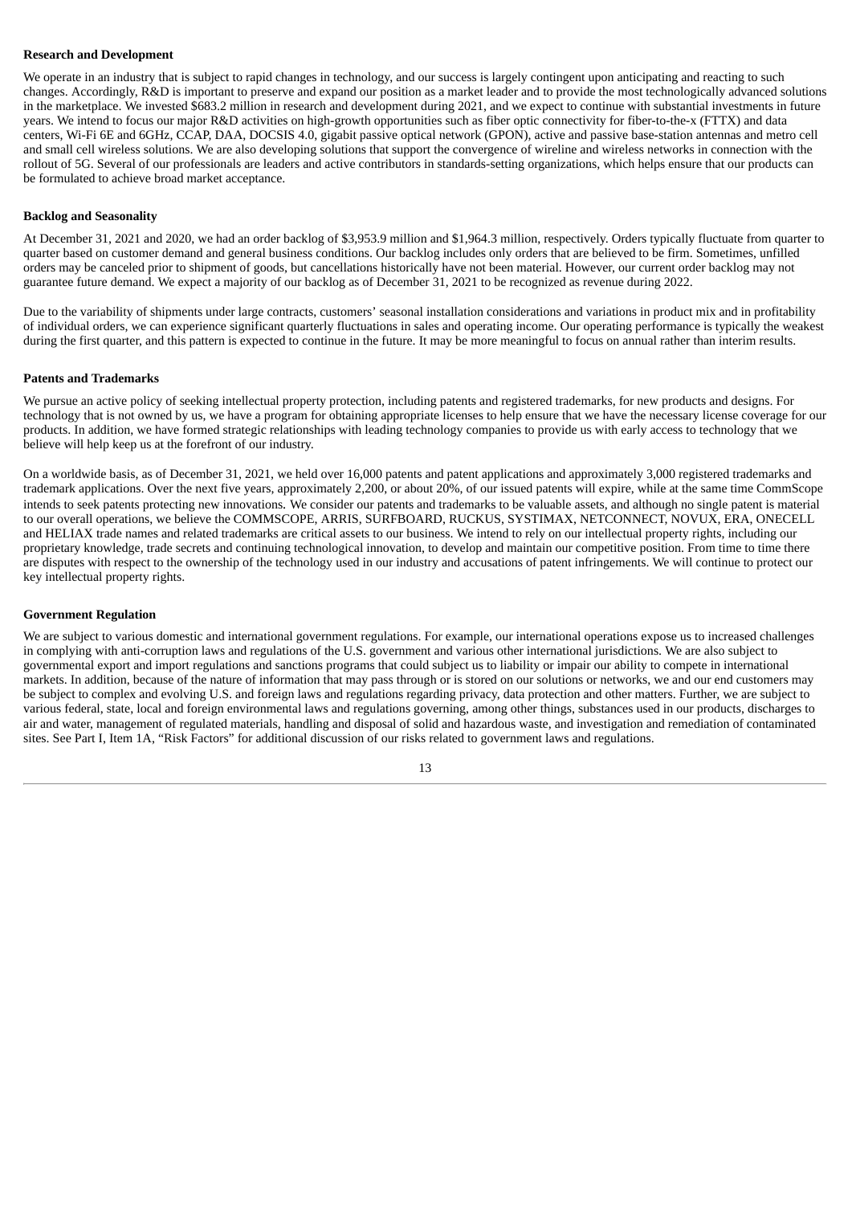**Research and Development**

We operate in an industry that is subject to rapid changes in technology, and our success is largely contingent upon anticipating and reacting to such changes. Accordingly, R&D is important to preserve and expand our position as a market leader and to provide the most technologically advanced solutions in the marketplace. We invested $683.2 million in research and development during 2021, and we expect to continue with substantial investments in future years. We intend to focus our major R&D activities on high-growth opportunities such as fiber optic connectivity for fiber-to-the-x (FTTX) and data centers, Wi-Fi 6E and 6GHz, CCAP, DAA, DOCSIS 4.0, gigabit passive optical network (GPON), active and passive base-station antennas and metro cell and small cell wireless solutions. We are also developing solutions that support the convergence of wireline and wireless networks in connection with the rollout of 5G. Several of our professionals are leaders and active contributors in standards-setting organizations, which helps ensure that our products can be formulated to achieve broad market acceptance.

**Backlog and Seasonality**

At December 31, 2021 and 2020, we had an order backlog of $3,953.9 million and $1,964.3 million, respectively. Orders typically fluctuate from quarter to quarter based on customer demand and general business conditions. Our backlog includes only orders that are believed to be firm. Sometimes, unfilled orders may be canceled prior to shipment of goods, but cancellations historically have not been material. However, our current order backlog may not guarantee future demand. We expect a majority of our backlog as of December 31, 2021 to be recognized as revenue during 2022.

Due to the variability of shipments under large contracts, customers' seasonal installation considerations and variations in product mix and in profitability of individual orders, we can experience significant quarterly fluctuations in sales and operating income. Our operating performance is typically the weakest during the first quarter, and this pattern is expected to continue in the future. It may be more meaningful to focus on annual rather than interim results.

**Patents and Trademarks**

We pursue an active policy of seeking intellectual property protection, including patents and registered trademarks, for new products and designs. For technology that is not owned by us, we have a program for obtaining appropriate licenses to help ensure that we have the necessary license coverage for our products. In addition, we have formed strategic relationships with leading technology companies to provide us with early access to technology that we believe will help keep us at the forefront of our industry.

On a worldwide basis, as of December 31, 2021, we held over 16,000 patents and patent applications and approximately 3,000 registered trademarks and trademark applications. Over the next five years, approximately 2,200, or about 20%, of our issued patents will expire, while at the same time CommScope intends to seek patents protecting new innovations. We consider our patents and trademarks to be valuable assets, and although no single patent is material to our overall operations, we believe the COMMSCOPE, ARRIS, SURFBOARD, RUCKUS, SYSTIMAX, NETCONNECT, NOVUX, ERA, ONECELL and HELIAX trade names and related trademarks are critical assets to our business. We intend to rely on our intellectual property rights, including our proprietary knowledge, trade secrets and continuing technological innovation, to develop and maintain our competitive position. From time to time there are disputes with respect to the ownership of the technology used in our industry and accusations of patent infringements. We will continue to protect our key intellectual property rights.

**Government Regulation**

We are subject to various domestic and international government regulations. For example, our international operations expose us to increased challenges in complying with anti-corruption laws and regulations of the U.S. government and various other international jurisdictions. We are also subject to governmental export and import regulations and sanctions programs that could subject us to liability or impair our ability to compete in international markets. In addition, because of the nature of information that may pass through or is stored on our solutions or networks, we and our end customers may be subject to complex and evolving U.S. and foreign laws and regulations regarding privacy, data protection and other matters. Further, we are subject to various federal, state, local and foreign environmental laws and regulations governing, among other things, substances used in our products, discharges to air and water, management of regulated materials, handling and disposal of solid and hazardous waste, and investigation and remediation of contaminated sites. See Part I, Item 1A, "Risk Factors" for additional discussion of our risks related to government laws and regulations.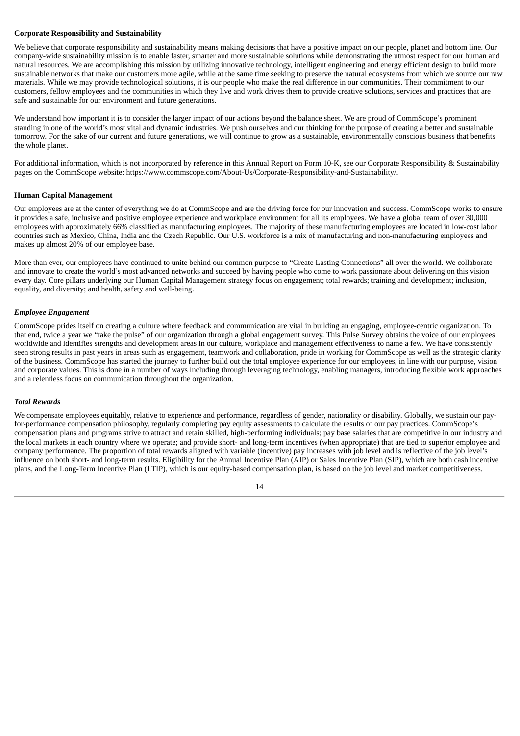**Corporate Responsibility and Sustainability**

We believe that corporate responsibility and sustainability means making decisions that have a positive impact on our people, planet and bottom line. Our company-wide sustainability mission is to enable faster, smarter and more sustainable solutions while demonstrating the utmost respect for our human and natural resources. We are accomplishing this mission by utilizing innovative technology, intelligent engineering and energy efficient design to build more sustainable networks that make our customers more agile, while at the same time seeking to preserve the natural ecosystems from which we source our raw materials. While we may provide technological solutions, it is our people who make the real difference in our communities. Their commitment to our customers, fellow employees and the communities in which they live and work drives them to provide creative solutions, services and practices that are safe and sustainable for our environment and future generations.

We understand how important it is to consider the larger impact of our actions beyond the balance sheet. We are proud of CommScope's prominent standing in one of the world's most vital and dynamic industries. We push ourselves and our thinking for the purpose of creating a better and sustainable tomorrow. For the sake of our current and future generations, we will continue to grow as a sustainable, environmentally conscious business that benefits the whole planet.

For additional information, which is not incorporated by reference in this Annual Report on Form 10-K, see our Corporate Responsibility & Sustainability pages on the CommScope website: https://www.commscope.com/About-Us/Corporate-Responsibility-and-Sustainability/.

**Human Capital Management**

Our employees are at the center of everything we do at CommScope and are the driving force for our innovation and success. CommScope works to ensure it provides a safe, inclusive and positive employee experience and workplace environment for all its employees. We have a global team of over 30,000 employees with approximately 66% classified as manufacturing employees. The majority of these manufacturing employees are located in low-cost labor countries such as Mexico, China, India and the Czech Republic. Our U.S. workforce is a mix of manufacturing and non-manufacturing employees and makes up almost 20% of our employee base.

More than ever, our employees have continued to unite behind our common purpose to "Create Lasting Connections" all over the world. We collaborate and innovate to create the world's most advanced networks and succeed by having people who come to work passionate about delivering on this vision every day. Core pillars underlying our Human Capital Management strategy focus on engagement; total rewards; training and development; inclusion, equality, and diversity; and health, safety and well-being.

***Employee Engagement***

CommScope prides itself on creating a culture where feedback and communication are vital in building an engaging, employee-centric organization. To that end, twice a year we "take the pulse" of our organization through a global engagement survey. This Pulse Survey obtains the voice of our employees worldwide and identifies strengths and development areas in our culture, workplace and management effectiveness to name a few. We have consistently seen strong results in past years in areas such as engagement, teamwork and collaboration, pride in working for CommScope as well as the strategic clarity of the business. CommScope has started the journey to further build out the total employee experience for our employees, in line with our purpose, vision and corporate values. This is done in a number of ways including through leveraging technology, enabling managers, introducing flexible work approaches and a relentless focus on communication throughout the organization.

***Total Rewards***

We compensate employees equitably, relative to experience and performance, regardless of gender, nationality or disability. Globally, we sustain our pay-for-performance compensation philosophy, regularly completing pay equity assessments to calculate the results of our pay practices. CommScope's compensation plans and programs strive to attract and retain skilled, high-performing individuals; pay base salaries that are competitive in our industry and the local markets in each country where we operate; and provide short- and long-term incentives (when appropriate) that are tied to superior employee and company performance. The proportion of total rewards aligned with variable (incentive) pay increases with job level and is reflective of the job level's influence on both short- and long-term results. Eligibility for the Annual Incentive Plan (AIP) or Sales Incentive Plan (SIP), which are both cash incentive plans, and the Long-Term Incentive Plan (LTIP), which is our equity-based compensation plan, is based on the job level and market competitiveness.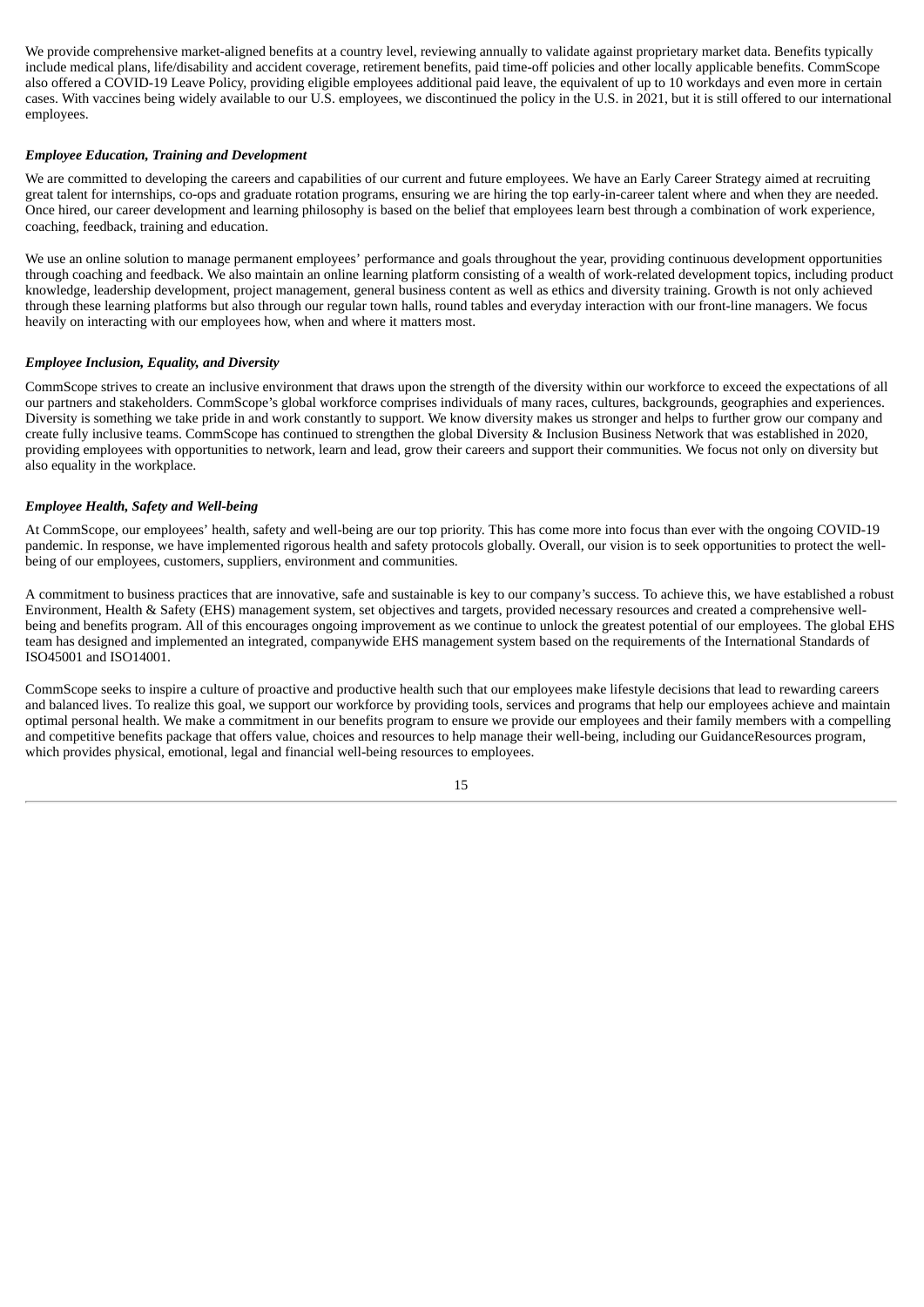We provide comprehensive market-aligned benefits at a country level, reviewing annually to validate against proprietary market data. Benefits typically include medical plans, life/disability and accident coverage, retirement benefits, paid time-off policies and other locally applicable benefits. CommScope also offered a COVID-19 Leave Policy, providing eligible employees additional paid leave, the equivalent of up to 10 workdays and even more in certain cases. With vaccines being widely available to our U.S. employees, we discontinued the policy in the U.S. in 2021, but it is still offered to our international employees.

***Employee Education, Training and Development***

We are committed to developing the careers and capabilities of our current and future employees. We have an Early Career Strategy aimed at recruiting great talent for internships, co-ops and graduate rotation programs, ensuring we are hiring the top early-in-career talent where and when they are needed. Once hired, our career development and learning philosophy is based on the belief that employees learn best through a combination of work experience, coaching, feedback, training and education.

We use an online solution to manage permanent employees' performance and goals throughout the year, providing continuous development opportunities through coaching and feedback. We also maintain an online learning platform consisting of a wealth of work-related development topics, including product knowledge, leadership development, project management, general business content as well as ethics and diversity training. Growth is not only achieved through these learning platforms but also through our regular town halls, round tables and everyday interaction with our front-line managers. We focus heavily on interacting with our employees how, when and where it matters most.

***Employee Inclusion, Equality, and Diversity***

CommScope strives to create an inclusive environment that draws upon the strength of the diversity within our workforce to exceed the expectations of all our partners and stakeholders. CommScope's global workforce comprises individuals of many races, cultures, backgrounds, geographies and experiences. Diversity is something we take pride in and work constantly to support. We know diversity makes us stronger and helps to further grow our company and create fully inclusive teams. CommScope has continued to strengthen the global Diversity & Inclusion Business Network that was established in 2020, providing employees with opportunities to network, learn and lead, grow their careers and support their communities. We focus not only on diversity but also equality in the workplace.

***Employee Health, Safety and Well-being***

At CommScope, our employees' health, safety and well-being are our top priority. This has come more into focus than ever with the ongoing COVID-19 pandemic. In response, we have implemented rigorous health and safety protocols globally. Overall, our vision is to seek opportunities to protect the well-being of our employees, customers, suppliers, environment and communities.

A commitment to business practices that are innovative, safe and sustainable is key to our company's success. To achieve this, we have established a robust Environment, Health & Safety (EHS) management system, set objectives and targets, provided necessary resources and created a comprehensive well-being and benefits program. All of this encourages ongoing improvement as we continue to unlock the greatest potential of our employees. The global EHS team has designed and implemented an integrated, companywide EHS management system based on the requirements of the International Standards of ISO45001 and ISO14001.

CommScope seeks to inspire a culture of proactive and productive health such that our employees make lifestyle decisions that lead to rewarding careers and balanced lives. To realize this goal, we support our workforce by providing tools, services and programs that help our employees achieve and maintain optimal personal health. We make a commitment in our benefits program to ensure we provide our employees and their family members with a compelling and competitive benefits package that offers value, choices and resources to help manage their well-being, including our GuidanceResources program, which provides physical, emotional, legal and financial well-being resources to employees.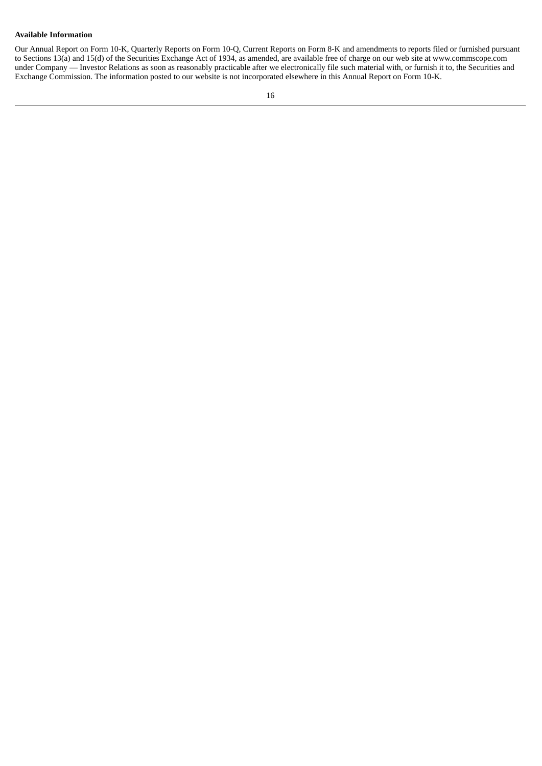**Available Information**

Our Annual Report on Form 10-K, Quarterly Reports on Form 10-Q, Current Reports on Form 8-K and amendments to reports filed or furnished pursuant to Sections 13(a) and 15(d) of the Securities Exchange Act of 1934, as amended, are available free of charge on our web site at www.commscope.com under Company — Investor Relations as soon as reasonably practicable after we electronically file such material with, or furnish it to, the Securities and Exchange Commission. The information posted to our website is not incorporated elsewhere in this Annual Report on Form 10-K.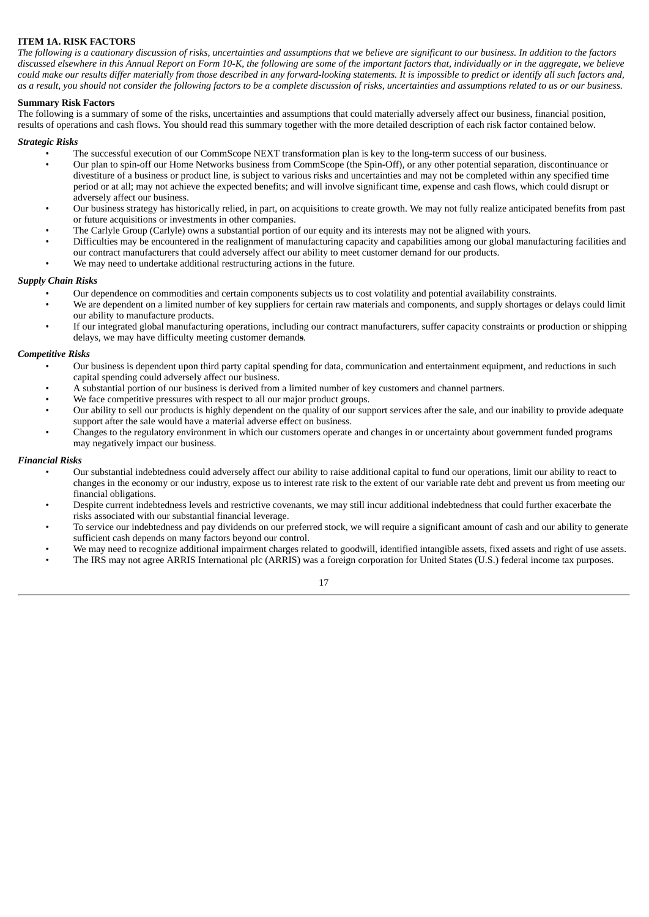## ITEM 1A. RISK FACTORS

*The following is a cautionary discussion of risks, uncertainties and assumptions that we believe are significant to our business. In addition to the factors discussed elsewhere in this Annual Report on Form 10-K, the following are some of the important factors that, individually or in the aggregate, we believe could make our results differ materially from those described in any forward-looking statements. It is impossible to predict or identify all such factors and, as a result, you should not consider the following factors to be a complete discussion of risks, uncertainties and assumptions related to us or our business.*

### Summary Risk Factors

The following is a summary of some of the risks, uncertainties and assumptions that could materially adversely affect our business, financial position, results of operations and cash flows. You should read this summary together with the more detailed description of each risk factor contained below.

***Strategic Risks***

- The successful execution of our CommScope NEXT transformation plan is key to the long-term success of our business.
- Our plan to spin-off our Home Networks business from CommScope (the Spin-Off), or any other potential separation, discontinuance or divestiture of a business or product line, is subject to various risks and uncertainties and may not be completed within any specified time period or at all; may not achieve the expected benefits; and will involve significant time, expense and cash flows, which could disrupt or adversely affect our business.
- Our business strategy has historically relied, in part, on acquisitions to create growth. We may not fully realize anticipated benefits from past or future acquisitions or investments in other companies.
- The Carlyle Group (Carlyle) owns a substantial portion of our equity and its interests may not be aligned with yours.
- Difficulties may be encountered in the realignment of manufacturing capacity and capabilities among our global manufacturing facilities and our contract manufacturers that could adversely affect our ability to meet customer demand for our products.
- We may need to undertake additional restructuring actions in the future.

***Supply Chain Risks***

- Our dependence on commodities and certain components subjects us to cost volatility and potential availability constraints.
- We are dependent on a limited number of key suppliers for certain raw materials and components, and supply shortages or delays could limit our ability to manufacture products.
- If our integrated global manufacturing operations, including our contract manufacturers, suffer capacity constraints or production or shipping delays, we may have difficulty meeting customer demands.

***Competitive Risks***

- Our business is dependent upon third party capital spending for data, communication and entertainment equipment, and reductions in such capital spending could adversely affect our business.
- A substantial portion of our business is derived from a limited number of key customers and channel partners.
- We face competitive pressures with respect to all our major product groups.
- Our ability to sell our products is highly dependent on the quality of our support services after the sale, and our inability to provide adequate support after the sale would have a material adverse effect on business.
- Changes to the regulatory environment in which our customers operate and changes in or uncertainty about government funded programs may negatively impact our business.

***Financial Risks***

- Our substantial indebtedness could adversely affect our ability to raise additional capital to fund our operations, limit our ability to react to changes in the economy or our industry, expose us to interest rate risk to the extent of our variable rate debt and prevent us from meeting our financial obligations.
- Despite current indebtedness levels and restrictive covenants, we may still incur additional indebtedness that could further exacerbate the risks associated with our substantial financial leverage.
- To service our indebtedness and pay dividends on our preferred stock, we will require a significant amount of cash and our ability to generate sufficient cash depends on many factors beyond our control.
- We may need to recognize additional impairment charges related to goodwill, identified intangible assets, fixed assets and right of use assets.
- The IRS may not agree ARRIS International plc (ARRIS) was a foreign corporation for United States (U.S.) federal income tax purposes.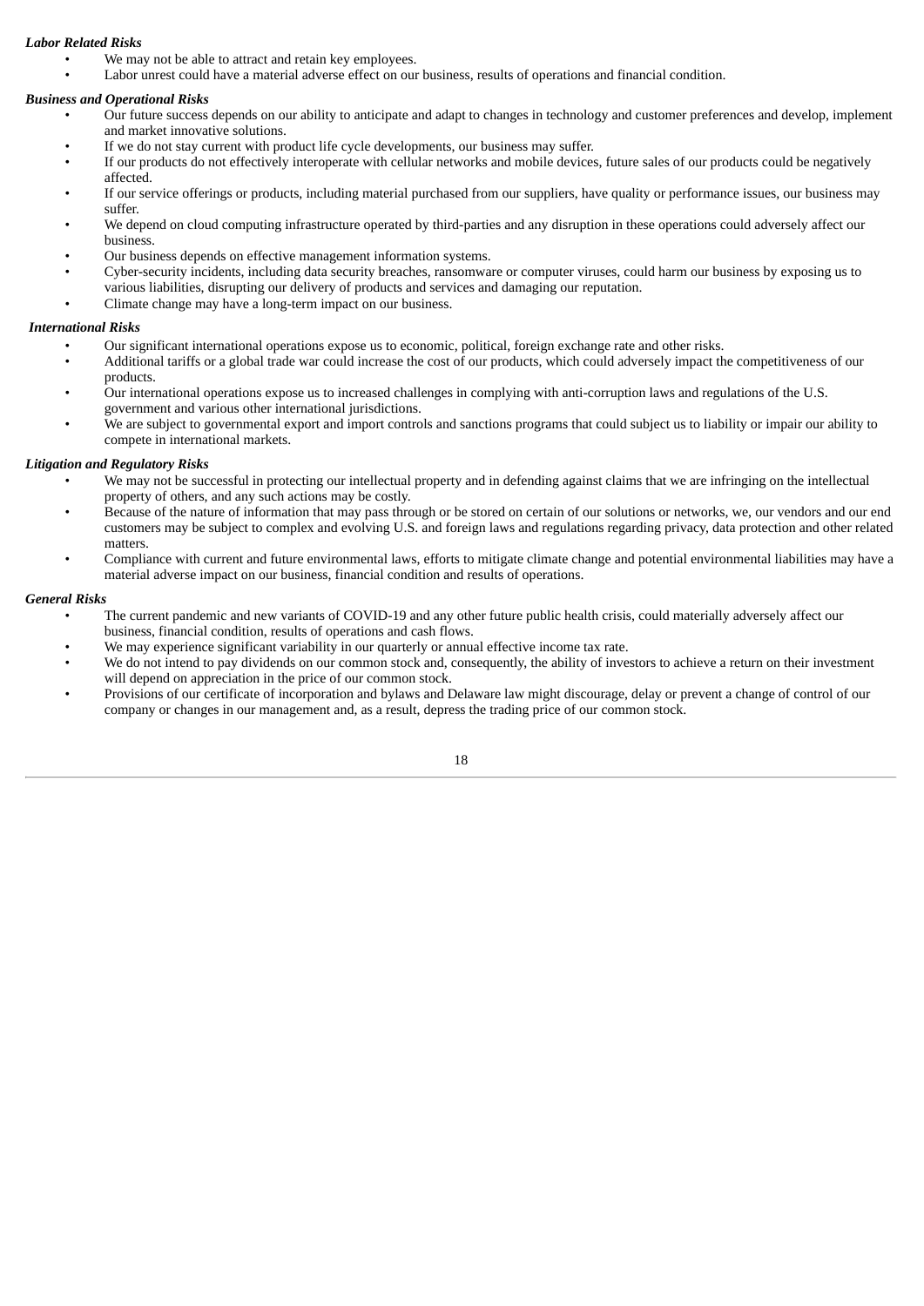***Labor Related Risks***

- We may not be able to attract and retain key employees.
- Labor unrest could have a material adverse effect on our business, results of operations and financial condition.

***Business and Operational Risks***

- Our future success depends on our ability to anticipate and adapt to changes in technology and customer preferences and develop, implement and market innovative solutions.
- If we do not stay current with product life cycle developments, our business may suffer.
- If our products do not effectively interoperate with cellular networks and mobile devices, future sales of our products could be negatively affected.
- If our service offerings or products, including material purchased from our suppliers, have quality or performance issues, our business may suffer.
- We depend on cloud computing infrastructure operated by third-parties and any disruption in these operations could adversely affect our business.
- Our business depends on effective management information systems.
- Cyber-security incidents, including data security breaches, ransomware or computer viruses, could harm our business by exposing us to various liabilities, disrupting our delivery of products and services and damaging our reputation.
- Climate change may have a long-term impact on our business.

***International Risks***

- Our significant international operations expose us to economic, political, foreign exchange rate and other risks.
- Additional tariffs or a global trade war could increase the cost of our products, which could adversely impact the competitiveness of our products.
- Our international operations expose us to increased challenges in complying with anti-corruption laws and regulations of the U.S. government and various other international jurisdictions.
- We are subject to governmental export and import controls and sanctions programs that could subject us to liability or impair our ability to compete in international markets.

***Litigation and Regulatory Risks***

- We may not be successful in protecting our intellectual property and in defending against claims that we are infringing on the intellectual property of others, and any such actions may be costly.
- Because of the nature of information that may pass through or be stored on certain of our solutions or networks, we, our vendors and our end customers may be subject to complex and evolving U.S. and foreign laws and regulations regarding privacy, data protection and other related matters.
- Compliance with current and future environmental laws, efforts to mitigate climate change and potential environmental liabilities may have a material adverse impact on our business, financial condition and results of operations.

***General Risks***

- The current pandemic and new variants of COVID-19 and any other future public health crisis, could materially adversely affect our business, financial condition, results of operations and cash flows.
- We may experience significant variability in our quarterly or annual effective income tax rate.
- We do not intend to pay dividends on our common stock and, consequently, the ability of investors to achieve a return on their investment will depend on appreciation in the price of our common stock.
- Provisions of our certificate of incorporation and bylaws and Delaware law might discourage, delay or prevent a change of control of our company or changes in our management and, as a result, depress the trading price of our common stock.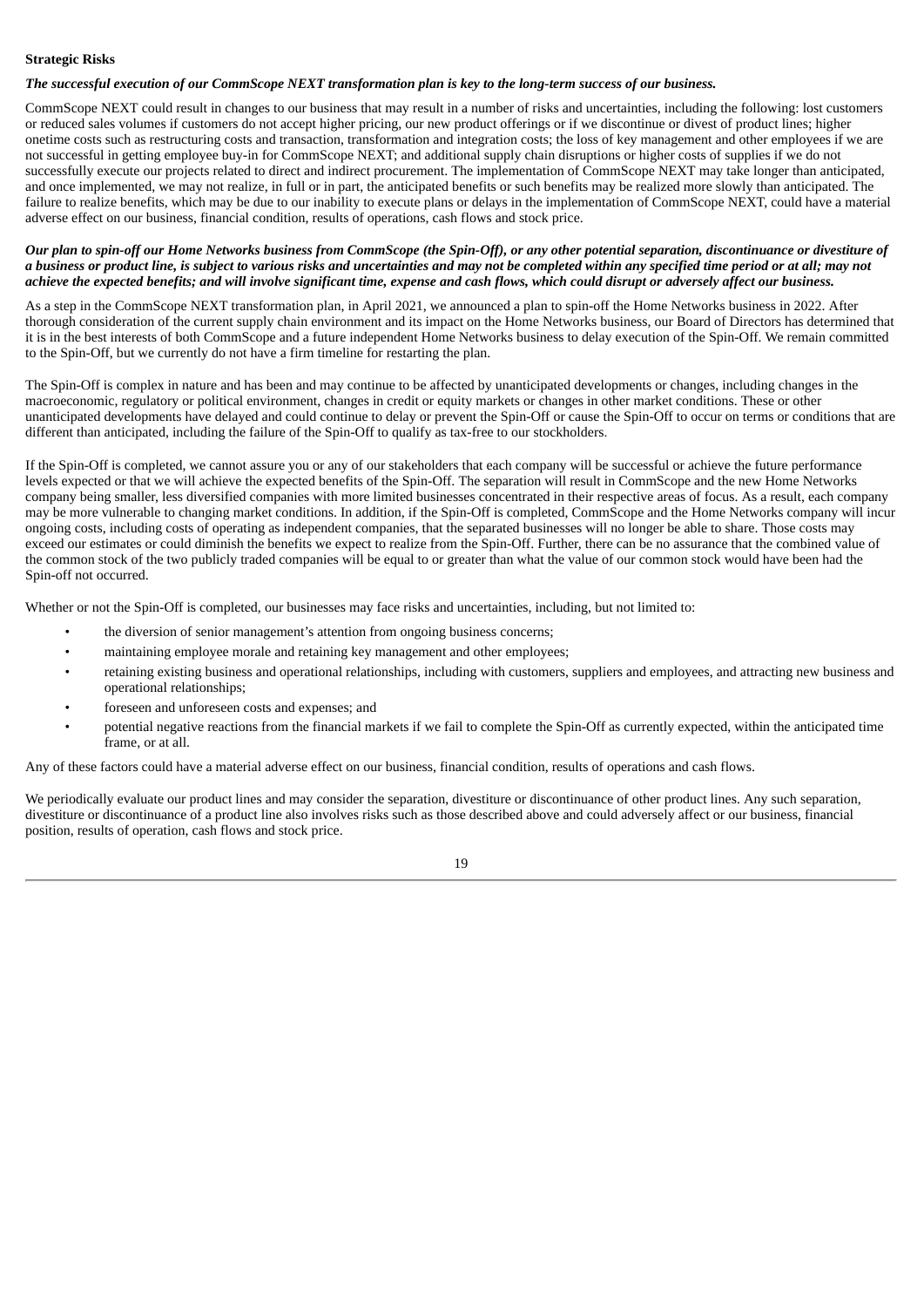**Strategic Risks**

***The successful execution of our CommScope NEXT transformation plan is key to the long-term success of our business.***

CommScope NEXT could result in changes to our business that may result in a number of risks and uncertainties, including the following: lost customers or reduced sales volumes if customers do not accept higher pricing, our new product offerings or if we discontinue or divest of product lines; higher onetime costs such as restructuring costs and transaction, transformation and integration costs; the loss of key management and other employees if we are not successful in getting employee buy-in for CommScope NEXT; and additional supply chain disruptions or higher costs of supplies if we do not successfully execute our projects related to direct and indirect procurement. The implementation of CommScope NEXT may take longer than anticipated, and once implemented, we may not realize, in full or in part, the anticipated benefits or such benefits may be realized more slowly than anticipated. The failure to realize benefits, which may be due to our inability to execute plans or delays in the implementation of CommScope NEXT, could have a material adverse effect on our business, financial condition, results of operations, cash flows and stock price.

***Our plan to spin-off our Home Networks business from CommScope (the Spin-Off), or any other potential separation, discontinuance or divestiture of a business or product line, is subject to various risks and uncertainties and may not be completed within any specified time period or at all; may not achieve the expected benefits; and will involve significant time, expense and cash flows, which could disrupt or adversely affect our business.***

As a step in the CommScope NEXT transformation plan, in April 2021, we announced a plan to spin-off the Home Networks business in 2022. After thorough consideration of the current supply chain environment and its impact on the Home Networks business, our Board of Directors has determined that it is in the best interests of both CommScope and a future independent Home Networks business to delay execution of the Spin-Off. We remain committed to the Spin-Off, but we currently do not have a firm timeline for restarting the plan.

The Spin-Off is complex in nature and has been and may continue to be affected by unanticipated developments or changes, including changes in the macroeconomic, regulatory or political environment, changes in credit or equity markets or changes in other market conditions. These or other unanticipated developments have delayed and could continue to delay or prevent the Spin-Off or cause the Spin-Off to occur on terms or conditions that are different than anticipated, including the failure of the Spin-Off to qualify as tax-free to our stockholders.

If the Spin-Off is completed, we cannot assure you or any of our stakeholders that each company will be successful or achieve the future performance levels expected or that we will achieve the expected benefits of the Spin-Off. The separation will result in CommScope and the new Home Networks company being smaller, less diversified companies with more limited businesses concentrated in their respective areas of focus. As a result, each company may be more vulnerable to changing market conditions. In addition, if the Spin-Off is completed, CommScope and the Home Networks company will incur ongoing costs, including costs of operating as independent companies, that the separated businesses will no longer be able to share. Those costs may exceed our estimates or could diminish the benefits we expect to realize from the Spin-Off. Further, there can be no assurance that the combined value of the common stock of the two publicly traded companies will be equal to or greater than what the value of our common stock would have been had the Spin-off not occurred.

Whether or not the Spin-Off is completed, our businesses may face risks and uncertainties, including, but not limited to:

- the diversion of senior management's attention from ongoing business concerns;
- maintaining employee morale and retaining key management and other employees;
- retaining existing business and operational relationships, including with customers, suppliers and employees, and attracting new business and operational relationships;
- foreseen and unforeseen costs and expenses; and
- potential negative reactions from the financial markets if we fail to complete the Spin-Off as currently expected, within the anticipated time frame, or at all.

Any of these factors could have a material adverse effect on our business, financial condition, results of operations and cash flows.

We periodically evaluate our product lines and may consider the separation, divestiture or discontinuance of other product lines. Any such separation, divestiture or discontinuance of a product line also involves risks such as those described above and could adversely affect or our business, financial position, results of operation, cash flows and stock price.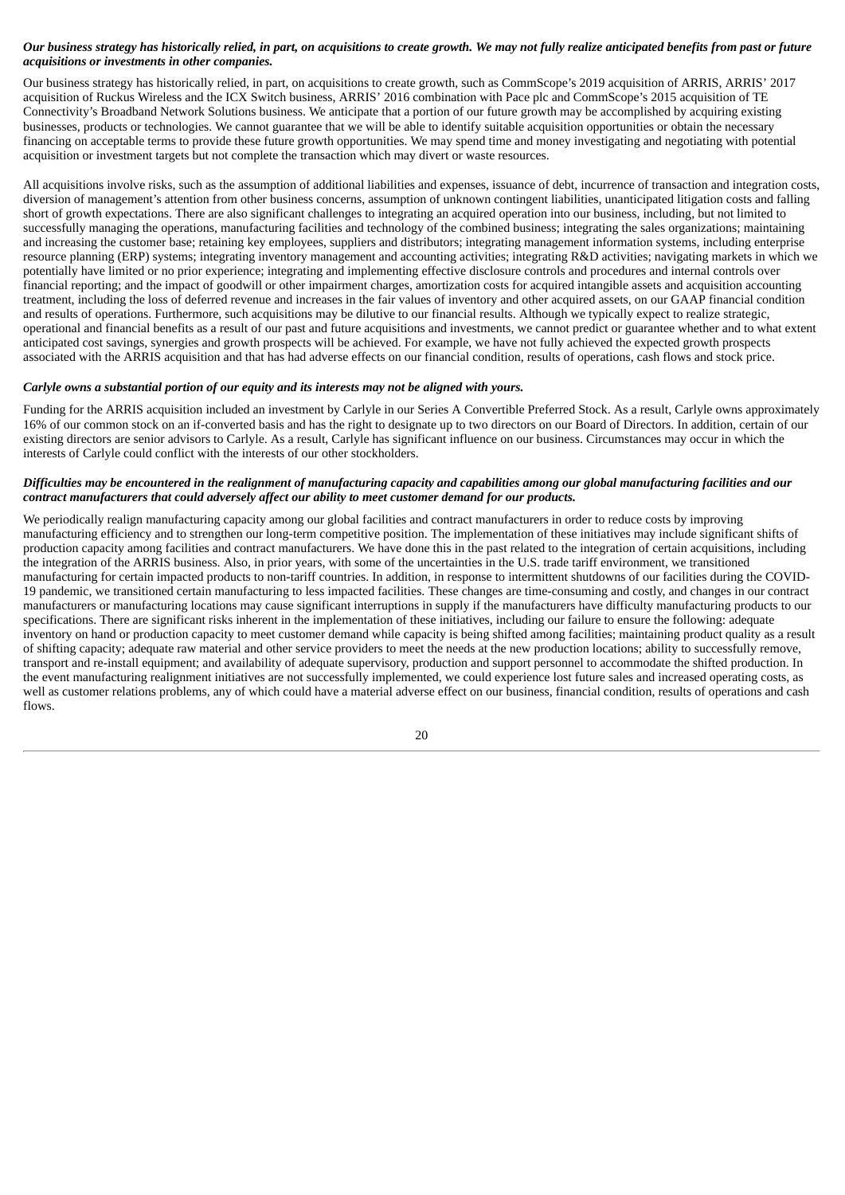***Our business strategy has historically relied, in part, on acquisitions to create growth. We may not fully realize anticipated benefits from past or future acquisitions or investments in other companies.***

Our business strategy has historically relied, in part, on acquisitions to create growth, such as CommScope's 2019 acquisition of ARRIS, ARRIS' 2017 acquisition of Ruckus Wireless and the ICX Switch business, ARRIS' 2016 combination with Pace plc and CommScope's 2015 acquisition of TE Connectivity's Broadband Network Solutions business. We anticipate that a portion of our future growth may be accomplished by acquiring existing businesses, products or technologies. We cannot guarantee that we will be able to identify suitable acquisition opportunities or obtain the necessary financing on acceptable terms to provide these future growth opportunities. We may spend time and money investigating and negotiating with potential acquisition or investment targets but not complete the transaction which may divert or waste resources.

All acquisitions involve risks, such as the assumption of additional liabilities and expenses, issuance of debt, incurrence of transaction and integration costs, diversion of management's attention from other business concerns, assumption of unknown contingent liabilities, unanticipated litigation costs and falling short of growth expectations. There are also significant challenges to integrating an acquired operation into our business, including, but not limited to successfully managing the operations, manufacturing facilities and technology of the combined business; integrating the sales organizations; maintaining and increasing the customer base; retaining key employees, suppliers and distributors; integrating management information systems, including enterprise resource planning (ERP) systems; integrating inventory management and accounting activities; integrating R&D activities; navigating markets in which we potentially have limited or no prior experience; integrating and implementing effective disclosure controls and procedures and internal controls over financial reporting; and the impact of goodwill or other impairment charges, amortization costs for acquired intangible assets and acquisition accounting treatment, including the loss of deferred revenue and increases in the fair values of inventory and other acquired assets, on our GAAP financial condition and results of operations. Furthermore, such acquisitions may be dilutive to our financial results. Although we typically expect to realize strategic, operational and financial benefits as a result of our past and future acquisitions and investments, we cannot predict or guarantee whether and to what extent anticipated cost savings, synergies and growth prospects will be achieved. For example, we have not fully achieved the expected growth prospects associated with the ARRIS acquisition and that has had adverse effects on our financial condition, results of operations, cash flows and stock price.

***Carlyle owns a substantial portion of our equity and its interests may not be aligned with yours.***

Funding for the ARRIS acquisition included an investment by Carlyle in our Series A Convertible Preferred Stock. As a result, Carlyle owns approximately 16% of our common stock on an if-converted basis and has the right to designate up to two directors on our Board of Directors. In addition, certain of our existing directors are senior advisors to Carlyle. As a result, Carlyle has significant influence on our business. Circumstances may occur in which the interests of Carlyle could conflict with the interests of our other stockholders.

***Difficulties may be encountered in the realignment of manufacturing capacity and capabilities among our global manufacturing facilities and our contract manufacturers that could adversely affect our ability to meet customer demand for our products.***

We periodically realign manufacturing capacity among our global facilities and contract manufacturers in order to reduce costs by improving manufacturing efficiency and to strengthen our long-term competitive position. The implementation of these initiatives may include significant shifts of production capacity among facilities and contract manufacturers. We have done this in the past related to the integration of certain acquisitions, including the integration of the ARRIS business. Also, in prior years, with some of the uncertainties in the U.S. trade tariff environment, we transitioned manufacturing for certain impacted products to non-tariff countries. In addition, in response to intermittent shutdowns of our facilities during the COVID-19 pandemic, we transitioned certain manufacturing to less impacted facilities. These changes are time-consuming and costly, and changes in our contract manufacturers or manufacturing locations may cause significant interruptions in supply if the manufacturers have difficulty manufacturing products to our specifications. There are significant risks inherent in the implementation of these initiatives, including our failure to ensure the following: adequate inventory on hand or production capacity to meet customer demand while capacity is being shifted among facilities; maintaining product quality as a result of shifting capacity; adequate raw material and other service providers to meet the needs at the new production locations; ability to successfully remove, transport and re-install equipment; and availability of adequate supervisory, production and support personnel to accommodate the shifted production. In the event manufacturing realignment initiatives are not successfully implemented, we could experience lost future sales and increased operating costs, as well as customer relations problems, any of which could have a material adverse effect on our business, financial condition, results of operations and cash flows.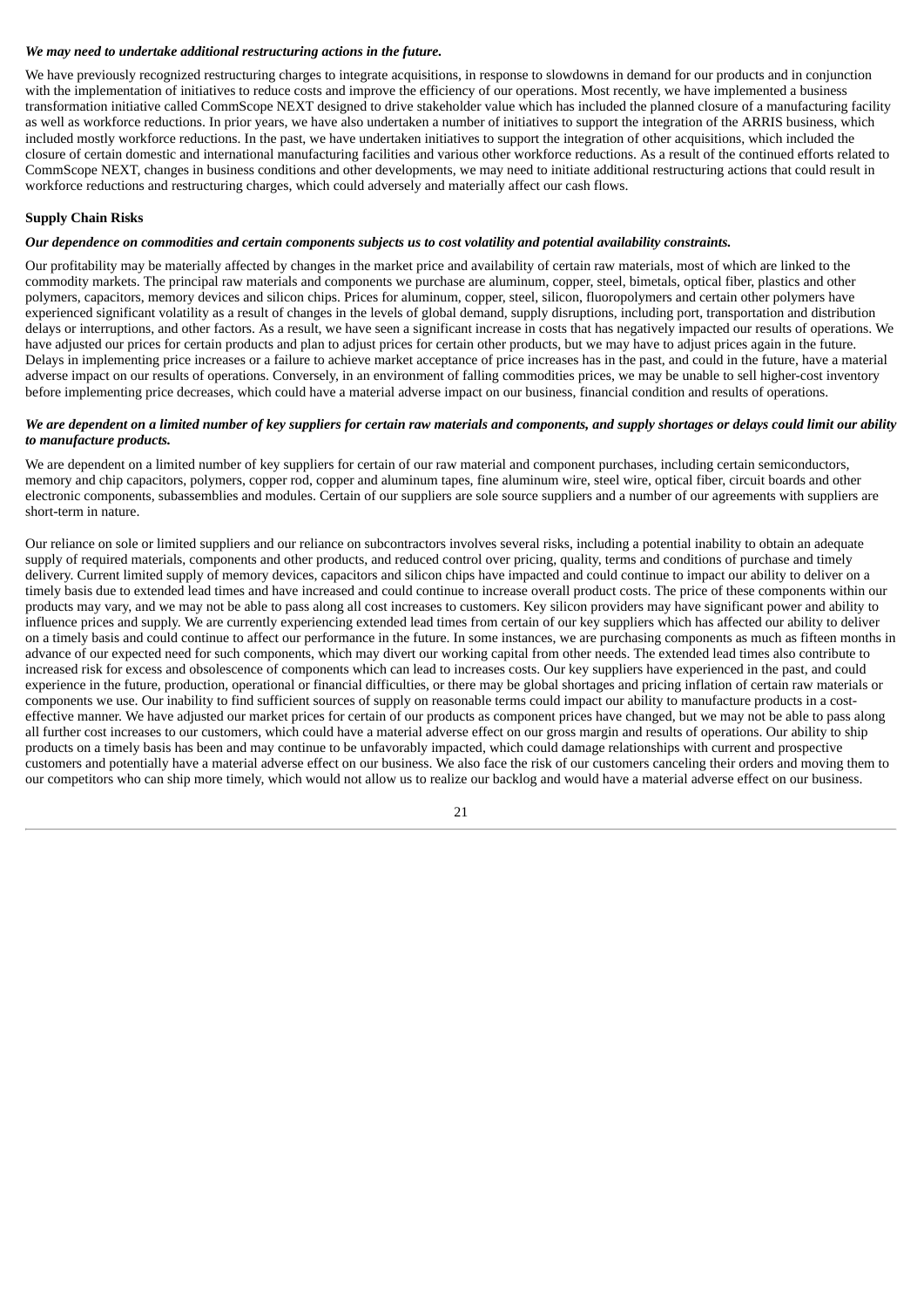***We may need to undertake additional restructuring actions in the future.***

We have previously recognized restructuring charges to integrate acquisitions, in response to slowdowns in demand for our products and in conjunction with the implementation of initiatives to reduce costs and improve the efficiency of our operations. Most recently, we have implemented a business transformation initiative called CommScope NEXT designed to drive stakeholder value which has included the planned closure of a manufacturing facility as well as workforce reductions. In prior years, we have also undertaken a number of initiatives to support the integration of the ARRIS business, which included mostly workforce reductions. In the past, we have undertaken initiatives to support the integration of other acquisitions, which included the closure of certain domestic and international manufacturing facilities and various other workforce reductions. As a result of the continued efforts related to CommScope NEXT, changes in business conditions and other developments, we may need to initiate additional restructuring actions that could result in workforce reductions and restructuring charges, which could adversely and materially affect our cash flows.

**Supply Chain Risks**

***Our dependence on commodities and certain components subjects us to cost volatility and potential availability constraints.***

Our profitability may be materially affected by changes in the market price and availability of certain raw materials, most of which are linked to the commodity markets. The principal raw materials and components we purchase are aluminum, copper, steel, bimetals, optical fiber, plastics and other polymers, capacitors, memory devices and silicon chips. Prices for aluminum, copper, steel, silicon, fluoropolymers and certain other polymers have experienced significant volatility as a result of changes in the levels of global demand, supply disruptions, including port, transportation and distribution delays or interruptions, and other factors. As a result, we have seen a significant increase in costs that has negatively impacted our results of operations. We have adjusted our prices for certain products and plan to adjust prices for certain other products, but we may have to adjust prices again in the future. Delays in implementing price increases or a failure to achieve market acceptance of price increases has in the past, and could in the future, have a material adverse impact on our results of operations. Conversely, in an environment of falling commodities prices, we may be unable to sell higher-cost inventory before implementing price decreases, which could have a material adverse impact on our business, financial condition and results of operations.

***We are dependent on a limited number of key suppliers for certain raw materials and components, and supply shortages or delays could limit our ability to manufacture products.***

We are dependent on a limited number of key suppliers for certain of our raw material and component purchases, including certain semiconductors, memory and chip capacitors, polymers, copper rod, copper and aluminum tapes, fine aluminum wire, steel wire, optical fiber, circuit boards and other electronic components, subassemblies and modules. Certain of our suppliers are sole source suppliers and a number of our agreements with suppliers are short-term in nature.

Our reliance on sole or limited suppliers and our reliance on subcontractors involves several risks, including a potential inability to obtain an adequate supply of required materials, components and other products, and reduced control over pricing, quality, terms and conditions of purchase and timely delivery. Current limited supply of memory devices, capacitors and silicon chips have impacted and could continue to impact our ability to deliver on a timely basis due to extended lead times and have increased and could continue to increase overall product costs. The price of these components within our products may vary, and we may not be able to pass along all cost increases to customers. Key silicon providers may have significant power and ability to influence prices and supply. We are currently experiencing extended lead times from certain of our key suppliers which has affected our ability to deliver on a timely basis and could continue to affect our performance in the future. In some instances, we are purchasing components as much as fifteen months in advance of our expected need for such components, which may divert our working capital from other needs. The extended lead times also contribute to increased risk for excess and obsolescence of components which can lead to increases costs. Our key suppliers have experienced in the past, and could experience in the future, production, operational or financial difficulties, or there may be global shortages and pricing inflation of certain raw materials or components we use. Our inability to find sufficient sources of supply on reasonable terms could impact our ability to manufacture products in a cost-effective manner. We have adjusted our market prices for certain of our products as component prices have changed, but we may not be able to pass along all further cost increases to our customers, which could have a material adverse effect on our gross margin and results of operations. Our ability to ship products on a timely basis has been and may continue to be unfavorably impacted, which could damage relationships with current and prospective customers and potentially have a material adverse effect on our business. We also face the risk of our customers canceling their orders and moving them to our competitors who can ship more timely, which would not allow us to realize our backlog and would have a material adverse effect on our business.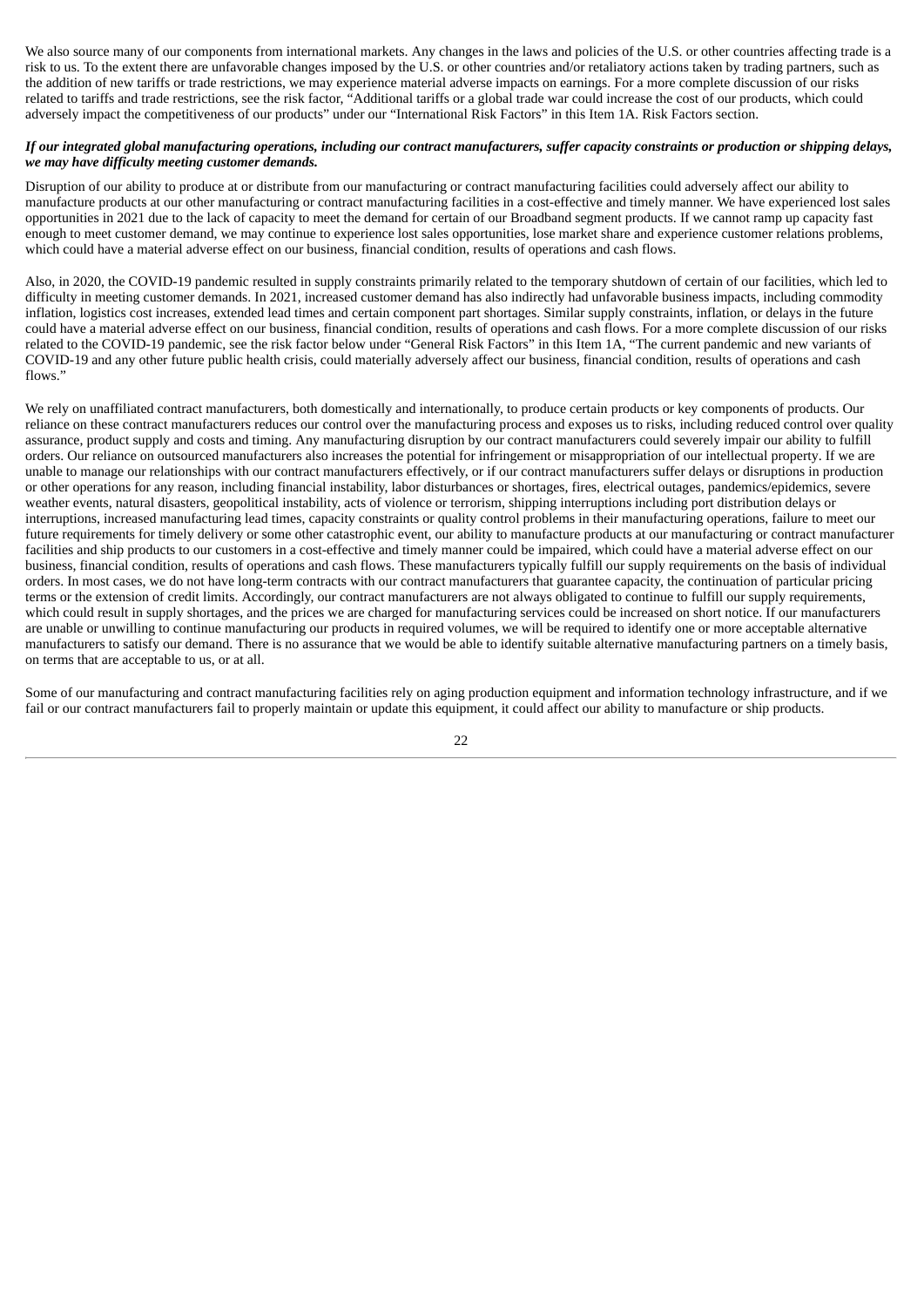We also source many of our components from international markets. Any changes in the laws and policies of the U.S. or other countries affecting trade is a risk to us. To the extent there are unfavorable changes imposed by the U.S. or other countries and/or retaliatory actions taken by trading partners, such as the addition of new tariffs or trade restrictions, we may experience material adverse impacts on earnings. For a more complete discussion of our risks related to tariffs and trade restrictions, see the risk factor, "Additional tariffs or a global trade war could increase the cost of our products, which could adversely impact the competitiveness of our products" under our "International Risk Factors" in this Item 1A. Risk Factors section.

***If our integrated global manufacturing operations, including our contract manufacturers, suffer capacity constraints or production or shipping delays, we may have difficulty meeting customer demands.***

Disruption of our ability to produce at or distribute from our manufacturing or contract manufacturing facilities could adversely affect our ability to manufacture products at our other manufacturing or contract manufacturing facilities in a cost-effective and timely manner. We have experienced lost sales opportunities in 2021 due to the lack of capacity to meet the demand for certain of our Broadband segment products. If we cannot ramp up capacity fast enough to meet customer demand, we may continue to experience lost sales opportunities, lose market share and experience customer relations problems, which could have a material adverse effect on our business, financial condition, results of operations and cash flows.

Also, in 2020, the COVID-19 pandemic resulted in supply constraints primarily related to the temporary shutdown of certain of our facilities, which led to difficulty in meeting customer demands. In 2021, increased customer demand has also indirectly had unfavorable business impacts, including commodity inflation, logistics cost increases, extended lead times and certain component part shortages. Similar supply constraints, inflation, or delays in the future could have a material adverse effect on our business, financial condition, results of operations and cash flows. For a more complete discussion of our risks related to the COVID-19 pandemic, see the risk factor below under "General Risk Factors" in this Item 1A, "The current pandemic and new variants of COVID-19 and any other future public health crisis, could materially adversely affect our business, financial condition, results of operations and cash flows."

We rely on unaffiliated contract manufacturers, both domestically and internationally, to produce certain products or key components of products. Our reliance on these contract manufacturers reduces our control over the manufacturing process and exposes us to risks, including reduced control over quality assurance, product supply and costs and timing. Any manufacturing disruption by our contract manufacturers could severely impair our ability to fulfill orders. Our reliance on outsourced manufacturers also increases the potential for infringement or misappropriation of our intellectual property. If we are unable to manage our relationships with our contract manufacturers effectively, or if our contract manufacturers suffer delays or disruptions in production or other operations for any reason, including financial instability, labor disturbances or shortages, fires, electrical outages, pandemics/epidemics, severe weather events, natural disasters, geopolitical instability, acts of violence or terrorism, shipping interruptions including port distribution delays or interruptions, increased manufacturing lead times, capacity constraints or quality control problems in their manufacturing operations, failure to meet our future requirements for timely delivery or some other catastrophic event, our ability to manufacture products at our manufacturing or contract manufacturer facilities and ship products to our customers in a cost-effective and timely manner could be impaired, which could have a material adverse effect on our business, financial condition, results of operations and cash flows. These manufacturers typically fulfill our supply requirements on the basis of individual orders. In most cases, we do not have long-term contracts with our contract manufacturers that guarantee capacity, the continuation of particular pricing terms or the extension of credit limits. Accordingly, our contract manufacturers are not always obligated to continue to fulfill our supply requirements, which could result in supply shortages, and the prices we are charged for manufacturing services could be increased on short notice. If our manufacturers are unable or unwilling to continue manufacturing our products in required volumes, we will be required to identify one or more acceptable alternative manufacturers to satisfy our demand. There is no assurance that we would be able to identify suitable alternative manufacturing partners on a timely basis, on terms that are acceptable to us, or at all.

Some of our manufacturing and contract manufacturing facilities rely on aging production equipment and information technology infrastructure, and if we fail or our contract manufacturers fail to properly maintain or update this equipment, it could affect our ability to manufacture or ship products.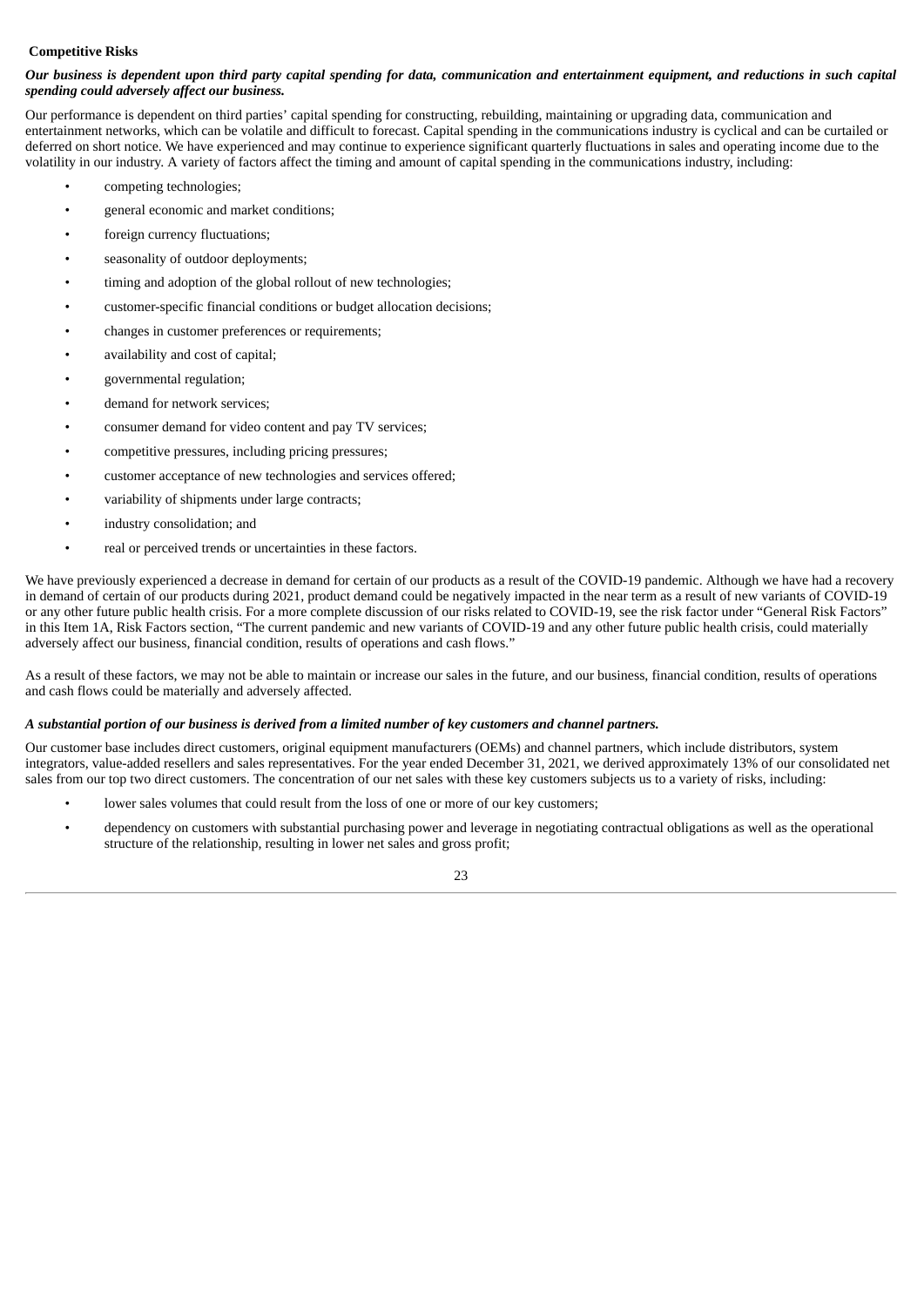**Competitive Risks**

***Our business is dependent upon third party capital spending for data, communication and entertainment equipment, and reductions in such capital spending could adversely affect our business.***

Our performance is dependent on third parties' capital spending for constructing, rebuilding, maintaining or upgrading data, communication and entertainment networks, which can be volatile and difficult to forecast. Capital spending in the communications industry is cyclical and can be curtailed or deferred on short notice. We have experienced and may continue to experience significant quarterly fluctuations in sales and operating income due to the volatility in our industry. A variety of factors affect the timing and amount of capital spending in the communications industry, including:

- competing technologies;
- general economic and market conditions;
- foreign currency fluctuations;
- seasonality of outdoor deployments;
- timing and adoption of the global rollout of new technologies;
- customer-specific financial conditions or budget allocation decisions;
- changes in customer preferences or requirements;
- availability and cost of capital;
- governmental regulation;
- demand for network services;
- consumer demand for video content and pay TV services;
- competitive pressures, including pricing pressures;
- customer acceptance of new technologies and services offered;
- variability of shipments under large contracts;
- industry consolidation; and
- real or perceived trends or uncertainties in these factors.

We have previously experienced a decrease in demand for certain of our products as a result of the COVID-19 pandemic. Although we have had a recovery in demand of certain of our products during 2021, product demand could be negatively impacted in the near term as a result of new variants of COVID-19 or any other future public health crisis. For a more complete discussion of our risks related to COVID-19, see the risk factor under "General Risk Factors" in this Item 1A, Risk Factors section, "The current pandemic and new variants of COVID-19 and any other future public health crisis, could materially adversely affect our business, financial condition, results of operations and cash flows."

As a result of these factors, we may not be able to maintain or increase our sales in the future, and our business, financial condition, results of operations and cash flows could be materially and adversely affected.

***A substantial portion of our business is derived from a limited number of key customers and channel partners.***

Our customer base includes direct customers, original equipment manufacturers (OEMs) and channel partners, which include distributors, system integrators, value-added resellers and sales representatives. For the year ended December 31, 2021, we derived approximately 13% of our consolidated net sales from our top two direct customers. The concentration of our net sales with these key customers subjects us to a variety of risks, including:

- lower sales volumes that could result from the loss of one or more of our key customers;
- dependency on customers with substantial purchasing power and leverage in negotiating contractual obligations as well as the operational structure of the relationship, resulting in lower net sales and gross profit;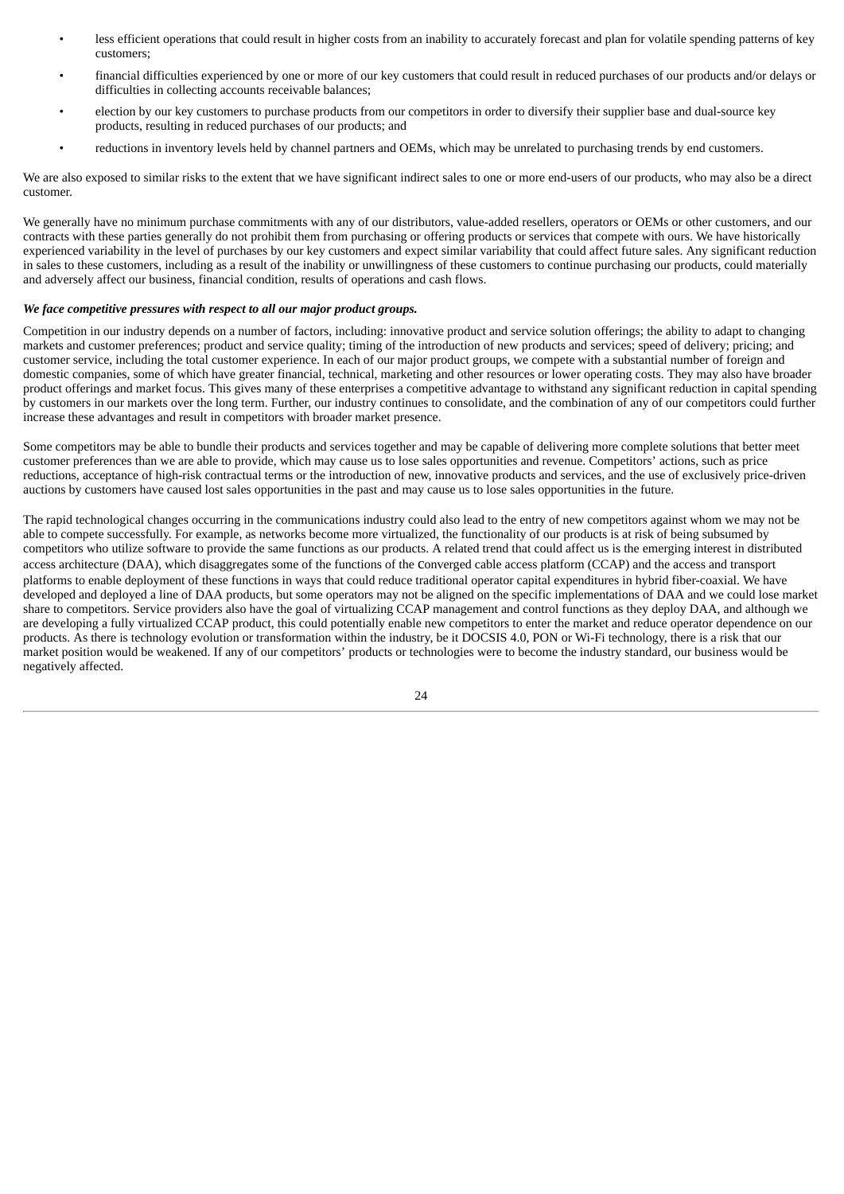- less efficient operations that could result in higher costs from an inability to accurately forecast and plan for volatile spending patterns of key customers;
- financial difficulties experienced by one or more of our key customers that could result in reduced purchases of our products and/or delays or difficulties in collecting accounts receivable balances;
- election by our key customers to purchase products from our competitors in order to diversify their supplier base and dual-source key products, resulting in reduced purchases of our products; and
- reductions in inventory levels held by channel partners and OEMs, which may be unrelated to purchasing trends by end customers.

We are also exposed to similar risks to the extent that we have significant indirect sales to one or more end-users of our products, who may also be a direct customer.

We generally have no minimum purchase commitments with any of our distributors, value-added resellers, operators or OEMs or other customers, and our contracts with these parties generally do not prohibit them from purchasing or offering products or services that compete with ours. We have historically experienced variability in the level of purchases by our key customers and expect similar variability that could affect future sales. Any significant reduction in sales to these customers, including as a result of the inability or unwillingness of these customers to continue purchasing our products, could materially and adversely affect our business, financial condition, results of operations and cash flows.

***We face competitive pressures with respect to all our major product groups.***

Competition in our industry depends on a number of factors, including: innovative product and service solution offerings; the ability to adapt to changing markets and customer preferences; product and service quality; timing of the introduction of new products and services; speed of delivery; pricing; and customer service, including the total customer experience. In each of our major product groups, we compete with a substantial number of foreign and domestic companies, some of which have greater financial, technical, marketing and other resources or lower operating costs. They may also have broader product offerings and market focus. This gives many of these enterprises a competitive advantage to withstand any significant reduction in capital spending by customers in our markets over the long term. Further, our industry continues to consolidate, and the combination of any of our competitors could further increase these advantages and result in competitors with broader market presence.

Some competitors may be able to bundle their products and services together and may be capable of delivering more complete solutions that better meet customer preferences than we are able to provide, which may cause us to lose sales opportunities and revenue. Competitors' actions, such as price reductions, acceptance of high-risk contractual terms or the introduction of new, innovative products and services, and the use of exclusively price-driven auctions by customers have caused lost sales opportunities in the past and may cause us to lose sales opportunities in the future.

The rapid technological changes occurring in the communications industry could also lead to the entry of new competitors against whom we may not be able to compete successfully. For example, as networks become more virtualized, the functionality of our products is at risk of being subsumed by competitors who utilize software to provide the same functions as our products. A related trend that could affect us is the emerging interest in distributed access architecture (DAA), which disaggregates some of the functions of the converged cable access platform (CCAP) and the access and transport platforms to enable deployment of these functions in ways that could reduce traditional operator capital expenditures in hybrid fiber-coaxial. We have developed and deployed a line of DAA products, but some operators may not be aligned on the specific implementations of DAA and we could lose market share to competitors. Service providers also have the goal of virtualizing CCAP management and control functions as they deploy DAA, and although we are developing a fully virtualized CCAP product, this could potentially enable new competitors to enter the market and reduce operator dependence on our products. As there is technology evolution or transformation within the industry, be it DOCSIS 4.0, PON or Wi-Fi technology, there is a risk that our market position would be weakened. If any of our competitors' products or technologies were to become the industry standard, our business would be negatively affected.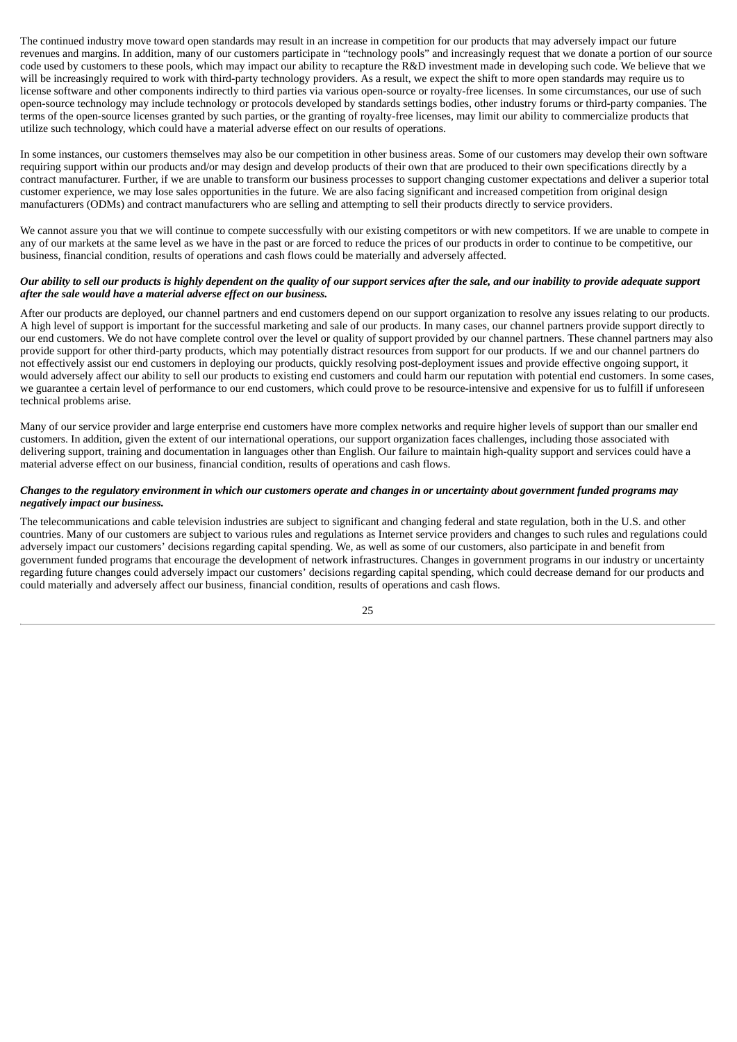The continued industry move toward open standards may result in an increase in competition for our products that may adversely impact our future revenues and margins. In addition, many of our customers participate in “technology pools” and increasingly request that we donate a portion of our source code used by customers to these pools, which may impact our ability to recapture the R&D investment made in developing such code. We believe that we will be increasingly required to work with third-party technology providers. As a result, we expect the shift to more open standards may require us to license software and other components indirectly to third parties via various open-source or royalty-free licenses. In some circumstances, our use of such open-source technology may include technology or protocols developed by standards settings bodies, other industry forums or third-party companies. The terms of the open-source licenses granted by such parties, or the granting of royalty-free licenses, may limit our ability to commercialize products that utilize such technology, which could have a material adverse effect on our results of operations.

In some instances, our customers themselves may also be our competition in other business areas. Some of our customers may develop their own software requiring support within our products and/or may design and develop products of their own that are produced to their own specifications directly by a contract manufacturer. Further, if we are unable to transform our business processes to support changing customer expectations and deliver a superior total customer experience, we may lose sales opportunities in the future. We are also facing significant and increased competition from original design manufacturers (ODMs) and contract manufacturers who are selling and attempting to sell their products directly to service providers.

We cannot assure you that we will continue to compete successfully with our existing competitors or with new competitors. If we are unable to compete in any of our markets at the same level as we have in the past or are forced to reduce the prices of our products in order to continue to be competitive, our business, financial condition, results of operations and cash flows could be materially and adversely affected.

***Our ability to sell our products is highly dependent on the quality of our support services after the sale, and our inability to provide adequate support after the sale would have a material adverse effect on our business.***

After our products are deployed, our channel partners and end customers depend on our support organization to resolve any issues relating to our products. A high level of support is important for the successful marketing and sale of our products. In many cases, our channel partners provide support directly to our end customers. We do not have complete control over the level or quality of support provided by our channel partners. These channel partners may also provide support for other third-party products, which may potentially distract resources from support for our products. If we and our channel partners do not effectively assist our end customers in deploying our products, quickly resolving post-deployment issues and provide effective ongoing support, it would adversely affect our ability to sell our products to existing end customers and could harm our reputation with potential end customers. In some cases, we guarantee a certain level of performance to our end customers, which could prove to be resource-intensive and expensive for us to fulfill if unforeseen technical problems arise.

Many of our service provider and large enterprise end customers have more complex networks and require higher levels of support than our smaller end customers. In addition, given the extent of our international operations, our support organization faces challenges, including those associated with delivering support, training and documentation in languages other than English. Our failure to maintain high-quality support and services could have a material adverse effect on our business, financial condition, results of operations and cash flows.

***Changes to the regulatory environment in which our customers operate and changes in or uncertainty about government funded programs may negatively impact our business.***

The telecommunications and cable television industries are subject to significant and changing federal and state regulation, both in the U.S. and other countries. Many of our customers are subject to various rules and regulations as Internet service providers and changes to such rules and regulations could adversely impact our customers’ decisions regarding capital spending. We, as well as some of our customers, also participate in and benefit from government funded programs that encourage the development of network infrastructures. Changes in government programs in our industry or uncertainty regarding future changes could adversely impact our customers’ decisions regarding capital spending, which could decrease demand for our products and could materially and adversely affect our business, financial condition, results of operations and cash flows.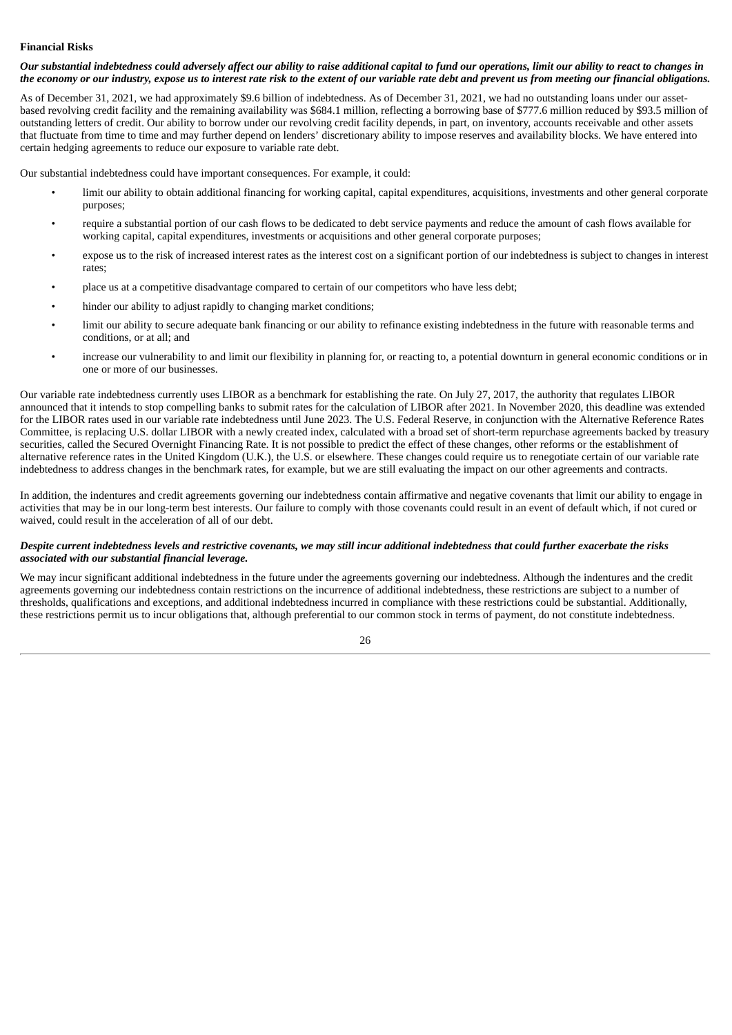**Financial Risks**

***Our substantial indebtedness could adversely affect our ability to raise additional capital to fund our operations, limit our ability to react to changes in the economy or our industry, expose us to interest rate risk to the extent of our variable rate debt and prevent us from meeting our financial obligations.***

As of December 31, 2021, we had approximately $9.6 billion of indebtedness. As of December 31, 2021, we had no outstanding loans under our asset-based revolving credit facility and the remaining availability was $684.1 million, reflecting a borrowing base of $777.6 million reduced by $93.5 million of outstanding letters of credit. Our ability to borrow under our revolving credit facility depends, in part, on inventory, accounts receivable and other assets that fluctuate from time to time and may further depend on lenders' discretionary ability to impose reserves and availability blocks. We have entered into certain hedging agreements to reduce our exposure to variable rate debt.

Our substantial indebtedness could have important consequences. For example, it could:

- limit our ability to obtain additional financing for working capital, capital expenditures, acquisitions, investments and other general corporate purposes;
- require a substantial portion of our cash flows to be dedicated to debt service payments and reduce the amount of cash flows available for working capital, capital expenditures, investments or acquisitions and other general corporate purposes;
- expose us to the risk of increased interest rates as the interest cost on a significant portion of our indebtedness is subject to changes in interest rates;
- place us at a competitive disadvantage compared to certain of our competitors who have less debt;
- hinder our ability to adjust rapidly to changing market conditions;
- limit our ability to secure adequate bank financing or our ability to refinance existing indebtedness in the future with reasonable terms and conditions, or at all; and
- increase our vulnerability to and limit our flexibility in planning for, or reacting to, a potential downturn in general economic conditions or in one or more of our businesses.

Our variable rate indebtedness currently uses LIBOR as a benchmark for establishing the rate. On July 27, 2017, the authority that regulates LIBOR announced that it intends to stop compelling banks to submit rates for the calculation of LIBOR after 2021. In November 2020, this deadline was extended for the LIBOR rates used in our variable rate indebtedness until June 2023. The U.S. Federal Reserve, in conjunction with the Alternative Reference Rates Committee, is replacing U.S. dollar LIBOR with a newly created index, calculated with a broad set of short-term repurchase agreements backed by treasury securities, called the Secured Overnight Financing Rate. It is not possible to predict the effect of these changes, other reforms or the establishment of alternative reference rates in the United Kingdom (U.K.), the U.S. or elsewhere. These changes could require us to renegotiate certain of our variable rate indebtedness to address changes in the benchmark rates, for example, but we are still evaluating the impact on our other agreements and contracts.

In addition, the indentures and credit agreements governing our indebtedness contain affirmative and negative covenants that limit our ability to engage in activities that may be in our long-term best interests. Our failure to comply with those covenants could result in an event of default which, if not cured or waived, could result in the acceleration of all of our debt.

***Despite current indebtedness levels and restrictive covenants, we may still incur additional indebtedness that could further exacerbate the risks associated with our substantial financial leverage.***

We may incur significant additional indebtedness in the future under the agreements governing our indebtedness. Although the indentures and the credit agreements governing our indebtedness contain restrictions on the incurrence of additional indebtedness, these restrictions are subject to a number of thresholds, qualifications and exceptions, and additional indebtedness incurred in compliance with these restrictions could be substantial. Additionally, these restrictions permit us to incur obligations that, although preferential to our common stock in terms of payment, do not constitute indebtedness.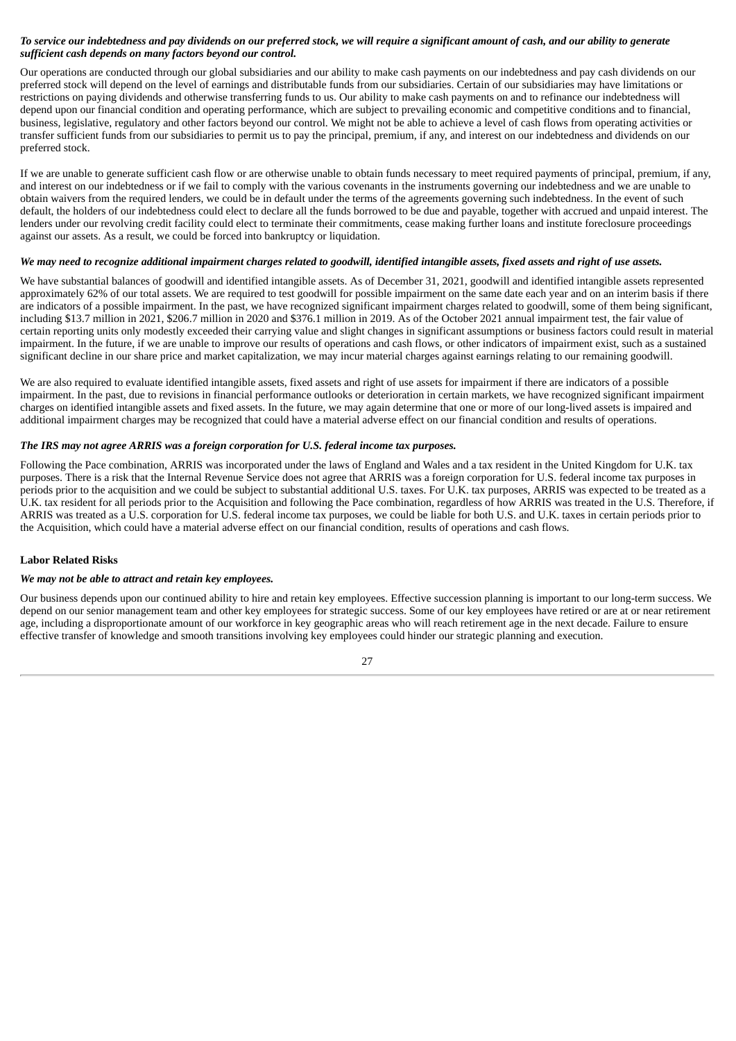***To service our indebtedness and pay dividends on our preferred stock, we will require a significant amount of cash, and our ability to generate sufficient cash depends on many factors beyond our control.***

Our operations are conducted through our global subsidiaries and our ability to make cash payments on our indebtedness and pay cash dividends on our preferred stock will depend on the level of earnings and distributable funds from our subsidiaries. Certain of our subsidiaries may have limitations or restrictions on paying dividends and otherwise transferring funds to us. Our ability to make cash payments on and to refinance our indebtedness will depend upon our financial condition and operating performance, which are subject to prevailing economic and competitive conditions and to financial, business, legislative, regulatory and other factors beyond our control. We might not be able to achieve a level of cash flows from operating activities or transfer sufficient funds from our subsidiaries to permit us to pay the principal, premium, if any, and interest on our indebtedness and dividends on our preferred stock.

If we are unable to generate sufficient cash flow or are otherwise unable to obtain funds necessary to meet required payments of principal, premium, if any, and interest on our indebtedness or if we fail to comply with the various covenants in the instruments governing our indebtedness and we are unable to obtain waivers from the required lenders, we could be in default under the terms of the agreements governing such indebtedness. In the event of such default, the holders of our indebtedness could elect to declare all the funds borrowed to be due and payable, together with accrued and unpaid interest. The lenders under our revolving credit facility could elect to terminate their commitments, cease making further loans and institute foreclosure proceedings against our assets. As a result, we could be forced into bankruptcy or liquidation.

***We may need to recognize additional impairment charges related to goodwill, identified intangible assets, fixed assets and right of use assets.***

We have substantial balances of goodwill and identified intangible assets. As of December 31, 2021, goodwill and identified intangible assets represented approximately 62% of our total assets. We are required to test goodwill for possible impairment on the same date each year and on an interim basis if there are indicators of a possible impairment. In the past, we have recognized significant impairment charges related to goodwill, some of them being significant, including $13.7 million in 2021, $206.7 million in 2020 and $376.1 million in 2019. As of the October 2021 annual impairment test, the fair value of certain reporting units only modestly exceeded their carrying value and slight changes in significant assumptions or business factors could result in material impairment. In the future, if we are unable to improve our results of operations and cash flows, or other indicators of impairment exist, such as a sustained significant decline in our share price and market capitalization, we may incur material charges against earnings relating to our remaining goodwill.

We are also required to evaluate identified intangible assets, fixed assets and right of use assets for impairment if there are indicators of a possible impairment. In the past, due to revisions in financial performance outlooks or deterioration in certain markets, we have recognized significant impairment charges on identified intangible assets and fixed assets. In the future, we may again determine that one or more of our long-lived assets is impaired and additional impairment charges may be recognized that could have a material adverse effect on our financial condition and results of operations.

***The IRS may not agree ARRIS was a foreign corporation for U.S. federal income tax purposes.***

Following the Pace combination, ARRIS was incorporated under the laws of England and Wales and a tax resident in the United Kingdom for U.K. tax purposes. There is a risk that the Internal Revenue Service does not agree that ARRIS was a foreign corporation for U.S. federal income tax purposes in periods prior to the acquisition and we could be subject to substantial additional U.S. taxes. For U.K. tax purposes, ARRIS was expected to be treated as a U.K. tax resident for all periods prior to the Acquisition and following the Pace combination, regardless of how ARRIS was treated in the U.S. Therefore, if ARRIS was treated as a U.S. corporation for U.S. federal income tax purposes, we could be liable for both U.S. and U.K. taxes in certain periods prior to the Acquisition, which could have a material adverse effect on our financial condition, results of operations and cash flows.

**Labor Related Risks**

***We may not be able to attract and retain key employees.***

Our business depends upon our continued ability to hire and retain key employees. Effective succession planning is important to our long-term success. We depend on our senior management team and other key employees for strategic success. Some of our key employees have retired or are at or near retirement age, including a disproportionate amount of our workforce in key geographic areas who will reach retirement age in the next decade. Failure to ensure effective transfer of knowledge and smooth transitions involving key employees could hinder our strategic planning and execution.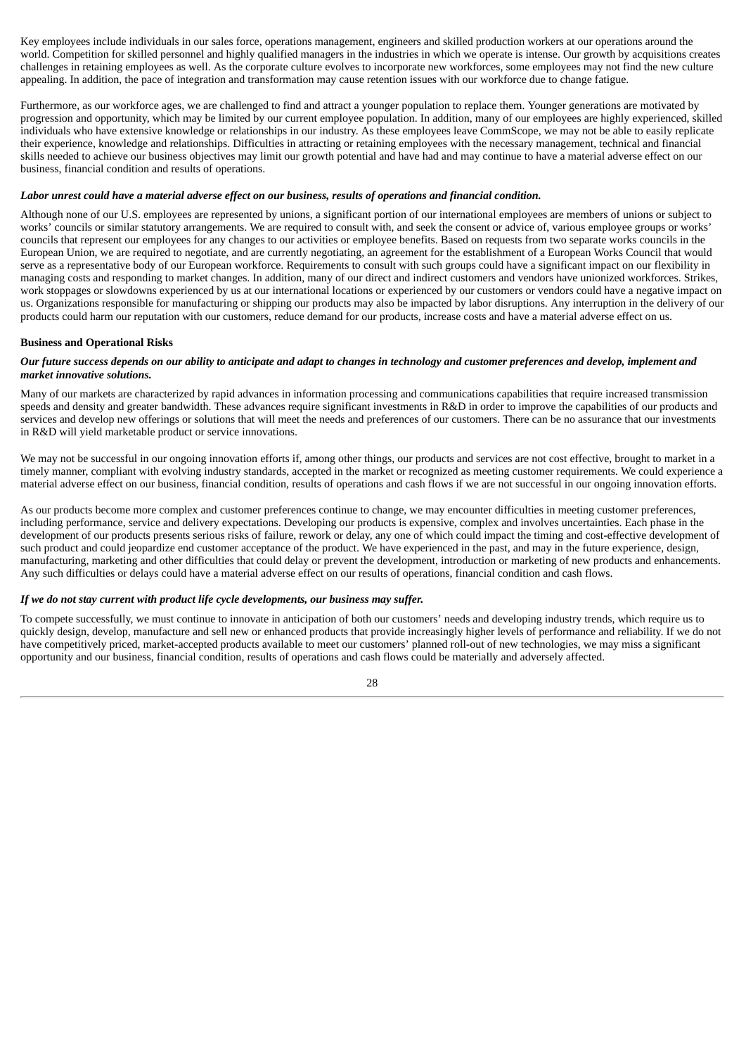Key employees include individuals in our sales force, operations management, engineers and skilled production workers at our operations around the world. Competition for skilled personnel and highly qualified managers in the industries in which we operate is intense. Our growth by acquisitions creates challenges in retaining employees as well. As the corporate culture evolves to incorporate new workforces, some employees may not find the new culture appealing. In addition, the pace of integration and transformation may cause retention issues with our workforce due to change fatigue.

Furthermore, as our workforce ages, we are challenged to find and attract a younger population to replace them. Younger generations are motivated by progression and opportunity, which may be limited by our current employee population. In addition, many of our employees are highly experienced, skilled individuals who have extensive knowledge or relationships in our industry. As these employees leave CommScope, we may not be able to easily replicate their experience, knowledge and relationships. Difficulties in attracting or retaining employees with the necessary management, technical and financial skills needed to achieve our business objectives may limit our growth potential and have had and may continue to have a material adverse effect on our business, financial condition and results of operations.

***Labor unrest could have a material adverse effect on our business, results of operations and financial condition.***

Although none of our U.S. employees are represented by unions, a significant portion of our international employees are members of unions or subject to works' councils or similar statutory arrangements. We are required to consult with, and seek the consent or advice of, various employee groups or works' councils that represent our employees for any changes to our activities or employee benefits. Based on requests from two separate works councils in the European Union, we are required to negotiate, and are currently negotiating, an agreement for the establishment of a European Works Council that would serve as a representative body of our European workforce. Requirements to consult with such groups could have a significant impact on our flexibility in managing costs and responding to market changes. In addition, many of our direct and indirect customers and vendors have unionized workforces. Strikes, work stoppages or slowdowns experienced by us at our international locations or experienced by our customers or vendors could have a negative impact on us. Organizations responsible for manufacturing or shipping our products may also be impacted by labor disruptions. Any interruption in the delivery of our products could harm our reputation with our customers, reduce demand for our products, increase costs and have a material adverse effect on us.

**Business and Operational Risks**

***Our future success depends on our ability to anticipate and adapt to changes in technology and customer preferences and develop, implement and market innovative solutions.***

Many of our markets are characterized by rapid advances in information processing and communications capabilities that require increased transmission speeds and density and greater bandwidth. These advances require significant investments in R&D in order to improve the capabilities of our products and services and develop new offerings or solutions that will meet the needs and preferences of our customers. There can be no assurance that our investments in R&D will yield marketable product or service innovations.

We may not be successful in our ongoing innovation efforts if, among other things, our products and services are not cost effective, brought to market in a timely manner, compliant with evolving industry standards, accepted in the market or recognized as meeting customer requirements. We could experience a material adverse effect on our business, financial condition, results of operations and cash flows if we are not successful in our ongoing innovation efforts.

As our products become more complex and customer preferences continue to change, we may encounter difficulties in meeting customer preferences, including performance, service and delivery expectations. Developing our products is expensive, complex and involves uncertainties. Each phase in the development of our products presents serious risks of failure, rework or delay, any one of which could impact the timing and cost-effective development of such product and could jeopardize end customer acceptance of the product. We have experienced in the past, and may in the future experience, design, manufacturing, marketing and other difficulties that could delay or prevent the development, introduction or marketing of new products and enhancements. Any such difficulties or delays could have a material adverse effect on our results of operations, financial condition and cash flows.

***If we do not stay current with product life cycle developments, our business may suffer.***

To compete successfully, we must continue to innovate in anticipation of both our customers' needs and developing industry trends, which require us to quickly design, develop, manufacture and sell new or enhanced products that provide increasingly higher levels of performance and reliability. If we do not have competitively priced, market-accepted products available to meet our customers' planned roll-out of new technologies, we may miss a significant opportunity and our business, financial condition, results of operations and cash flows could be materially and adversely affected.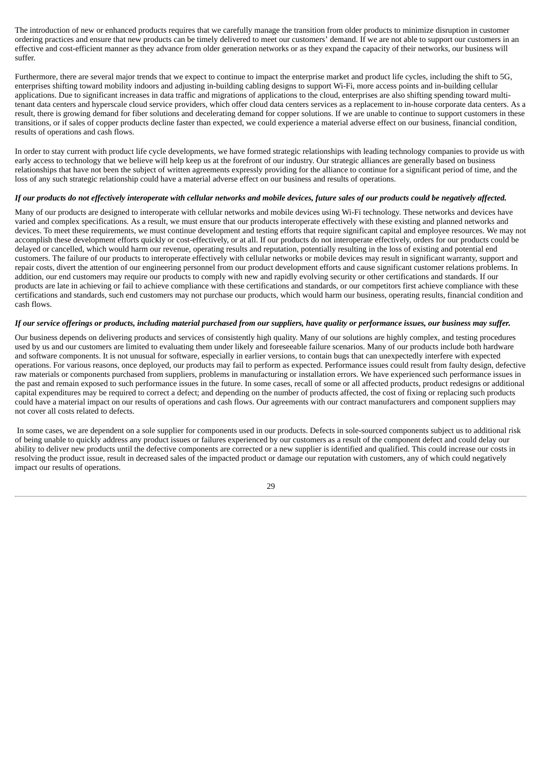The introduction of new or enhanced products requires that we carefully manage the transition from older products to minimize disruption in customer ordering practices and ensure that new products can be timely delivered to meet our customers' demand. If we are not able to support our customers in an effective and cost-efficient manner as they advance from older generation networks or as they expand the capacity of their networks, our business will suffer.

Furthermore, there are several major trends that we expect to continue to impact the enterprise market and product life cycles, including the shift to 5G, enterprises shifting toward mobility indoors and adjusting in-building cabling designs to support Wi-Fi, more access points and in-building cellular applications. Due to significant increases in data traffic and migrations of applications to the cloud, enterprises are also shifting spending toward multi-tenant data centers and hyperscale cloud service providers, which offer cloud data centers services as a replacement to in-house corporate data centers. As a result, there is growing demand for fiber solutions and decelerating demand for copper solutions. If we are unable to continue to support customers in these transitions, or if sales of copper products decline faster than expected, we could experience a material adverse effect on our business, financial condition, results of operations and cash flows.

In order to stay current with product life cycle developments, we have formed strategic relationships with leading technology companies to provide us with early access to technology that we believe will help keep us at the forefront of our industry. Our strategic alliances are generally based on business relationships that have not been the subject of written agreements expressly providing for the alliance to continue for a significant period of time, and the loss of any such strategic relationship could have a material adverse effect on our business and results of operations.

***If our products do not effectively interoperate with cellular networks and mobile devices, future sales of our products could be negatively affected.***

Many of our products are designed to interoperate with cellular networks and mobile devices using Wi-Fi technology. These networks and devices have varied and complex specifications. As a result, we must ensure that our products interoperate effectively with these existing and planned networks and devices. To meet these requirements, we must continue development and testing efforts that require significant capital and employee resources. We may not accomplish these development efforts quickly or cost-effectively, or at all. If our products do not interoperate effectively, orders for our products could be delayed or cancelled, which would harm our revenue, operating results and reputation, potentially resulting in the loss of existing and potential end customers. The failure of our products to interoperate effectively with cellular networks or mobile devices may result in significant warranty, support and repair costs, divert the attention of our engineering personnel from our product development efforts and cause significant customer relations problems. In addition, our end customers may require our products to comply with new and rapidly evolving security or other certifications and standards. If our products are late in achieving or fail to achieve compliance with these certifications and standards, or our competitors first achieve compliance with these certifications and standards, such end customers may not purchase our products, which would harm our business, operating results, financial condition and cash flows.

***If our service offerings or products, including material purchased from our suppliers, have quality or performance issues, our business may suffer.***

Our business depends on delivering products and services of consistently high quality. Many of our solutions are highly complex, and testing procedures used by us and our customers are limited to evaluating them under likely and foreseeable failure scenarios. Many of our products include both hardware and software components. It is not unusual for software, especially in earlier versions, to contain bugs that can unexpectedly interfere with expected operations. For various reasons, once deployed, our products may fail to perform as expected. Performance issues could result from faulty design, defective raw materials or components purchased from suppliers, problems in manufacturing or installation errors. We have experienced such performance issues in the past and remain exposed to such performance issues in the future. In some cases, recall of some or all affected products, product redesigns or additional capital expenditures may be required to correct a defect; and depending on the number of products affected, the cost of fixing or replacing such products could have a material impact on our results of operations and cash flows. Our agreements with our contract manufacturers and component suppliers may not cover all costs related to defects.

In some cases, we are dependent on a sole supplier for components used in our products. Defects in sole-sourced components subject us to additional risk of being unable to quickly address any product issues or failures experienced by our customers as a result of the component defect and could delay our ability to deliver new products until the defective components are corrected or a new supplier is identified and qualified. This could increase our costs in resolving the product issue, result in decreased sales of the impacted product or damage our reputation with customers, any of which could negatively impact our results of operations.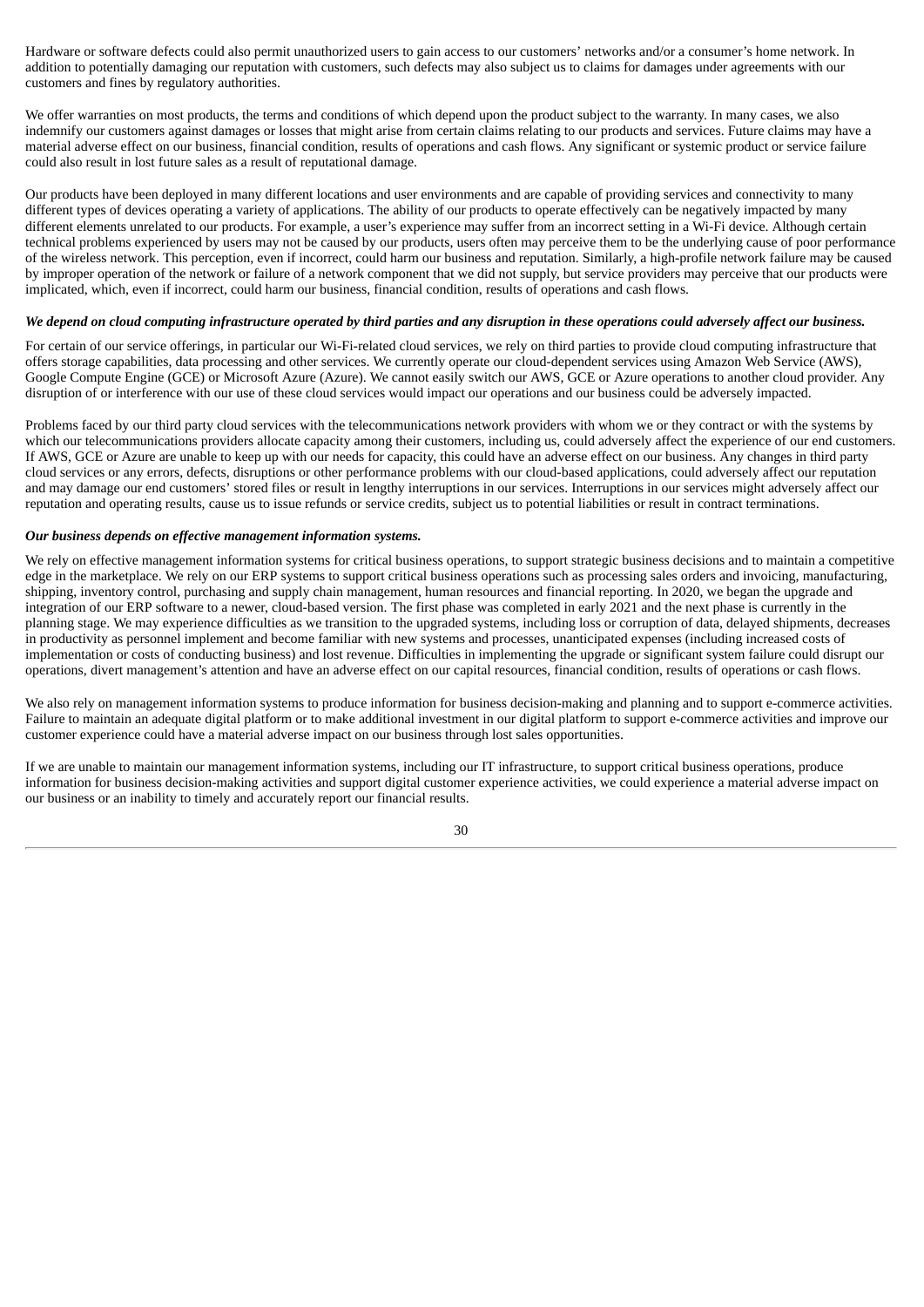Hardware or software defects could also permit unauthorized users to gain access to our customers' networks and/or a consumer's home network. In addition to potentially damaging our reputation with customers, such defects may also subject us to claims for damages under agreements with our customers and fines by regulatory authorities.

We offer warranties on most products, the terms and conditions of which depend upon the product subject to the warranty. In many cases, we also indemnify our customers against damages or losses that might arise from certain claims relating to our products and services. Future claims may have a material adverse effect on our business, financial condition, results of operations and cash flows. Any significant or systemic product or service failure could also result in lost future sales as a result of reputational damage.

Our products have been deployed in many different locations and user environments and are capable of providing services and connectivity to many different types of devices operating a variety of applications. The ability of our products to operate effectively can be negatively impacted by many different elements unrelated to our products. For example, a user's experience may suffer from an incorrect setting in a Wi-Fi device. Although certain technical problems experienced by users may not be caused by our products, users often may perceive them to be the underlying cause of poor performance of the wireless network. This perception, even if incorrect, could harm our business and reputation. Similarly, a high-profile network failure may be caused by improper operation of the network or failure of a network component that we did not supply, but service providers may perceive that our products were implicated, which, even if incorrect, could harm our business, financial condition, results of operations and cash flows.

***We depend on cloud computing infrastructure operated by third parties and any disruption in these operations could adversely affect our business.***

For certain of our service offerings, in particular our Wi-Fi-related cloud services, we rely on third parties to provide cloud computing infrastructure that offers storage capabilities, data processing and other services. We currently operate our cloud-dependent services using Amazon Web Service (AWS), Google Compute Engine (GCE) or Microsoft Azure (Azure). We cannot easily switch our AWS, GCE or Azure operations to another cloud provider. Any disruption of or interference with our use of these cloud services would impact our operations and our business could be adversely impacted.

Problems faced by our third party cloud services with the telecommunications network providers with whom we or they contract or with the systems by which our telecommunications providers allocate capacity among their customers, including us, could adversely affect the experience of our end customers. If AWS, GCE or Azure are unable to keep up with our needs for capacity, this could have an adverse effect on our business. Any changes in third party cloud services or any errors, defects, disruptions or other performance problems with our cloud-based applications, could adversely affect our reputation and may damage our end customers' stored files or result in lengthy interruptions in our services. Interruptions in our services might adversely affect our reputation and operating results, cause us to issue refunds or service credits, subject us to potential liabilities or result in contract terminations.

***Our business depends on effective management information systems.***

We rely on effective management information systems for critical business operations, to support strategic business decisions and to maintain a competitive edge in the marketplace. We rely on our ERP systems to support critical business operations such as processing sales orders and invoicing, manufacturing, shipping, inventory control, purchasing and supply chain management, human resources and financial reporting. In 2020, we began the upgrade and integration of our ERP software to a newer, cloud-based version. The first phase was completed in early 2021 and the next phase is currently in the planning stage. We may experience difficulties as we transition to the upgraded systems, including loss or corruption of data, delayed shipments, decreases in productivity as personnel implement and become familiar with new systems and processes, unanticipated expenses (including increased costs of implementation or costs of conducting business) and lost revenue. Difficulties in implementing the upgrade or significant system failure could disrupt our operations, divert management's attention and have an adverse effect on our capital resources, financial condition, results of operations or cash flows.

We also rely on management information systems to produce information for business decision-making and planning and to support e-commerce activities. Failure to maintain an adequate digital platform or to make additional investment in our digital platform to support e-commerce activities and improve our customer experience could have a material adverse impact on our business through lost sales opportunities.

If we are unable to maintain our management information systems, including our IT infrastructure, to support critical business operations, produce information for business decision-making activities and support digital customer experience activities, we could experience a material adverse impact on our business or an inability to timely and accurately report our financial results.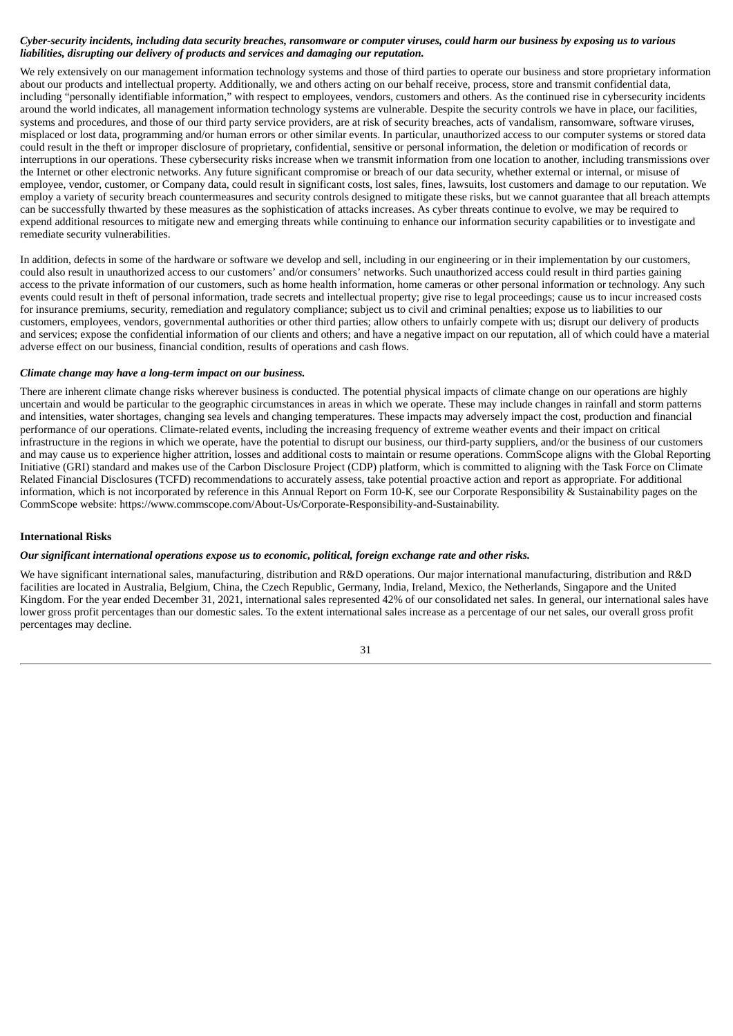***Cyber-security incidents, including data security breaches, ransomware or computer viruses, could harm our business by exposing us to various liabilities, disrupting our delivery of products and services and damaging our reputation.***

We rely extensively on our management information technology systems and those of third parties to operate our business and store proprietary information about our products and intellectual property. Additionally, we and others acting on our behalf receive, process, store and transmit confidential data, including "personally identifiable information," with respect to employees, vendors, customers and others. As the continued rise in cybersecurity incidents around the world indicates, all management information technology systems are vulnerable. Despite the security controls we have in place, our facilities, systems and procedures, and those of our third party service providers, are at risk of security breaches, acts of vandalism, ransomware, software viruses, misplaced or lost data, programming and/or human errors or other similar events. In particular, unauthorized access to our computer systems or stored data could result in the theft or improper disclosure of proprietary, confidential, sensitive or personal information, the deletion or modification of records or interruptions in our operations. These cybersecurity risks increase when we transmit information from one location to another, including transmissions over the Internet or other electronic networks. Any future significant compromise or breach of our data security, whether external or internal, or misuse of employee, vendor, customer, or Company data, could result in significant costs, lost sales, fines, lawsuits, lost customers and damage to our reputation. We employ a variety of security breach countermeasures and security controls designed to mitigate these risks, but we cannot guarantee that all breach attempts can be successfully thwarted by these measures as the sophistication of attacks increases. As cyber threats continue to evolve, we may be required to expend additional resources to mitigate new and emerging threats while continuing to enhance our information security capabilities or to investigate and remediate security vulnerabilities.

In addition, defects in some of the hardware or software we develop and sell, including in our engineering or in their implementation by our customers, could also result in unauthorized access to our customers' and/or consumers' networks. Such unauthorized access could result in third parties gaining access to the private information of our customers, such as home health information, home cameras or other personal information or technology. Any such events could result in theft of personal information, trade secrets and intellectual property; give rise to legal proceedings; cause us to incur increased costs for insurance premiums, security, remediation and regulatory compliance; subject us to civil and criminal penalties; expose us to liabilities to our customers, employees, vendors, governmental authorities or other third parties; allow others to unfairly compete with us; disrupt our delivery of products and services; expose the confidential information of our clients and others; and have a negative impact on our reputation, all of which could have a material adverse effect on our business, financial condition, results of operations and cash flows.

***Climate change may have a long-term impact on our business.***

There are inherent climate change risks wherever business is conducted. The potential physical impacts of climate change on our operations are highly uncertain and would be particular to the geographic circumstances in areas in which we operate. These may include changes in rainfall and storm patterns and intensities, water shortages, changing sea levels and changing temperatures. These impacts may adversely impact the cost, production and financial performance of our operations. Climate-related events, including the increasing frequency of extreme weather events and their impact on critical infrastructure in the regions in which we operate, have the potential to disrupt our business, our third-party suppliers, and/or the business of our customers and may cause us to experience higher attrition, losses and additional costs to maintain or resume operations. CommScope aligns with the Global Reporting Initiative (GRI) standard and makes use of the Carbon Disclosure Project (CDP) platform, which is committed to aligning with the Task Force on Climate Related Financial Disclosures (TCFD) recommendations to accurately assess, take potential proactive action and report as appropriate. For additional information, which is not incorporated by reference in this Annual Report on Form 10-K, see our Corporate Responsibility & Sustainability pages on the CommScope website: https://www.commscope.com/About-Us/Corporate-Responsibility-and-Sustainability.

**International Risks**

***Our significant international operations expose us to economic, political, foreign exchange rate and other risks.***

We have significant international sales, manufacturing, distribution and R&D operations. Our major international manufacturing, distribution and R&D facilities are located in Australia, Belgium, China, the Czech Republic, Germany, India, Ireland, Mexico, the Netherlands, Singapore and the United Kingdom. For the year ended December 31, 2021, international sales represented 42% of our consolidated net sales. In general, our international sales have lower gross profit percentages than our domestic sales. To the extent international sales increase as a percentage of our net sales, our overall gross profit percentages may decline.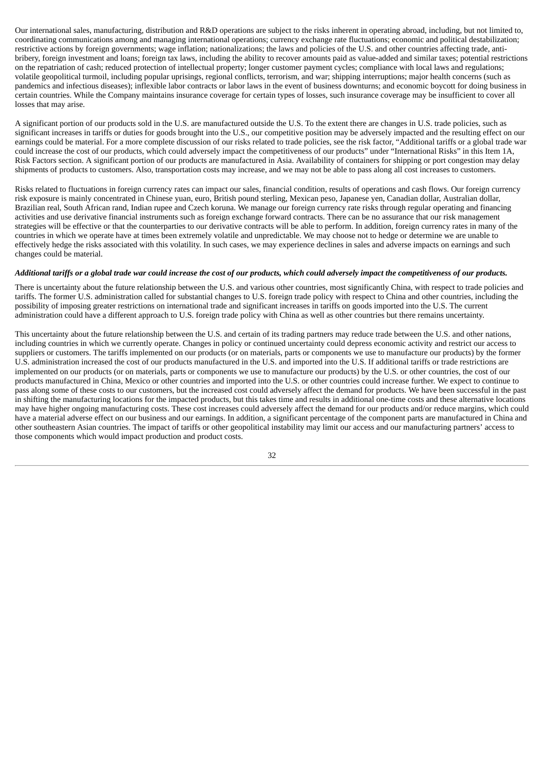Our international sales, manufacturing, distribution and R&D operations are subject to the risks inherent in operating abroad, including, but not limited to, coordinating communications among and managing international operations; currency exchange rate fluctuations; economic and political destabilization; restrictive actions by foreign governments; wage inflation; nationalizations; the laws and policies of the U.S. and other countries affecting trade, anti-bribery, foreign investment and loans; foreign tax laws, including the ability to recover amounts paid as value-added and similar taxes; potential restrictions on the repatriation of cash; reduced protection of intellectual property; longer customer payment cycles; compliance with local laws and regulations; volatile geopolitical turmoil, including popular uprisings, regional conflicts, terrorism, and war; shipping interruptions; major health concerns (such as pandemics and infectious diseases); inflexible labor contracts or labor laws in the event of business downturns; and economic boycott for doing business in certain countries. While the Company maintains insurance coverage for certain types of losses, such insurance coverage may be insufficient to cover all losses that may arise.

A significant portion of our products sold in the U.S. are manufactured outside the U.S. To the extent there are changes in U.S. trade policies, such as significant increases in tariffs or duties for goods brought into the U.S., our competitive position may be adversely impacted and the resulting effect on our earnings could be material. For a more complete discussion of our risks related to trade policies, see the risk factor, "Additional tariffs or a global trade war could increase the cost of our products, which could adversely impact the competitiveness of our products" under "International Risks" in this Item 1A, Risk Factors section. A significant portion of our products are manufactured in Asia. Availability of containers for shipping or port congestion may delay shipments of products to customers. Also, transportation costs may increase, and we may not be able to pass along all cost increases to customers.

Risks related to fluctuations in foreign currency rates can impact our sales, financial condition, results of operations and cash flows. Our foreign currency risk exposure is mainly concentrated in Chinese yuan, euro, British pound sterling, Mexican peso, Japanese yen, Canadian dollar, Australian dollar, Brazilian real, South African rand, Indian rupee and Czech koruna. We manage our foreign currency rate risks through regular operating and financing activities and use derivative financial instruments such as foreign exchange forward contracts. There can be no assurance that our risk management strategies will be effective or that the counterparties to our derivative contracts will be able to perform. In addition, foreign currency rates in many of the countries in which we operate have at times been extremely volatile and unpredictable. We may choose not to hedge or determine we are unable to effectively hedge the risks associated with this volatility. In such cases, we may experience declines in sales and adverse impacts on earnings and such changes could be material.

***Additional tariffs or a global trade war could increase the cost of our products, which could adversely impact the competitiveness of our products.***

There is uncertainty about the future relationship between the U.S. and various other countries, most significantly China, with respect to trade policies and tariffs. The former U.S. administration called for substantial changes to U.S. foreign trade policy with respect to China and other countries, including the possibility of imposing greater restrictions on international trade and significant increases in tariffs on goods imported into the U.S. The current administration could have a different approach to U.S. foreign trade policy with China as well as other countries but there remains uncertainty.

This uncertainty about the future relationship between the U.S. and certain of its trading partners may reduce trade between the U.S. and other nations, including countries in which we currently operate. Changes in policy or continued uncertainty could depress economic activity and restrict our access to suppliers or customers. The tariffs implemented on our products (or on materials, parts or components we use to manufacture our products) by the former U.S. administration increased the cost of our products manufactured in the U.S. and imported into the U.S. If additional tariffs or trade restrictions are implemented on our products (or on materials, parts or components we use to manufacture our products) by the U.S. or other countries, the cost of our products manufactured in China, Mexico or other countries and imported into the U.S. or other countries could increase further. We expect to continue to pass along some of these costs to our customers, but the increased cost could adversely affect the demand for products. We have been successful in the past in shifting the manufacturing locations for the impacted products, but this takes time and results in additional one-time costs and these alternative locations may have higher ongoing manufacturing costs. These cost increases could adversely affect the demand for our products and/or reduce margins, which could have a material adverse effect on our business and our earnings. In addition, a significant percentage of the component parts are manufactured in China and other southeastern Asian countries. The impact of tariffs or other geopolitical instability may limit our access and our manufacturing partners' access to those components which would impact production and product costs.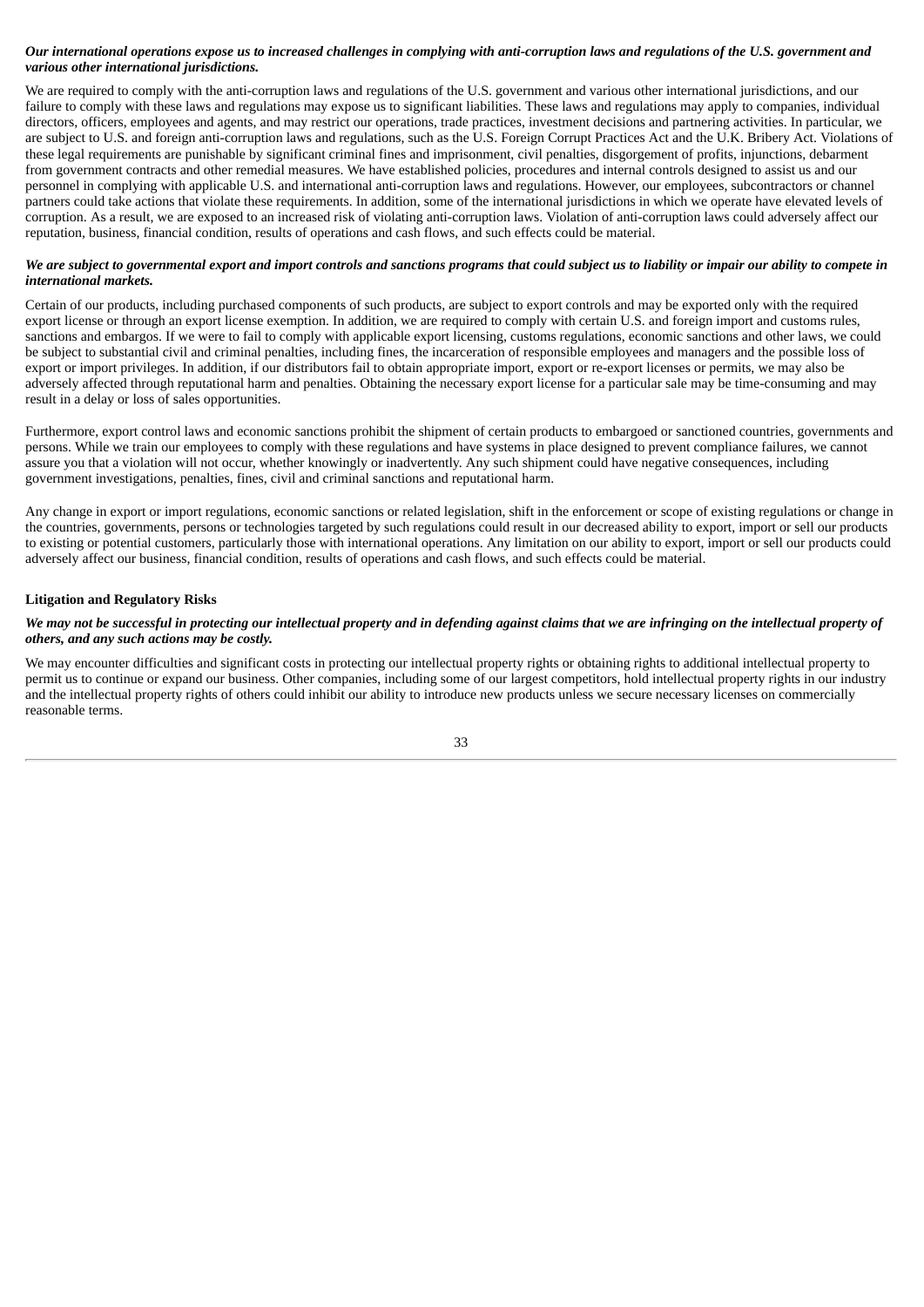***Our international operations expose us to increased challenges in complying with anti-corruption laws and regulations of the U.S. government and various other international jurisdictions.***

We are required to comply with the anti-corruption laws and regulations of the U.S. government and various other international jurisdictions, and our failure to comply with these laws and regulations may expose us to significant liabilities. These laws and regulations may apply to companies, individual directors, officers, employees and agents, and may restrict our operations, trade practices, investment decisions and partnering activities. In particular, we are subject to U.S. and foreign anti-corruption laws and regulations, such as the U.S. Foreign Corrupt Practices Act and the U.K. Bribery Act. Violations of these legal requirements are punishable by significant criminal fines and imprisonment, civil penalties, disgorgement of profits, injunctions, debarment from government contracts and other remedial measures. We have established policies, procedures and internal controls designed to assist us and our personnel in complying with applicable U.S. and international anti-corruption laws and regulations. However, our employees, subcontractors or channel partners could take actions that violate these requirements. In addition, some of the international jurisdictions in which we operate have elevated levels of corruption. As a result, we are exposed to an increased risk of violating anti-corruption laws. Violation of anti-corruption laws could adversely affect our reputation, business, financial condition, results of operations and cash flows, and such effects could be material.

***We are subject to governmental export and import controls and sanctions programs that could subject us to liability or impair our ability to compete in international markets.***

Certain of our products, including purchased components of such products, are subject to export controls and may be exported only with the required export license or through an export license exemption. In addition, we are required to comply with certain U.S. and foreign import and customs rules, sanctions and embargos. If we were to fail to comply with applicable export licensing, customs regulations, economic sanctions and other laws, we could be subject to substantial civil and criminal penalties, including fines, the incarceration of responsible employees and managers and the possible loss of export or import privileges. In addition, if our distributors fail to obtain appropriate import, export or re-export licenses or permits, we may also be adversely affected through reputational harm and penalties. Obtaining the necessary export license for a particular sale may be time-consuming and may result in a delay or loss of sales opportunities.

Furthermore, export control laws and economic sanctions prohibit the shipment of certain products to embargoed or sanctioned countries, governments and persons. While we train our employees to comply with these regulations and have systems in place designed to prevent compliance failures, we cannot assure you that a violation will not occur, whether knowingly or inadvertently. Any such shipment could have negative consequences, including government investigations, penalties, fines, civil and criminal sanctions and reputational harm.

Any change in export or import regulations, economic sanctions or related legislation, shift in the enforcement or scope of existing regulations or change in the countries, governments, persons or technologies targeted by such regulations could result in our decreased ability to export, import or sell our products to existing or potential customers, particularly those with international operations. Any limitation on our ability to export, import or sell our products could adversely affect our business, financial condition, results of operations and cash flows, and such effects could be material.

**Litigation and Regulatory Risks**

***We may not be successful in protecting our intellectual property and in defending against claims that we are infringing on the intellectual property of others, and any such actions may be costly.***

We may encounter difficulties and significant costs in protecting our intellectual property rights or obtaining rights to additional intellectual property to permit us to continue or expand our business. Other companies, including some of our largest competitors, hold intellectual property rights in our industry and the intellectual property rights of others could inhibit our ability to introduce new products unless we secure necessary licenses on commercially reasonable terms.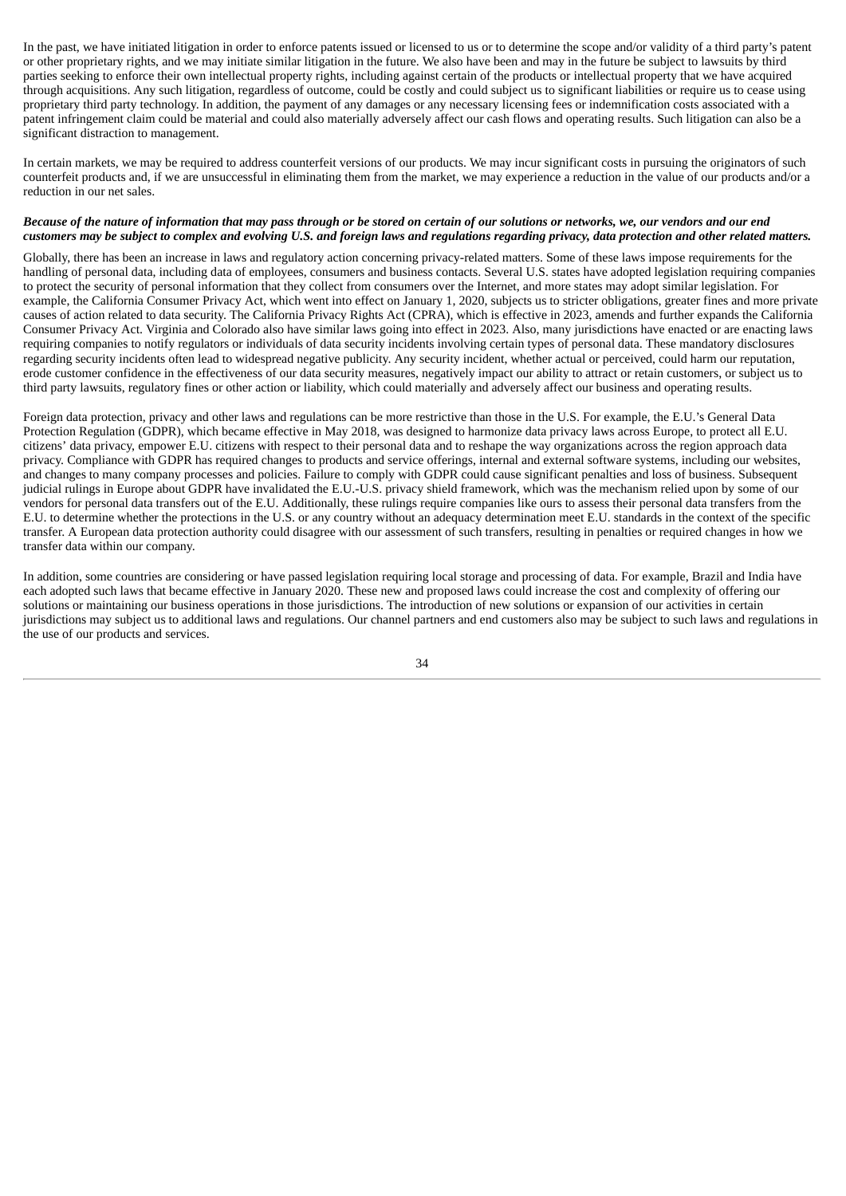In the past, we have initiated litigation in order to enforce patents issued or licensed to us or to determine the scope and/or validity of a third party's patent or other proprietary rights, and we may initiate similar litigation in the future. We also have been and may in the future be subject to lawsuits by third parties seeking to enforce their own intellectual property rights, including against certain of the products or intellectual property that we have acquired through acquisitions. Any such litigation, regardless of outcome, could be costly and could subject us to significant liabilities or require us to cease using proprietary third party technology. In addition, the payment of any damages or any necessary licensing fees or indemnification costs associated with a patent infringement claim could be material and could also materially adversely affect our cash flows and operating results. Such litigation can also be a significant distraction to management.

In certain markets, we may be required to address counterfeit versions of our products. We may incur significant costs in pursuing the originators of such counterfeit products and, if we are unsuccessful in eliminating them from the market, we may experience a reduction in the value of our products and/or a reduction in our net sales.

***Because of the nature of information that may pass through or be stored on certain of our solutions or networks, we, our vendors and our end customers may be subject to complex and evolving U.S. and foreign laws and regulations regarding privacy, data protection and other related matters.***

Globally, there has been an increase in laws and regulatory action concerning privacy-related matters. Some of these laws impose requirements for the handling of personal data, including data of employees, consumers and business contacts. Several U.S. states have adopted legislation requiring companies to protect the security of personal information that they collect from consumers over the Internet, and more states may adopt similar legislation. For example, the California Consumer Privacy Act, which went into effect on January 1, 2020, subjects us to stricter obligations, greater fines and more private causes of action related to data security. The California Privacy Rights Act (CPRA), which is effective in 2023, amends and further expands the California Consumer Privacy Act. Virginia and Colorado also have similar laws going into effect in 2023. Also, many jurisdictions have enacted or are enacting laws requiring companies to notify regulators or individuals of data security incidents involving certain types of personal data. These mandatory disclosures regarding security incidents often lead to widespread negative publicity. Any security incident, whether actual or perceived, could harm our reputation, erode customer confidence in the effectiveness of our data security measures, negatively impact our ability to attract or retain customers, or subject us to third party lawsuits, regulatory fines or other action or liability, which could materially and adversely affect our business and operating results.

Foreign data protection, privacy and other laws and regulations can be more restrictive than those in the U.S. For example, the E.U.'s General Data Protection Regulation (GDPR), which became effective in May 2018, was designed to harmonize data privacy laws across Europe, to protect all E.U. citizens' data privacy, empower E.U. citizens with respect to their personal data and to reshape the way organizations across the region approach data privacy. Compliance with GDPR has required changes to products and service offerings, internal and external software systems, including our websites, and changes to many company processes and policies. Failure to comply with GDPR could cause significant penalties and loss of business. Subsequent judicial rulings in Europe about GDPR have invalidated the E.U.-U.S. privacy shield framework, which was the mechanism relied upon by some of our vendors for personal data transfers out of the E.U. Additionally, these rulings require companies like ours to assess their personal data transfers from the E.U. to determine whether the protections in the U.S. or any country without an adequacy determination meet E.U. standards in the context of the specific transfer. A European data protection authority could disagree with our assessment of such transfers, resulting in penalties or required changes in how we transfer data within our company.

In addition, some countries are considering or have passed legislation requiring local storage and processing of data. For example, Brazil and India have each adopted such laws that became effective in January 2020. These new and proposed laws could increase the cost and complexity of offering our solutions or maintaining our business operations in those jurisdictions. The introduction of new solutions or expansion of our activities in certain jurisdictions may subject us to additional laws and regulations. Our channel partners and end customers also may be subject to such laws and regulations in the use of our products and services.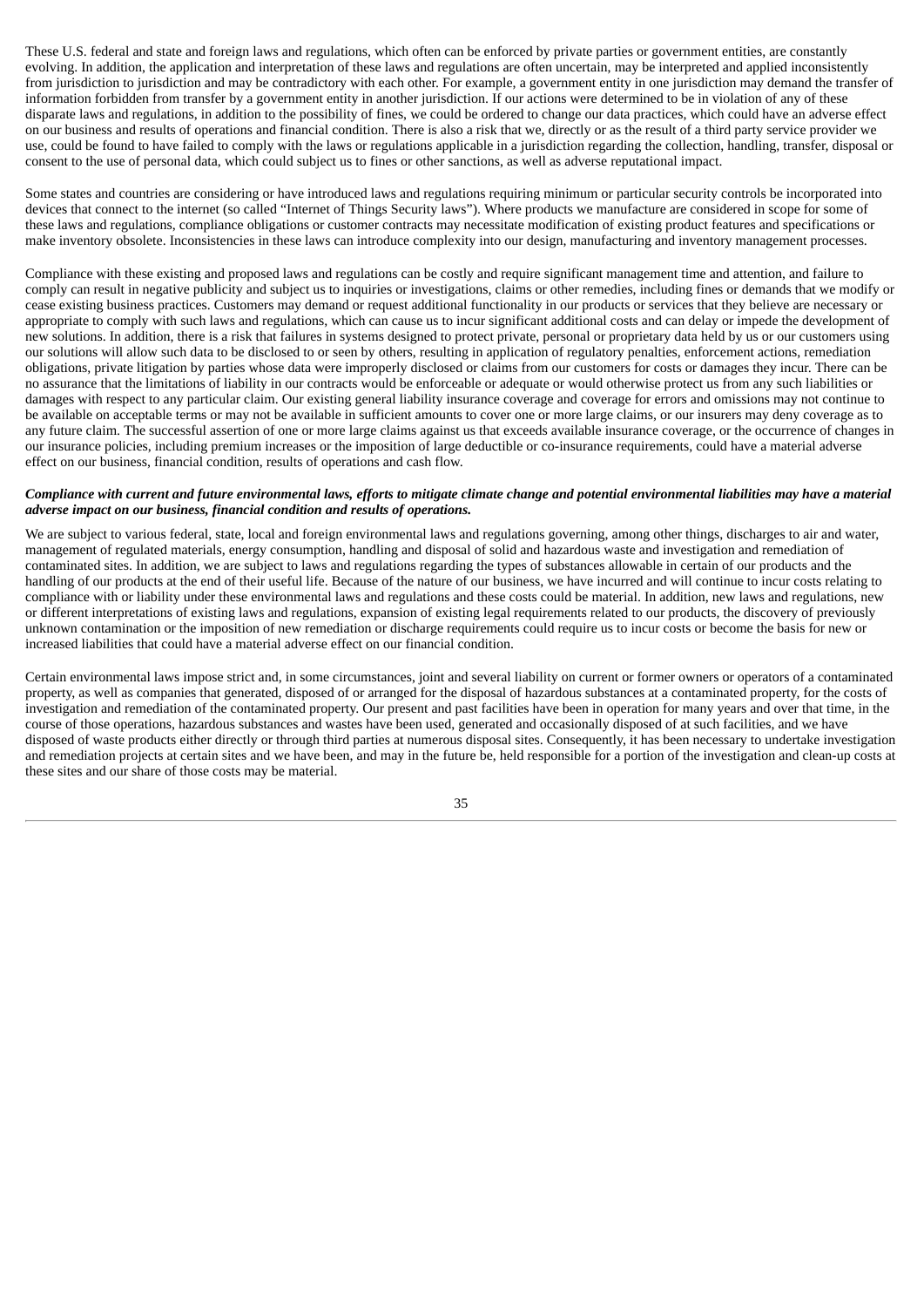These U.S. federal and state and foreign laws and regulations, which often can be enforced by private parties or government entities, are constantly evolving. In addition, the application and interpretation of these laws and regulations are often uncertain, may be interpreted and applied inconsistently from jurisdiction to jurisdiction and may be contradictory with each other. For example, a government entity in one jurisdiction may demand the transfer of information forbidden from transfer by a government entity in another jurisdiction. If our actions were determined to be in violation of any of these disparate laws and regulations, in addition to the possibility of fines, we could be ordered to change our data practices, which could have an adverse effect on our business and results of operations and financial condition. There is also a risk that we, directly or as the result of a third party service provider we use, could be found to have failed to comply with the laws or regulations applicable in a jurisdiction regarding the collection, handling, transfer, disposal or consent to the use of personal data, which could subject us to fines or other sanctions, as well as adverse reputational impact.

Some states and countries are considering or have introduced laws and regulations requiring minimum or particular security controls be incorporated into devices that connect to the internet (so called "Internet of Things Security laws"). Where products we manufacture are considered in scope for some of these laws and regulations, compliance obligations or customer contracts may necessitate modification of existing product features and specifications or make inventory obsolete. Inconsistencies in these laws can introduce complexity into our design, manufacturing and inventory management processes.

Compliance with these existing and proposed laws and regulations can be costly and require significant management time and attention, and failure to comply can result in negative publicity and subject us to inquiries or investigations, claims or other remedies, including fines or demands that we modify or cease existing business practices. Customers may demand or request additional functionality in our products or services that they believe are necessary or appropriate to comply with such laws and regulations, which can cause us to incur significant additional costs and can delay or impede the development of new solutions. In addition, there is a risk that failures in systems designed to protect private, personal or proprietary data held by us or our customers using our solutions will allow such data to be disclosed to or seen by others, resulting in application of regulatory penalties, enforcement actions, remediation obligations, private litigation by parties whose data were improperly disclosed or claims from our customers for costs or damages they incur. There can be no assurance that the limitations of liability in our contracts would be enforceable or adequate or would otherwise protect us from any such liabilities or damages with respect to any particular claim. Our existing general liability insurance coverage and coverage for errors and omissions may not continue to be available on acceptable terms or may not be available in sufficient amounts to cover one or more large claims, or our insurers may deny coverage as to any future claim. The successful assertion of one or more large claims against us that exceeds available insurance coverage, or the occurrence of changes in our insurance policies, including premium increases or the imposition of large deductible or co-insurance requirements, could have a material adverse effect on our business, financial condition, results of operations and cash flow.

***Compliance with current and future environmental laws, efforts to mitigate climate change and potential environmental liabilities may have a material adverse impact on our business, financial condition and results of operations.***

We are subject to various federal, state, local and foreign environmental laws and regulations governing, among other things, discharges to air and water, management of regulated materials, energy consumption, handling and disposal of solid and hazardous waste and investigation and remediation of contaminated sites. In addition, we are subject to laws and regulations regarding the types of substances allowable in certain of our products and the handling of our products at the end of their useful life. Because of the nature of our business, we have incurred and will continue to incur costs relating to compliance with or liability under these environmental laws and regulations and these costs could be material. In addition, new laws and regulations, new or different interpretations of existing laws and regulations, expansion of existing legal requirements related to our products, the discovery of previously unknown contamination or the imposition of new remediation or discharge requirements could require us to incur costs or become the basis for new or increased liabilities that could have a material adverse effect on our financial condition.

Certain environmental laws impose strict and, in some circumstances, joint and several liability on current or former owners or operators of a contaminated property, as well as companies that generated, disposed of or arranged for the disposal of hazardous substances at a contaminated property, for the costs of investigation and remediation of the contaminated property. Our present and past facilities have been in operation for many years and over that time, in the course of those operations, hazardous substances and wastes have been used, generated and occasionally disposed of at such facilities, and we have disposed of waste products either directly or through third parties at numerous disposal sites. Consequently, it has been necessary to undertake investigation and remediation projects at certain sites and we have been, and may in the future be, held responsible for a portion of the investigation and clean-up costs at these sites and our share of those costs may be material.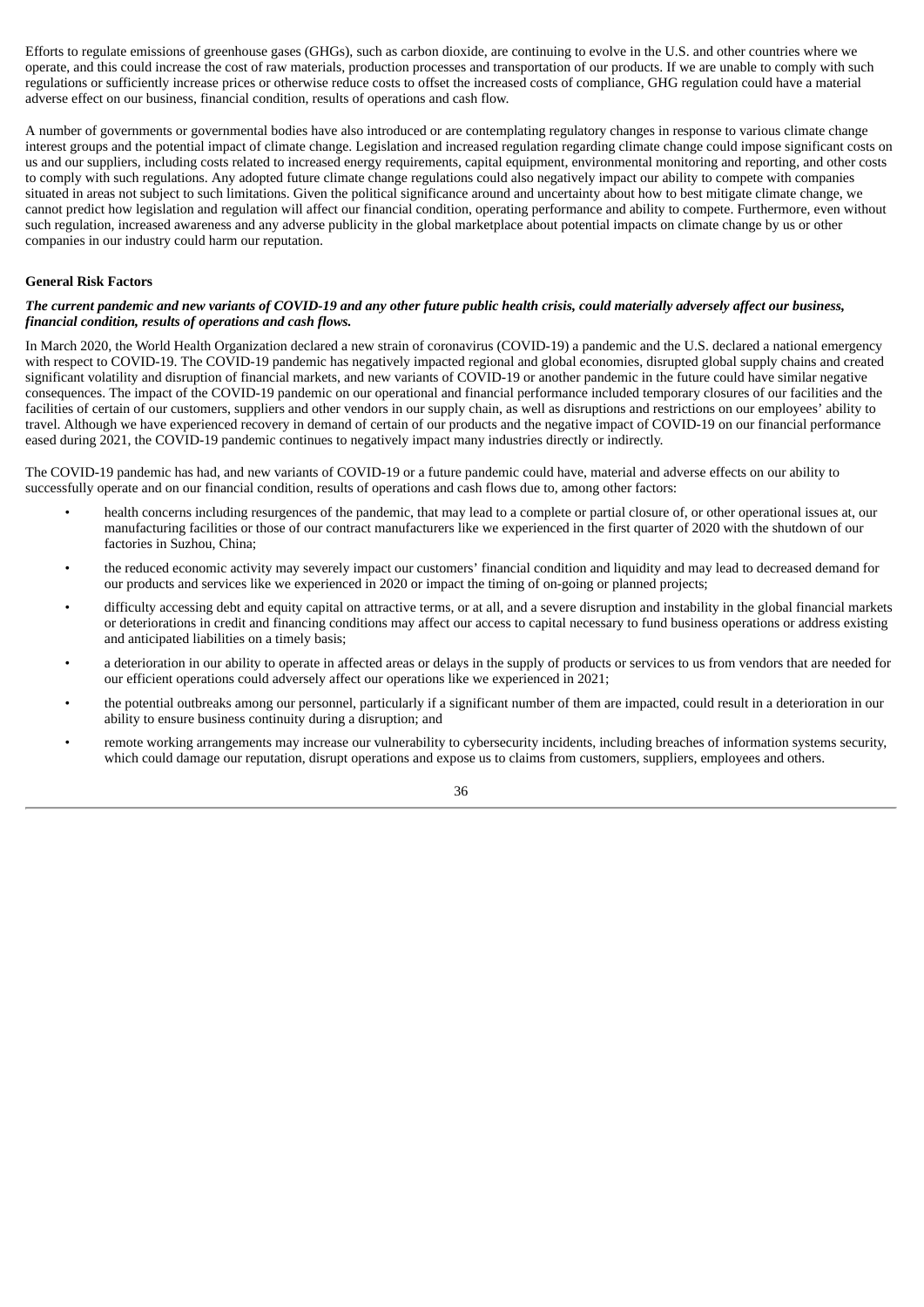Efforts to regulate emissions of greenhouse gases (GHGs), such as carbon dioxide, are continuing to evolve in the U.S. and other countries where we operate, and this could increase the cost of raw materials, production processes and transportation of our products. If we are unable to comply with such regulations or sufficiently increase prices or otherwise reduce costs to offset the increased costs of compliance, GHG regulation could have a material adverse effect on our business, financial condition, results of operations and cash flow.

A number of governments or governmental bodies have also introduced or are contemplating regulatory changes in response to various climate change interest groups and the potential impact of climate change. Legislation and increased regulation regarding climate change could impose significant costs on us and our suppliers, including costs related to increased energy requirements, capital equipment, environmental monitoring and reporting, and other costs to comply with such regulations. Any adopted future climate change regulations could also negatively impact our ability to compete with companies situated in areas not subject to such limitations. Given the political significance around and uncertainty about how to best mitigate climate change, we cannot predict how legislation and regulation will affect our financial condition, operating performance and ability to compete. Furthermore, even without such regulation, increased awareness and any adverse publicity in the global marketplace about potential impacts on climate change by us or other companies in our industry could harm our reputation.

**General Risk Factors**

***The current pandemic and new variants of COVID-19 and any other future public health crisis, could materially adversely affect our business, financial condition, results of operations and cash flows.***

In March 2020, the World Health Organization declared a new strain of coronavirus (COVID-19) a pandemic and the U.S. declared a national emergency with respect to COVID-19. The COVID-19 pandemic has negatively impacted regional and global economies, disrupted global supply chains and created significant volatility and disruption of financial markets, and new variants of COVID-19 or another pandemic in the future could have similar negative consequences. The impact of the COVID-19 pandemic on our operational and financial performance included temporary closures of our facilities and the facilities of certain of our customers, suppliers and other vendors in our supply chain, as well as disruptions and restrictions on our employees' ability to travel. Although we have experienced recovery in demand of certain of our products and the negative impact of COVID-19 on our financial performance eased during 2021, the COVID-19 pandemic continues to negatively impact many industries directly or indirectly.

The COVID-19 pandemic has had, and new variants of COVID-19 or a future pandemic could have, material and adverse effects on our ability to successfully operate and on our financial condition, results of operations and cash flows due to, among other factors:

- health concerns including resurgences of the pandemic, that may lead to a complete or partial closure of, or other operational issues at, our manufacturing facilities or those of our contract manufacturers like we experienced in the first quarter of 2020 with the shutdown of our factories in Suzhou, China;
- the reduced economic activity may severely impact our customers' financial condition and liquidity and may lead to decreased demand for our products and services like we experienced in 2020 or impact the timing of on-going or planned projects;
- difficulty accessing debt and equity capital on attractive terms, or at all, and a severe disruption and instability in the global financial markets or deteriorations in credit and financing conditions may affect our access to capital necessary to fund business operations or address existing and anticipated liabilities on a timely basis;
- a deterioration in our ability to operate in affected areas or delays in the supply of products or services to us from vendors that are needed for our efficient operations could adversely affect our operations like we experienced in 2021;
- the potential outbreaks among our personnel, particularly if a significant number of them are impacted, could result in a deterioration in our ability to ensure business continuity during a disruption; and
- remote working arrangements may increase our vulnerability to cybersecurity incidents, including breaches of information systems security, which could damage our reputation, disrupt operations and expose us to claims from customers, suppliers, employees and others.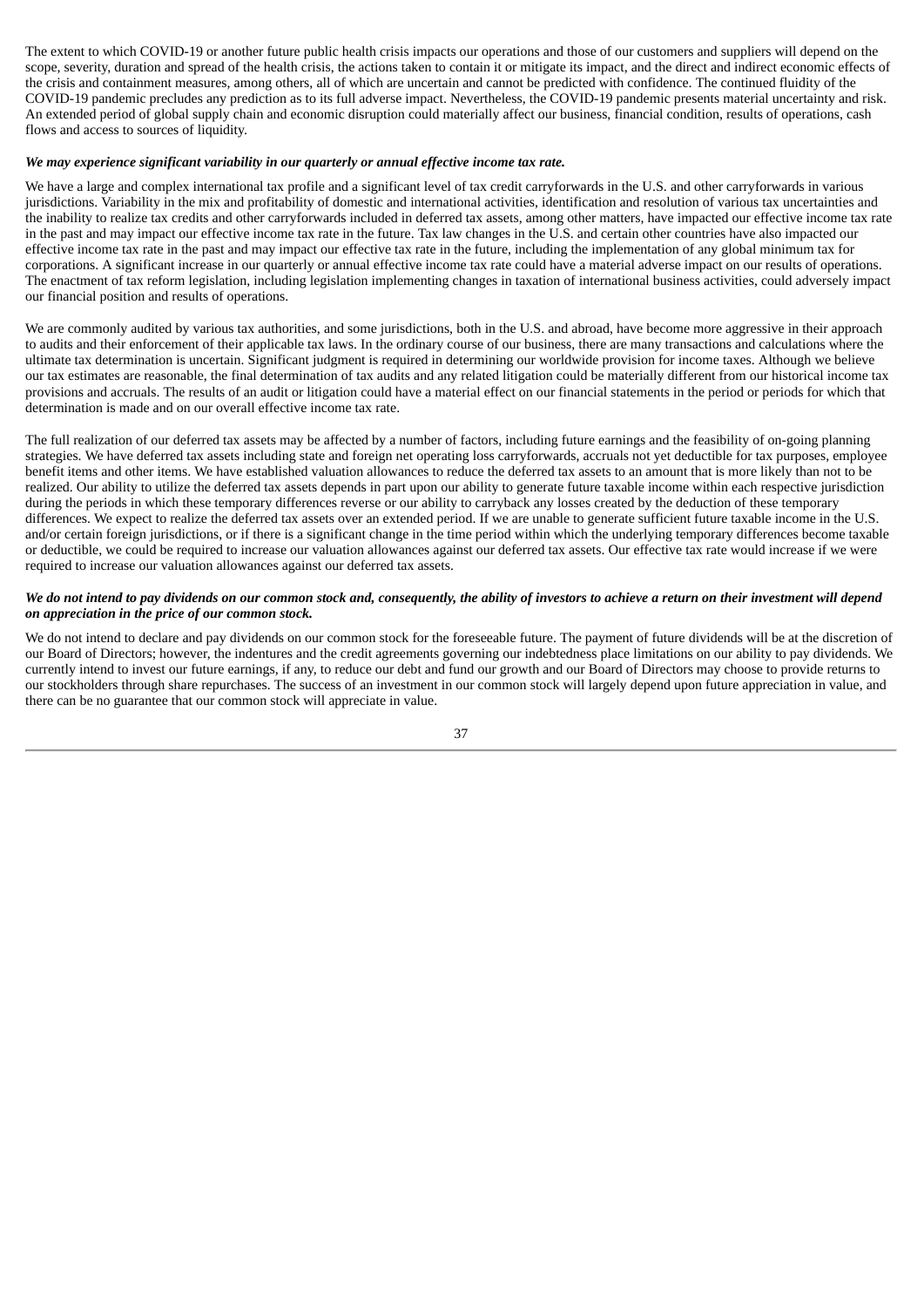The extent to which COVID-19 or another future public health crisis impacts our operations and those of our customers and suppliers will depend on the scope, severity, duration and spread of the health crisis, the actions taken to contain it or mitigate its impact, and the direct and indirect economic effects of the crisis and containment measures, among others, all of which are uncertain and cannot be predicted with confidence. The continued fluidity of the COVID-19 pandemic precludes any prediction as to its full adverse impact. Nevertheless, the COVID-19 pandemic presents material uncertainty and risk. An extended period of global supply chain and economic disruption could materially affect our business, financial condition, results of operations, cash flows and access to sources of liquidity.

***We may experience significant variability in our quarterly or annual effective income tax rate.***

We have a large and complex international tax profile and a significant level of tax credit carryforwards in the U.S. and other carryforwards in various jurisdictions. Variability in the mix and profitability of domestic and international activities, identification and resolution of various tax uncertainties and the inability to realize tax credits and other carryforwards included in deferred tax assets, among other matters, have impacted our effective income tax rate in the past and may impact our effective income tax rate in the future. Tax law changes in the U.S. and certain other countries have also impacted our effective income tax rate in the past and may impact our effective tax rate in the future, including the implementation of any global minimum tax for corporations. A significant increase in our quarterly or annual effective income tax rate could have a material adverse impact on our results of operations. The enactment of tax reform legislation, including legislation implementing changes in taxation of international business activities, could adversely impact our financial position and results of operations.

We are commonly audited by various tax authorities, and some jurisdictions, both in the U.S. and abroad, have become more aggressive in their approach to audits and their enforcement of their applicable tax laws. In the ordinary course of our business, there are many transactions and calculations where the ultimate tax determination is uncertain. Significant judgment is required in determining our worldwide provision for income taxes. Although we believe our tax estimates are reasonable, the final determination of tax audits and any related litigation could be materially different from our historical income tax provisions and accruals. The results of an audit or litigation could have a material effect on our financial statements in the period or periods for which that determination is made and on our overall effective income tax rate.

The full realization of our deferred tax assets may be affected by a number of factors, including future earnings and the feasibility of on-going planning strategies. We have deferred tax assets including state and foreign net operating loss carryforwards, accruals not yet deductible for tax purposes, employee benefit items and other items. We have established valuation allowances to reduce the deferred tax assets to an amount that is more likely than not to be realized. Our ability to utilize the deferred tax assets depends in part upon our ability to generate future taxable income within each respective jurisdiction during the periods in which these temporary differences reverse or our ability to carryback any losses created by the deduction of these temporary differences. We expect to realize the deferred tax assets over an extended period. If we are unable to generate sufficient future taxable income in the U.S. and/or certain foreign jurisdictions, or if there is a significant change in the time period within which the underlying temporary differences become taxable or deductible, we could be required to increase our valuation allowances against our deferred tax assets. Our effective tax rate would increase if we were required to increase our valuation allowances against our deferred tax assets.

***We do not intend to pay dividends on our common stock and, consequently, the ability of investors to achieve a return on their investment will depend on appreciation in the price of our common stock.***

We do not intend to declare and pay dividends on our common stock for the foreseeable future. The payment of future dividends will be at the discretion of our Board of Directors; however, the indentures and the credit agreements governing our indebtedness place limitations on our ability to pay dividends. We currently intend to invest our future earnings, if any, to reduce our debt and fund our growth and our Board of Directors may choose to provide returns to our stockholders through share repurchases. The success of an investment in our common stock will largely depend upon future appreciation in value, and there can be no guarantee that our common stock will appreciate in value.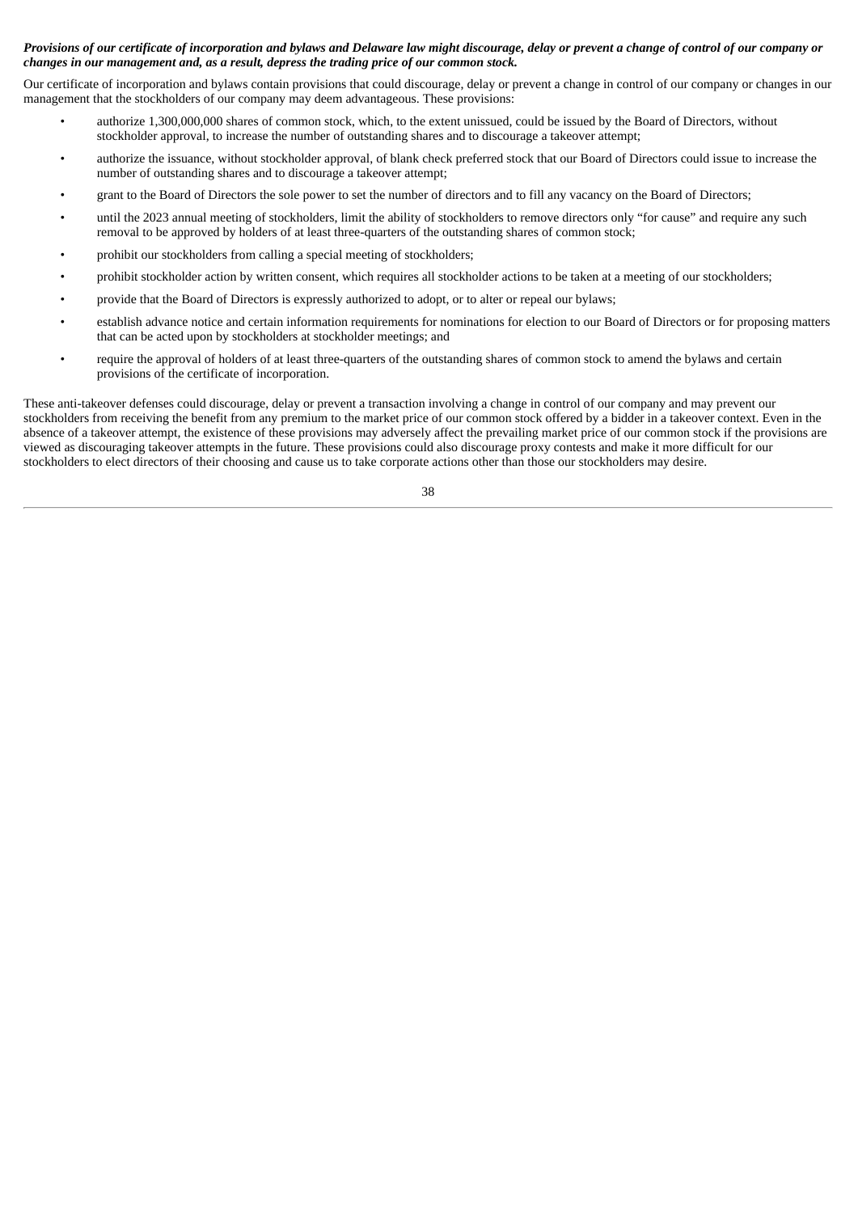***Provisions of our certificate of incorporation and bylaws and Delaware law might discourage, delay or prevent a change of control of our company or changes in our management and, as a result, depress the trading price of our common stock.***

Our certificate of incorporation and bylaws contain provisions that could discourage, delay or prevent a change in control of our company or changes in our management that the stockholders of our company may deem advantageous. These provisions:

- authorize 1,300,000,000 shares of common stock, which, to the extent unissued, could be issued by the Board of Directors, without stockholder approval, to increase the number of outstanding shares and to discourage a takeover attempt;
- authorize the issuance, without stockholder approval, of blank check preferred stock that our Board of Directors could issue to increase the number of outstanding shares and to discourage a takeover attempt;
- grant to the Board of Directors the sole power to set the number of directors and to fill any vacancy on the Board of Directors;
- until the 2023 annual meeting of stockholders, limit the ability of stockholders to remove directors only "for cause" and require any such removal to be approved by holders of at least three-quarters of the outstanding shares of common stock;
- prohibit our stockholders from calling a special meeting of stockholders;
- prohibit stockholder action by written consent, which requires all stockholder actions to be taken at a meeting of our stockholders;
- provide that the Board of Directors is expressly authorized to adopt, or to alter or repeal our bylaws;
- establish advance notice and certain information requirements for nominations for election to our Board of Directors or for proposing matters that can be acted upon by stockholders at stockholder meetings; and
- require the approval of holders of at least three-quarters of the outstanding shares of common stock to amend the bylaws and certain provisions of the certificate of incorporation.

These anti-takeover defenses could discourage, delay or prevent a transaction involving a change in control of our company and may prevent our stockholders from receiving the benefit from any premium to the market price of our common stock offered by a bidder in a takeover context. Even in the absence of a takeover attempt, the existence of these provisions may adversely affect the prevailing market price of our common stock if the provisions are viewed as discouraging takeover attempts in the future. These provisions could also discourage proxy contests and make it more difficult for our stockholders to elect directors of their choosing and cause us to take corporate actions other than those our stockholders may desire.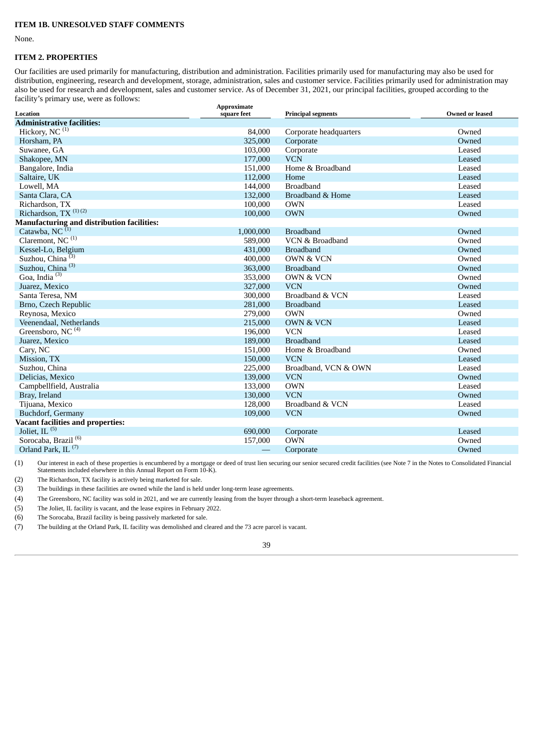## ITEM 1B. UNRESOLVED STAFF COMMENTS

None.

## ITEM 2. PROPERTIES

Our facilities are used primarily for manufacturing, distribution and administration. Facilities primarily used for manufacturing may also be used for distribution, engineering, research and development, storage, administration, sales and customer service. Facilities primarily used for administration may also be used for research and development, sales and customer service. As of December 31, 2021, our principal facilities, grouped according to the facility's primary use, were as follows:

| Location | Approximate square feet | Principal segments | Owned or leased |
|---|---|---|---|
| **Administrative facilities:** | | | |
| Hickory, NC [1] | 84,000 | Corporate headquarters | Owned |
| Horsham, PA | 325,000 | Corporate | Owned |
| Suwanee, GA | 103,000 | Corporate | Leased |
| Shakopee, MN | 177,000 | VCN | Leased |
| Bangalore, India | 151,000 | Home & Broadband | Leased |
| Saltaire, UK | 112,000 | Home | Leased |
| Lowell, MA | 144,000 | Broadband | Leased |
| Santa Clara, CA | 132,000 | Broadband & Home | Leased |
| Richardson, TX | 100,000 | OWN | Leased |
| Richardson, TX [1] [2] | 100,000 | OWN | Owned |
| **Manufacturing and distribution facilities:** | | | |
| Catawba, NC [1] | 1,000,000 | Broadband | Owned |
| Claremont, NC [1] | 589,000 | VCN & Broadband | Owned |
| Kessel-Lo, Belgium | 431,000 | Broadband | Owned |
| Suzhou, China [3] | 400,000 | OWN & VCN | Owned |
| Suzhou, China [3] | 363,000 | Broadband | Owned |
| Goa, India [3] | 353,000 | OWN & VCN | Owned |
| Juarez, Mexico | 327,000 | VCN | Owned |
| Santa Teresa, NM | 300,000 | Broadband & VCN | Leased |
| Brno, Czech Republic | 281,000 | Broadband | Leased |
| Reynosa, Mexico | 279,000 | OWN | Owned |
| Veenendaal, Netherlands | 215,000 | OWN & VCN | Leased |
| Greensboro, NC [4] | 196,000 | VCN | Leased |
| Juarez, Mexico | 189,000 | Broadband | Leased |
| Cary, NC | 151,000 | Home & Broadband | Owned |
| Mission, TX | 150,000 | VCN | Leased |
| Suzhou, China | 225,000 | Broadband, VCN & OWN | Leased |
| Delicias, Mexico | 139,000 | VCN | Owned |
| Campbellfield, Australia | 133,000 | OWN | Leased |
| Bray, Ireland | 130,000 | VCN | Owned |
| Tijuana, Mexico | 128,000 | Broadband & VCN | Leased |
| Buchdorf, Germany | 109,000 | VCN | Owned |
| **Vacant facilities and properties:** | | | |
| Joliet, IL [5] | 690,000 | Corporate | Leased |
| Sorocaba, Brazil [6] | 157,000 | OWN | Owned |
| Orland Park, IL [7] | — | Corporate | Owned |

(1) Our interest in each of these properties is encumbered by a mortgage or deed of trust lien securing our senior secured credit facilities (see Note 7 in the Notes to Consolidated Financial Statements included elsewhere in this Annual Report on Form 10-K).

(2) The Richardson, TX facility is actively being marketed for sale.

(3) The buildings in these facilities are owned while the land is held under long-term lease agreements.

(4) The Greensboro, NC facility was sold in 2021, and we are currently leasing from the buyer through a short-term leaseback agreement.

(5) The Joliet, IL facility is vacant, and the lease expires in February 2022.

(6) The Sorocaba, Brazil facility is being passively marketed for sale.

(7) The building at the Orland Park, IL facility was demolished and cleared and the 73 acre parcel is vacant.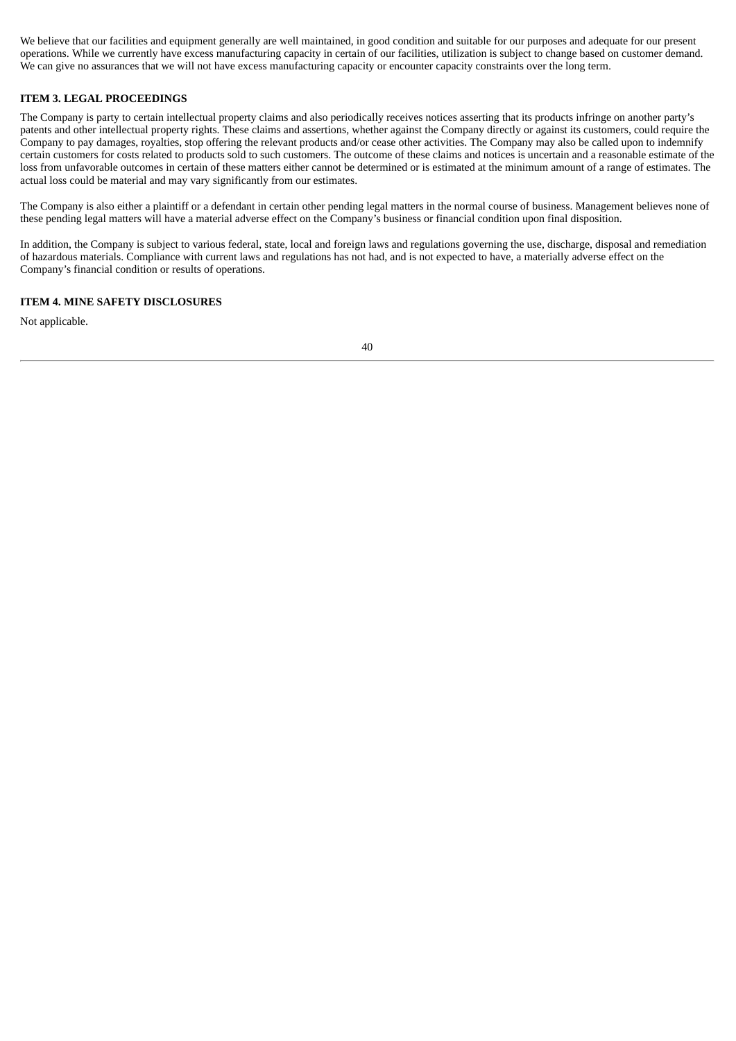We believe that our facilities and equipment generally are well maintained, in good condition and suitable for our purposes and adequate for our present operations. While we currently have excess manufacturing capacity in certain of our facilities, utilization is subject to change based on customer demand. We can give no assurances that we will not have excess manufacturing capacity or encounter capacity constraints over the long term.

## ITEM 3. LEGAL PROCEEDINGS

The Company is party to certain intellectual property claims and also periodically receives notices asserting that its products infringe on another party's patents and other intellectual property rights. These claims and assertions, whether against the Company directly or against its customers, could require the Company to pay damages, royalties, stop offering the relevant products and/or cease other activities. The Company may also be called upon to indemnify certain customers for costs related to products sold to such customers. The outcome of these claims and notices is uncertain and a reasonable estimate of the loss from unfavorable outcomes in certain of these matters either cannot be determined or is estimated at the minimum amount of a range of estimates. The actual loss could be material and may vary significantly from our estimates.

The Company is also either a plaintiff or a defendant in certain other pending legal matters in the normal course of business. Management believes none of these pending legal matters will have a material adverse effect on the Company's business or financial condition upon final disposition.

In addition, the Company is subject to various federal, state, local and foreign laws and regulations governing the use, discharge, disposal and remediation of hazardous materials. Compliance with current laws and regulations has not had, and is not expected to have, a materially adverse effect on the Company's financial condition or results of operations.

## ITEM 4. MINE SAFETY DISCLOSURES

Not applicable.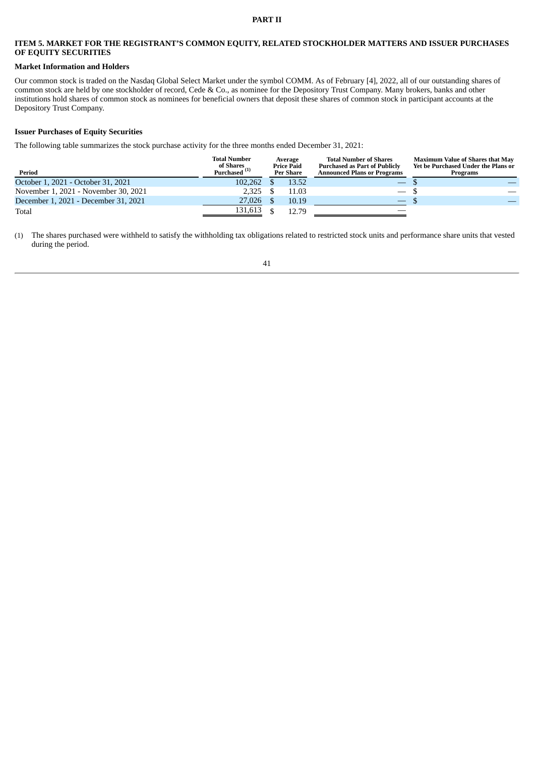# PART II

## ITEM 5. MARKET FOR THE REGISTRANT'S COMMON EQUITY, RELATED STOCKHOLDER MATTERS AND ISSUER PURCHASES OF EQUITY SECURITIES

### Market Information and Holders

Our common stock is traded on the Nasdaq Global Select Market under the symbol COMM. As of February [4], 2022, all of our outstanding shares of common stock are held by one stockholder of record, Cede & Co., as nominee for the Depository Trust Company. Many brokers, banks and other institutions hold shares of common stock as nominees for beneficial owners that deposit these shares of common stock in participant accounts at the Depository Trust Company.

### Issuer Purchases of Equity Securities

The following table summarizes the stock purchase activity for the three months ended December 31, 2021:

| Period | Total Number of Shares Purchased [1] | Average Price Paid Per Share | Total Number of Shares Purchased as Part of Publicly Announced Plans or Programs | Maximum Value of Shares that May Yet be Purchased Under the Plans or Programs |
|---|---|---|---|---|
| October 1, 2021 - October 31, 2021 | 102,262 | $ 13.52 | — | $ — |
| November 1, 2021 - November 30, 2021 | 2,325 | $ 11.03 | — | $ — |
| December 1, 2021 - December 31, 2021 | 27,026 | $ 10.19 | — | $ — |
| Total | 131,613 | $ 12.79 | — | |

(1) The shares purchased were withheld to satisfy the withholding tax obligations related to restricted stock units and performance share units that vested during the period.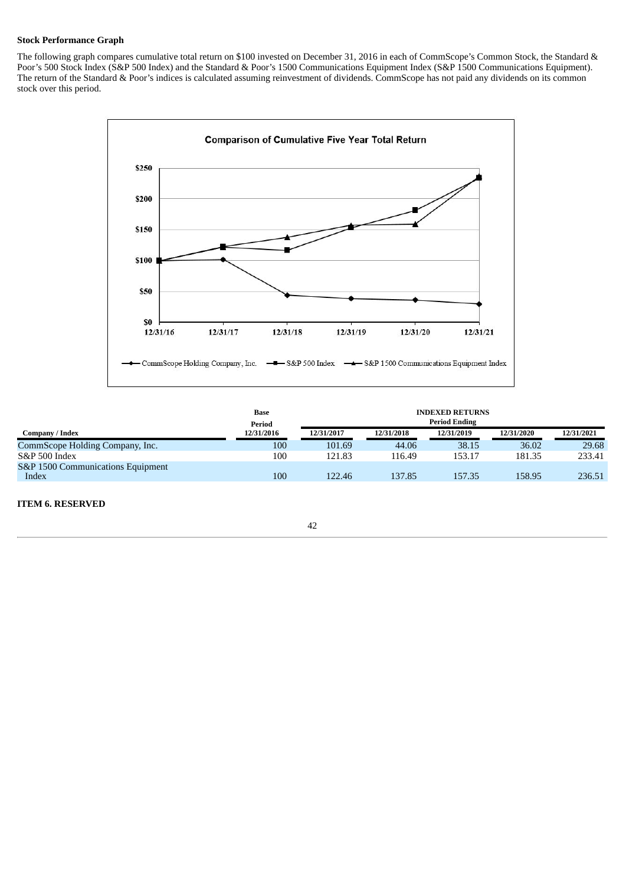**Stock Performance Graph**

The following graph compares cumulative total return on $100 invested on December 31, 2016 in each of CommScope's Common Stock, the Standard & Poor's 500 Stock Index (S&P 500 Index) and the Standard & Poor's 1500 Communications Equipment Index (S&P 1500 Communications Equipment). The return of the Standard & Poor's indices is calculated assuming reinvestment of dividends. CommScope has not paid any dividends on its common stock over this period.

| Company / Index | Base Period 12/31/2016 | INDEXED RETURNS Period Ending 12/31/2017 | 12/31/2018 | 12/31/2019 | 12/31/2020 | 12/31/2021 |
|---|---|---|---|---|---|---|
| CommScope Holding Company, Inc. | 100 | 101.69 | 44.06 | 38.15 | 36.02 | 29.68 |
| S&P 500 Index | 100 | 121.83 | 116.49 | 153.17 | 181.35 | 233.41 |
| S&P 1500 Communications Equipment Index | 100 | 122.46 | 137.85 | 157.35 | 158.95 | 236.51 |

**ITEM 6. RESERVED**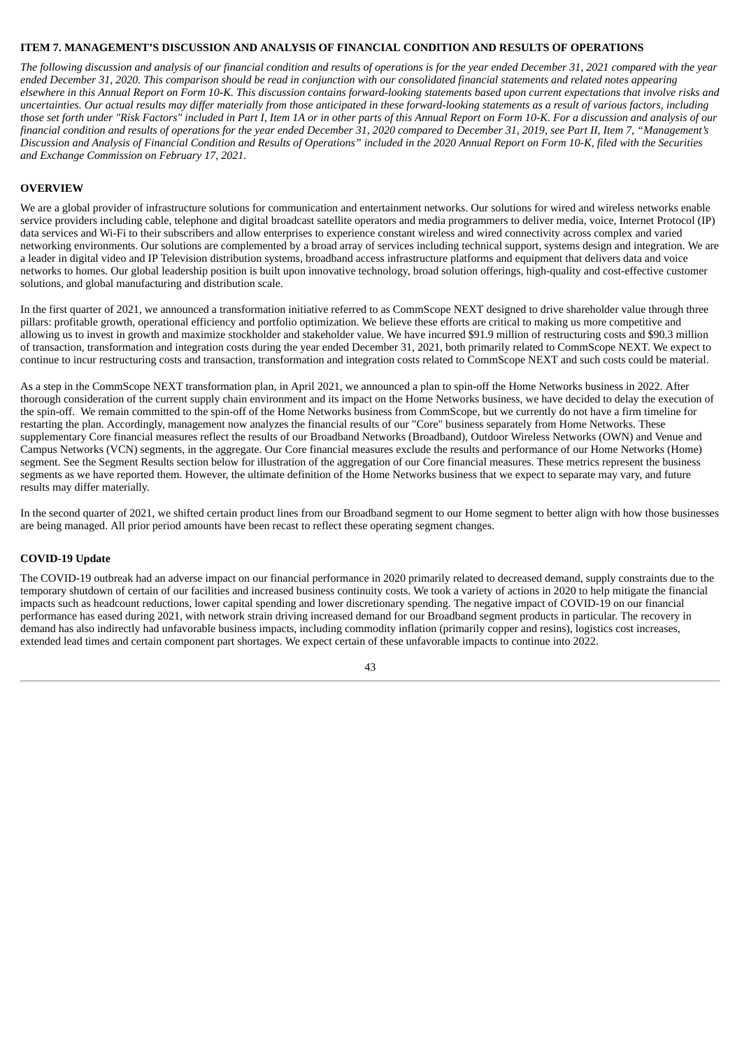# ITEM 7. MANAGEMENT'S DISCUSSION AND ANALYSIS OF FINANCIAL CONDITION AND RESULTS OF OPERATIONS

*The following discussion and analysis of our financial condition and results of operations is for the year ended December 31, 2021 compared with the year ended December 31, 2020. This comparison should be read in conjunction with our consolidated financial statements and related notes appearing elsewhere in this Annual Report on Form 10-K. This discussion contains forward-looking statements based upon current expectations that involve risks and uncertainties. Our actual results may differ materially from those anticipated in these forward-looking statements as a result of various factors, including those set forth under "Risk Factors" included in Part I, Item 1A or in other parts of this Annual Report on Form 10-K. For a discussion and analysis of our financial condition and results of operations for the year ended December 31, 2020 compared to December 31, 2019, see Part II, Item 7, "Management's Discussion and Analysis of Financial Condition and Results of Operations" included in the 2020 Annual Report on Form 10-K, filed with the Securities and Exchange Commission on February 17, 2021.*

## OVERVIEW

We are a global provider of infrastructure solutions for communication and entertainment networks. Our solutions for wired and wireless networks enable service providers including cable, telephone and digital broadcast satellite operators and media programmers to deliver media, voice, Internet Protocol (IP) data services and Wi-Fi to their subscribers and allow enterprises to experience constant wireless and wired connectivity across complex and varied networking environments. Our solutions are complemented by a broad array of services including technical support, systems design and integration. We are a leader in digital video and IP Television distribution systems, broadband access infrastructure platforms and equipment that delivers data and voice networks to homes. Our global leadership position is built upon innovative technology, broad solution offerings, high-quality and cost-effective customer solutions, and global manufacturing and distribution scale.

In the first quarter of 2021, we announced a transformation initiative referred to as CommScope NEXT designed to drive shareholder value through three pillars: profitable growth, operational efficiency and portfolio optimization. We believe these efforts are critical to making us more competitive and allowing us to invest in growth and maximize stockholder and stakeholder value. We have incurred $91.9 million of restructuring costs and $90.3 million of transaction, transformation and integration costs during the year ended December 31, 2021, both primarily related to CommScope NEXT. We expect to continue to incur restructuring costs and transaction, transformation and integration costs related to CommScope NEXT and such costs could be material.

As a step in the CommScope NEXT transformation plan, in April 2021, we announced a plan to spin-off the Home Networks business in 2022. After thorough consideration of the current supply chain environment and its impact on the Home Networks business, we have decided to delay the execution of the spin-off. We remain committed to the spin-off of the Home Networks business from CommScope, but we currently do not have a firm timeline for restarting the plan. Accordingly, management now analyzes the financial results of our "Core" business separately from Home Networks. These supplementary Core financial measures reflect the results of our Broadband Networks (Broadband), Outdoor Wireless Networks (OWN) and Venue and Campus Networks (VCN) segments, in the aggregate. Our Core financial measures exclude the results and performance of our Home Networks (Home) segment. See the Segment Results section below for illustration of the aggregation of our Core financial measures. These metrics represent the business segments as we have reported them. However, the ultimate definition of the Home Networks business that we expect to separate may vary, and future results may differ materially.

In the second quarter of 2021, we shifted certain product lines from our Broadband segment to our Home segment to better align with how those businesses are being managed. All prior period amounts have been recast to reflect these operating segment changes.

### COVID-19 Update

The COVID-19 outbreak had an adverse impact on our financial performance in 2020 primarily related to decreased demand, supply constraints due to the temporary shutdown of certain of our facilities and increased business continuity costs. We took a variety of actions in 2020 to help mitigate the financial impacts such as headcount reductions, lower capital spending and lower discretionary spending. The negative impact of COVID-19 on our financial performance has eased during 2021, with network strain driving increased demand for our Broadband segment products in particular. The recovery in demand has also indirectly had unfavorable business impacts, including commodity inflation (primarily copper and resins), logistics cost increases, extended lead times and certain component part shortages. We expect certain of these unfavorable impacts to continue into 2022.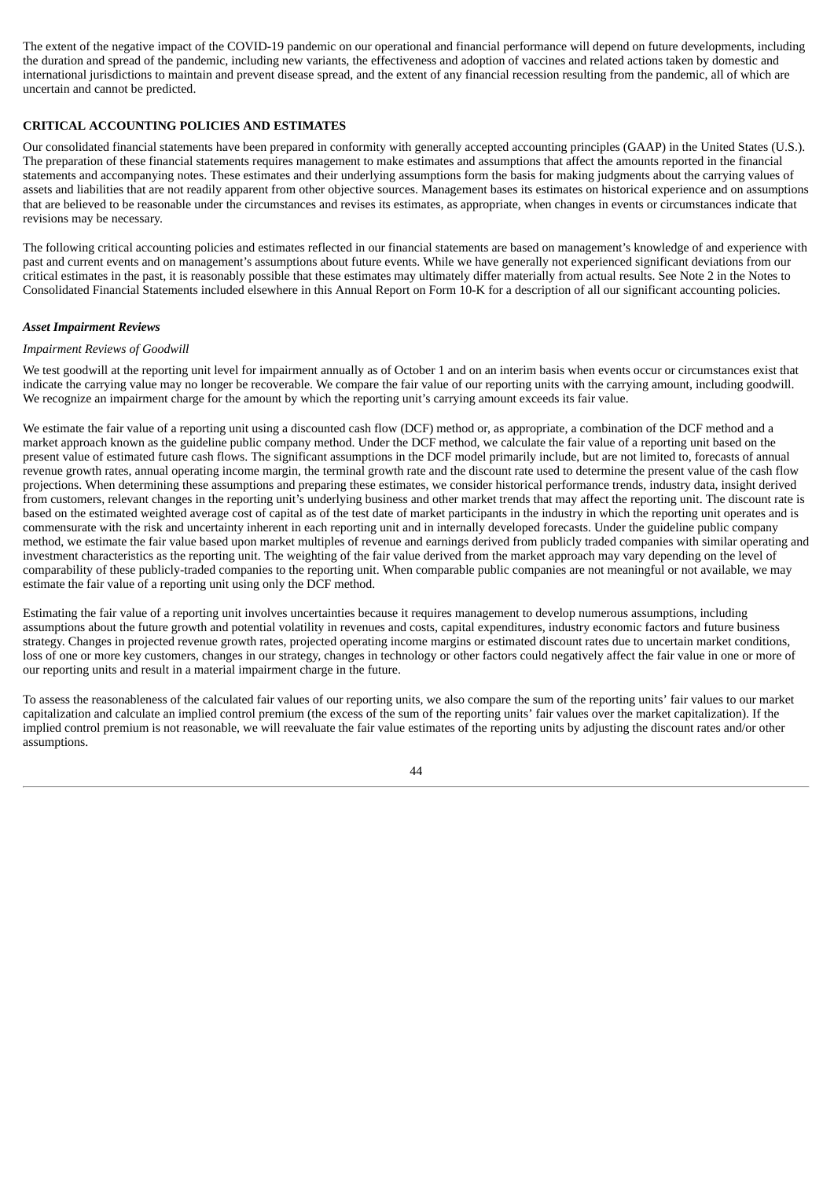The extent of the negative impact of the COVID-19 pandemic on our operational and financial performance will depend on future developments, including the duration and spread of the pandemic, including new variants, the effectiveness and adoption of vaccines and related actions taken by domestic and international jurisdictions to maintain and prevent disease spread, and the extent of any financial recession resulting from the pandemic, all of which are uncertain and cannot be predicted.

## CRITICAL ACCOUNTING POLICIES AND ESTIMATES

Our consolidated financial statements have been prepared in conformity with generally accepted accounting principles (GAAP) in the United States (U.S.). The preparation of these financial statements requires management to make estimates and assumptions that affect the amounts reported in the financial statements and accompanying notes. These estimates and their underlying assumptions form the basis for making judgments about the carrying values of assets and liabilities that are not readily apparent from other objective sources. Management bases its estimates on historical experience and on assumptions that are believed to be reasonable under the circumstances and revises its estimates, as appropriate, when changes in events or circumstances indicate that revisions may be necessary.

The following critical accounting policies and estimates reflected in our financial statements are based on management's knowledge of and experience with past and current events and on management's assumptions about future events. While we have generally not experienced significant deviations from our critical estimates in the past, it is reasonably possible that these estimates may ultimately differ materially from actual results. See Note 2 in the Notes to Consolidated Financial Statements included elsewhere in this Annual Report on Form 10-K for a description of all our significant accounting policies.

### *Asset Impairment Reviews*

*Impairment Reviews of Goodwill*

We test goodwill at the reporting unit level for impairment annually as of October 1 and on an interim basis when events occur or circumstances exist that indicate the carrying value may no longer be recoverable. We compare the fair value of our reporting units with the carrying amount, including goodwill. We recognize an impairment charge for the amount by which the reporting unit's carrying amount exceeds its fair value.

We estimate the fair value of a reporting unit using a discounted cash flow (DCF) method or, as appropriate, a combination of the DCF method and a market approach known as the guideline public company method. Under the DCF method, we calculate the fair value of a reporting unit based on the present value of estimated future cash flows. The significant assumptions in the DCF model primarily include, but are not limited to, forecasts of annual revenue growth rates, annual operating income margin, the terminal growth rate and the discount rate used to determine the present value of the cash flow projections. When determining these assumptions and preparing these estimates, we consider historical performance trends, industry data, insight derived from customers, relevant changes in the reporting unit's underlying business and other market trends that may affect the reporting unit. The discount rate is based on the estimated weighted average cost of capital as of the test date of market participants in the industry in which the reporting unit operates and is commensurate with the risk and uncertainty inherent in each reporting unit and in internally developed forecasts. Under the guideline public company method, we estimate the fair value based upon market multiples of revenue and earnings derived from publicly traded companies with similar operating and investment characteristics as the reporting unit. The weighting of the fair value derived from the market approach may vary depending on the level of comparability of these publicly-traded companies to the reporting unit. When comparable public companies are not meaningful or not available, we may estimate the fair value of a reporting unit using only the DCF method.

Estimating the fair value of a reporting unit involves uncertainties because it requires management to develop numerous assumptions, including assumptions about the future growth and potential volatility in revenues and costs, capital expenditures, industry economic factors and future business strategy. Changes in projected revenue growth rates, projected operating income margins or estimated discount rates due to uncertain market conditions, loss of one or more key customers, changes in our strategy, changes in technology or other factors could negatively affect the fair value in one or more of our reporting units and result in a material impairment charge in the future.

To assess the reasonableness of the calculated fair values of our reporting units, we also compare the sum of the reporting units' fair values to our market capitalization and calculate an implied control premium (the excess of the sum of the reporting units' fair values over the market capitalization). If the implied control premium is not reasonable, we will reevaluate the fair value estimates of the reporting units by adjusting the discount rates and/or other assumptions.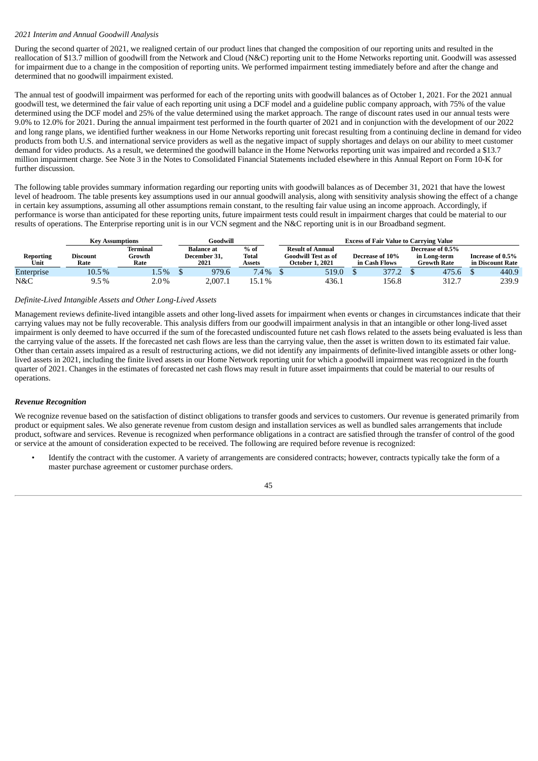*2021 Interim and Annual Goodwill Analysis*

During the second quarter of 2021, we realigned certain of our product lines that changed the composition of our reporting units and resulted in the reallocation of $13.7 million of goodwill from the Network and Cloud (N&C) reporting unit to the Home Networks reporting unit. Goodwill was assessed for impairment due to a change in the composition of reporting units. We performed impairment testing immediately before and after the change and determined that no goodwill impairment existed.

The annual test of goodwill impairment was performed for each of the reporting units with goodwill balances as of October 1, 2021. For the 2021 annual goodwill test, we determined the fair value of each reporting unit using a DCF model and a guideline public company approach, with 75% of the value determined using the DCF model and 25% of the value determined using the market approach. The range of discount rates used in our annual tests were 9.0% to 12.0% for 2021. During the annual impairment test performed in the fourth quarter of 2021 and in conjunction with the development of our 2022 and long range plans, we identified further weakness in our Home Networks reporting unit forecast resulting from a continuing decline in demand for video products from both U.S. and international service providers as well as the negative impact of supply shortages and delays on our ability to meet customer demand for video products. As a result, we determined the goodwill balance in the Home Networks reporting unit was impaired and recorded a $13.7 million impairment charge. See Note 3 in the Notes to Consolidated Financial Statements included elsewhere in this Annual Report on Form 10-K for further discussion.

The following table provides summary information regarding our reporting units with goodwill balances as of December 31, 2021 that have the lowest level of headroom. The table presents key assumptions used in our annual goodwill analysis, along with sensitivity analysis showing the effect of a change in certain key assumptions, assuming all other assumptions remain constant, to the resulting fair value using an income approach. Accordingly, if performance is worse than anticipated for these reporting units, future impairment tests could result in impairment charges that could be material to our results of operations. The Enterprise reporting unit is in our VCN segment and the N&C reporting unit is in our Broadband segment.

| | Key Assumptions | | Goodwill | | Excess of Fair Value to Carrying Value | | | |
|---|---|---|---|---|---|---|---|---|
| Reporting Unit | Discount Rate | Terminal Growth Rate | Balance at December 31, 2021 | % of Total Assets | Result of Annual Goodwill Test as of October 1, 2021 | Decrease of 10% in Cash Flows | Decrease of 0.5% in Long-term Growth Rate | Increase of 0.5% in Discount Rate |
| Enterprise | 10.5 % | 1.5 % | $ 979.6 | 7.4 % | $ 519.0 | $ 377.2 | $ 475.6 | $ 440.9 |
| N&C | 9.5 % | 2.0 % | 2,007.1 | 15.1 % | 436.1 | 156.8 | 312.7 | 239.9 |

*Definite-Lived Intangible Assets and Other Long-Lived Assets*

Management reviews definite-lived intangible assets and other long-lived assets for impairment when events or changes in circumstances indicate that their carrying values may not be fully recoverable. This analysis differs from our goodwill impairment analysis in that an intangible or other long-lived asset impairment is only deemed to have occurred if the sum of the forecasted undiscounted future net cash flows related to the assets being evaluated is less than the carrying value of the assets. If the forecasted net cash flows are less than the carrying value, then the asset is written down to its estimated fair value. Other than certain assets impaired as a result of restructuring actions, we did not identify any impairments of definite-lived intangible assets or other long-lived assets in 2021, including the finite lived assets in our Home Network reporting unit for which a goodwill impairment was recognized in the fourth quarter of 2021. Changes in the estimates of forecasted net cash flows may result in future asset impairments that could be material to our results of operations.

***Revenue Recognition***

We recognize revenue based on the satisfaction of distinct obligations to transfer goods and services to customers. Our revenue is generated primarily from product or equipment sales. We also generate revenue from custom design and installation services as well as bundled sales arrangements that include product, software and services. Revenue is recognized when performance obligations in a contract are satisfied through the transfer of control of the good or service at the amount of consideration expected to be received. The following are required before revenue is recognized:

- Identify the contract with the customer. A variety of arrangements are considered contracts; however, contracts typically take the form of a master purchase agreement or customer purchase orders.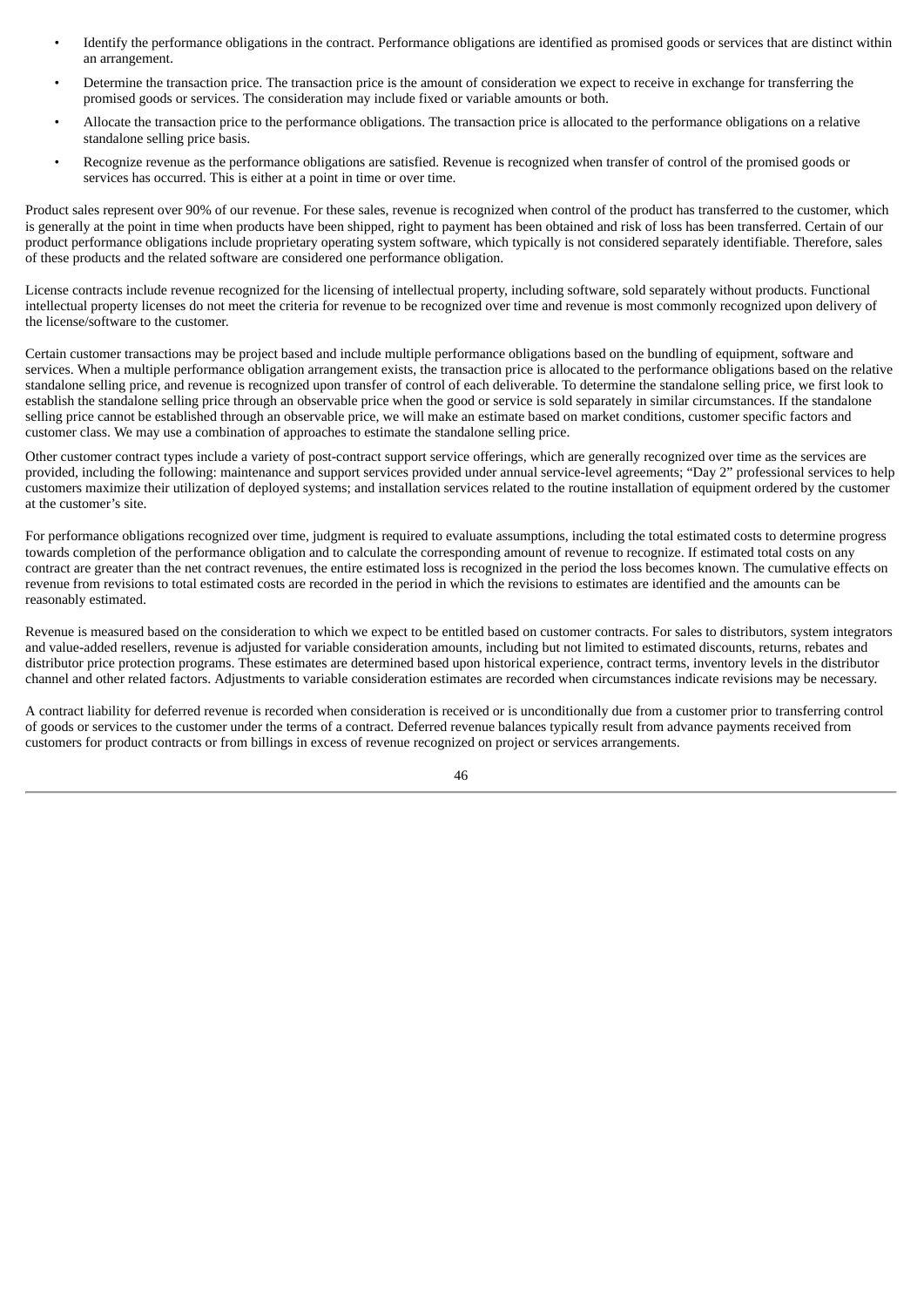- Identify the performance obligations in the contract. Performance obligations are identified as promised goods or services that are distinct within an arrangement.
- Determine the transaction price. The transaction price is the amount of consideration we expect to receive in exchange for transferring the promised goods or services. The consideration may include fixed or variable amounts or both.
- Allocate the transaction price to the performance obligations. The transaction price is allocated to the performance obligations on a relative standalone selling price basis.
- Recognize revenue as the performance obligations are satisfied. Revenue is recognized when transfer of control of the promised goods or services has occurred. This is either at a point in time or over time.

Product sales represent over 90% of our revenue. For these sales, revenue is recognized when control of the product has transferred to the customer, which is generally at the point in time when products have been shipped, right to payment has been obtained and risk of loss has been transferred. Certain of our product performance obligations include proprietary operating system software, which typically is not considered separately identifiable. Therefore, sales of these products and the related software are considered one performance obligation.

License contracts include revenue recognized for the licensing of intellectual property, including software, sold separately without products. Functional intellectual property licenses do not meet the criteria for revenue to be recognized over time and revenue is most commonly recognized upon delivery of the license/software to the customer.

Certain customer transactions may be project based and include multiple performance obligations based on the bundling of equipment, software and services. When a multiple performance obligation arrangement exists, the transaction price is allocated to the performance obligations based on the relative standalone selling price, and revenue is recognized upon transfer of control of each deliverable. To determine the standalone selling price, we first look to establish the standalone selling price through an observable price when the good or service is sold separately in similar circumstances. If the standalone selling price cannot be established through an observable price, we will make an estimate based on market conditions, customer specific factors and customer class. We may use a combination of approaches to estimate the standalone selling price.

Other customer contract types include a variety of post-contract support service offerings, which are generally recognized over time as the services are provided, including the following: maintenance and support services provided under annual service-level agreements; "Day 2" professional services to help customers maximize their utilization of deployed systems; and installation services related to the routine installation of equipment ordered by the customer at the customer's site.

For performance obligations recognized over time, judgment is required to evaluate assumptions, including the total estimated costs to determine progress towards completion of the performance obligation and to calculate the corresponding amount of revenue to recognize. If estimated total costs on any contract are greater than the net contract revenues, the entire estimated loss is recognized in the period the loss becomes known. The cumulative effects on revenue from revisions to total estimated costs are recorded in the period in which the revisions to estimates are identified and the amounts can be reasonably estimated.

Revenue is measured based on the consideration to which we expect to be entitled based on customer contracts. For sales to distributors, system integrators and value-added resellers, revenue is adjusted for variable consideration amounts, including but not limited to estimated discounts, returns, rebates and distributor price protection programs. These estimates are determined based upon historical experience, contract terms, inventory levels in the distributor channel and other related factors. Adjustments to variable consideration estimates are recorded when circumstances indicate revisions may be necessary.

A contract liability for deferred revenue is recorded when consideration is received or is unconditionally due from a customer prior to transferring control of goods or services to the customer under the terms of a contract. Deferred revenue balances typically result from advance payments received from customers for product contracts or from billings in excess of revenue recognized on project or services arrangements.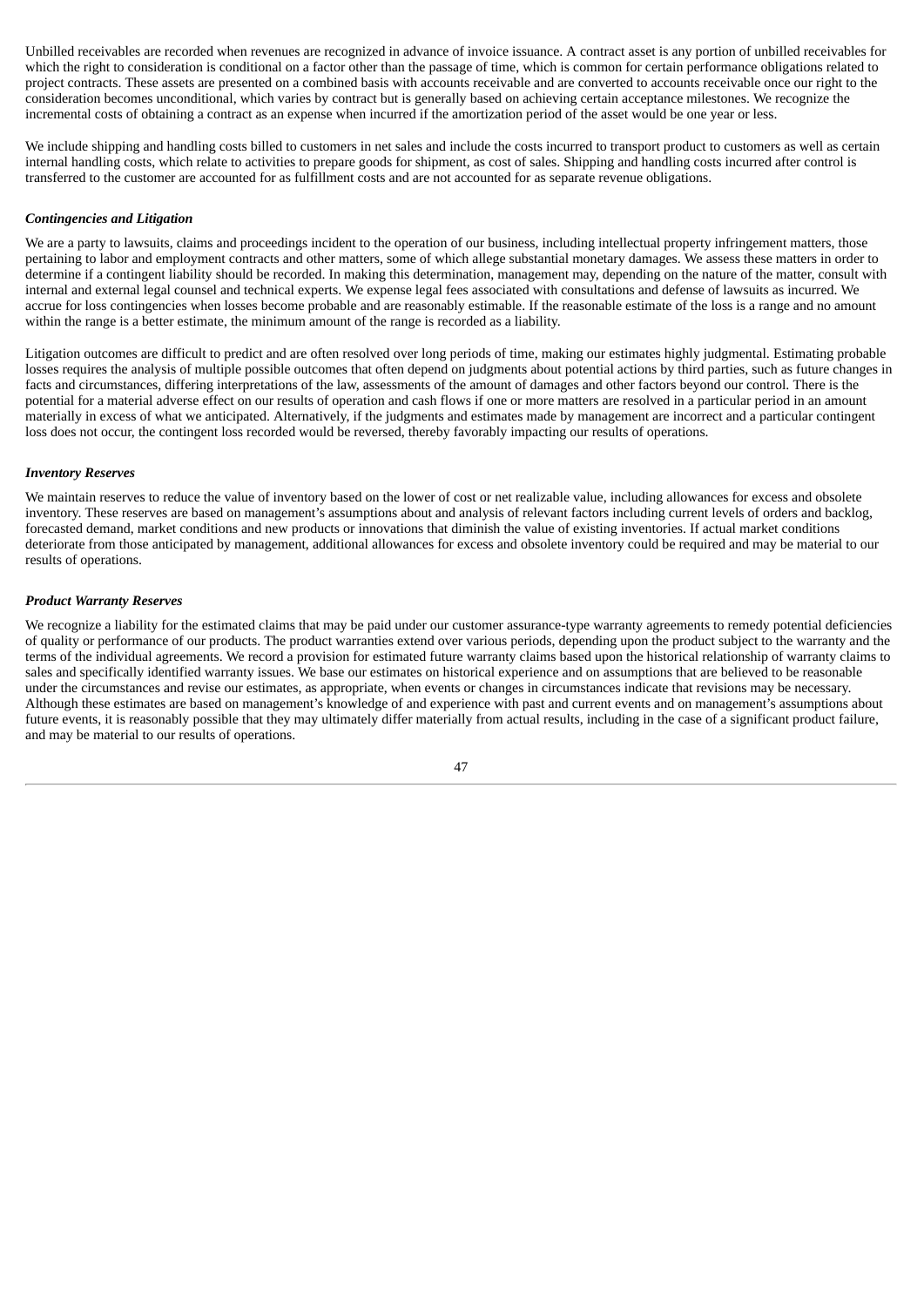Unbilled receivables are recorded when revenues are recognized in advance of invoice issuance. A contract asset is any portion of unbilled receivables for which the right to consideration is conditional on a factor other than the passage of time, which is common for certain performance obligations related to project contracts. These assets are presented on a combined basis with accounts receivable and are converted to accounts receivable once our right to the consideration becomes unconditional, which varies by contract but is generally based on achieving certain acceptance milestones. We recognize the incremental costs of obtaining a contract as an expense when incurred if the amortization period of the asset would be one year or less.

We include shipping and handling costs billed to customers in net sales and include the costs incurred to transport product to customers as well as certain internal handling costs, which relate to activities to prepare goods for shipment, as cost of sales. Shipping and handling costs incurred after control is transferred to the customer are accounted for as fulfillment costs and are not accounted for as separate revenue obligations.

***Contingencies and Litigation***

We are a party to lawsuits, claims and proceedings incident to the operation of our business, including intellectual property infringement matters, those pertaining to labor and employment contracts and other matters, some of which allege substantial monetary damages. We assess these matters in order to determine if a contingent liability should be recorded. In making this determination, management may, depending on the nature of the matter, consult with internal and external legal counsel and technical experts. We expense legal fees associated with consultations and defense of lawsuits as incurred. We accrue for loss contingencies when losses become probable and are reasonably estimable. If the reasonable estimate of the loss is a range and no amount within the range is a better estimate, the minimum amount of the range is recorded as a liability.

Litigation outcomes are difficult to predict and are often resolved over long periods of time, making our estimates highly judgmental. Estimating probable losses requires the analysis of multiple possible outcomes that often depend on judgments about potential actions by third parties, such as future changes in facts and circumstances, differing interpretations of the law, assessments of the amount of damages and other factors beyond our control. There is the potential for a material adverse effect on our results of operation and cash flows if one or more matters are resolved in a particular period in an amount materially in excess of what we anticipated. Alternatively, if the judgments and estimates made by management are incorrect and a particular contingent loss does not occur, the contingent loss recorded would be reversed, thereby favorably impacting our results of operations.

***Inventory Reserves***

We maintain reserves to reduce the value of inventory based on the lower of cost or net realizable value, including allowances for excess and obsolete inventory. These reserves are based on management's assumptions about and analysis of relevant factors including current levels of orders and backlog, forecasted demand, market conditions and new products or innovations that diminish the value of existing inventories. If actual market conditions deteriorate from those anticipated by management, additional allowances for excess and obsolete inventory could be required and may be material to our results of operations.

***Product Warranty Reserves***

We recognize a liability for the estimated claims that may be paid under our customer assurance-type warranty agreements to remedy potential deficiencies of quality or performance of our products. The product warranties extend over various periods, depending upon the product subject to the warranty and the terms of the individual agreements. We record a provision for estimated future warranty claims based upon the historical relationship of warranty claims to sales and specifically identified warranty issues. We base our estimates on historical experience and on assumptions that are believed to be reasonable under the circumstances and revise our estimates, as appropriate, when events or changes in circumstances indicate that revisions may be necessary. Although these estimates are based on management's knowledge of and experience with past and current events and on management's assumptions about future events, it is reasonably possible that they may ultimately differ materially from actual results, including in the case of a significant product failure, and may be material to our results of operations.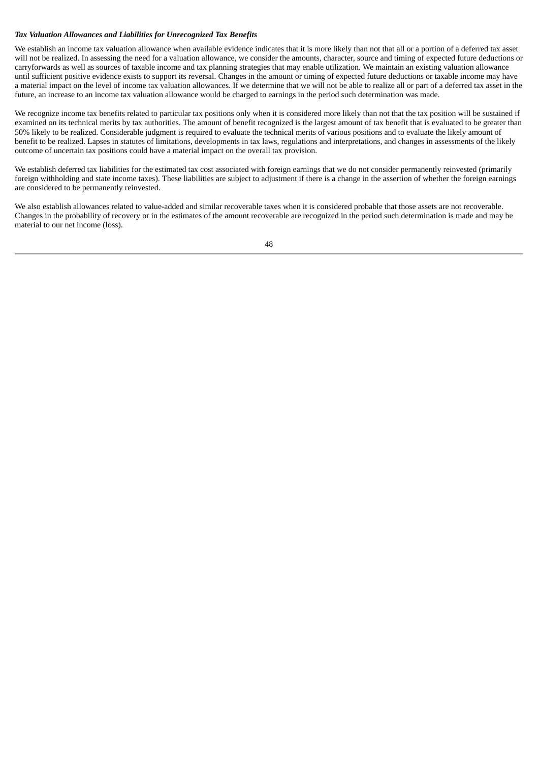***Tax Valuation Allowances and Liabilities for Unrecognized Tax Benefits***

We establish an income tax valuation allowance when available evidence indicates that it is more likely than not that all or a portion of a deferred tax asset will not be realized. In assessing the need for a valuation allowance, we consider the amounts, character, source and timing of expected future deductions or carryforwards as well as sources of taxable income and tax planning strategies that may enable utilization. We maintain an existing valuation allowance until sufficient positive evidence exists to support its reversal. Changes in the amount or timing of expected future deductions or taxable income may have a material impact on the level of income tax valuation allowances. If we determine that we will not be able to realize all or part of a deferred tax asset in the future, an increase to an income tax valuation allowance would be charged to earnings in the period such determination was made.

We recognize income tax benefits related to particular tax positions only when it is considered more likely than not that the tax position will be sustained if examined on its technical merits by tax authorities. The amount of benefit recognized is the largest amount of tax benefit that is evaluated to be greater than 50% likely to be realized. Considerable judgment is required to evaluate the technical merits of various positions and to evaluate the likely amount of benefit to be realized. Lapses in statutes of limitations, developments in tax laws, regulations and interpretations, and changes in assessments of the likely outcome of uncertain tax positions could have a material impact on the overall tax provision.

We establish deferred tax liabilities for the estimated tax cost associated with foreign earnings that we do not consider permanently reinvested (primarily foreign withholding and state income taxes). These liabilities are subject to adjustment if there is a change in the assertion of whether the foreign earnings are considered to be permanently reinvested.

We also establish allowances related to value-added and similar recoverable taxes when it is considered probable that those assets are not recoverable. Changes in the probability of recovery or in the estimates of the amount recoverable are recognized in the period such determination is made and may be material to our net income (loss).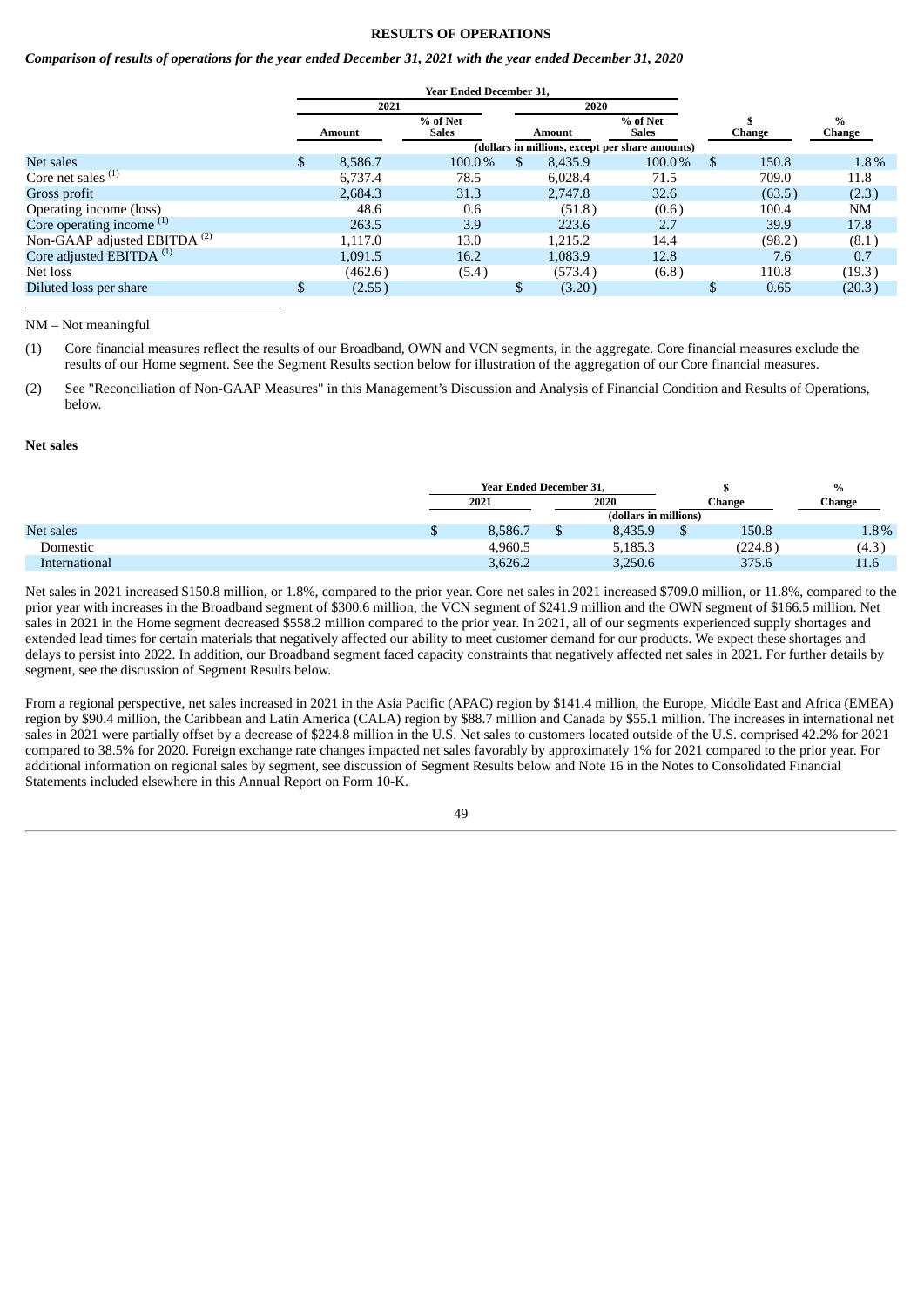## RESULTS OF OPERATIONS

***Comparison of results of operations for the year ended December 31, 2021 with the year ended December 31, 2020***

| | Year Ended December 31, | | | | | |
|---|---|---|---|---|---|---|
| | 2021 | | 2020 | | | |
| | Amount | % of Net Sales | Amount | % of Net Sales | $ Change | % Change |
| | (dollars in millions, except per share amounts) | | | | | |
| Net sales | $ 8,586.7 | 100.0 % | $ 8,435.9 | 100.0 % | $ 150.8 | 1.8 % |
| Core net sales [(1)] | 6,737.4 | 78.5 | 6,028.4 | 71.5 | 709.0 | 11.8 |
| Gross profit | 2,684.3 | 31.3 | 2,747.8 | 32.6 | (63.5) | (2.3) |
| Operating income (loss) | 48.6 | 0.6 | (51.8) | (0.6) | 100.4 | NM |
| Core operating income [(1)] | 263.5 | 3.9 | 223.6 | 2.7 | 39.9 | 17.8 |
| Non-GAAP adjusted EBITDA [(2)] | 1,117.0 | 13.0 | 1,215.2 | 14.4 | (98.2) | (8.1) |
| Core adjusted EBITDA [(1)] | 1,091.5 | 16.2 | 1,083.9 | 12.8 | 7.6 | 0.7 |
| Net loss | (462.6) | (5.4) | (573.4) | (6.8) | 110.8 | (19.3) |
| Diluted loss per share | $ (2.55) | | $ (3.20) | | $ 0.65 | (20.3) |

NM – Not meaningful

(1) Core financial measures reflect the results of our Broadband, OWN and VCN segments, in the aggregate. Core financial measures exclude the results of our Home segment. See the Segment Results section below for illustration of the aggregation of our Core financial measures.

(2) See "Reconciliation of Non-GAAP Measures" in this Management's Discussion and Analysis of Financial Condition and Results of Operations, below.

**Net sales**

| | Year Ended December 31, | | $ | % |
|---|---|---|---|---|
| | 2021 | 2020 | Change | Change |
| | (dollars in millions) | | | |
| Net sales | $ 8,586.7 | $ 8,435.9 | $ 150.8 | 1.8 % |
| Domestic | 4,960.5 | 5,185.3 | (224.8) | (4.3) |
| International | 3,626.2 | 3,250.6 | 375.6 | 11.6 |

Net sales in 2021 increased $150.8 million, or 1.8%, compared to the prior year. Core net sales in 2021 increased $709.0 million, or 11.8%, compared to the prior year with increases in the Broadband segment of $300.6 million, the VCN segment of $241.9 million and the OWN segment of $166.5 million. Net sales in 2021 in the Home segment decreased $558.2 million compared to the prior year. In 2021, all of our segments experienced supply shortages and extended lead times for certain materials that negatively affected our ability to meet customer demand for our products. We expect these shortages and delays to persist into 2022. In addition, our Broadband segment faced capacity constraints that negatively affected net sales in 2021. For further details by segment, see the discussion of Segment Results below.

From a regional perspective, net sales increased in 2021 in the Asia Pacific (APAC) region by $141.4 million, the Europe, Middle East and Africa (EMEA) region by $90.4 million, the Caribbean and Latin America (CALA) region by $88.7 million and Canada by $55.1 million. The increases in international net sales in 2021 were partially offset by a decrease of $224.8 million in the U.S. Net sales to customers located outside of the U.S. comprised 42.2% for 2021 compared to 38.5% for 2020. Foreign exchange rate changes impacted net sales favorably by approximately 1% for 2021 compared to the prior year. For additional information on regional sales by segment, see discussion of Segment Results below and Note 16 in the Notes to Consolidated Financial Statements included elsewhere in this Annual Report on Form 10-K.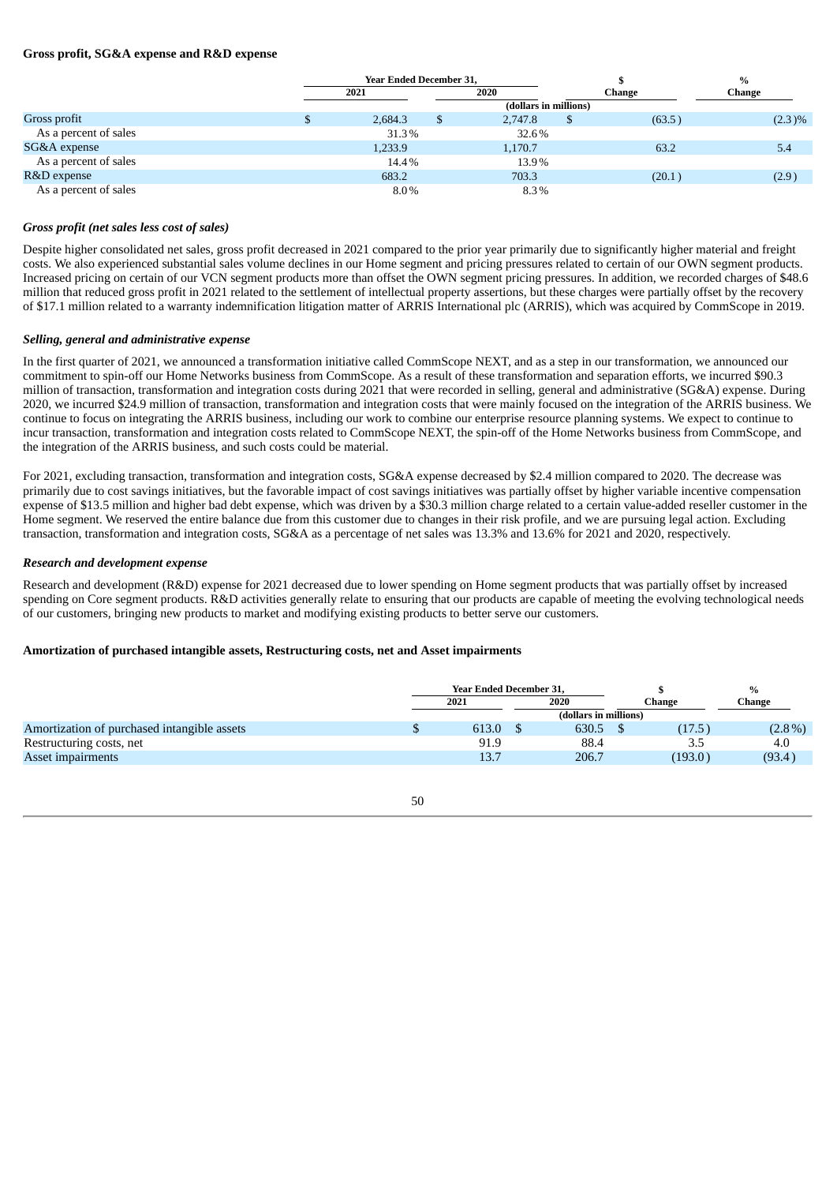**Gross profit, SG&A expense and R&D expense**

| | Year Ended December 31, 2021 | 2020 | $ Change | % Change |
|---|---|---|---|---|
| | (dollars in millions) | | | |
| Gross profit | $ 2,684.3 | $ 2,747.8 | $ (63.5) | (2.3)% |
| As a percent of sales | 31.3% | 32.6% | | |
| SG&A expense | 1,233.9 | 1,170.7 | 63.2 | 5.4 |
| As a percent of sales | 14.4% | 13.9% | | |
| R&D expense | 683.2 | 703.3 | (20.1) | (2.9) |
| As a percent of sales | 8.0% | 8.3% | | |

***Gross profit (net sales less cost of sales)***

Despite higher consolidated net sales, gross profit decreased in 2021 compared to the prior year primarily due to significantly higher material and freight costs. We also experienced substantial sales volume declines in our Home segment and pricing pressures related to certain of our OWN segment products. Increased pricing on certain of our VCN segment products more than offset the OWN segment pricing pressures. In addition, we recorded charges of $48.6 million that reduced gross profit in 2021 related to the settlement of intellectual property assertions, but these charges were partially offset by the recovery of $17.1 million related to a warranty indemnification litigation matter of ARRIS International plc (ARRIS), which was acquired by CommScope in 2019.

***Selling, general and administrative expense***

In the first quarter of 2021, we announced a transformation initiative called CommScope NEXT, and as a step in our transformation, we announced our commitment to spin-off our Home Networks business from CommScope. As a result of these transformation and separation efforts, we incurred $90.3 million of transaction, transformation and integration costs during 2021 that were recorded in selling, general and administrative (SG&A) expense. During 2020, we incurred $24.9 million of transaction, transformation and integration costs that were mainly focused on the integration of the ARRIS business. We continue to focus on integrating the ARRIS business, including our work to combine our enterprise resource planning systems. We expect to continue to incur transaction, transformation and integration costs related to CommScope NEXT, the spin-off of the Home Networks business from CommScope, and the integration of the ARRIS business, and such costs could be material.

For 2021, excluding transaction, transformation and integration costs, SG&A expense decreased by $2.4 million compared to 2020. The decrease was primarily due to cost savings initiatives, but the favorable impact of cost savings initiatives was partially offset by higher variable incentive compensation expense of $13.5 million and higher bad debt expense, which was driven by a $30.3 million charge related to a certain value-added reseller customer in the Home segment. We reserved the entire balance due from this customer due to changes in their risk profile, and we are pursuing legal action. Excluding transaction, transformation and integration costs, SG&A as a percentage of net sales was 13.3% and 13.6% for 2021 and 2020, respectively.

***Research and development expense***

Research and development (R&D) expense for 2021 decreased due to lower spending on Home segment products that was partially offset by increased spending on Core segment products. R&D activities generally relate to ensuring that our products are capable of meeting the evolving technological needs of our customers, bringing new products to market and modifying existing products to better serve our customers.

**Amortization of purchased intangible assets, Restructuring costs, net and Asset impairments**

| | Year Ended December 31, 2021 | 2020 | $ Change | % Change |
|---|---|---|---|---|
| | (dollars in millions) | | | |
| Amortization of purchased intangible assets | $ 613.0 | $ 630.5 | $ (17.5) | (2.8%) |
| Restructuring costs, net | 91.9 | 88.4 | 3.5 | 4.0 |
| Asset impairments | 13.7 | 206.7 | (193.0) | (93.4) |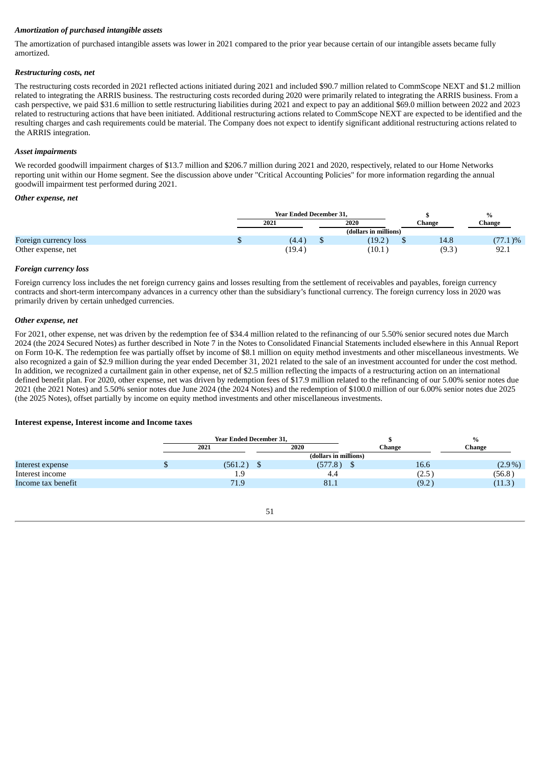***Amortization of purchased intangible assets***

The amortization of purchased intangible assets was lower in 2021 compared to the prior year because certain of our intangible assets became fully amortized.

***Restructuring costs, net***

The restructuring costs recorded in 2021 reflected actions initiated during 2021 and included $90.7 million related to CommScope NEXT and $1.2 million related to integrating the ARRIS business. The restructuring costs recorded during 2020 were primarily related to integrating the ARRIS business. From a cash perspective, we paid $31.6 million to settle restructuring liabilities during 2021 and expect to pay an additional $69.0 million between 2022 and 2023 related to restructuring actions that have been initiated. Additional restructuring actions related to CommScope NEXT are expected to be identified and the resulting charges and cash requirements could be material. The Company does not expect to identify significant additional restructuring actions related to the ARRIS integration.

***Asset impairments***

We recorded goodwill impairment charges of $13.7 million and $206.7 million during 2021 and 2020, respectively, related to our Home Networks reporting unit within our Home segment. See the discussion above under "Critical Accounting Policies" for more information regarding the annual goodwill impairment test performed during 2021.

***Other expense, net***

| | Year Ended December 31, | | $ | % |
|---|---|---|---|---|
| | 2021 | 2020 | Change | Change |
| | (dollars in millions) | | | |
| Foreign currency loss | $ (4.4) | $ (19.2) | $ 14.8 | (77.1)% |
| Other expense, net | (19.4) | (10.1) | (9.3) | 92.1 |

***Foreign currency loss***

Foreign currency loss includes the net foreign currency gains and losses resulting from the settlement of receivables and payables, foreign currency contracts and short-term intercompany advances in a currency other than the subsidiary's functional currency. The foreign currency loss in 2020 was primarily driven by certain unhedged currencies.

***Other expense, net***

For 2021, other expense, net was driven by the redemption fee of $34.4 million related to the refinancing of our 5.50% senior secured notes due March 2024 (the 2024 Secured Notes) as further described in Note 7 in the Notes to Consolidated Financial Statements included elsewhere in this Annual Report on Form 10-K. The redemption fee was partially offset by income of $8.1 million on equity method investments and other miscellaneous investments. We also recognized a gain of $2.9 million during the year ended December 31, 2021 related to the sale of an investment accounted for under the cost method. In addition, we recognized a curtailment gain in other expense, net of $2.5 million reflecting the impacts of a restructuring action on an international defined benefit plan. For 2020, other expense, net was driven by redemption fees of $17.9 million related to the refinancing of our 5.00% senior notes due 2021 (the 2021 Notes) and 5.50% senior notes due June 2024 (the 2024 Notes) and the redemption of $100.0 million of our 6.00% senior notes due 2025 (the 2025 Notes), offset partially by income on equity method investments and other miscellaneous investments.

**Interest expense, Interest income and Income taxes**

| | Year Ended December 31, | | $ | % |
|---|---|---|---|---|
| | 2021 | 2020 | Change | Change |
| | (dollars in millions) | | | |
| Interest expense | $ (561.2) | $ (577.8) | $ 16.6 | (2.9%) |
| Interest income | 1.9 | 4.4 | (2.5) | (56.8) |
| Income tax benefit | 71.9 | 81.1 | (9.2) | (11.3) |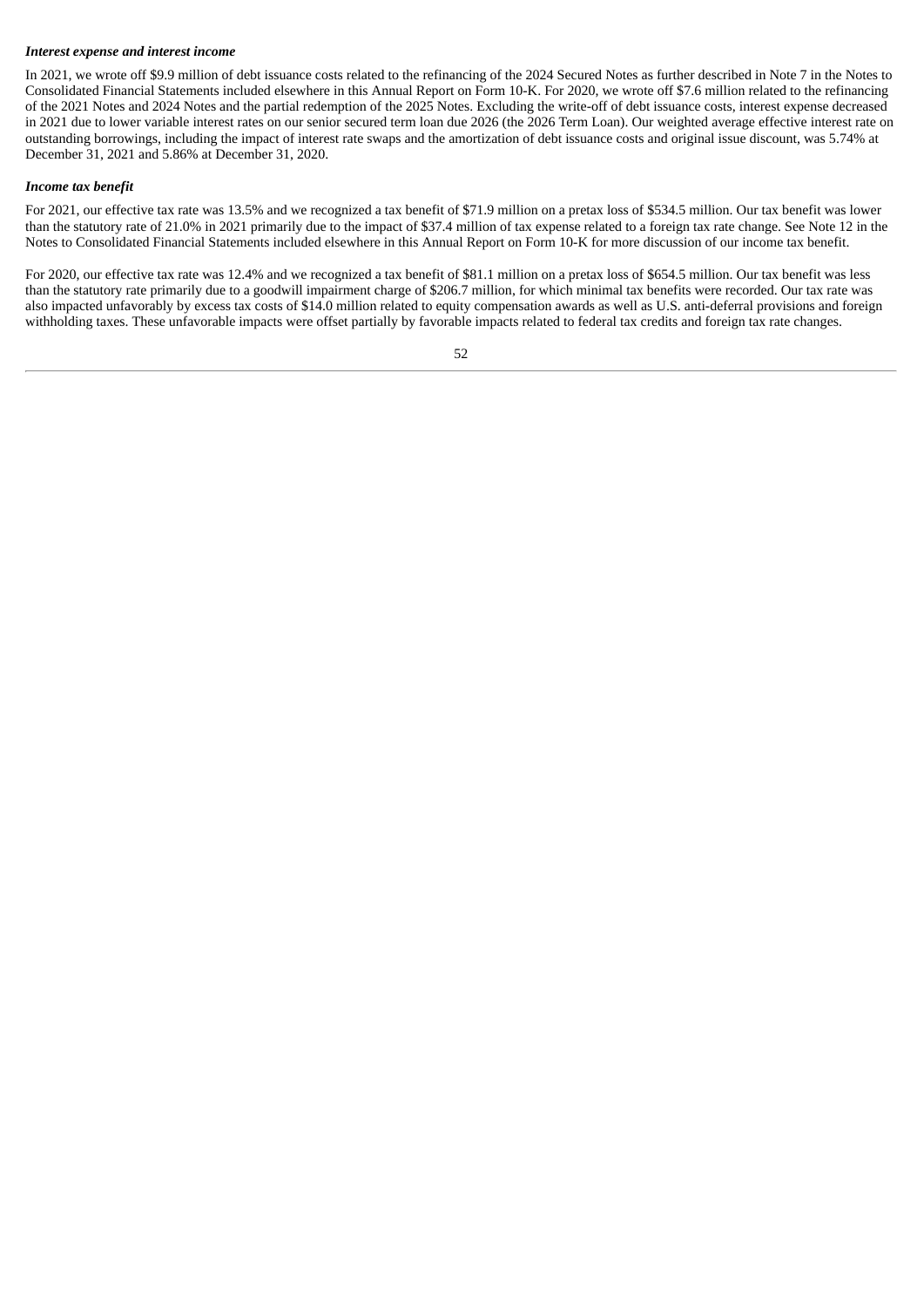***Interest expense and interest income***

In 2021, we wrote off $9.9 million of debt issuance costs related to the refinancing of the 2024 Secured Notes as further described in Note 7 in the Notes to Consolidated Financial Statements included elsewhere in this Annual Report on Form 10-K. For 2020, we wrote off $7.6 million related to the refinancing of the 2021 Notes and 2024 Notes and the partial redemption of the 2025 Notes. Excluding the write-off of debt issuance costs, interest expense decreased in 2021 due to lower variable interest rates on our senior secured term loan due 2026 (the 2026 Term Loan). Our weighted average effective interest rate on outstanding borrowings, including the impact of interest rate swaps and the amortization of debt issuance costs and original issue discount, was 5.74% at December 31, 2021 and 5.86% at December 31, 2020.

***Income tax benefit***

For 2021, our effective tax rate was 13.5% and we recognized a tax benefit of $71.9 million on a pretax loss of $534.5 million. Our tax benefit was lower than the statutory rate of 21.0% in 2021 primarily due to the impact of $37.4 million of tax expense related to a foreign tax rate change. See Note 12 in the Notes to Consolidated Financial Statements included elsewhere in this Annual Report on Form 10-K for more discussion of our income tax benefit.

For 2020, our effective tax rate was 12.4% and we recognized a tax benefit of $81.1 million on a pretax loss of $654.5 million. Our tax benefit was less than the statutory rate primarily due to a goodwill impairment charge of $206.7 million, for which minimal tax benefits were recorded. Our tax rate was also impacted unfavorably by excess tax costs of $14.0 million related to equity compensation awards as well as U.S. anti-deferral provisions and foreign withholding taxes. These unfavorable impacts were offset partially by favorable impacts related to federal tax credits and foreign tax rate changes.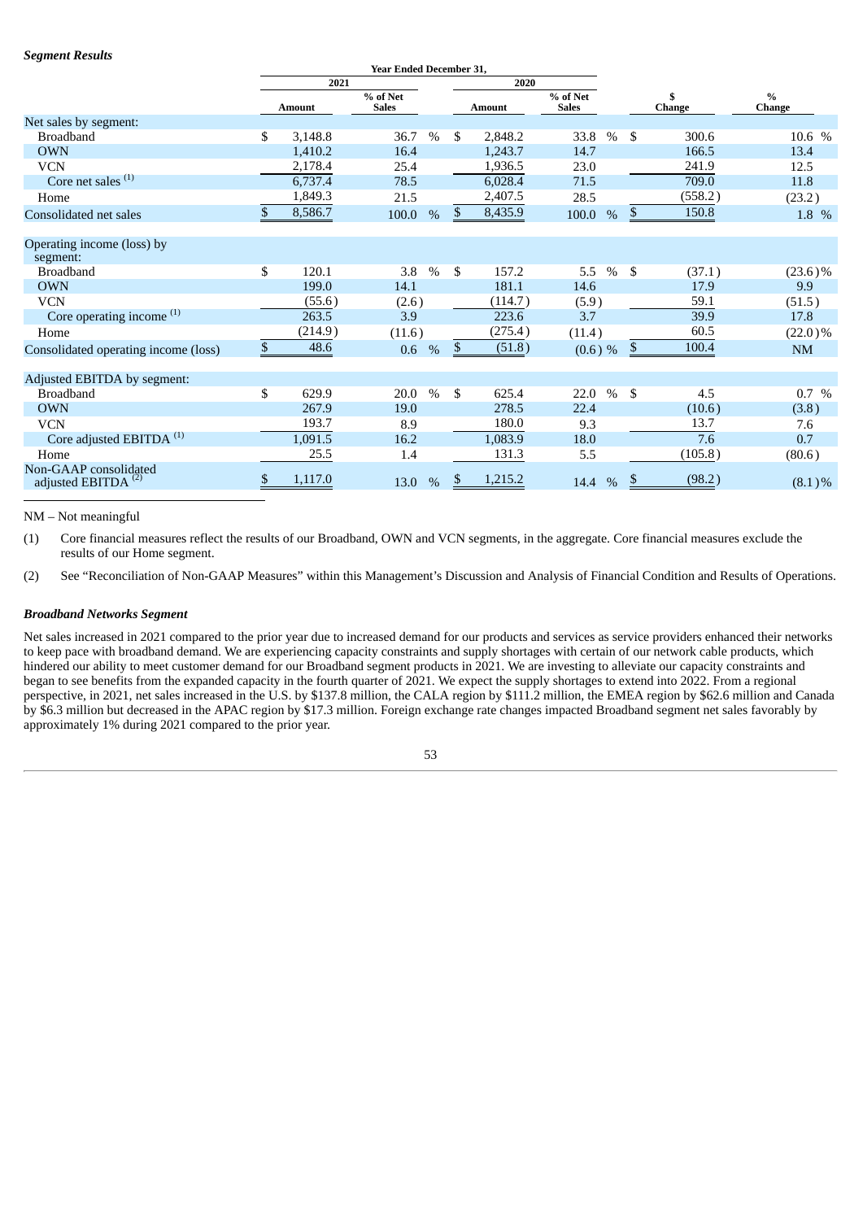***Segment Results***

| | Year Ended December 31, | | | | | |
|---|---|---|---|---|---|---|
| | 2021 | | 2020 | | | |
| | Amount | % of Net Sales | Amount | % of Net Sales | $ Change | % Change |
| Net sales by segment: | | | | | | |
| Broadband | $ 3,148.8 | 36.7 % | $ 2,848.2 | 33.8 % | $ 300.6 | 10.6 % |
| OWN | 1,410.2 | 16.4 | 1,243.7 | 14.7 | 166.5 | 13.4 |
| VCN | 2,178.4 | 25.4 | 1,936.5 | 23.0 | 241.9 | 12.5 |
| Core net sales (1) | 6,737.4 | 78.5 | 6,028.4 | 71.5 | 709.0 | 11.8 |
| Home | 1,849.3 | 21.5 | 2,407.5 | 28.5 | (558.2) | (23.2) |
| Consolidated net sales | $ 8,586.7 | 100.0 % | $ 8,435.9 | 100.0 % | $ 150.8 | 1.8 % |
| | | | | | | |
| Operating income (loss) by segment: | | | | | | |
| Broadband | $ 120.1 | 3.8 % | $ 157.2 | 5.5 % | $ (37.1) | (23.6)% |
| OWN | 199.0 | 14.1 | 181.1 | 14.6 | 17.9 | 9.9 |
| VCN | (55.6) | (2.6) | (114.7) | (5.9) | 59.1 | (51.5) |
| Core operating income (1) | 263.5 | 3.9 | 223.6 | 3.7 | 39.9 | 17.8 |
| Home | (214.9) | (11.6) | (275.4) | (11.4) | 60.5 | (22.0)% |
| Consolidated operating income (loss) | $ 48.6 | 0.6 % | $ (51.8) | (0.6) % | $ 100.4 | NM |
| | | | | | | |
| Adjusted EBITDA by segment: | | | | | | |
| Broadband | $ 629.9 | 20.0 % | $ 625.4 | 22.0 % | $ 4.5 | 0.7 % |
| OWN | 267.9 | 19.0 | 278.5 | 22.4 | (10.6) | (3.8) |
| VCN | 193.7 | 8.9 | 180.0 | 9.3 | 13.7 | 7.6 |
| Core adjusted EBITDA (1) | 1,091.5 | 16.2 | 1,083.9 | 18.0 | 7.6 | 0.7 |
| Home | 25.5 | 1.4 | 131.3 | 5.5 | (105.8) | (80.6) |
| Non-GAAP consolidated adjusted EBITDA (2) | $ 1,117.0 | 13.0 % | $ 1,215.2 | 14.4 % | $ (98.2) | (8.1)% |

NM – Not meaningful

(1) Core financial measures reflect the results of our Broadband, OWN and VCN segments, in the aggregate. Core financial measures exclude the results of our Home segment.

(2) See "Reconciliation of Non-GAAP Measures" within this Management's Discussion and Analysis of Financial Condition and Results of Operations.

***Broadband Networks Segment***

Net sales increased in 2021 compared to the prior year due to increased demand for our products and services as service providers enhanced their networks to keep pace with broadband demand. We are experiencing capacity constraints and supply shortages with certain of our network cable products, which hindered our ability to meet customer demand for our Broadband segment products in 2021. We are investing to alleviate our capacity constraints and began to see benefits from the expanded capacity in the fourth quarter of 2021. We expect the supply shortages to extend into 2022. From a regional perspective, in 2021, net sales increased in the U.S. by $137.8 million, the CALA region by $111.2 million, the EMEA region by $62.6 million and Canada by $6.3 million but decreased in the APAC region by $17.3 million. Foreign exchange rate changes impacted Broadband segment net sales favorably by approximately 1% during 2021 compared to the prior year.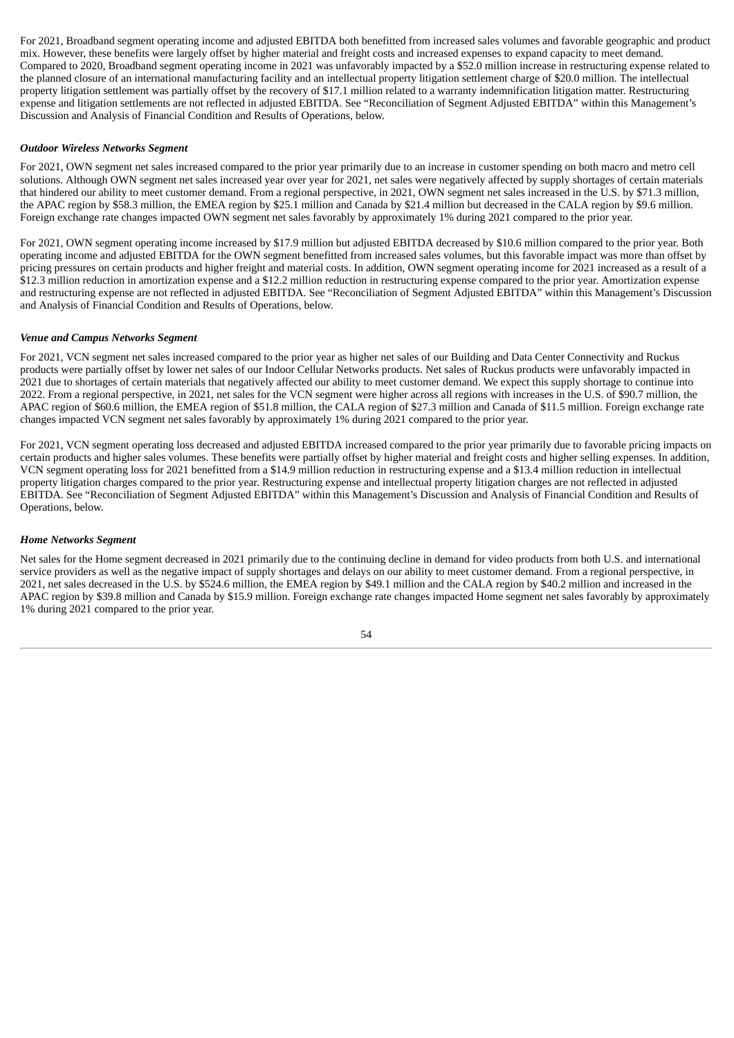For 2021, Broadband segment operating income and adjusted EBITDA both benefitted from increased sales volumes and favorable geographic and product mix. However, these benefits were largely offset by higher material and freight costs and increased expenses to expand capacity to meet demand. Compared to 2020, Broadband segment operating income in 2021 was unfavorably impacted by a $52.0 million increase in restructuring expense related to the planned closure of an international manufacturing facility and an intellectual property litigation settlement charge of $20.0 million. The intellectual property litigation settlement was partially offset by the recovery of $17.1 million related to a warranty indemnification litigation matter. Restructuring expense and litigation settlements are not reflected in adjusted EBITDA. See "Reconciliation of Segment Adjusted EBITDA" within this Management's Discussion and Analysis of Financial Condition and Results of Operations, below.

***Outdoor Wireless Networks Segment***

For 2021, OWN segment net sales increased compared to the prior year primarily due to an increase in customer spending on both macro and metro cell solutions. Although OWN segment net sales increased year over year for 2021, net sales were negatively affected by supply shortages of certain materials that hindered our ability to meet customer demand. From a regional perspective, in 2021, OWN segment net sales increased in the U.S. by $71.3 million, the APAC region by $58.3 million, the EMEA region by $25.1 million and Canada by $21.4 million but decreased in the CALA region by $9.6 million. Foreign exchange rate changes impacted OWN segment net sales favorably by approximately 1% during 2021 compared to the prior year.

For 2021, OWN segment operating income increased by $17.9 million but adjusted EBITDA decreased by $10.6 million compared to the prior year. Both operating income and adjusted EBITDA for the OWN segment benefitted from increased sales volumes, but this favorable impact was more than offset by pricing pressures on certain products and higher freight and material costs. In addition, OWN segment operating income for 2021 increased as a result of a $12.3 million reduction in amortization expense and a $12.2 million reduction in restructuring expense compared to the prior year. Amortization expense and restructuring expense are not reflected in adjusted EBITDA. See "Reconciliation of Segment Adjusted EBITDA" within this Management's Discussion and Analysis of Financial Condition and Results of Operations, below.

***Venue and Campus Networks Segment***

For 2021, VCN segment net sales increased compared to the prior year as higher net sales of our Building and Data Center Connectivity and Ruckus products were partially offset by lower net sales of our Indoor Cellular Networks products. Net sales of Ruckus products were unfavorably impacted in 2021 due to shortages of certain materials that negatively affected our ability to meet customer demand. We expect this supply shortage to continue into 2022. From a regional perspective, in 2021, net sales for the VCN segment were higher across all regions with increases in the U.S. of $90.7 million, the APAC region of $60.6 million, the EMEA region of $51.8 million, the CALA region of $27.3 million and Canada of $11.5 million. Foreign exchange rate changes impacted VCN segment net sales favorably by approximately 1% during 2021 compared to the prior year.

For 2021, VCN segment operating loss decreased and adjusted EBITDA increased compared to the prior year primarily due to favorable pricing impacts on certain products and higher sales volumes. These benefits were partially offset by higher material and freight costs and higher selling expenses. In addition, VCN segment operating loss for 2021 benefitted from a $14.9 million reduction in restructuring expense and a $13.4 million reduction in intellectual property litigation charges compared to the prior year. Restructuring expense and intellectual property litigation charges are not reflected in adjusted EBITDA. See "Reconciliation of Segment Adjusted EBITDA" within this Management's Discussion and Analysis of Financial Condition and Results of Operations, below.

***Home Networks Segment***

Net sales for the Home segment decreased in 2021 primarily due to the continuing decline in demand for video products from both U.S. and international service providers as well as the negative impact of supply shortages and delays on our ability to meet customer demand. From a regional perspective, in 2021, net sales decreased in the U.S. by $524.6 million, the EMEA region by $49.1 million and the CALA region by $40.2 million and increased in the APAC region by $39.8 million and Canada by $15.9 million. Foreign exchange rate changes impacted Home segment net sales favorably by approximately 1% during 2021 compared to the prior year.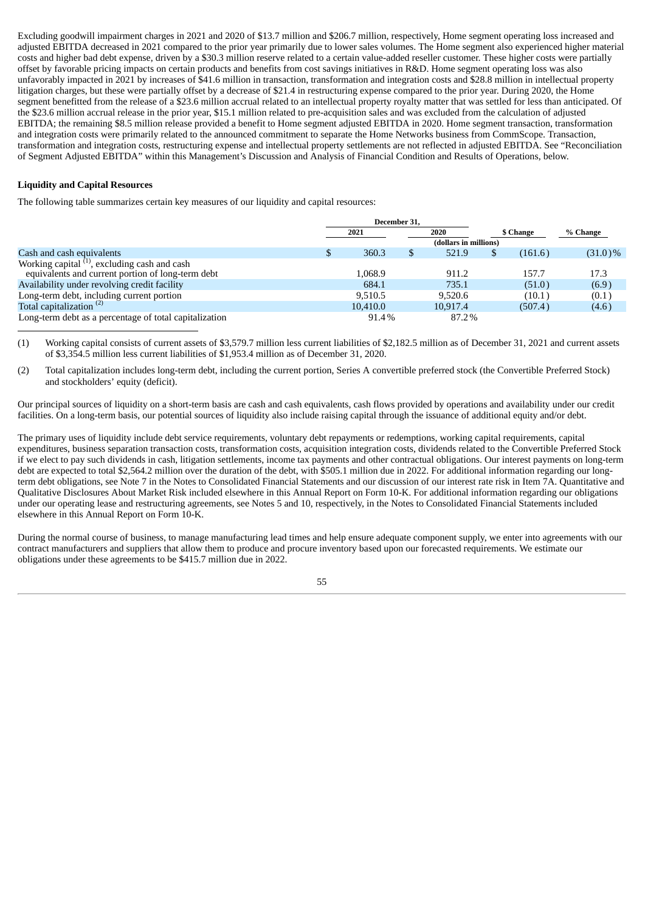Excluding goodwill impairment charges in 2021 and 2020 of $13.7 million and $206.7 million, respectively, Home segment operating loss increased and adjusted EBITDA decreased in 2021 compared to the prior year primarily due to lower sales volumes. The Home segment also experienced higher material costs and higher bad debt expense, driven by a $30.3 million reserve related to a certain value-added reseller customer. These higher costs were partially offset by favorable pricing impacts on certain products and benefits from cost savings initiatives in R&D. Home segment operating loss was also unfavorably impacted in 2021 by increases of $41.6 million in transaction, transformation and integration costs and $28.8 million in intellectual property litigation charges, but these were partially offset by a decrease of $21.4 in restructuring expense compared to the prior year. During 2020, the Home segment benefitted from the release of a $23.6 million accrual related to an intellectual property royalty matter that was settled for less than anticipated. Of the $23.6 million accrual release in the prior year, $15.1 million related to pre-acquisition sales and was excluded from the calculation of adjusted EBITDA; the remaining $8.5 million release provided a benefit to Home segment adjusted EBITDA in 2020. Home segment transaction, transformation and integration costs were primarily related to the announced commitment to separate the Home Networks business from CommScope. Transaction, transformation and integration costs, restructuring expense and intellectual property settlements are not reflected in adjusted EBITDA. See "Reconciliation of Segment Adjusted EBITDA" within this Management's Discussion and Analysis of Financial Condition and Results of Operations, below.

**Liquidity and Capital Resources**

The following table summarizes certain key measures of our liquidity and capital resources:

| | December 31, 2021 | December 31, 2020 | $ Change | % Change |
|---|---|---|---|---|
| | (dollars in millions) | | | |
| Cash and cash equivalents | $ 360.3 | $ 521.9 | $ (161.6) | (31.0)% |
| Working capital [(1)], excluding cash and cash equivalents and current portion of long-term debt | 1,068.9 | 911.2 | 157.7 | 17.3 |
| Availability under revolving credit facility | 684.1 | 735.1 | (51.0) | (6.9) |
| Long-term debt, including current portion | 9,510.5 | 9,520.6 | (10.1) | (0.1) |
| Total capitalization [(2)] | 10,410.0 | 10,917.4 | (507.4) | (4.6) |
| Long-term debt as a percentage of total capitalization | 91.4% | 87.2% | | |

(1) Working capital consists of current assets of $3,579.7 million less current liabilities of $2,182.5 million as of December 31, 2021 and current assets of $3,354.5 million less current liabilities of $1,953.4 million as of December 31, 2020.

(2) Total capitalization includes long-term debt, including the current portion, Series A convertible preferred stock (the Convertible Preferred Stock) and stockholders' equity (deficit).

Our principal sources of liquidity on a short-term basis are cash and cash equivalents, cash flows provided by operations and availability under our credit facilities. On a long-term basis, our potential sources of liquidity also include raising capital through the issuance of additional equity and/or debt.

The primary uses of liquidity include debt service requirements, voluntary debt repayments or redemptions, working capital requirements, capital expenditures, business separation transaction costs, transformation costs, acquisition integration costs, dividends related to the Convertible Preferred Stock if we elect to pay such dividends in cash, litigation settlements, income tax payments and other contractual obligations. Our interest payments on long-term debt are expected to total $2,564.2 million over the duration of the debt, with $505.1 million due in 2022. For additional information regarding our long-term debt obligations, see Note 7 in the Notes to Consolidated Financial Statements and our discussion of our interest rate risk in Item 7A. Quantitative and Qualitative Disclosures About Market Risk included elsewhere in this Annual Report on Form 10-K. For additional information regarding our obligations under our operating lease and restructuring agreements, see Notes 5 and 10, respectively, in the Notes to Consolidated Financial Statements included elsewhere in this Annual Report on Form 10-K.

During the normal course of business, to manage manufacturing lead times and help ensure adequate component supply, we enter into agreements with our contract manufacturers and suppliers that allow them to produce and procure inventory based upon our forecasted requirements. We estimate our obligations under these agreements to be $415.7 million due in 2022.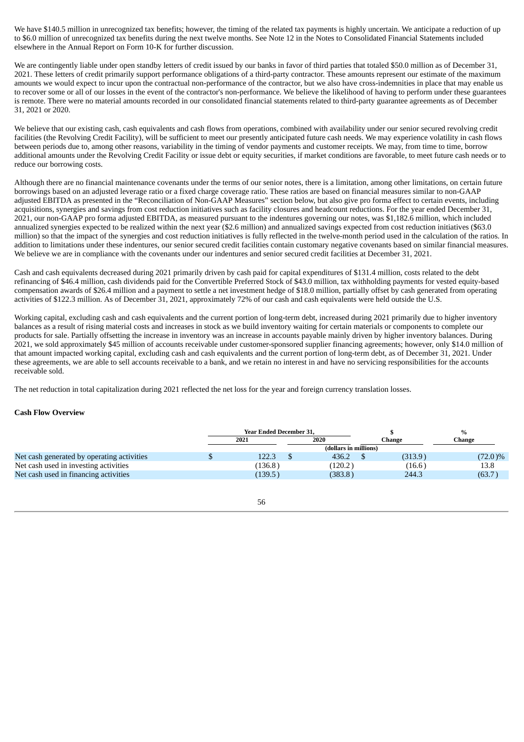We have $140.5 million in unrecognized tax benefits; however, the timing of the related tax payments is highly uncertain. We anticipate a reduction of up to $6.0 million of unrecognized tax benefits during the next twelve months. See Note 12 in the Notes to Consolidated Financial Statements included elsewhere in the Annual Report on Form 10-K for further discussion.

We are contingently liable under open standby letters of credit issued by our banks in favor of third parties that totaled $50.0 million as of December 31, 2021. These letters of credit primarily support performance obligations of a third-party contractor. These amounts represent our estimate of the maximum amounts we would expect to incur upon the contractual non-performance of the contractor, but we also have cross-indemnities in place that may enable us to recover some or all of our losses in the event of the contractor's non-performance. We believe the likelihood of having to perform under these guarantees is remote. There were no material amounts recorded in our consolidated financial statements related to third-party guarantee agreements as of December 31, 2021 or 2020.

We believe that our existing cash, cash equivalents and cash flows from operations, combined with availability under our senior secured revolving credit facilities (the Revolving Credit Facility), will be sufficient to meet our presently anticipated future cash needs. We may experience volatility in cash flows between periods due to, among other reasons, variability in the timing of vendor payments and customer receipts. We may, from time to time, borrow additional amounts under the Revolving Credit Facility or issue debt or equity securities, if market conditions are favorable, to meet future cash needs or to reduce our borrowing costs.

Although there are no financial maintenance covenants under the terms of our senior notes, there is a limitation, among other limitations, on certain future borrowings based on an adjusted leverage ratio or a fixed charge coverage ratio. These ratios are based on financial measures similar to non-GAAP adjusted EBITDA as presented in the "Reconciliation of Non-GAAP Measures" section below, but also give pro forma effect to certain events, including acquisitions, synergies and savings from cost reduction initiatives such as facility closures and headcount reductions. For the year ended December 31, 2021, our non-GAAP pro forma adjusted EBITDA, as measured pursuant to the indentures governing our notes, was $1,182.6 million, which included annualized synergies expected to be realized within the next year ($2.6 million) and annualized savings expected from cost reduction initiatives ($63.0 million) so that the impact of the synergies and cost reduction initiatives is fully reflected in the twelve-month period used in the calculation of the ratios. In addition to limitations under these indentures, our senior secured credit facilities contain customary negative covenants based on similar financial measures. We believe we are in compliance with the covenants under our indentures and senior secured credit facilities at December 31, 2021.

Cash and cash equivalents decreased during 2021 primarily driven by cash paid for capital expenditures of $131.4 million, costs related to the debt refinancing of $46.4 million, cash dividends paid for the Convertible Preferred Stock of $43.0 million, tax withholding payments for vested equity-based compensation awards of $26.4 million and a payment to settle a net investment hedge of $18.0 million, partially offset by cash generated from operating activities of $122.3 million. As of December 31, 2021, approximately 72% of our cash and cash equivalents were held outside the U.S.

Working capital, excluding cash and cash equivalents and the current portion of long-term debt, increased during 2021 primarily due to higher inventory balances as a result of rising material costs and increases in stock as we build inventory waiting for certain materials or components to complete our products for sale. Partially offsetting the increase in inventory was an increase in accounts payable mainly driven by higher inventory balances. During 2021, we sold approximately $45 million of accounts receivable under customer-sponsored supplier financing agreements; however, only $14.0 million of that amount impacted working capital, excluding cash and cash equivalents and the current portion of long-term debt, as of December 31, 2021. Under these agreements, we are able to sell accounts receivable to a bank, and we retain no interest in and have no servicing responsibilities for the accounts receivable sold.

The net reduction in total capitalization during 2021 reflected the net loss for the year and foreign currency translation losses.

**Cash Flow Overview**

| | Year Ended December 31, | | $ | % |
|---|---|---|---|---|
| | 2021 | 2020 | Change | Change |
| | (dollars in millions) | | | |
| Net cash generated by operating activities | $ 122.3 | $ 436.2 | $ (313.9) | (72.0)% |
| Net cash used in investing activities | (136.8) | (120.2) | (16.6) | 13.8 |
| Net cash used in financing activities | (139.5) | (383.8) | 244.3 | (63.7) |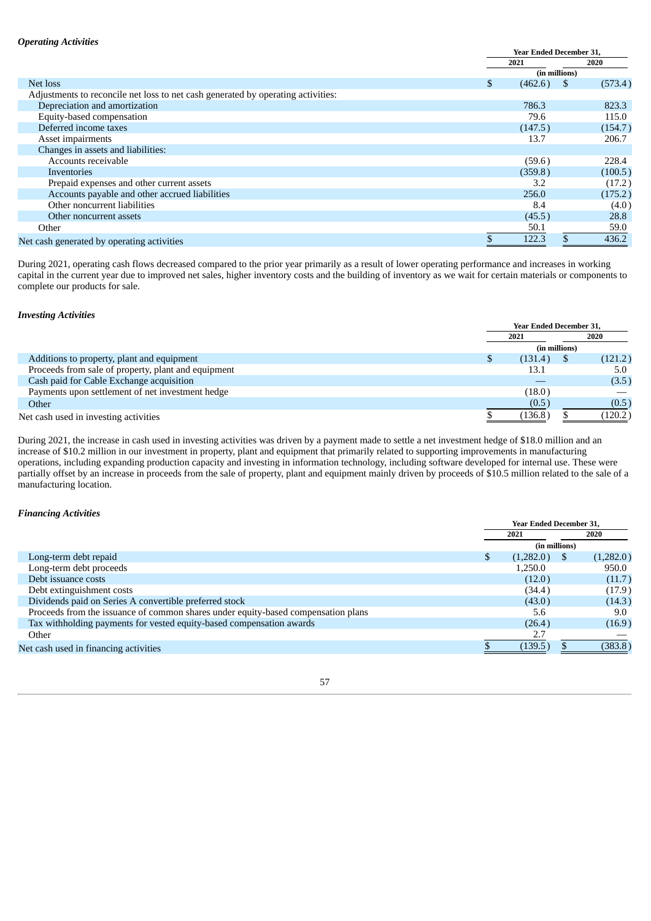***Operating Activities***

| | Year Ended December 31, | |
|---|---|---|
| | 2021 | 2020 |
| | (in millions) | |
| Net loss | $ (462.6) | $ (573.4) |
| Adjustments to reconcile net loss to net cash generated by operating activities: | | |
| Depreciation and amortization | 786.3 | 823.3 |
| Equity-based compensation | 79.6 | 115.0 |
| Deferred income taxes | (147.5) | (154.7) |
| Asset impairments | 13.7 | 206.7 |
| Changes in assets and liabilities: | | |
| Accounts receivable | (59.6) | 228.4 |
| Inventories | (359.8) | (100.5) |
| Prepaid expenses and other current assets | 3.2 | (17.2) |
| Accounts payable and other accrued liabilities | 256.0 | (175.2) |
| Other noncurrent liabilities | 8.4 | (4.0) |
| Other noncurrent assets | (45.5) | 28.8 |
| Other | 50.1 | 59.0 |
| Net cash generated by operating activities | $ 122.3 | $ 436.2 |

During 2021, operating cash flows decreased compared to the prior year primarily as a result of lower operating performance and increases in working capital in the current year due to improved net sales, higher inventory costs and the building of inventory as we wait for certain materials or components to complete our products for sale.

***Investing Activities***

| | Year Ended December 31, | |
|---|---|---|
| | 2021 | 2020 |
| | (in millions) | |
| Additions to property, plant and equipment | $ (131.4) | $ (121.2) |
| Proceeds from sale of property, plant and equipment | 13.1 | 5.0 |
| Cash paid for Cable Exchange acquisition | — | (3.5) |
| Payments upon settlement of net investment hedge | (18.0) | — |
| Other | (0.5) | (0.5) |
| Net cash used in investing activities | $ (136.8) | $ (120.2) |

During 2021, the increase in cash used in investing activities was driven by a payment made to settle a net investment hedge of $18.0 million and an increase of $10.2 million in our investment in property, plant and equipment that primarily related to supporting improvements in manufacturing operations, including expanding production capacity and investing in information technology, including software developed for internal use. These were partially offset by an increase in proceeds from the sale of property, plant and equipment mainly driven by proceeds of $10.5 million related to the sale of a manufacturing location.

***Financing Activities***

| | Year Ended December 31, | |
|---|---|---|
| | 2021 | 2020 |
| | (in millions) | |
| Long-term debt repaid | $ (1,282.0) | $ (1,282.0) |
| Long-term debt proceeds | 1,250.0 | 950.0 |
| Debt issuance costs | (12.0) | (11.7) |
| Debt extinguishment costs | (34.4) | (17.9) |
| Dividends paid on Series A convertible preferred stock | (43.0) | (14.3) |
| Proceeds from the issuance of common shares under equity-based compensation plans | 5.6 | 9.0 |
| Tax withholding payments for vested equity-based compensation awards | (26.4) | (16.9) |
| Other | 2.7 | — |
| Net cash used in financing activities | $ (139.5) | $ (383.8) |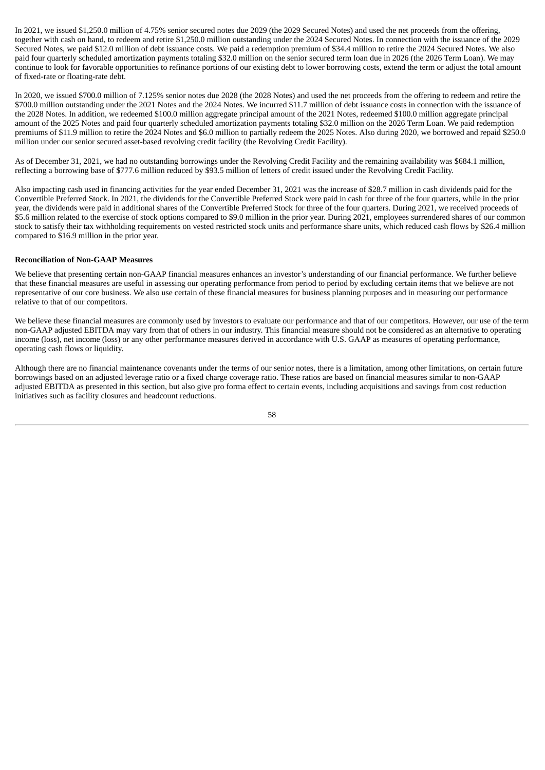In 2021, we issued $1,250.0 million of 4.75% senior secured notes due 2029 (the 2029 Secured Notes) and used the net proceeds from the offering, together with cash on hand, to redeem and retire $1,250.0 million outstanding under the 2024 Secured Notes. In connection with the issuance of the 2029 Secured Notes, we paid $12.0 million of debt issuance costs. We paid a redemption premium of $34.4 million to retire the 2024 Secured Notes. We also paid four quarterly scheduled amortization payments totaling $32.0 million on the senior secured term loan due in 2026 (the 2026 Term Loan). We may continue to look for favorable opportunities to refinance portions of our existing debt to lower borrowing costs, extend the term or adjust the total amount of fixed-rate or floating-rate debt.

In 2020, we issued $700.0 million of 7.125% senior notes due 2028 (the 2028 Notes) and used the net proceeds from the offering to redeem and retire the $700.0 million outstanding under the 2021 Notes and the 2024 Notes. We incurred $11.7 million of debt issuance costs in connection with the issuance of the 2028 Notes. In addition, we redeemed $100.0 million aggregate principal amount of the 2021 Notes, redeemed $100.0 million aggregate principal amount of the 2025 Notes and paid four quarterly scheduled amortization payments totaling $32.0 million on the 2026 Term Loan. We paid redemption premiums of $11.9 million to retire the 2024 Notes and $6.0 million to partially redeem the 2025 Notes. Also during 2020, we borrowed and repaid $250.0 million under our senior secured asset-based revolving credit facility (the Revolving Credit Facility).

As of December 31, 2021, we had no outstanding borrowings under the Revolving Credit Facility and the remaining availability was $684.1 million, reflecting a borrowing base of $777.6 million reduced by $93.5 million of letters of credit issued under the Revolving Credit Facility.

Also impacting cash used in financing activities for the year ended December 31, 2021 was the increase of $28.7 million in cash dividends paid for the Convertible Preferred Stock. In 2021, the dividends for the Convertible Preferred Stock were paid in cash for three of the four quarters, while in the prior year, the dividends were paid in additional shares of the Convertible Preferred Stock for three of the four quarters. During 2021, we received proceeds of $5.6 million related to the exercise of stock options compared to $9.0 million in the prior year. During 2021, employees surrendered shares of our common stock to satisfy their tax withholding requirements on vested restricted stock units and performance share units, which reduced cash flows by $26.4 million compared to $16.9 million in the prior year.

**Reconciliation of Non-GAAP Measures**

We believe that presenting certain non-GAAP financial measures enhances an investor's understanding of our financial performance. We further believe that these financial measures are useful in assessing our operating performance from period to period by excluding certain items that we believe are not representative of our core business. We also use certain of these financial measures for business planning purposes and in measuring our performance relative to that of our competitors.

We believe these financial measures are commonly used by investors to evaluate our performance and that of our competitors. However, our use of the term non-GAAP adjusted EBITDA may vary from that of others in our industry. This financial measure should not be considered as an alternative to operating income (loss), net income (loss) or any other performance measures derived in accordance with U.S. GAAP as measures of operating performance, operating cash flows or liquidity.

Although there are no financial maintenance covenants under the terms of our senior notes, there is a limitation, among other limitations, on certain future borrowings based on an adjusted leverage ratio or a fixed charge coverage ratio. These ratios are based on financial measures similar to non-GAAP adjusted EBITDA as presented in this section, but also give pro forma effect to certain events, including acquisitions and savings from cost reduction initiatives such as facility closures and headcount reductions.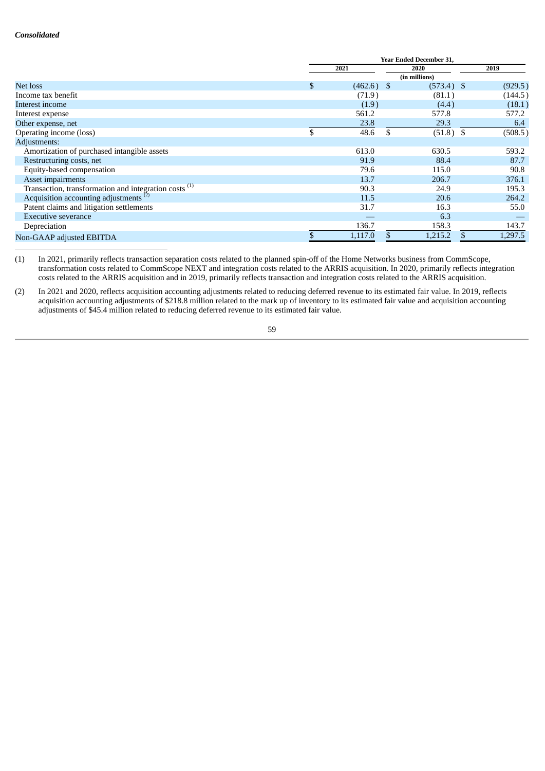***Consolidated***

| | Year Ended December 31, | | |
|---|---|---|---|
| | 2021 | 2020 | 2019 |
| | | (in millions) | |
| Net loss | $ (462.6) | $ (573.4) | $ (929.5) |
| Income tax benefit | (71.9) | (81.1) | (144.5) |
| Interest income | (1.9) | (4.4) | (18.1) |
| Interest expense | 561.2 | 577.8 | 577.2 |
| Other expense, net | 23.8 | 29.3 | 6.4 |
| Operating income (loss) | $ 48.6 | $ (51.8) | $ (508.5) |
| Adjustments: | | | |
| Amortization of purchased intangible assets | 613.0 | 630.5 | 593.2 |
| Restructuring costs, net | 91.9 | 88.4 | 87.7 |
| Equity-based compensation | 79.6 | 115.0 | 90.8 |
| Asset impairments | 13.7 | 206.7 | 376.1 |
| Transaction, transformation and integration costs (1) | 90.3 | 24.9 | 195.3 |
| Acquisition accounting adjustments (2) | 11.5 | 20.6 | 264.2 |
| Patent claims and litigation settlements | 31.7 | 16.3 | 55.0 |
| Executive severance | — | 6.3 | — |
| Depreciation | 136.7 | 158.3 | 143.7 |
| Non-GAAP adjusted EBITDA | $ 1,117.0 | $ 1,215.2 | $ 1,297.5 |

(1) In 2021, primarily reflects transaction separation costs related to the planned spin-off of the Home Networks business from CommScope, transformation costs related to CommScope NEXT and integration costs related to the ARRIS acquisition. In 2020, primarily reflects integration costs related to the ARRIS acquisition and in 2019, primarily reflects transaction and integration costs related to the ARRIS acquisition.

(2) In 2021 and 2020, reflects acquisition accounting adjustments related to reducing deferred revenue to its estimated fair value. In 2019, reflects acquisition accounting adjustments of $218.8 million related to the mark up of inventory to its estimated fair value and acquisition accounting adjustments of $45.4 million related to reducing deferred revenue to its estimated fair value.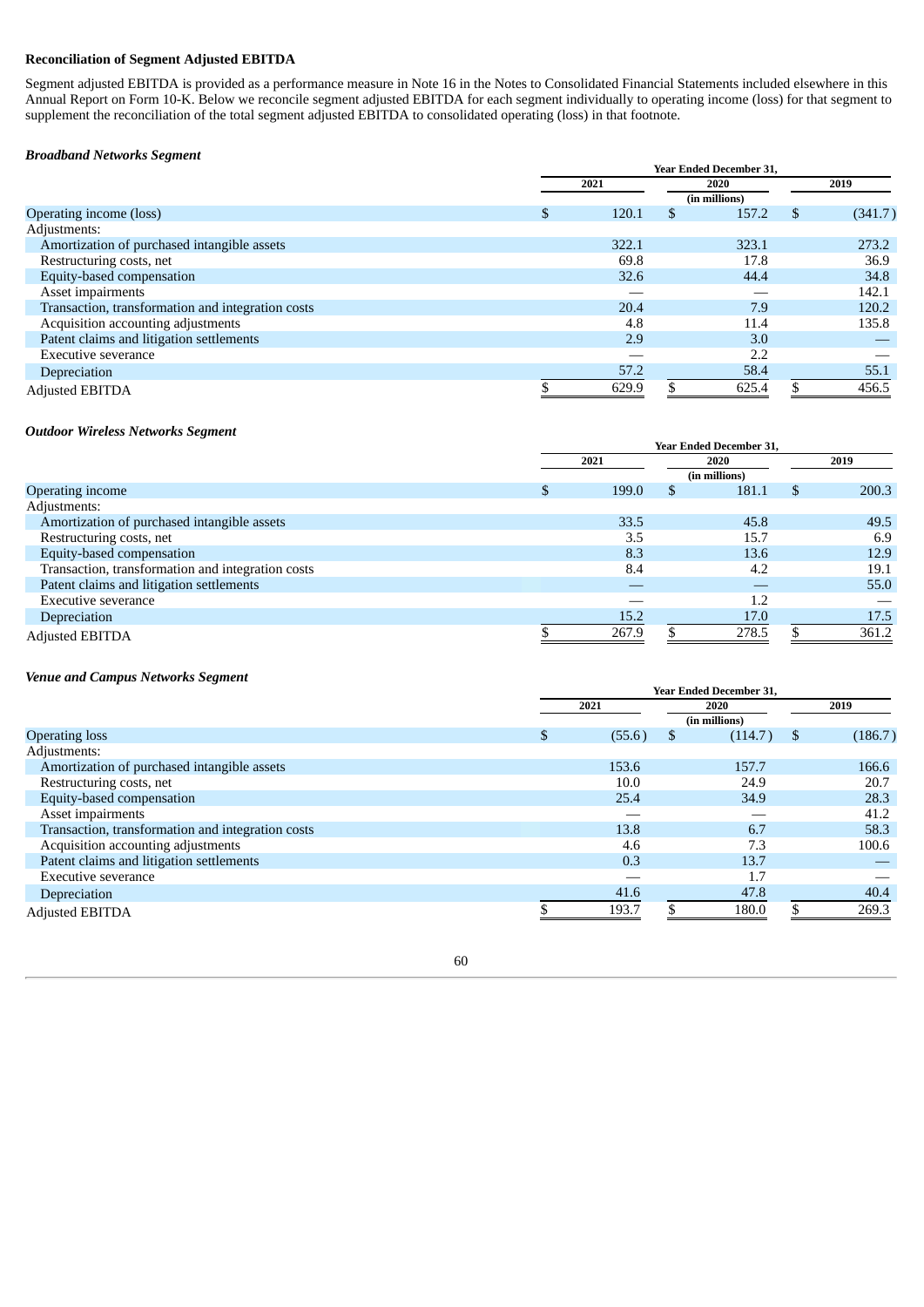**Reconciliation of Segment Adjusted EBITDA**

Segment adjusted EBITDA is provided as a performance measure in Note 16 in the Notes to Consolidated Financial Statements included elsewhere in this Annual Report on Form 10-K. Below we reconcile segment adjusted EBITDA for each segment individually to operating income (loss) for that segment to supplement the reconciliation of the total segment adjusted EBITDA to consolidated operating (loss) in that footnote.

***Broadband Networks Segment***

| | Year Ended December 31, | | |
|---|---|---|---|
| | 2021 | 2020 | 2019 |
| | | (in millions) | |
| Operating income (loss) | $ 120.1 | $ 157.2 | $ (341.7) |
| Adjustments: | | | |
| Amortization of purchased intangible assets | 322.1 | 323.1 | 273.2 |
| Restructuring costs, net | 69.8 | 17.8 | 36.9 |
| Equity-based compensation | 32.6 | 44.4 | 34.8 |
| Asset impairments | — | — | 142.1 |
| Transaction, transformation and integration costs | 20.4 | 7.9 | 120.2 |
| Acquisition accounting adjustments | 4.8 | 11.4 | 135.8 |
| Patent claims and litigation settlements | 2.9 | 3.0 | — |
| Executive severance | — | 2.2 | — |
| Depreciation | 57.2 | 58.4 | 55.1 |
| Adjusted EBITDA | $ 629.9 | $ 625.4 | $ 456.5 |

***Outdoor Wireless Networks Segment***

| | Year Ended December 31, | | |
|---|---|---|---|
| | 2021 | 2020 | 2019 |
| | | (in millions) | |
| Operating income | $ 199.0 | $ 181.1 | $ 200.3 |
| Adjustments: | | | |
| Amortization of purchased intangible assets | 33.5 | 45.8 | 49.5 |
| Restructuring costs, net | 3.5 | 15.7 | 6.9 |
| Equity-based compensation | 8.3 | 13.6 | 12.9 |
| Transaction, transformation and integration costs | 8.4 | 4.2 | 19.1 |
| Patent claims and litigation settlements | — | — | 55.0 |
| Executive severance | — | 1.2 | — |
| Depreciation | 15.2 | 17.0 | 17.5 |
| Adjusted EBITDA | $ 267.9 | $ 278.5 | $ 361.2 |

***Venue and Campus Networks Segment***

| | Year Ended December 31, | | |
|---|---|---|---|
| | 2021 | 2020 | 2019 |
| | | (in millions) | |
| Operating loss | $ (55.6) | $ (114.7) | $ (186.7) |
| Adjustments: | | | |
| Amortization of purchased intangible assets | 153.6 | 157.7 | 166.6 |
| Restructuring costs, net | 10.0 | 24.9 | 20.7 |
| Equity-based compensation | 25.4 | 34.9 | 28.3 |
| Asset impairments | — | — | 41.2 |
| Transaction, transformation and integration costs | 13.8 | 6.7 | 58.3 |
| Acquisition accounting adjustments | 4.6 | 7.3 | 100.6 |
| Patent claims and litigation settlements | 0.3 | 13.7 | — |
| Executive severance | — | 1.7 | — |
| Depreciation | 41.6 | 47.8 | 40.4 |
| Adjusted EBITDA | $ 193.7 | $ 180.0 | $ 269.3 |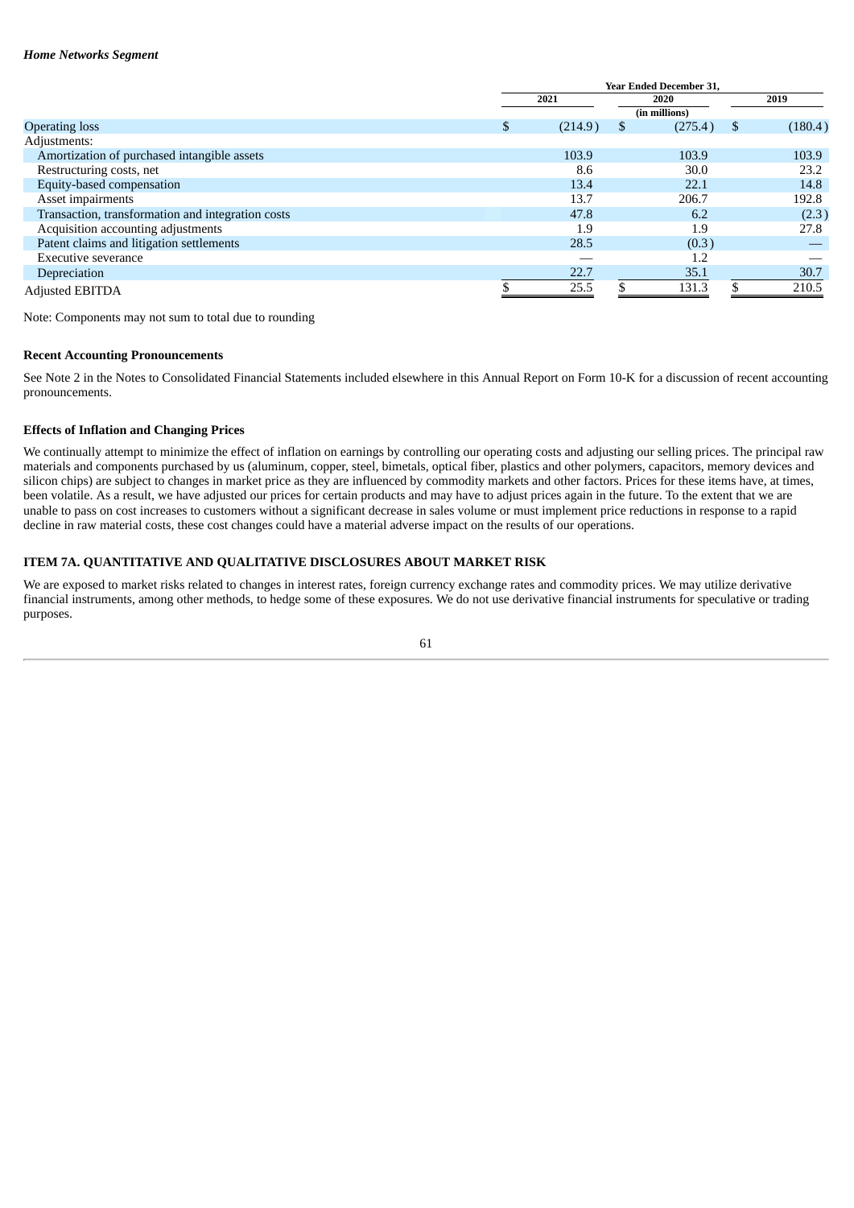***Home Networks Segment***

| | Year Ended December 31, | | |
|---|---|---|---|
| | 2021 | 2020 | 2019 |
| | | (in millions) | |
| Operating loss | $ (214.9) | $ (275.4) | $ (180.4) |
| Adjustments: | | | |
| Amortization of purchased intangible assets | 103.9 | 103.9 | 103.9 |
| Restructuring costs, net | 8.6 | 30.0 | 23.2 |
| Equity-based compensation | 13.4 | 22.1 | 14.8 |
| Asset impairments | 13.7 | 206.7 | 192.8 |
| Transaction, transformation and integration costs | 47.8 | 6.2 | (2.3) |
| Acquisition accounting adjustments | 1.9 | 1.9 | 27.8 |
| Patent claims and litigation settlements | 28.5 | (0.3) | — |
| Executive severance | — | 1.2 | — |
| Depreciation | 22.7 | 35.1 | 30.7 |
| Adjusted EBITDA | $ 25.5 | $ 131.3 | $ 210.5 |

Note: Components may not sum to total due to rounding

**Recent Accounting Pronouncements**

See Note 2 in the Notes to Consolidated Financial Statements included elsewhere in this Annual Report on Form 10-K for a discussion of recent accounting pronouncements.

**Effects of Inflation and Changing Prices**

We continually attempt to minimize the effect of inflation on earnings by controlling our operating costs and adjusting our selling prices. The principal raw materials and components purchased by us (aluminum, copper, steel, bimetals, optical fiber, plastics and other polymers, capacitors, memory devices and silicon chips) are subject to changes in market price as they are influenced by commodity markets and other factors. Prices for these items have, at times, been volatile. As a result, we have adjusted our prices for certain products and may have to adjust prices again in the future. To the extent that we are unable to pass on cost increases to customers without a significant decrease in sales volume or must implement price reductions in response to a rapid decline in raw material costs, these cost changes could have a material adverse impact on the results of our operations.

## ITEM 7A. QUANTITATIVE AND QUALITATIVE DISCLOSURES ABOUT MARKET RISK

We are exposed to market risks related to changes in interest rates, foreign currency exchange rates and commodity prices. We may utilize derivative financial instruments, among other methods, to hedge some of these exposures. We do not use derivative financial instruments for speculative or trading purposes.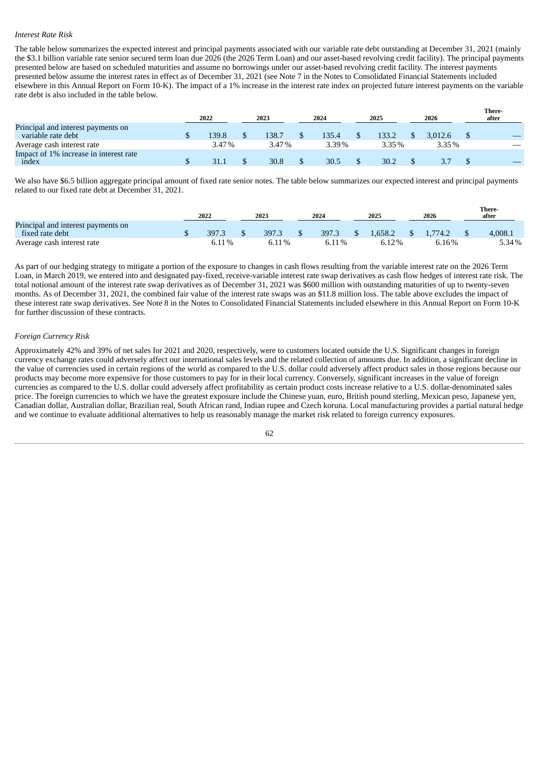*Interest Rate Risk*

The table below summarizes the expected interest and principal payments associated with our variable rate debt outstanding at December 31, 2021 (mainly the $3.1 billion variable rate senior secured term loan due 2026 (the 2026 Term Loan) and our asset-based revolving credit facility). The principal payments presented below are based on scheduled maturities and assume no borrowings under our asset-based revolving credit facility. The interest payments presented below assume the interest rates in effect as of December 31, 2021 (see Note 7 in the Notes to Consolidated Financial Statements included elsewhere in this Annual Report on Form 10-K). The impact of a 1% increase in the interest rate index on projected future interest payments on the variable rate debt is also included in the table below.

| | 2022 | 2023 | 2024 | 2025 | 2026 | There-after |
|---|---|---|---|---|---|---|
| Principal and interest payments on variable rate debt | $ 139.8 | $ 138.7 | $ 135.4 | $ 133.2 | $ 3,012.6 | $ — |
| Average cash interest rate | 3.47 % | 3.47 % | 3.39 % | 3.35 % | 3.35 % | — |
| Impact of 1% increase in interest rate index | $ 31.1 | $ 30.8 | $ 30.5 | $ 30.2 | $ 3.7 | $ — |

We also have $6.5 billion aggregate principal amount of fixed rate senior notes. The table below summarizes our expected interest and principal payments related to our fixed rate debt at December 31, 2021.

| | 2022 | 2023 | 2024 | 2025 | 2026 | There-after |
|---|---|---|---|---|---|---|
| Principal and interest payments on fixed rate debt | $ 397.3 | $ 397.3 | $ 397.3 | $ 1,658.2 | $ 1,774.2 | $ 4,008.1 |
| Average cash interest rate | 6.11 % | 6.11 % | 6.11 % | 6.12 % | 6.16 % | 5.34 % |

As part of our hedging strategy to mitigate a portion of the exposure to changes in cash flows resulting from the variable interest rate on the 2026 Term Loan, in March 2019, we entered into and designated pay-fixed, receive-variable interest rate swap derivatives as cash flow hedges of interest rate risk. The total notional amount of the interest rate swap derivatives as of December 31, 2021 was $600 million with outstanding maturities of up to twenty-seven months. As of December 31, 2021, the combined fair value of the interest rate swaps was an $11.8 million loss. The table above excludes the impact of these interest rate swap derivatives. See Note 8 in the Notes to Consolidated Financial Statements included elsewhere in this Annual Report on Form 10-K for further discussion of these contracts.

*Foreign Currency Risk*

Approximately 42% and 39% of net sales for 2021 and 2020, respectively, were to customers located outside the U.S. Significant changes in foreign currency exchange rates could adversely affect our international sales levels and the related collection of amounts due. In addition, a significant decline in the value of currencies used in certain regions of the world as compared to the U.S. dollar could adversely affect product sales in those regions because our products may become more expensive for those customers to pay for in their local currency. Conversely, significant increases in the value of foreign currencies as compared to the U.S. dollar could adversely affect profitability as certain product costs increase relative to a U.S. dollar-denominated sales price. The foreign currencies to which we have the greatest exposure include the Chinese yuan, euro, British pound sterling, Mexican peso, Japanese yen, Canadian dollar, Australian dollar, Brazilian real, South African rand, Indian rupee and Czech koruna. Local manufacturing provides a partial natural hedge and we continue to evaluate additional alternatives to help us reasonably manage the market risk related to foreign currency exposures.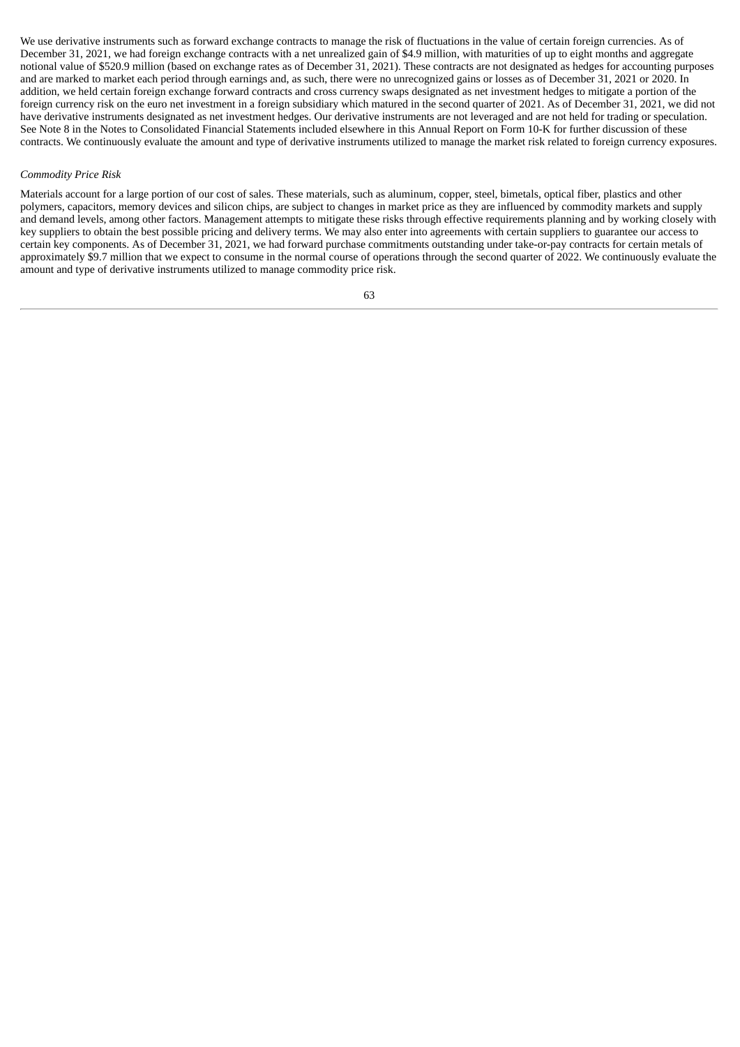We use derivative instruments such as forward exchange contracts to manage the risk of fluctuations in the value of certain foreign currencies. As of December 31, 2021, we had foreign exchange contracts with a net unrealized gain of $4.9 million, with maturities of up to eight months and aggregate notional value of $520.9 million (based on exchange rates as of December 31, 2021). These contracts are not designated as hedges for accounting purposes and are marked to market each period through earnings and, as such, there were no unrecognized gains or losses as of December 31, 2021 or 2020. In addition, we held certain foreign exchange forward contracts and cross currency swaps designated as net investment hedges to mitigate a portion of the foreign currency risk on the euro net investment in a foreign subsidiary which matured in the second quarter of 2021. As of December 31, 2021, we did not have derivative instruments designated as net investment hedges. Our derivative instruments are not leveraged and are not held for trading or speculation. See Note 8 in the Notes to Consolidated Financial Statements included elsewhere in this Annual Report on Form 10-K for further discussion of these contracts. We continuously evaluate the amount and type of derivative instruments utilized to manage the market risk related to foreign currency exposures.

*Commodity Price Risk*

Materials account for a large portion of our cost of sales. These materials, such as aluminum, copper, steel, bimetals, optical fiber, plastics and other polymers, capacitors, memory devices and silicon chips, are subject to changes in market price as they are influenced by commodity markets and supply and demand levels, among other factors. Management attempts to mitigate these risks through effective requirements planning and by working closely with key suppliers to obtain the best possible pricing and delivery terms. We may also enter into agreements with certain suppliers to guarantee our access to certain key components. As of December 31, 2021, we had forward purchase commitments outstanding under take-or-pay contracts for certain metals of approximately $9.7 million that we expect to consume in the normal course of operations through the second quarter of 2022. We continuously evaluate the amount and type of derivative instruments utilized to manage commodity price risk.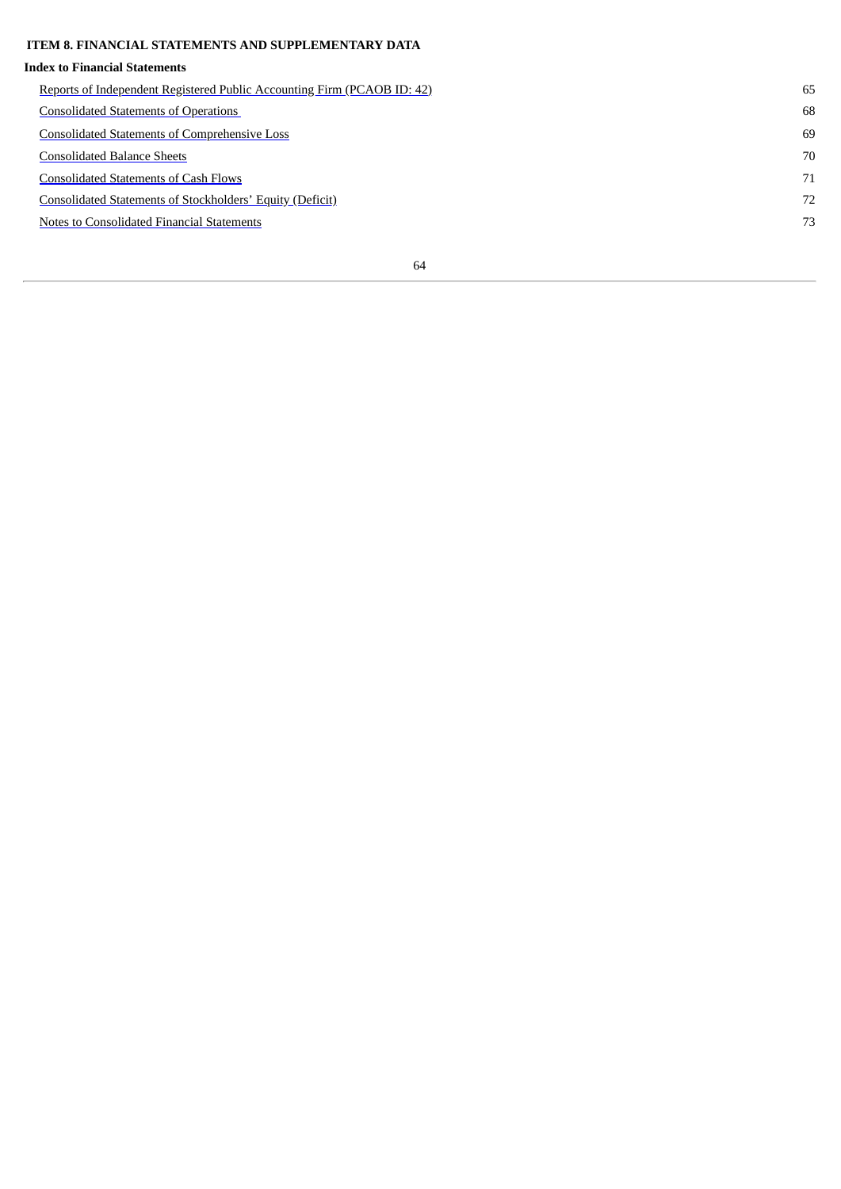## ITEM 8. FINANCIAL STATEMENTS AND SUPPLEMENTARY DATA

**Index to Financial Statements**

| | |
|---|---|
| Reports of Independent Registered Public Accounting Firm (PCAOB ID: 42) | 65 |
| Consolidated Statements of Operations | 68 |
| Consolidated Statements of Comprehensive Loss | 69 |
| Consolidated Balance Sheets | 70 |
| Consolidated Statements of Cash Flows | 71 |
| Consolidated Statements of Stockholders' Equity (Deficit) | 72 |
| Notes to Consolidated Financial Statements | 73 |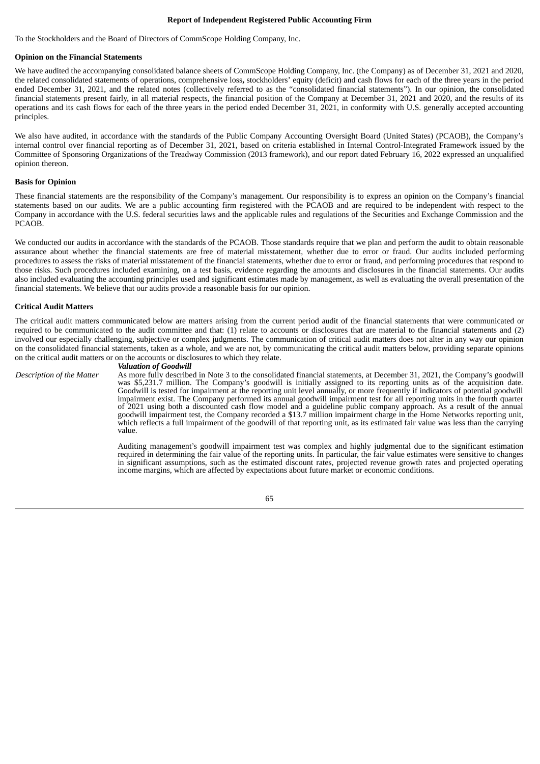## Report of Independent Registered Public Accounting Firm

To the Stockholders and the Board of Directors of CommScope Holding Company, Inc.

### Opinion on the Financial Statements

We have audited the accompanying consolidated balance sheets of CommScope Holding Company, Inc. (the Company) as of December 31, 2021 and 2020, the related consolidated statements of operations, comprehensive loss**,** stockholders' equity (deficit) and cash flows for each of the three years in the period ended December 31, 2021, and the related notes (collectively referred to as the "consolidated financial statements"). In our opinion, the consolidated financial statements present fairly, in all material respects, the financial position of the Company at December 31, 2021 and 2020, and the results of its operations and its cash flows for each of the three years in the period ended December 31, 2021, in conformity with U.S. generally accepted accounting principles.

We also have audited, in accordance with the standards of the Public Company Accounting Oversight Board (United States) (PCAOB), the Company's internal control over financial reporting as of December 31, 2021, based on criteria established in Internal Control-Integrated Framework issued by the Committee of Sponsoring Organizations of the Treadway Commission (2013 framework), and our report dated February 16, 2022 expressed an unqualified opinion thereon.

### Basis for Opinion

These financial statements are the responsibility of the Company's management. Our responsibility is to express an opinion on the Company's financial statements based on our audits. We are a public accounting firm registered with the PCAOB and are required to be independent with respect to the Company in accordance with the U.S. federal securities laws and the applicable rules and regulations of the Securities and Exchange Commission and the PCAOB.

We conducted our audits in accordance with the standards of the PCAOB. Those standards require that we plan and perform the audit to obtain reasonable assurance about whether the financial statements are free of material misstatement, whether due to error or fraud. Our audits included performing procedures to assess the risks of material misstatement of the financial statements, whether due to error or fraud, and performing procedures that respond to those risks. Such procedures included examining, on a test basis, evidence regarding the amounts and disclosures in the financial statements. Our audits also included evaluating the accounting principles used and significant estimates made by management, as well as evaluating the overall presentation of the financial statements. We believe that our audits provide a reasonable basis for our opinion.

### Critical Audit Matters

The critical audit matters communicated below are matters arising from the current period audit of the financial statements that were communicated or required to be communicated to the audit committee and that: (1) relate to accounts or disclosures that are material to the financial statements and (2) involved our especially challenging, subjective or complex judgments. The communication of critical audit matters does not alter in any way our opinion on the consolidated financial statements, taken as a whole, and we are not, by communicating the critical audit matters below, providing separate opinions on the critical audit matters or on the accounts or disclosures to which they relate.

***Valuation of Goodwill***

*Description of the Matter*

As more fully described in Note 3 to the consolidated financial statements, at December 31, 2021, the Company's goodwill was $5,231.7 million. The Company's goodwill is initially assigned to its reporting units as of the acquisition date. Goodwill is tested for impairment at the reporting unit level annually, or more frequently if indicators of potential goodwill impairment exist. The Company performed its annual goodwill impairment test for all reporting units in the fourth quarter of 2021 using both a discounted cash flow model and a guideline public company approach. As a result of the annual goodwill impairment test, the Company recorded a $13.7 million impairment charge in the Home Networks reporting unit, which reflects a full impairment of the goodwill of that reporting unit, as its estimated fair value was less than the carrying value.

Auditing management's goodwill impairment test was complex and highly judgmental due to the significant estimation required in determining the fair value of the reporting units. In particular, the fair value estimates were sensitive to changes in significant assumptions, such as the estimated discount rates, projected revenue growth rates and projected operating income margins, which are affected by expectations about future market or economic conditions.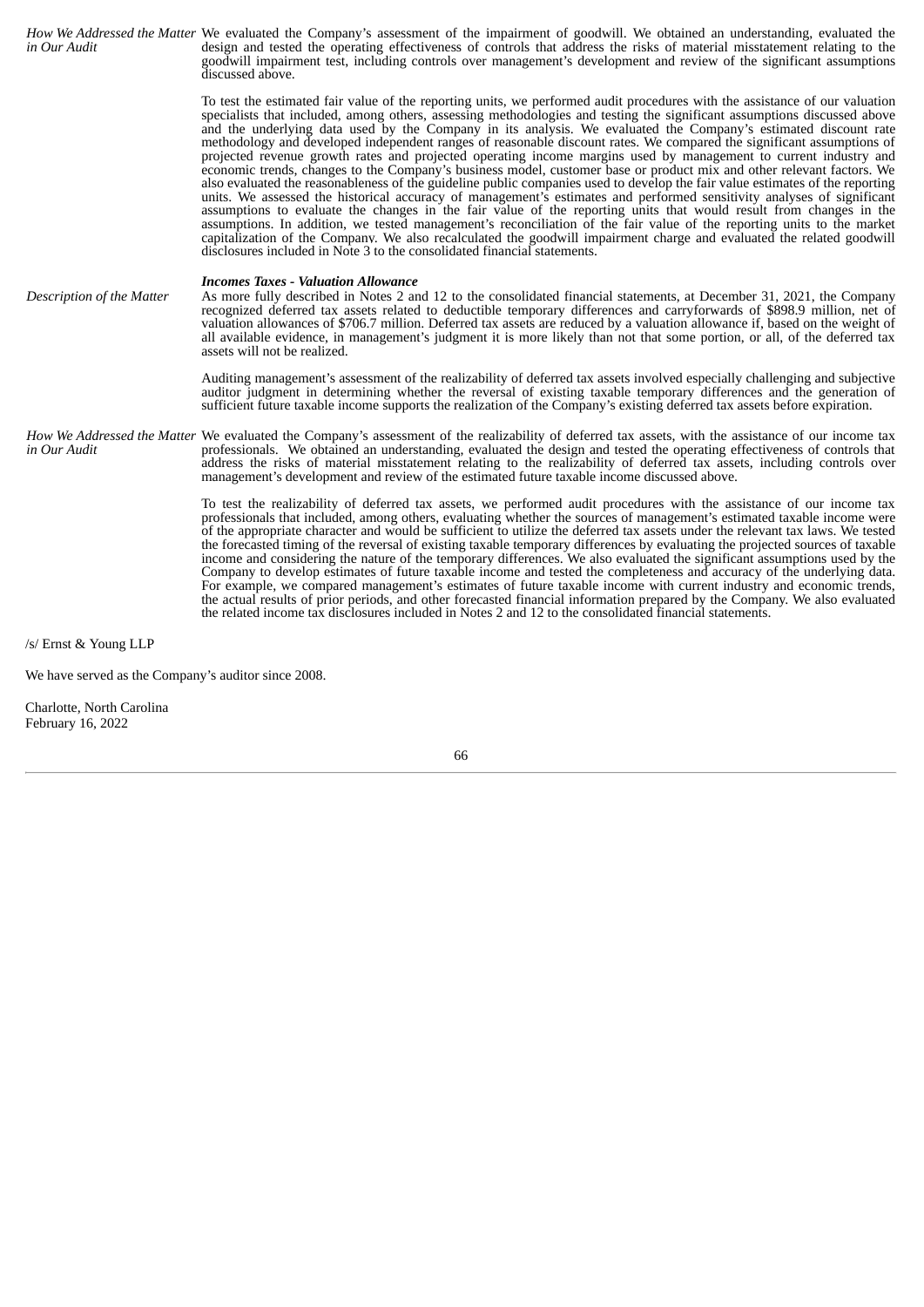| | |
|---|---|
| *How We Addressed the Matter in Our Audit* | We evaluated the Company's assessment of the impairment of goodwill. We obtained an understanding, evaluated the design and tested the operating effectiveness of controls that address the risks of material misstatement relating to the goodwill impairment test, including controls over management's development and review of the significant assumptions discussed above.<br><br>To test the estimated fair value of the reporting units, we performed audit procedures with the assistance of our valuation specialists that included, among others, assessing methodologies and testing the significant assumptions discussed above and the underlying data used by the Company in its analysis. We evaluated the Company's estimated discount rate methodology and developed independent ranges of reasonable discount rates. We compared the significant assumptions of projected revenue growth rates and projected operating income margins used by management to current industry and economic trends, changes to the Company's business model, customer base or product mix and other relevant factors. We also evaluated the reasonableness of the guideline public companies used to develop the fair value estimates of the reporting units. We assessed the historical accuracy of management's estimates and performed sensitivity analyses of significant assumptions to evaluate the changes in the fair value of the reporting units that would result from changes in the assumptions. In addition, we tested management's reconciliation of the fair value of the reporting units to the market capitalization of the Company. We also recalculated the goodwill impairment charge and evaluated the related goodwill disclosures included in Note 3 to the consolidated financial statements. |
| | ***Incomes Taxes - Valuation Allowance*** |
| *Description of the Matter* | As more fully described in Notes 2 and 12 to the consolidated financial statements, at December 31, 2021, the Company recognized deferred tax assets related to deductible temporary differences and carryforwards of \$898.9 million, net of valuation allowances of \$706.7 million. Deferred tax assets are reduced by a valuation allowance if, based on the weight of all available evidence, in management's judgment it is more likely than not that some portion, or all, of the deferred tax assets will not be realized.<br><br>Auditing management's assessment of the realizability of deferred tax assets involved especially challenging and subjective auditor judgment in determining whether the reversal of existing taxable temporary differences and the generation of sufficient future taxable income supports the realization of the Company's existing deferred tax assets before expiration. |
| *How We Addressed the Matter in Our Audit* | We evaluated the Company's assessment of the realizability of deferred tax assets, with the assistance of our income tax professionals. We obtained an understanding, evaluated the design and tested the operating effectiveness of controls that address the risks of material misstatement relating to the realizability of deferred tax assets, including controls over management's development and review of the estimated future taxable income discussed above.<br><br>To test the realizability of deferred tax assets, we performed audit procedures with the assistance of our income tax professionals that included, among others, evaluating whether the sources of management's estimated taxable income were of the appropriate character and would be sufficient to utilize the deferred tax assets under the relevant tax laws. We tested the forecasted timing of the reversal of existing taxable temporary differences by evaluating the projected sources of taxable income and considering the nature of the temporary differences. We also evaluated the significant assumptions used by the Company to develop estimates of future taxable income and tested the completeness and accuracy of the underlying data. For example, we compared management's estimates of future taxable income with current industry and economic trends, the actual results of prior periods, and other forecasted financial information prepared by the Company. We also evaluated the related income tax disclosures included in Notes 2 and 12 to the consolidated financial statements. |

/s/ Ernst & Young LLP

We have served as the Company's auditor since 2008.

Charlotte, North Carolina
February 16, 2022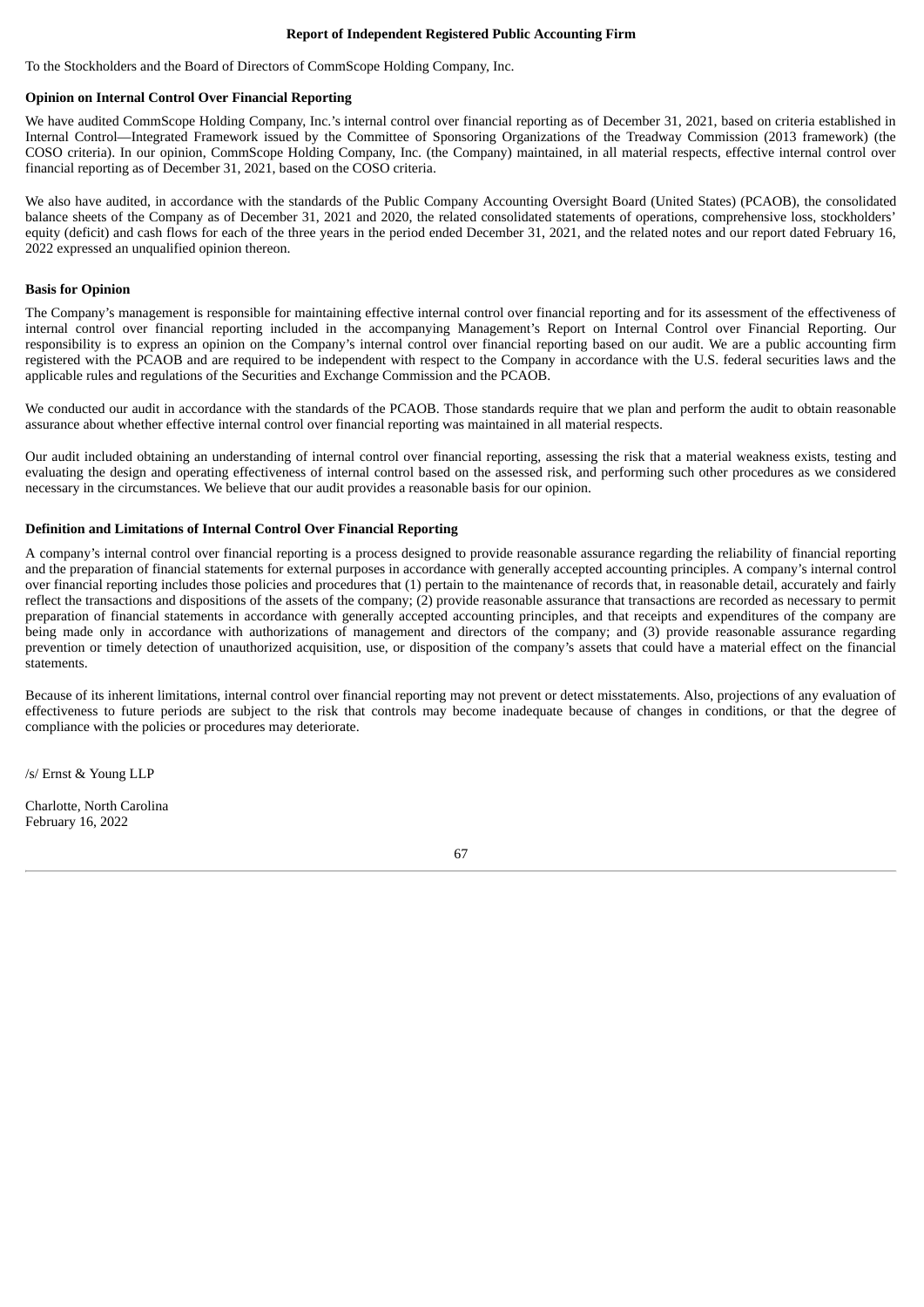## Report of Independent Registered Public Accounting Firm

To the Stockholders and the Board of Directors of CommScope Holding Company, Inc.

### Opinion on Internal Control Over Financial Reporting

We have audited CommScope Holding Company, Inc.'s internal control over financial reporting as of December 31, 2021, based on criteria established in Internal Control—Integrated Framework issued by the Committee of Sponsoring Organizations of the Treadway Commission (2013 framework) (the COSO criteria). In our opinion, CommScope Holding Company, Inc. (the Company) maintained, in all material respects, effective internal control over financial reporting as of December 31, 2021, based on the COSO criteria.

We also have audited, in accordance with the standards of the Public Company Accounting Oversight Board (United States) (PCAOB), the consolidated balance sheets of the Company as of December 31, 2021 and 2020, the related consolidated statements of operations, comprehensive loss, stockholders' equity (deficit) and cash flows for each of the three years in the period ended December 31, 2021, and the related notes and our report dated February 16, 2022 expressed an unqualified opinion thereon.

### Basis for Opinion

The Company's management is responsible for maintaining effective internal control over financial reporting and for its assessment of the effectiveness of internal control over financial reporting included in the accompanying Management's Report on Internal Control over Financial Reporting. Our responsibility is to express an opinion on the Company's internal control over financial reporting based on our audit. We are a public accounting firm registered with the PCAOB and are required to be independent with respect to the Company in accordance with the U.S. federal securities laws and the applicable rules and regulations of the Securities and Exchange Commission and the PCAOB.

We conducted our audit in accordance with the standards of the PCAOB. Those standards require that we plan and perform the audit to obtain reasonable assurance about whether effective internal control over financial reporting was maintained in all material respects.

Our audit included obtaining an understanding of internal control over financial reporting, assessing the risk that a material weakness exists, testing and evaluating the design and operating effectiveness of internal control based on the assessed risk, and performing such other procedures as we considered necessary in the circumstances. We believe that our audit provides a reasonable basis for our opinion.

### Definition and Limitations of Internal Control Over Financial Reporting

A company's internal control over financial reporting is a process designed to provide reasonable assurance regarding the reliability of financial reporting and the preparation of financial statements for external purposes in accordance with generally accepted accounting principles. A company's internal control over financial reporting includes those policies and procedures that (1) pertain to the maintenance of records that, in reasonable detail, accurately and fairly reflect the transactions and dispositions of the assets of the company; (2) provide reasonable assurance that transactions are recorded as necessary to permit preparation of financial statements in accordance with generally accepted accounting principles, and that receipts and expenditures of the company are being made only in accordance with authorizations of management and directors of the company; and (3) provide reasonable assurance regarding prevention or timely detection of unauthorized acquisition, use, or disposition of the company's assets that could have a material effect on the financial statements.

Because of its inherent limitations, internal control over financial reporting may not prevent or detect misstatements. Also, projections of any evaluation of effectiveness to future periods are subject to the risk that controls may become inadequate because of changes in conditions, or that the degree of compliance with the policies or procedures may deteriorate.

/s/ Ernst & Young LLP

Charlotte, North Carolina
February 16, 2022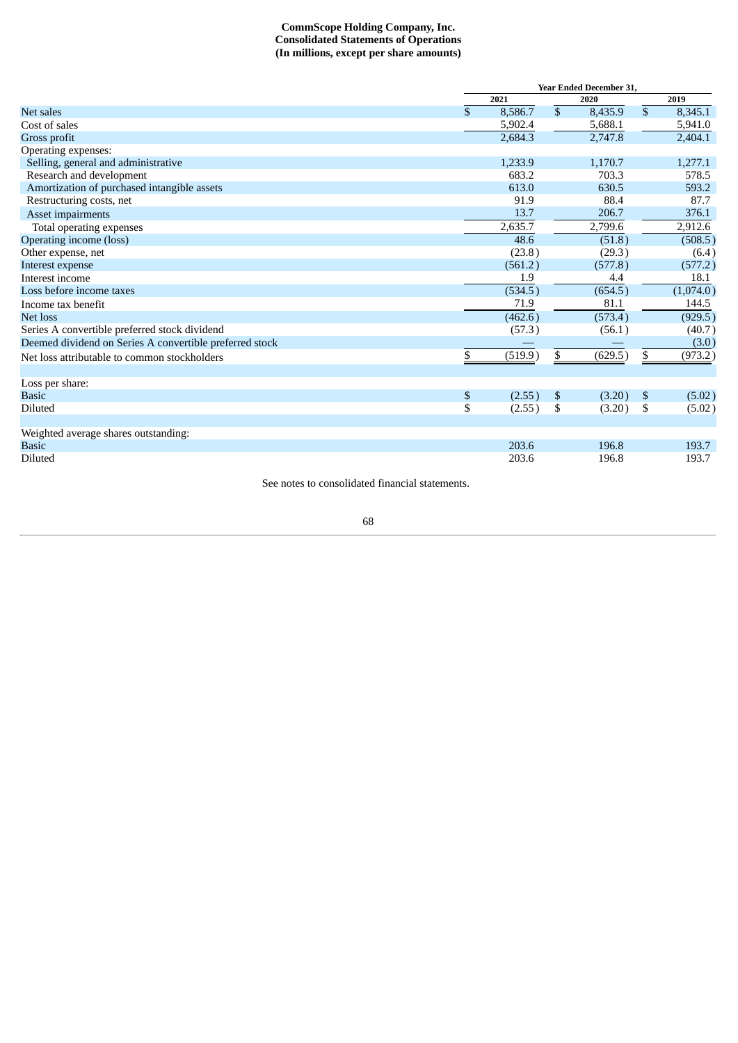**CommScope Holding Company, Inc.**
**Consolidated Statements of Operations**
**(In millions, except per share amounts)**

| | Year Ended December 31, | | |
|---|---|---|---|
| | 2021 | 2020 | 2019 |
| Net sales | $ 8,586.7 | $ 8,435.9 | $ 8,345.1 |
| Cost of sales | 5,902.4 | 5,688.1 | 5,941.0 |
| Gross profit | 2,684.3 | 2,747.8 | 2,404.1 |
| Operating expenses: | | | |
| Selling, general and administrative | 1,233.9 | 1,170.7 | 1,277.1 |
| Research and development | 683.2 | 703.3 | 578.5 |
| Amortization of purchased intangible assets | 613.0 | 630.5 | 593.2 |
| Restructuring costs, net | 91.9 | 88.4 | 87.7 |
| Asset impairments | 13.7 | 206.7 | 376.1 |
| Total operating expenses | 2,635.7 | 2,799.6 | 2,912.6 |
| Operating income (loss) | 48.6 | (51.8) | (508.5) |
| Other expense, net | (23.8) | (29.3) | (6.4) |
| Interest expense | (561.2) | (577.8) | (577.2) |
| Interest income | 1.9 | 4.4 | 18.1 |
| Loss before income taxes | (534.5) | (654.5) | (1,074.0) |
| Income tax benefit | 71.9 | 81.1 | 144.5 |
| Net loss | (462.6) | (573.4) | (929.5) |
| Series A convertible preferred stock dividend | (57.3) | (56.1) | (40.7) |
| Deemed dividend on Series A convertible preferred stock | — | — | (3.0) |
| Net loss attributable to common stockholders | $ (519.9) | $ (629.5) | $ (973.2) |
| | | | |
| Loss per share: | | | |
| Basic | $ (2.55) | $ (3.20) | $ (5.02) |
| Diluted | $ (2.55) | $ (3.20) | $ (5.02) |
| | | | |
| Weighted average shares outstanding: | | | |
| Basic | 203.6 | 196.8 | 193.7 |
| Diluted | 203.6 | 196.8 | 193.7 |

See notes to consolidated financial statements.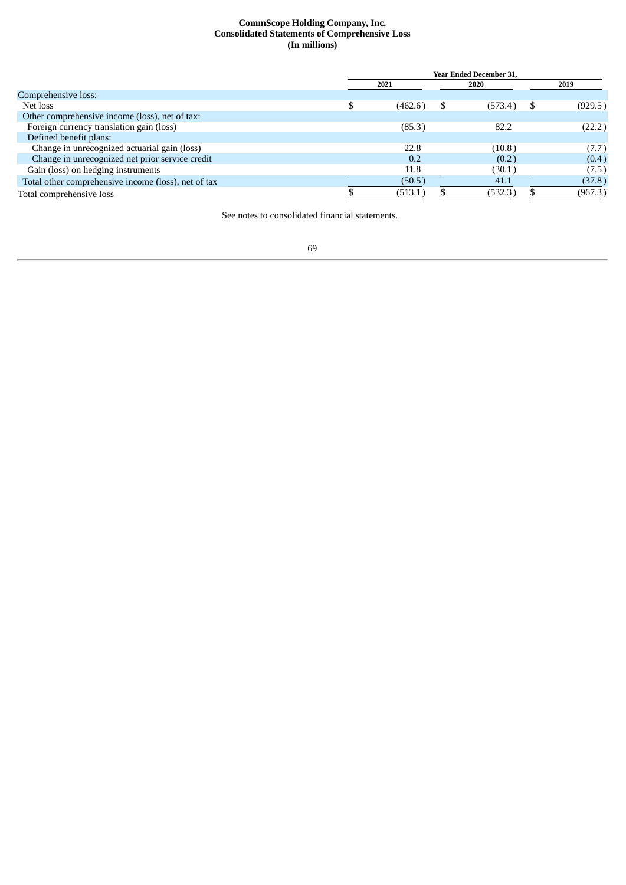# CommScope Holding Company, Inc.
## Consolidated Statements of Comprehensive Loss
### (In millions)

| | Year Ended December 31, | | |
|---|---|---|---|
| | 2021 | 2020 | 2019 |
| Comprehensive loss: | | | |
| Net loss | $ (462.6) | $ (573.4) | $ (929.5) |
| Other comprehensive income (loss), net of tax: | | | |
| Foreign currency translation gain (loss) | (85.3) | 82.2 | (22.2) |
| Defined benefit plans: | | | |
| Change in unrecognized actuarial gain (loss) | 22.8 | (10.8) | (7.7) |
| Change in unrecognized net prior service credit | 0.2 | (0.2) | (0.4) |
| Gain (loss) on hedging instruments | 11.8 | (30.1) | (7.5) |
| Total other comprehensive income (loss), net of tax | (50.5) | 41.1 | (37.8) |
| Total comprehensive loss | $ (513.1) | $ (532.3) | $ (967.3) |

See notes to consolidated financial statements.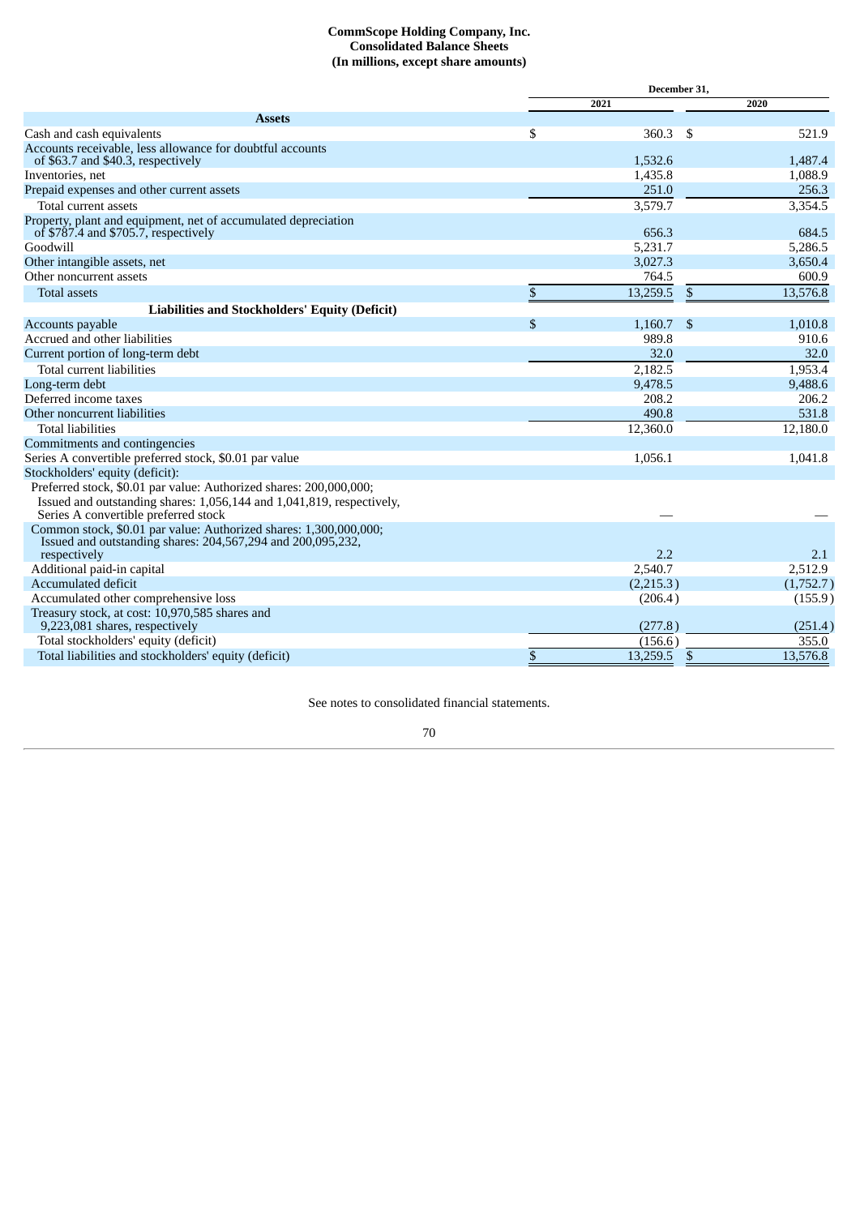**CommScope Holding Company, Inc.**
**Consolidated Balance Sheets**
**(In millions, except share amounts)**

| | December 31, | |
|---|---|---|
| | 2021 | 2020 |
| **Assets** | | |
| Cash and cash equivalents | $ 360.3 | $ 521.9 |
| Accounts receivable, less allowance for doubtful accounts of $63.7 and $40.3, respectively | 1,532.6 | 1,487.4 |
| Inventories, net | 1,435.8 | 1,088.9 |
| Prepaid expenses and other current assets | 251.0 | 256.3 |
| Total current assets | 3,579.7 | 3,354.5 |
| Property, plant and equipment, net of accumulated depreciation of $787.4 and $705.7, respectively | 656.3 | 684.5 |
| Goodwill | 5,231.7 | 5,286.5 |
| Other intangible assets, net | 3,027.3 | 3,650.4 |
| Other noncurrent assets | 764.5 | 600.9 |
| Total assets | $ 13,259.5 | $ 13,576.8 |
| **Liabilities and Stockholders' Equity (Deficit)** | | |
| Accounts payable | $ 1,160.7 | $ 1,010.8 |
| Accrued and other liabilities | 989.8 | 910.6 |
| Current portion of long-term debt | 32.0 | 32.0 |
| Total current liabilities | 2,182.5 | 1,953.4 |
| Long-term debt | 9,478.5 | 9,488.6 |
| Deferred income taxes | 208.2 | 206.2 |
| Other noncurrent liabilities | 490.8 | 531.8 |
| Total liabilities | 12,360.0 | 12,180.0 |
| Commitments and contingencies | | |
| Series A convertible preferred stock, $0.01 par value | 1,056.1 | 1,041.8 |
| Stockholders' equity (deficit): | | |
| Preferred stock, $0.01 par value: Authorized shares: 200,000,000; Issued and outstanding shares: 1,056,144 and 1,041,819, respectively, Series A convertible preferred stock | — | — |
| Common stock, $0.01 par value: Authorized shares: 1,300,000,000; Issued and outstanding shares: 204,567,294 and 200,095,232, respectively | 2.2 | 2.1 |
| Additional paid-in capital | 2,540.7 | 2,512.9 |
| Accumulated deficit | (2,215.3) | (1,752.7) |
| Accumulated other comprehensive loss | (206.4) | (155.9) |
| Treasury stock, at cost: 10,970,585 shares and 9,223,081 shares, respectively | (277.8) | (251.4) |
| Total stockholders' equity (deficit) | (156.6) | 355.0 |
| Total liabilities and stockholders' equity (deficit) | $ 13,259.5 | $ 13,576.8 |

See notes to consolidated financial statements.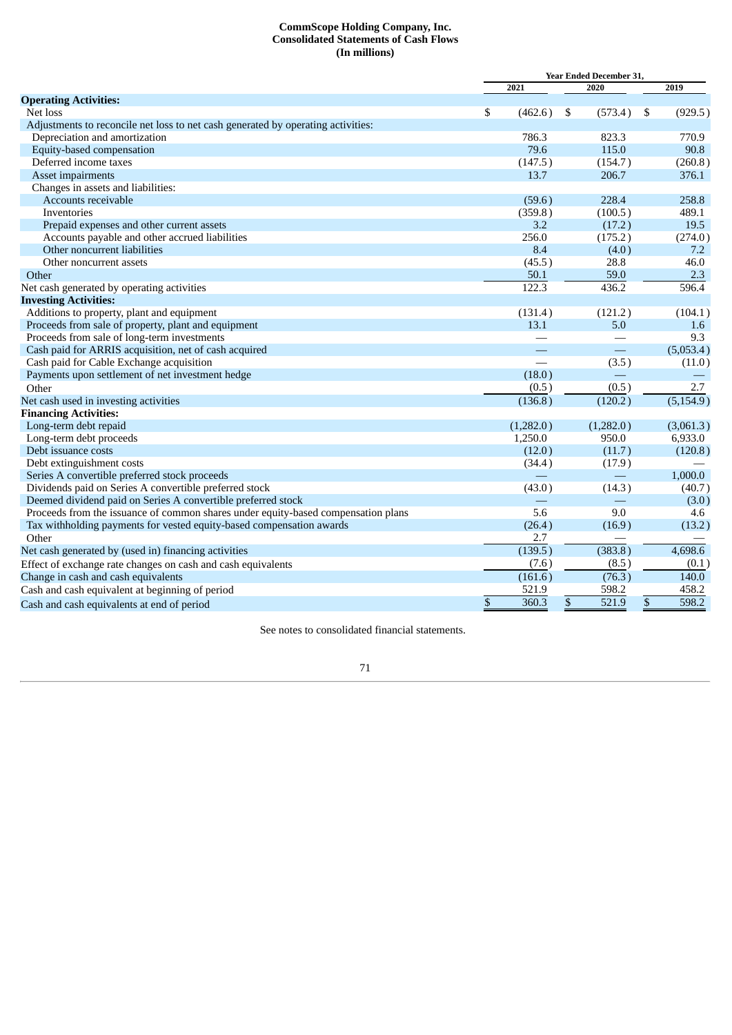**CommScope Holding Company, Inc.**
**Consolidated Statements of Cash Flows**
**(In millions)**

| | Year Ended December 31, | | |
|---|---|---|---|
| | 2021 | 2020 | 2019 |
| **Operating Activities:** | | | |
| Net loss | $ (462.6) | $ (573.4) | $ (929.5) |
| Adjustments to reconcile net loss to net cash generated by operating activities: | | | |
| Depreciation and amortization | 786.3 | 823.3 | 770.9 |
| Equity-based compensation | 79.6 | 115.0 | 90.8 |
| Deferred income taxes | (147.5) | (154.7) | (260.8) |
| Asset impairments | 13.7 | 206.7 | 376.1 |
| Changes in assets and liabilities: | | | |
| Accounts receivable | (59.6) | 228.4 | 258.8 |
| Inventories | (359.8) | (100.5) | 489.1 |
| Prepaid expenses and other current assets | 3.2 | (17.2) | 19.5 |
| Accounts payable and other accrued liabilities | 256.0 | (175.2) | (274.0) |
| Other noncurrent liabilities | 8.4 | (4.0) | 7.2 |
| Other noncurrent assets | (45.5) | 28.8 | 46.0 |
| Other | 50.1 | 59.0 | 2.3 |
| Net cash generated by operating activities | 122.3 | 436.2 | 596.4 |
| **Investing Activities:** | | | |
| Additions to property, plant and equipment | (131.4) | (121.2) | (104.1) |
| Proceeds from sale of property, plant and equipment | 13.1 | 5.0 | 1.6 |
| Proceeds from sale of long-term investments | — | — | 9.3 |
| Cash paid for ARRIS acquisition, net of cash acquired | — | — | (5,053.4) |
| Cash paid for Cable Exchange acquisition | — | (3.5) | (11.0) |
| Payments upon settlement of net investment hedge | (18.0) | — | — |
| Other | (0.5) | (0.5) | 2.7 |
| Net cash used in investing activities | (136.8) | (120.2) | (5,154.9) |
| **Financing Activities:** | | | |
| Long-term debt repaid | (1,282.0) | (1,282.0) | (3,061.3) |
| Long-term debt proceeds | 1,250.0 | 950.0 | 6,933.0 |
| Debt issuance costs | (12.0) | (11.7) | (120.8) |
| Debt extinguishment costs | (34.4) | (17.9) | — |
| Series A convertible preferred stock proceeds | — | — | 1,000.0 |
| Dividends paid on Series A convertible preferred stock | (43.0) | (14.3) | (40.7) |
| Deemed dividend paid on Series A convertible preferred stock | — | — | (3.0) |
| Proceeds from the issuance of common shares under equity-based compensation plans | 5.6 | 9.0 | 4.6 |
| Tax withholding payments for vested equity-based compensation awards | (26.4) | (16.9) | (13.2) |
| Other | 2.7 | — | — |
| Net cash generated by (used in) financing activities | (139.5) | (383.8) | 4,698.6 |
| Effect of exchange rate changes on cash and cash equivalents | (7.6) | (8.5) | (0.1) |
| Change in cash and cash equivalents | (161.6) | (76.3) | 140.0 |
| Cash and cash equivalent at beginning of period | 521.9 | 598.2 | 458.2 |
| Cash and cash equivalents at end of period | $ 360.3 | $ 521.9 | $ 598.2 |

See notes to consolidated financial statements.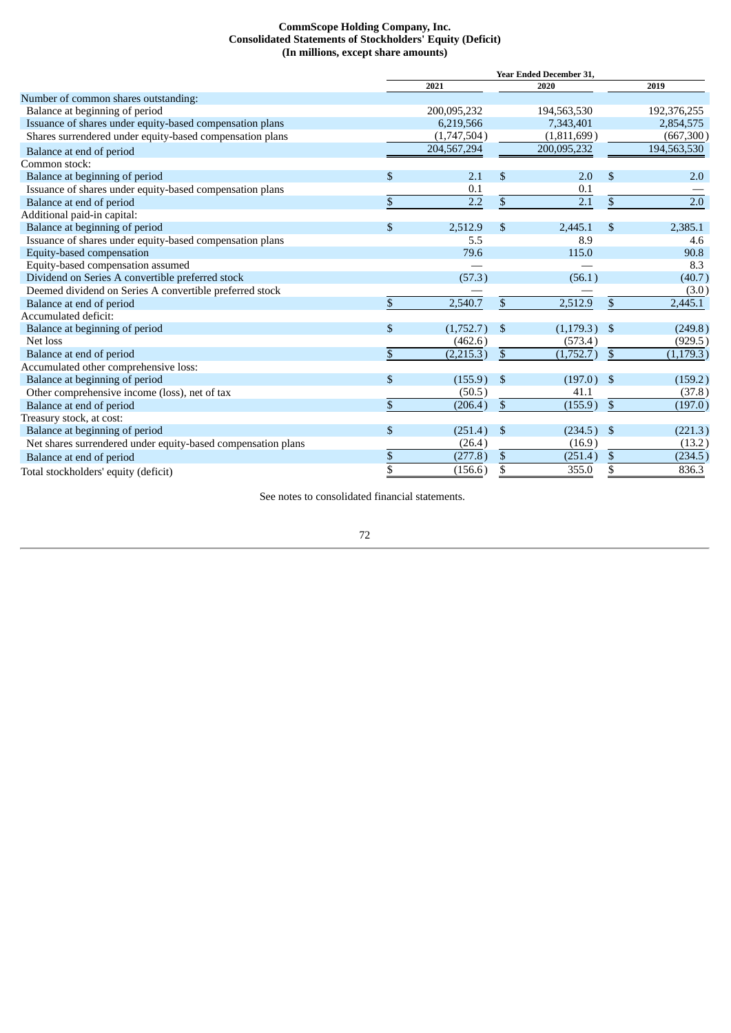# CommScope Holding Company, Inc.
## Consolidated Statements of Stockholders' Equity (Deficit)
### (In millions, except share amounts)

| | Year Ended December 31, | | |
|---|---|---|---|
| | 2021 | 2020 | 2019 |
| Number of common shares outstanding: | | | |
| Balance at beginning of period | 200,095,232 | 194,563,530 | 192,376,255 |
| Issuance of shares under equity-based compensation plans | 6,219,566 | 7,343,401 | 2,854,575 |
| Shares surrendered under equity-based compensation plans | (1,747,504) | (1,811,699) | (667,300) |
| Balance at end of period | 204,567,294 | 200,095,232 | 194,563,530 |
| Common stock: | | | |
| Balance at beginning of period | $ 2.1 | $ 2.0 | $ 2.0 |
| Issuance of shares under equity-based compensation plans | 0.1 | 0.1 | — |
| Balance at end of period | $ 2.2 | $ 2.1 | $ 2.0 |
| Additional paid-in capital: | | | |
| Balance at beginning of period | $ 2,512.9 | $ 2,445.1 | $ 2,385.1 |
| Issuance of shares under equity-based compensation plans | 5.5 | 8.9 | 4.6 |
| Equity-based compensation | 79.6 | 115.0 | 90.8 |
| Equity-based compensation assumed | — | — | 8.3 |
| Dividend on Series A convertible preferred stock | (57.3) | (56.1) | (40.7) |
| Deemed dividend on Series A convertible preferred stock | — | — | (3.0) |
| Balance at end of period | $ 2,540.7 | $ 2,512.9 | $ 2,445.1 |
| Accumulated deficit: | | | |
| Balance at beginning of period | $ (1,752.7) | $ (1,179.3) | $ (249.8) |
| Net loss | (462.6) | (573.4) | (929.5) |
| Balance at end of period | $ (2,215.3) | $ (1,752.7) | $ (1,179.3) |
| Accumulated other comprehensive loss: | | | |
| Balance at beginning of period | $ (155.9) | $ (197.0) | $ (159.2) |
| Other comprehensive income (loss), net of tax | (50.5) | 41.1 | (37.8) |
| Balance at end of period | $ (206.4) | $ (155.9) | $ (197.0) |
| Treasury stock, at cost: | | | |
| Balance at beginning of period | $ (251.4) | $ (234.5) | $ (221.3) |
| Net shares surrendered under equity-based compensation plans | (26.4) | (16.9) | (13.2) |
| Balance at end of period | $ (277.8) | $ (251.4) | $ (234.5) |
| Total stockholders' equity (deficit) | $ (156.6) | $ 355.0 | $ 836.3 |

See notes to consolidated financial statements.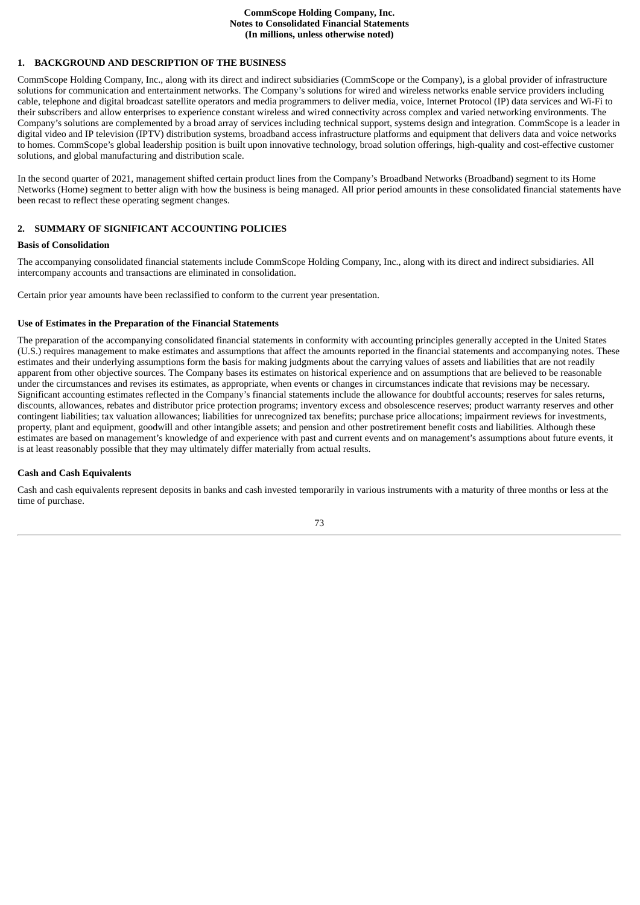## 1. BACKGROUND AND DESCRIPTION OF THE BUSINESS

CommScope Holding Company, Inc., along with its direct and indirect subsidiaries (CommScope or the Company), is a global provider of infrastructure solutions for communication and entertainment networks. The Company's solutions for wired and wireless networks enable service providers including cable, telephone and digital broadcast satellite operators and media programmers to deliver media, voice, Internet Protocol (IP) data services and Wi-Fi to their subscribers and allow enterprises to experience constant wireless and wired connectivity across complex and varied networking environments. The Company's solutions are complemented by a broad array of services including technical support, systems design and integration. CommScope is a leader in digital video and IP television (IPTV) distribution systems, broadband access infrastructure platforms and equipment that delivers data and voice networks to homes. CommScope's global leadership position is built upon innovative technology, broad solution offerings, high-quality and cost-effective customer solutions, and global manufacturing and distribution scale.

In the second quarter of 2021, management shifted certain product lines from the Company's Broadband Networks (Broadband) segment to its Home Networks (Home) segment to better align with how the business is being managed. All prior period amounts in these consolidated financial statements have been recast to reflect these operating segment changes.

## 2. SUMMARY OF SIGNIFICANT ACCOUNTING POLICIES

### Basis of Consolidation

The accompanying consolidated financial statements include CommScope Holding Company, Inc., along with its direct and indirect subsidiaries. All intercompany accounts and transactions are eliminated in consolidation.

Certain prior year amounts have been reclassified to conform to the current year presentation.

### Use of Estimates in the Preparation of the Financial Statements

The preparation of the accompanying consolidated financial statements in conformity with accounting principles generally accepted in the United States (U.S.) requires management to make estimates and assumptions that affect the amounts reported in the financial statements and accompanying notes. These estimates and their underlying assumptions form the basis for making judgments about the carrying values of assets and liabilities that are not readily apparent from other objective sources. The Company bases its estimates on historical experience and on assumptions that are believed to be reasonable under the circumstances and revises its estimates, as appropriate, when events or changes in circumstances indicate that revisions may be necessary. Significant accounting estimates reflected in the Company's financial statements include the allowance for doubtful accounts; reserves for sales returns, discounts, allowances, rebates and distributor price protection programs; inventory excess and obsolescence reserves; product warranty reserves and other contingent liabilities; tax valuation allowances; liabilities for unrecognized tax benefits; purchase price allocations; impairment reviews for investments, property, plant and equipment, goodwill and other intangible assets; and pension and other postretirement benefit costs and liabilities. Although these estimates are based on management's knowledge of and experience with past and current events and on management's assumptions about future events, it is at least reasonably possible that they may ultimately differ materially from actual results.

### Cash and Cash Equivalents

Cash and cash equivalents represent deposits in banks and cash invested temporarily in various instruments with a maturity of three months or less at the time of purchase.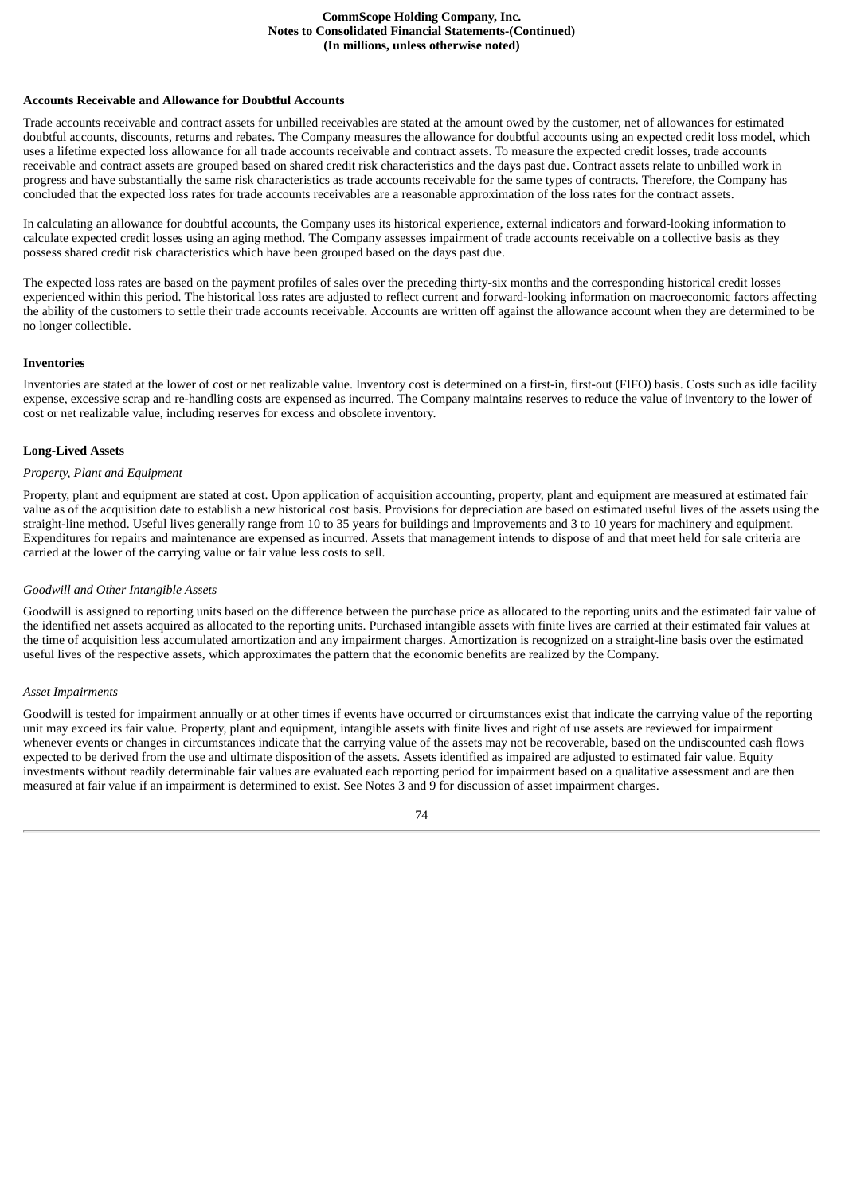**Accounts Receivable and Allowance for Doubtful Accounts**

Trade accounts receivable and contract assets for unbilled receivables are stated at the amount owed by the customer, net of allowances for estimated doubtful accounts, discounts, returns and rebates. The Company measures the allowance for doubtful accounts using an expected credit loss model, which uses a lifetime expected loss allowance for all trade accounts receivable and contract assets. To measure the expected credit losses, trade accounts receivable and contract assets are grouped based on shared credit risk characteristics and the days past due. Contract assets relate to unbilled work in progress and have substantially the same risk characteristics as trade accounts receivable for the same types of contracts. Therefore, the Company has concluded that the expected loss rates for trade accounts receivables are a reasonable approximation of the loss rates for the contract assets.

In calculating an allowance for doubtful accounts, the Company uses its historical experience, external indicators and forward-looking information to calculate expected credit losses using an aging method. The Company assesses impairment of trade accounts receivable on a collective basis as they possess shared credit risk characteristics which have been grouped based on the days past due.

The expected loss rates are based on the payment profiles of sales over the preceding thirty-six months and the corresponding historical credit losses experienced within this period. The historical loss rates are adjusted to reflect current and forward-looking information on macroeconomic factors affecting the ability of the customers to settle their trade accounts receivable. Accounts are written off against the allowance account when they are determined to be no longer collectible.

**Inventories**

Inventories are stated at the lower of cost or net realizable value. Inventory cost is determined on a first-in, first-out (FIFO) basis. Costs such as idle facility expense, excessive scrap and re-handling costs are expensed as incurred. The Company maintains reserves to reduce the value of inventory to the lower of cost or net realizable value, including reserves for excess and obsolete inventory.

**Long-Lived Assets**

*Property, Plant and Equipment*

Property, plant and equipment are stated at cost. Upon application of acquisition accounting, property, plant and equipment are measured at estimated fair value as of the acquisition date to establish a new historical cost basis. Provisions for depreciation are based on estimated useful lives of the assets using the straight-line method. Useful lives generally range from 10 to 35 years for buildings and improvements and 3 to 10 years for machinery and equipment. Expenditures for repairs and maintenance are expensed as incurred. Assets that management intends to dispose of and that meet held for sale criteria are carried at the lower of the carrying value or fair value less costs to sell.

*Goodwill and Other Intangible Assets*

Goodwill is assigned to reporting units based on the difference between the purchase price as allocated to the reporting units and the estimated fair value of the identified net assets acquired as allocated to the reporting units. Purchased intangible assets with finite lives are carried at their estimated fair values at the time of acquisition less accumulated amortization and any impairment charges. Amortization is recognized on a straight-line basis over the estimated useful lives of the respective assets, which approximates the pattern that the economic benefits are realized by the Company.

*Asset Impairments*

Goodwill is tested for impairment annually or at other times if events have occurred or circumstances exist that indicate the carrying value of the reporting unit may exceed its fair value. Property, plant and equipment, intangible assets with finite lives and right of use assets are reviewed for impairment whenever events or changes in circumstances indicate that the carrying value of the assets may not be recoverable, based on the undiscounted cash flows expected to be derived from the use and ultimate disposition of the assets. Assets identified as impaired are adjusted to estimated fair value. Equity investments without readily determinable fair values are evaluated each reporting period for impairment based on a qualitative assessment and are then measured at fair value if an impairment is determined to exist. See Notes 3 and 9 for discussion of asset impairment charges.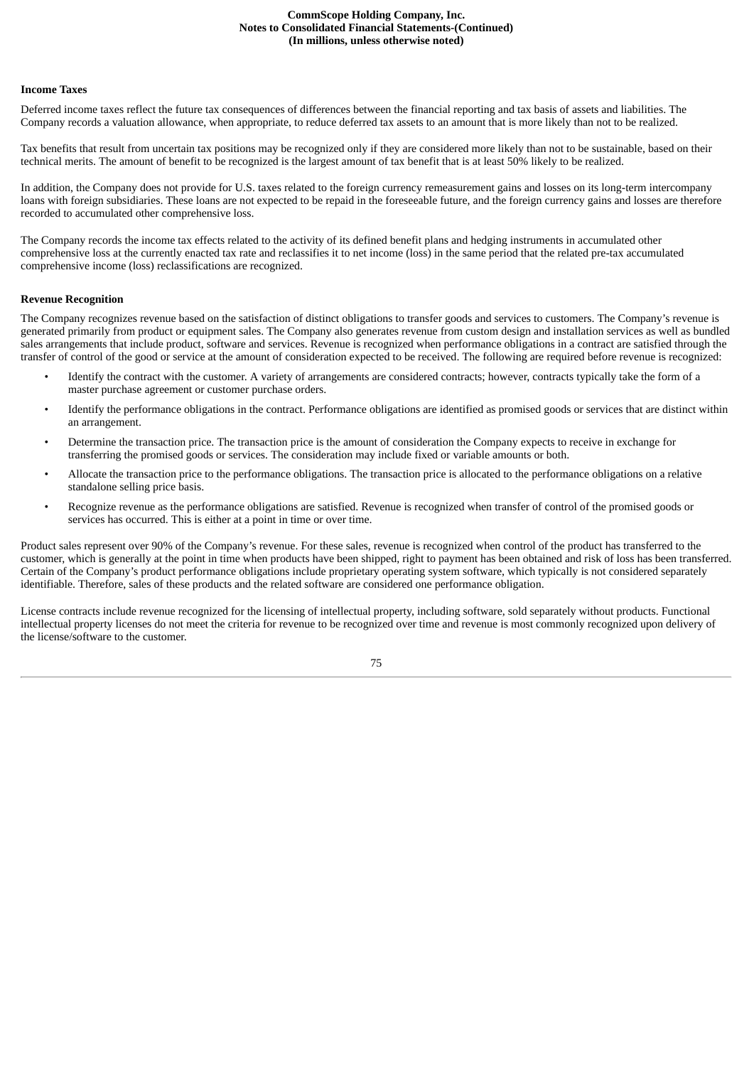### Income Taxes

Deferred income taxes reflect the future tax consequences of differences between the financial reporting and tax basis of assets and liabilities. The Company records a valuation allowance, when appropriate, to reduce deferred tax assets to an amount that is more likely than not to be realized.

Tax benefits that result from uncertain tax positions may be recognized only if they are considered more likely than not to be sustainable, based on their technical merits. The amount of benefit to be recognized is the largest amount of tax benefit that is at least 50% likely to be realized.

In addition, the Company does not provide for U.S. taxes related to the foreign currency remeasurement gains and losses on its long-term intercompany loans with foreign subsidiaries. These loans are not expected to be repaid in the foreseeable future, and the foreign currency gains and losses are therefore recorded to accumulated other comprehensive loss.

The Company records the income tax effects related to the activity of its defined benefit plans and hedging instruments in accumulated other comprehensive loss at the currently enacted tax rate and reclassifies it to net income (loss) in the same period that the related pre-tax accumulated comprehensive income (loss) reclassifications are recognized.

### Revenue Recognition

The Company recognizes revenue based on the satisfaction of distinct obligations to transfer goods and services to customers. The Company's revenue is generated primarily from product or equipment sales. The Company also generates revenue from custom design and installation services as well as bundled sales arrangements that include product, software and services. Revenue is recognized when performance obligations in a contract are satisfied through the transfer of control of the good or service at the amount of consideration expected to be received. The following are required before revenue is recognized:

- Identify the contract with the customer. A variety of arrangements are considered contracts; however, contracts typically take the form of a master purchase agreement or customer purchase orders.
- Identify the performance obligations in the contract. Performance obligations are identified as promised goods or services that are distinct within an arrangement.
- Determine the transaction price. The transaction price is the amount of consideration the Company expects to receive in exchange for transferring the promised goods or services. The consideration may include fixed or variable amounts or both.
- Allocate the transaction price to the performance obligations. The transaction price is allocated to the performance obligations on a relative standalone selling price basis.
- Recognize revenue as the performance obligations are satisfied. Revenue is recognized when transfer of control of the promised goods or services has occurred. This is either at a point in time or over time.

Product sales represent over 90% of the Company's revenue. For these sales, revenue is recognized when control of the product has transferred to the customer, which is generally at the point in time when products have been shipped, right to payment has been obtained and risk of loss has been transferred. Certain of the Company's product performance obligations include proprietary operating system software, which typically is not considered separately identifiable. Therefore, sales of these products and the related software are considered one performance obligation.

License contracts include revenue recognized for the licensing of intellectual property, including software, sold separately without products. Functional intellectual property licenses do not meet the criteria for revenue to be recognized over time and revenue is most commonly recognized upon delivery of the license/software to the customer.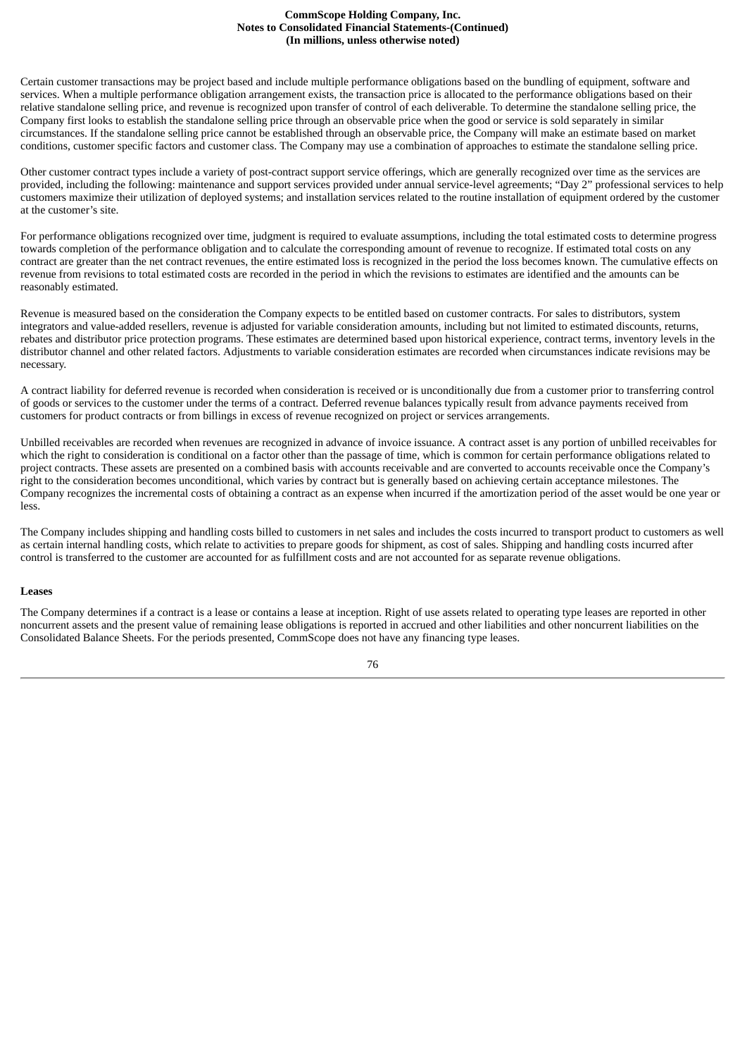Certain customer transactions may be project based and include multiple performance obligations based on the bundling of equipment, software and services. When a multiple performance obligation arrangement exists, the transaction price is allocated to the performance obligations based on their relative standalone selling price, and revenue is recognized upon transfer of control of each deliverable. To determine the standalone selling price, the Company first looks to establish the standalone selling price through an observable price when the good or service is sold separately in similar circumstances. If the standalone selling price cannot be established through an observable price, the Company will make an estimate based on market conditions, customer specific factors and customer class. The Company may use a combination of approaches to estimate the standalone selling price.

Other customer contract types include a variety of post-contract support service offerings, which are generally recognized over time as the services are provided, including the following: maintenance and support services provided under annual service-level agreements; "Day 2" professional services to help customers maximize their utilization of deployed systems; and installation services related to the routine installation of equipment ordered by the customer at the customer's site.

For performance obligations recognized over time, judgment is required to evaluate assumptions, including the total estimated costs to determine progress towards completion of the performance obligation and to calculate the corresponding amount of revenue to recognize. If estimated total costs on any contract are greater than the net contract revenues, the entire estimated loss is recognized in the period the loss becomes known. The cumulative effects on revenue from revisions to total estimated costs are recorded in the period in which the revisions to estimates are identified and the amounts can be reasonably estimated.

Revenue is measured based on the consideration the Company expects to be entitled based on customer contracts. For sales to distributors, system integrators and value-added resellers, revenue is adjusted for variable consideration amounts, including but not limited to estimated discounts, returns, rebates and distributor price protection programs. These estimates are determined based upon historical experience, contract terms, inventory levels in the distributor channel and other related factors. Adjustments to variable consideration estimates are recorded when circumstances indicate revisions may be necessary.

A contract liability for deferred revenue is recorded when consideration is received or is unconditionally due from a customer prior to transferring control of goods or services to the customer under the terms of a contract. Deferred revenue balances typically result from advance payments received from customers for product contracts or from billings in excess of revenue recognized on project or services arrangements.

Unbilled receivables are recorded when revenues are recognized in advance of invoice issuance. A contract asset is any portion of unbilled receivables for which the right to consideration is conditional on a factor other than the passage of time, which is common for certain performance obligations related to project contracts. These assets are presented on a combined basis with accounts receivable and are converted to accounts receivable once the Company's right to the consideration becomes unconditional, which varies by contract but is generally based on achieving certain acceptance milestones. The Company recognizes the incremental costs of obtaining a contract as an expense when incurred if the amortization period of the asset would be one year or less.

The Company includes shipping and handling costs billed to customers in net sales and includes the costs incurred to transport product to customers as well as certain internal handling costs, which relate to activities to prepare goods for shipment, as cost of sales. Shipping and handling costs incurred after control is transferred to the customer are accounted for as fulfillment costs and are not accounted for as separate revenue obligations.

**Leases**

The Company determines if a contract is a lease or contains a lease at inception. Right of use assets related to operating type leases are reported in other noncurrent assets and the present value of remaining lease obligations is reported in accrued and other liabilities and other noncurrent liabilities on the Consolidated Balance Sheets. For the periods presented, CommScope does not have any financing type leases.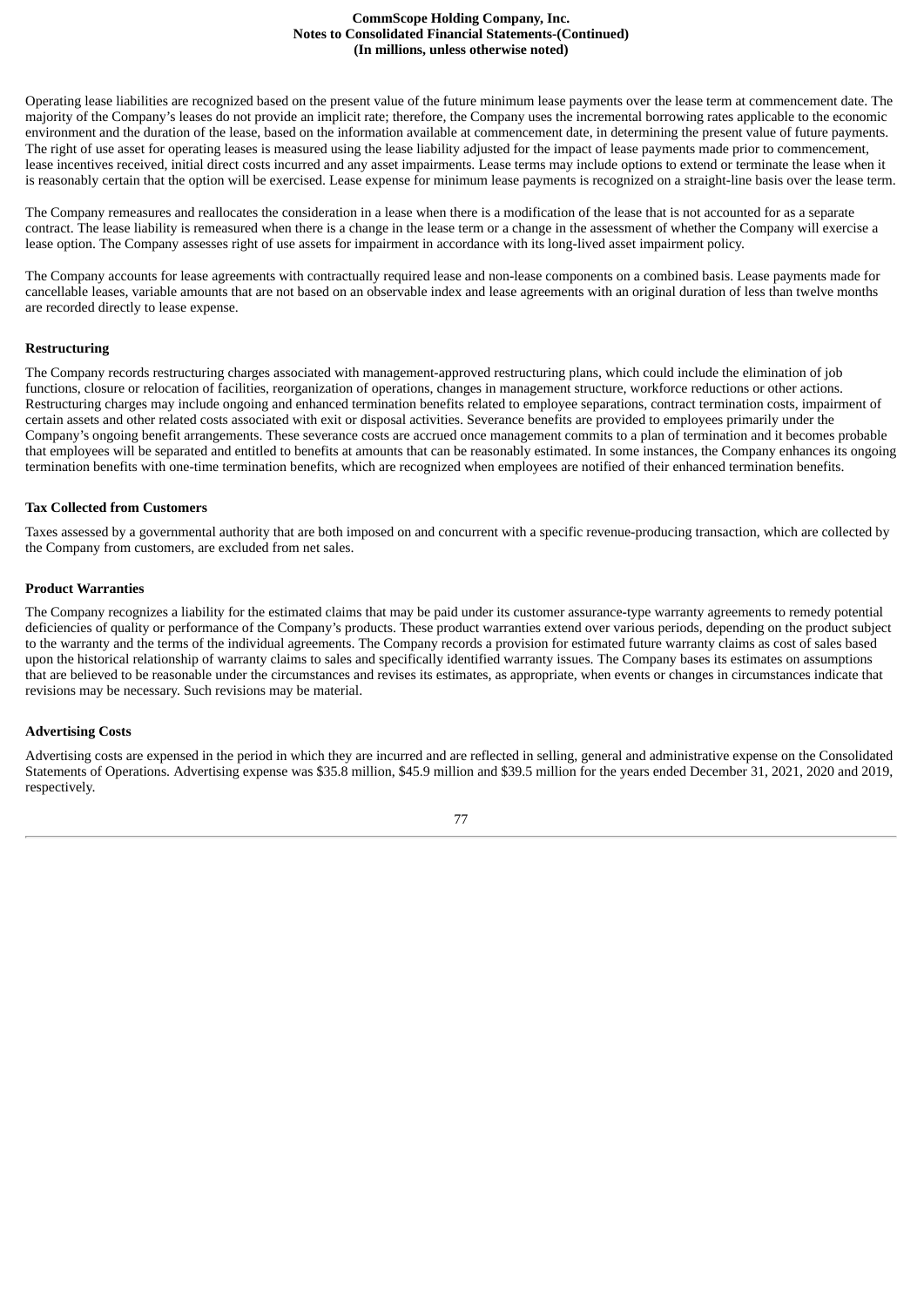Operating lease liabilities are recognized based on the present value of the future minimum lease payments over the lease term at commencement date. The majority of the Company's leases do not provide an implicit rate; therefore, the Company uses the incremental borrowing rates applicable to the economic environment and the duration of the lease, based on the information available at commencement date, in determining the present value of future payments. The right of use asset for operating leases is measured using the lease liability adjusted for the impact of lease payments made prior to commencement, lease incentives received, initial direct costs incurred and any asset impairments. Lease terms may include options to extend or terminate the lease when it is reasonably certain that the option will be exercised. Lease expense for minimum lease payments is recognized on a straight-line basis over the lease term.

The Company remeasures and reallocates the consideration in a lease when there is a modification of the lease that is not accounted for as a separate contract. The lease liability is remeasured when there is a change in the lease term or a change in the assessment of whether the Company will exercise a lease option. The Company assesses right of use assets for impairment in accordance with its long-lived asset impairment policy.

The Company accounts for lease agreements with contractually required lease and non-lease components on a combined basis. Lease payments made for cancellable leases, variable amounts that are not based on an observable index and lease agreements with an original duration of less than twelve months are recorded directly to lease expense.

**Restructuring**

The Company records restructuring charges associated with management-approved restructuring plans, which could include the elimination of job functions, closure or relocation of facilities, reorganization of operations, changes in management structure, workforce reductions or other actions. Restructuring charges may include ongoing and enhanced termination benefits related to employee separations, contract termination costs, impairment of certain assets and other related costs associated with exit or disposal activities. Severance benefits are provided to employees primarily under the Company's ongoing benefit arrangements. These severance costs are accrued once management commits to a plan of termination and it becomes probable that employees will be separated and entitled to benefits at amounts that can be reasonably estimated. In some instances, the Company enhances its ongoing termination benefits with one-time termination benefits, which are recognized when employees are notified of their enhanced termination benefits.

**Tax Collected from Customers**

Taxes assessed by a governmental authority that are both imposed on and concurrent with a specific revenue-producing transaction, which are collected by the Company from customers, are excluded from net sales.

**Product Warranties**

The Company recognizes a liability for the estimated claims that may be paid under its customer assurance-type warranty agreements to remedy potential deficiencies of quality or performance of the Company's products. These product warranties extend over various periods, depending on the product subject to the warranty and the terms of the individual agreements. The Company records a provision for estimated future warranty claims as cost of sales based upon the historical relationship of warranty claims to sales and specifically identified warranty issues. The Company bases its estimates on assumptions that are believed to be reasonable under the circumstances and revises its estimates, as appropriate, when events or changes in circumstances indicate that revisions may be necessary. Such revisions may be material.

**Advertising Costs**

Advertising costs are expensed in the period in which they are incurred and are reflected in selling, general and administrative expense on the Consolidated Statements of Operations. Advertising expense was $35.8 million, $45.9 million and $39.5 million for the years ended December 31, 2021, 2020 and 2019, respectively.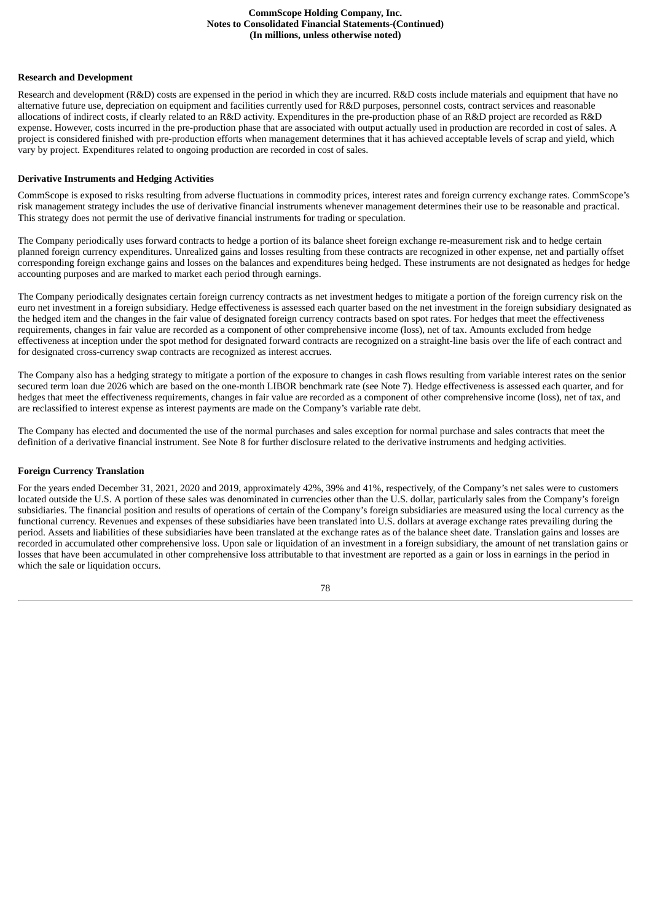**Research and Development**

Research and development (R&D) costs are expensed in the period in which they are incurred. R&D costs include materials and equipment that have no alternative future use, depreciation on equipment and facilities currently used for R&D purposes, personnel costs, contract services and reasonable allocations of indirect costs, if clearly related to an R&D activity. Expenditures in the pre-production phase of an R&D project are recorded as R&D expense. However, costs incurred in the pre-production phase that are associated with output actually used in production are recorded in cost of sales. A project is considered finished with pre-production efforts when management determines that it has achieved acceptable levels of scrap and yield, which vary by project. Expenditures related to ongoing production are recorded in cost of sales.

**Derivative Instruments and Hedging Activities**

CommScope is exposed to risks resulting from adverse fluctuations in commodity prices, interest rates and foreign currency exchange rates. CommScope's risk management strategy includes the use of derivative financial instruments whenever management determines their use to be reasonable and practical. This strategy does not permit the use of derivative financial instruments for trading or speculation.

The Company periodically uses forward contracts to hedge a portion of its balance sheet foreign exchange re-measurement risk and to hedge certain planned foreign currency expenditures. Unrealized gains and losses resulting from these contracts are recognized in other expense, net and partially offset corresponding foreign exchange gains and losses on the balances and expenditures being hedged. These instruments are not designated as hedges for hedge accounting purposes and are marked to market each period through earnings.

The Company periodically designates certain foreign currency contracts as net investment hedges to mitigate a portion of the foreign currency risk on the euro net investment in a foreign subsidiary. Hedge effectiveness is assessed each quarter based on the net investment in the foreign subsidiary designated as the hedged item and the changes in the fair value of designated foreign currency contracts based on spot rates. For hedges that meet the effectiveness requirements, changes in fair value are recorded as a component of other comprehensive income (loss), net of tax. Amounts excluded from hedge effectiveness at inception under the spot method for designated forward contracts are recognized on a straight-line basis over the life of each contract and for designated cross-currency swap contracts are recognized as interest accrues.

The Company also has a hedging strategy to mitigate a portion of the exposure to changes in cash flows resulting from variable interest rates on the senior secured term loan due 2026 which are based on the one-month LIBOR benchmark rate (see Note 7). Hedge effectiveness is assessed each quarter, and for hedges that meet the effectiveness requirements, changes in fair value are recorded as a component of other comprehensive income (loss), net of tax, and are reclassified to interest expense as interest payments are made on the Company's variable rate debt.

The Company has elected and documented the use of the normal purchases and sales exception for normal purchase and sales contracts that meet the definition of a derivative financial instrument. See Note 8 for further disclosure related to the derivative instruments and hedging activities.

**Foreign Currency Translation**

For the years ended December 31, 2021, 2020 and 2019, approximately 42%, 39% and 41%, respectively, of the Company's net sales were to customers located outside the U.S. A portion of these sales was denominated in currencies other than the U.S. dollar, particularly sales from the Company's foreign subsidiaries. The financial position and results of operations of certain of the Company's foreign subsidiaries are measured using the local currency as the functional currency. Revenues and expenses of these subsidiaries have been translated into U.S. dollars at average exchange rates prevailing during the period. Assets and liabilities of these subsidiaries have been translated at the exchange rates as of the balance sheet date. Translation gains and losses are recorded in accumulated other comprehensive loss. Upon sale or liquidation of an investment in a foreign subsidiary, the amount of net translation gains or losses that have been accumulated in other comprehensive loss attributable to that investment are reported as a gain or loss in earnings in the period in which the sale or liquidation occurs.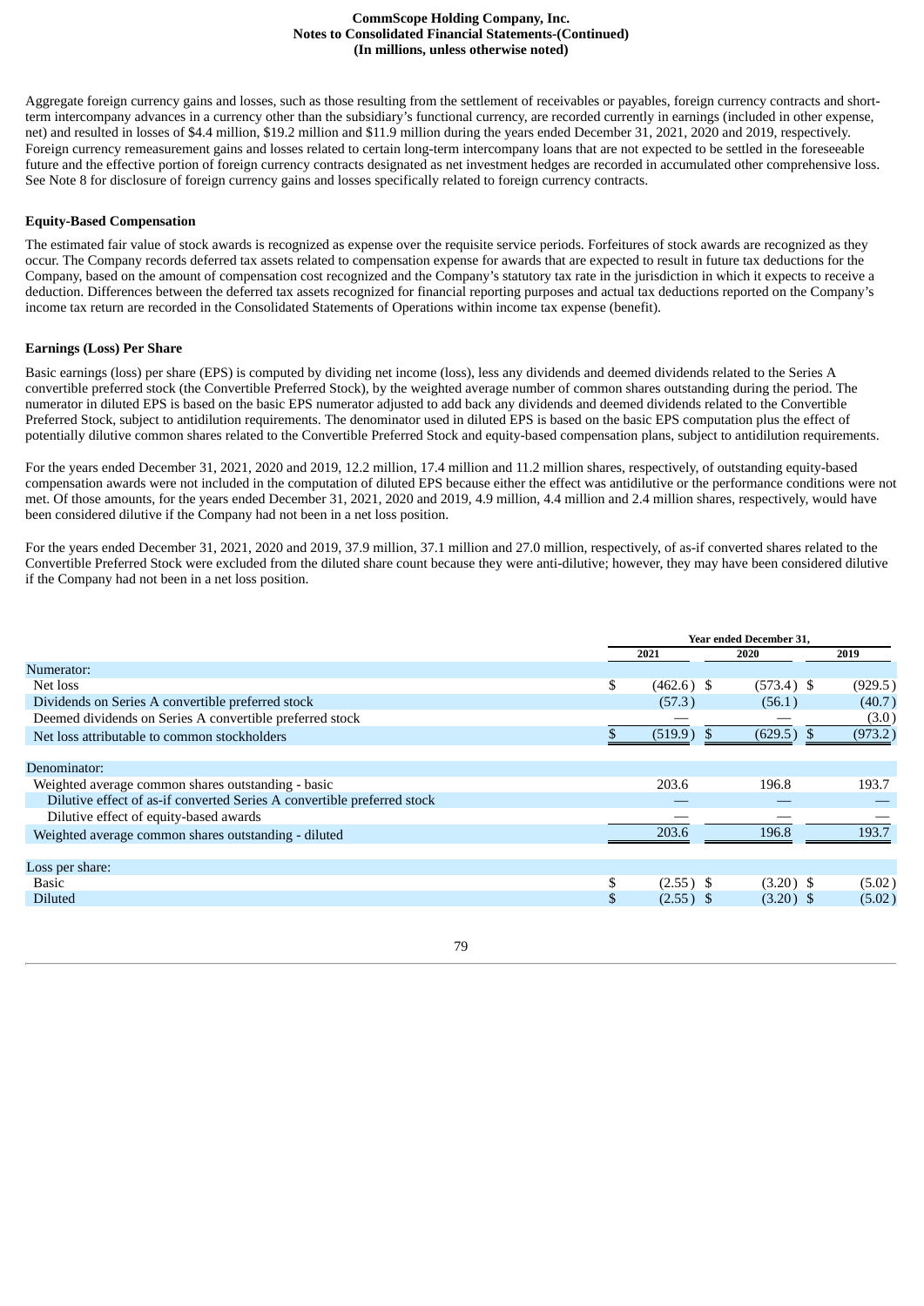Aggregate foreign currency gains and losses, such as those resulting from the settlement of receivables or payables, foreign currency contracts and short-term intercompany advances in a currency other than the subsidiary's functional currency, are recorded currently in earnings (included in other expense, net) and resulted in losses of $4.4 million, $19.2 million and $11.9 million during the years ended December 31, 2021, 2020 and 2019, respectively. Foreign currency remeasurement gains and losses related to certain long-term intercompany loans that are not expected to be settled in the foreseeable future and the effective portion of foreign currency contracts designated as net investment hedges are recorded in accumulated other comprehensive loss. See Note 8 for disclosure of foreign currency gains and losses specifically related to foreign currency contracts.

**Equity-Based Compensation**

The estimated fair value of stock awards is recognized as expense over the requisite service periods. Forfeitures of stock awards are recognized as they occur. The Company records deferred tax assets related to compensation expense for awards that are expected to result in future tax deductions for the Company, based on the amount of compensation cost recognized and the Company's statutory tax rate in the jurisdiction in which it expects to receive a deduction. Differences between the deferred tax assets recognized for financial reporting purposes and actual tax deductions reported on the Company's income tax return are recorded in the Consolidated Statements of Operations within income tax expense (benefit).

**Earnings (Loss) Per Share**

Basic earnings (loss) per share (EPS) is computed by dividing net income (loss), less any dividends and deemed dividends related to the Series A convertible preferred stock (the Convertible Preferred Stock), by the weighted average number of common shares outstanding during the period. The numerator in diluted EPS is based on the basic EPS numerator adjusted to add back any dividends and deemed dividends related to the Convertible Preferred Stock, subject to antidilution requirements. The denominator used in diluted EPS is based on the basic EPS computation plus the effect of potentially dilutive common shares related to the Convertible Preferred Stock and equity-based compensation plans, subject to antidilution requirements.

For the years ended December 31, 2021, 2020 and 2019, 12.2 million, 17.4 million and 11.2 million shares, respectively, of outstanding equity-based compensation awards were not included in the computation of diluted EPS because either the effect was antidilutive or the performance conditions were not met. Of those amounts, for the years ended December 31, 2021, 2020 and 2019, 4.9 million, 4.4 million and 2.4 million shares, respectively, would have been considered dilutive if the Company had not been in a net loss position.

For the years ended December 31, 2021, 2020 and 2019, 37.9 million, 37.1 million and 27.0 million, respectively, of as-if converted shares related to the Convertible Preferred Stock were excluded from the diluted share count because they were anti-dilutive; however, they may have been considered dilutive if the Company had not been in a net loss position.

| | Year ended December 31, | | |
|---|---|---|---|
| | 2021 | 2020 | 2019 |
| Numerator: | | | |
| Net loss | $ (462.6) | $ (573.4) | $ (929.5) |
| Dividends on Series A convertible preferred stock | (57.3) | (56.1) | (40.7) |
| Deemed dividends on Series A convertible preferred stock | — | — | (3.0) |
| Net loss attributable to common stockholders | $ (519.9) | $ (629.5) | $ (973.2) |
| | | | |
| Denominator: | | | |
| Weighted average common shares outstanding - basic | 203.6 | 196.8 | 193.7 |
| Dilutive effect of as-if converted Series A convertible preferred stock | — | — | — |
| Dilutive effect of equity-based awards | — | — | — |
| Weighted average common shares outstanding - diluted | 203.6 | 196.8 | 193.7 |
| | | | |
| Loss per share: | | | |
| Basic | $ (2.55) | $ (3.20) | $ (5.02) |
| Diluted | $ (2.55) | $ (3.20) | $ (5.02) |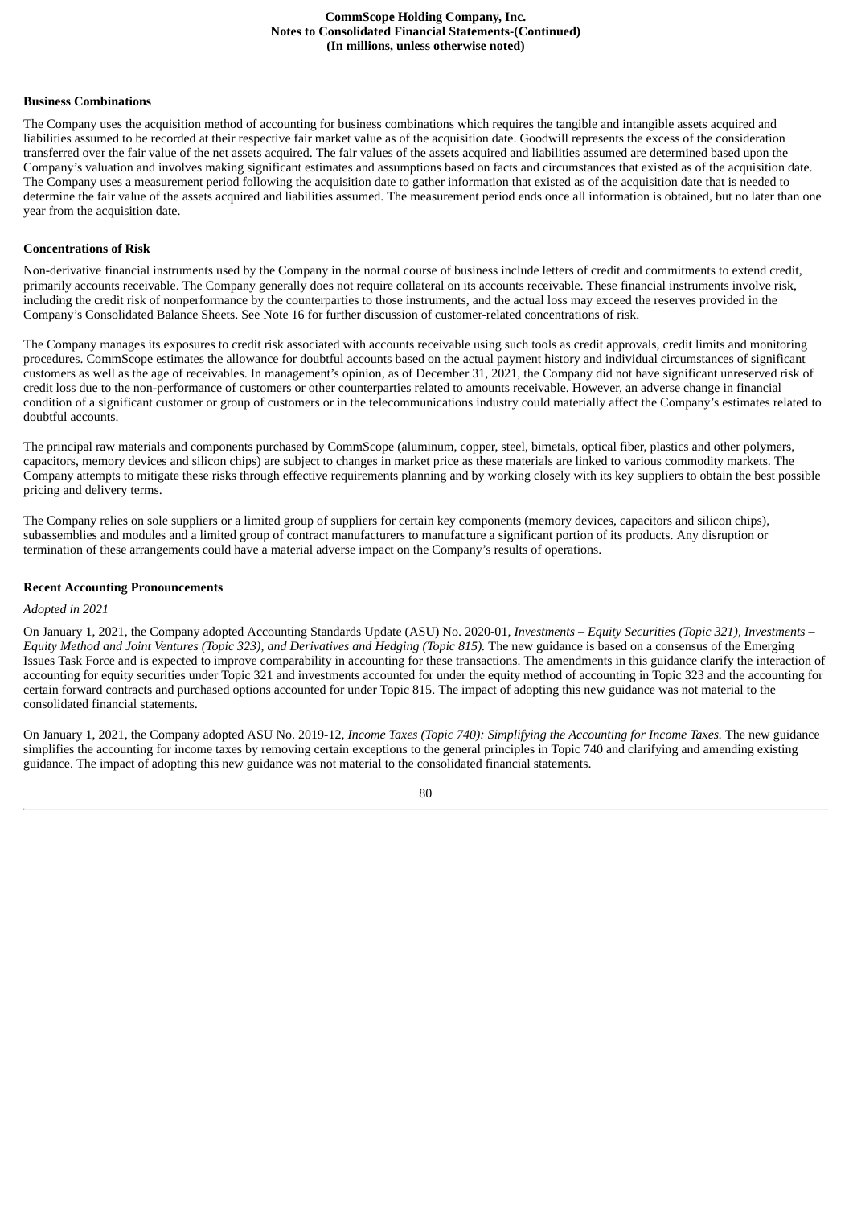**Business Combinations**

The Company uses the acquisition method of accounting for business combinations which requires the tangible and intangible assets acquired and liabilities assumed to be recorded at their respective fair market value as of the acquisition date. Goodwill represents the excess of the consideration transferred over the fair value of the net assets acquired. The fair values of the assets acquired and liabilities assumed are determined based upon the Company's valuation and involves making significant estimates and assumptions based on facts and circumstances that existed as of the acquisition date. The Company uses a measurement period following the acquisition date to gather information that existed as of the acquisition date that is needed to determine the fair value of the assets acquired and liabilities assumed. The measurement period ends once all information is obtained, but no later than one year from the acquisition date.

**Concentrations of Risk**

Non-derivative financial instruments used by the Company in the normal course of business include letters of credit and commitments to extend credit, primarily accounts receivable. The Company generally does not require collateral on its accounts receivable. These financial instruments involve risk, including the credit risk of nonperformance by the counterparties to those instruments, and the actual loss may exceed the reserves provided in the Company's Consolidated Balance Sheets. See Note 16 for further discussion of customer-related concentrations of risk.

The Company manages its exposures to credit risk associated with accounts receivable using such tools as credit approvals, credit limits and monitoring procedures. CommScope estimates the allowance for doubtful accounts based on the actual payment history and individual circumstances of significant customers as well as the age of receivables. In management's opinion, as of December 31, 2021, the Company did not have significant unreserved risk of credit loss due to the non-performance of customers or other counterparties related to amounts receivable. However, an adverse change in financial condition of a significant customer or group of customers or in the telecommunications industry could materially affect the Company's estimates related to doubtful accounts.

The principal raw materials and components purchased by CommScope (aluminum, copper, steel, bimetals, optical fiber, plastics and other polymers, capacitors, memory devices and silicon chips) are subject to changes in market price as these materials are linked to various commodity markets. The Company attempts to mitigate these risks through effective requirements planning and by working closely with its key suppliers to obtain the best possible pricing and delivery terms.

The Company relies on sole suppliers or a limited group of suppliers for certain key components (memory devices, capacitors and silicon chips), subassemblies and modules and a limited group of contract manufacturers to manufacture a significant portion of its products. Any disruption or termination of these arrangements could have a material adverse impact on the Company's results of operations.

**Recent Accounting Pronouncements**

*Adopted in 2021*

On January 1, 2021, the Company adopted Accounting Standards Update (ASU) No. 2020-01, *Investments – Equity Securities (Topic 321), Investments – Equity Method and Joint Ventures (Topic 323), and Derivatives and Hedging (Topic 815).* The new guidance is based on a consensus of the Emerging Issues Task Force and is expected to improve comparability in accounting for these transactions. The amendments in this guidance clarify the interaction of accounting for equity securities under Topic 321 and investments accounted for under the equity method of accounting in Topic 323 and the accounting for certain forward contracts and purchased options accounted for under Topic 815. The impact of adopting this new guidance was not material to the consolidated financial statements.

On January 1, 2021, the Company adopted ASU No. 2019-12, *Income Taxes (Topic 740): Simplifying the Accounting for Income Taxes.* The new guidance simplifies the accounting for income taxes by removing certain exceptions to the general principles in Topic 740 and clarifying and amending existing guidance. The impact of adopting this new guidance was not material to the consolidated financial statements.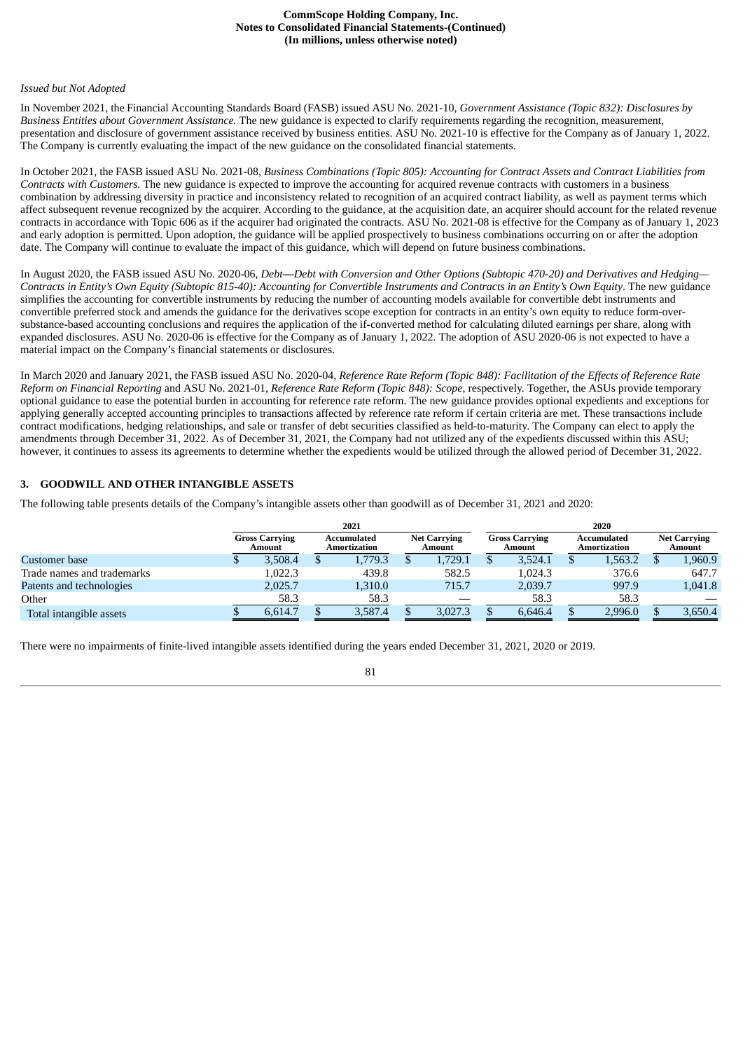*Issued but Not Adopted*

In November 2021, the Financial Accounting Standards Board (FASB) issued ASU No. 2021-10, *Government Assistance (Topic 832): Disclosures by Business Entities about Government Assistance.* The new guidance is expected to clarify requirements regarding the recognition, measurement, presentation and disclosure of government assistance received by business entities. ASU No. 2021-10 is effective for the Company as of January 1, 2022. The Company is currently evaluating the impact of the new guidance on the consolidated financial statements.

In October 2021, the FASB issued ASU No. 2021-08, *Business Combinations (Topic 805): Accounting for Contract Assets and Contract Liabilities from Contracts with Customers.* The new guidance is expected to improve the accounting for acquired revenue contracts with customers in a business combination by addressing diversity in practice and inconsistency related to recognition of an acquired contract liability, as well as payment terms which affect subsequent revenue recognized by the acquirer. According to the guidance, at the acquisition date, an acquirer should account for the related revenue contracts in accordance with Topic 606 as if the acquirer had originated the contracts. ASU No. 2021-08 is effective for the Company as of January 1, 2023 and early adoption is permitted. Upon adoption, the guidance will be applied prospectively to business combinations occurring on or after the adoption date. The Company will continue to evaluate the impact of this guidance, which will depend on future business combinations.

In August 2020, the FASB issued ASU No. 2020-06, *Debt—Debt with Conversion and Other Options (Subtopic 470-20) and Derivatives and Hedging—Contracts in Entity's Own Equity (Subtopic 815-40): Accounting for Convertible Instruments and Contracts in an Entity's Own Equity*. The new guidance simplifies the accounting for convertible instruments by reducing the number of accounting models available for convertible debt instruments and convertible preferred stock and amends the guidance for the derivatives scope exception for contracts in an entity's own equity to reduce form-over-substance-based accounting conclusions and requires the application of the if-converted method for calculating diluted earnings per share, along with expanded disclosures. ASU No. 2020-06 is effective for the Company as of January 1, 2022. The adoption of ASU 2020-06 is not expected to have a material impact on the Company's financial statements or disclosures.

In March 2020 and January 2021, the FASB issued ASU No. 2020-04, *Reference Rate Reform (Topic 848): Facilitation of the Effects of Reference Rate Reform on Financial Reporting* and ASU No. 2021-01, *Reference Rate Reform (Topic 848): Scope*, respectively. Together, the ASUs provide temporary optional guidance to ease the potential burden in accounting for reference rate reform. The new guidance provides optional expedients and exceptions for applying generally accepted accounting principles to transactions affected by reference rate reform if certain criteria are met. These transactions include contract modifications, hedging relationships, and sale or transfer of debt securities classified as held-to-maturity. The Company can elect to apply the amendments through December 31, 2022. As of December 31, 2021, the Company had not utilized any of the expedients discussed within this ASU; however, it continues to assess its agreements to determine whether the expedients would be utilized through the allowed period of December 31, 2022.

## 3. GOODWILL AND OTHER INTANGIBLE ASSETS

The following table presents details of the Company's intangible assets other than goodwill as of December 31, 2021 and 2020:

| | 2021 | | | 2020 | | |
|---|---|---|---|---|---|---|
| | Gross Carrying Amount | Accumulated Amortization | Net Carrying Amount | Gross Carrying Amount | Accumulated Amortization | Net Carrying Amount |
| Customer base | $ 3,508.4 | $ 1,779.3 | $ 1,729.1 | $ 3,524.1 | $ 1,563.2 | $ 1,960.9 |
| Trade names and trademarks | 1,022.3 | 439.8 | 582.5 | 1,024.3 | 376.6 | 647.7 |
| Patents and technologies | 2,025.7 | 1,310.0 | 715.7 | 2,039.7 | 997.9 | 1,041.8 |
| Other | 58.3 | 58.3 | — | 58.3 | 58.3 | — |
| Total intangible assets | $ 6,614.7 | $ 3,587.4 | $ 3,027.3 | $ 6,646.4 | $ 2,996.0 | $ 3,650.4 |

There were no impairments of finite-lived intangible assets identified during the years ended December 31, 2021, 2020 or 2019.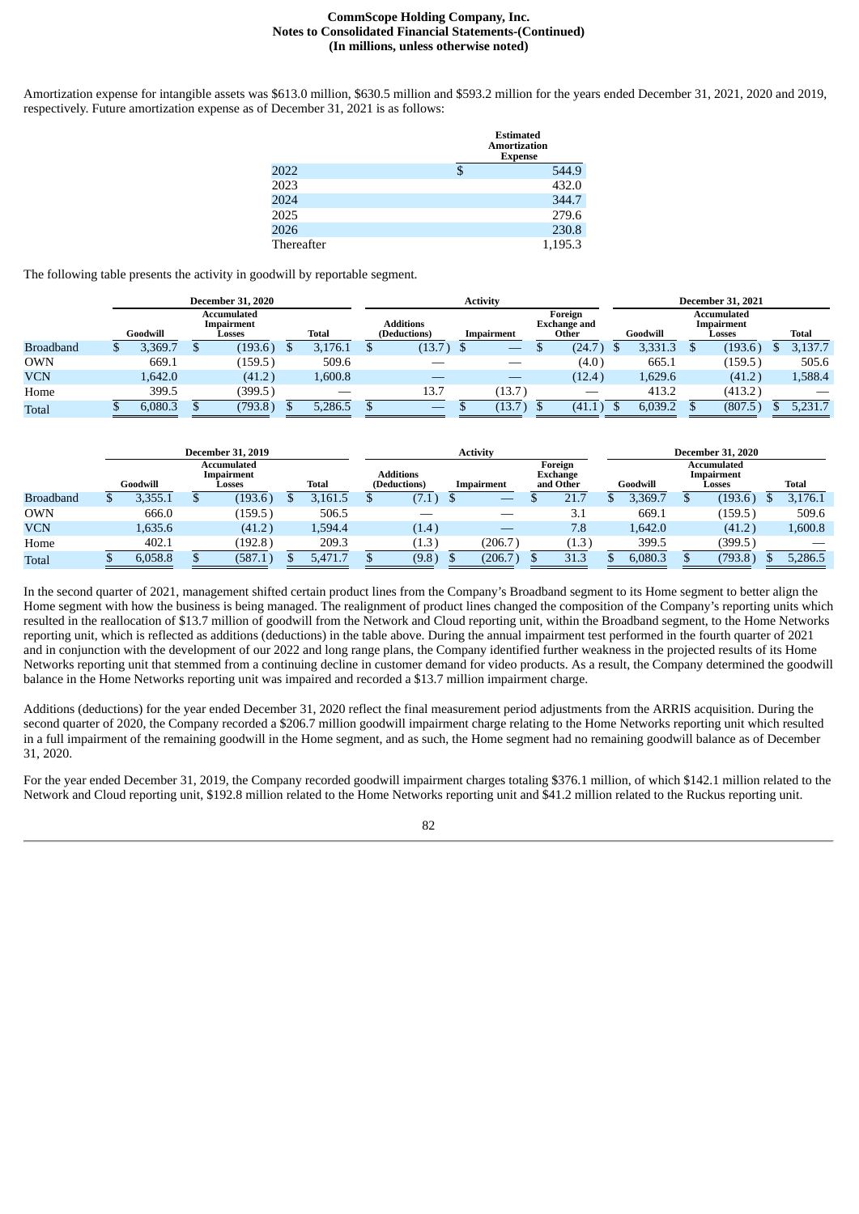Amortization expense for intangible assets was $613.0 million, $630.5 million and $593.2 million for the years ended December 31, 2021, 2020 and 2019, respectively. Future amortization expense as of December 31, 2021 is as follows:

| | Estimated Amortization Expense |
|---|---|
| 2022 | $ 544.9 |
| 2023 | 432.0 |
| 2024 | 344.7 |
| 2025 | 279.6 |
| 2026 | 230.8 |
| Thereafter | 1,195.3 |

The following table presents the activity in goodwill by reportable segment.

| | December 31, 2020 | | | Activity | | | December 31, 2021 | | |
|---|---|---|---|---|---|---|---|---|---|
| | Goodwill | Accumulated Impairment Losses | Total | Additions (Deductions) | Impairment | Foreign Exchange and Other | Goodwill | Accumulated Impairment Losses | Total |
| Broadband | $ 3,369.7 | $ (193.6) | $ 3,176.1 | $ (13.7) | $ — | $ (24.7) | $ 3,331.3 | $ (193.6) | $ 3,137.7 |
| OWN | 669.1 | (159.5) | 509.6 | — | — | (4.0) | 665.1 | (159.5) | 505.6 |
| VCN | 1,642.0 | (41.2) | 1,600.8 | — | — | (12.4) | 1,629.6 | (41.2) | 1,588.4 |
| Home | 399.5 | (399.5) | — | 13.7 | (13.7) | — | 413.2 | (413.2) | — |
| Total | $ 6,080.3 | $ (793.8) | $ 5,286.5 | $ — | $ (13.7) | $ (41.1) | $ 6,039.2 | $ (807.5) | $ 5,231.7 |

| | December 31, 2019 | | | Activity | | | December 31, 2020 | | |
|---|---|---|---|---|---|---|---|---|---|
| | Goodwill | Accumulated Impairment Losses | Total | Additions (Deductions) | Impairment | Foreign Exchange and Other | Goodwill | Accumulated Impairment Losses | Total |
| Broadband | $ 3,355.1 | $ (193.6) | $ 3,161.5 | $ (7.1) | $ — | $ 21.7 | $ 3,369.7 | $ (193.6) | $ 3,176.1 |
| OWN | 666.0 | (159.5) | 506.5 | — | — | 3.1 | 669.1 | (159.5) | 509.6 |
| VCN | 1,635.6 | (41.2) | 1,594.4 | (1.4) | — | 7.8 | 1,642.0 | (41.2) | 1,600.8 |
| Home | 402.1 | (192.8) | 209.3 | (1.3) | (206.7) | (1.3) | 399.5 | (399.5) | — |
| Total | $ 6,058.8 | $ (587.1) | $ 5,471.7 | $ (9.8) | $ (206.7) | $ 31.3 | $ 6,080.3 | $ (793.8) | $ 5,286.5 |

In the second quarter of 2021, management shifted certain product lines from the Company's Broadband segment to its Home segment to better align the Home segment with how the business is being managed. The realignment of product lines changed the composition of the Company's reporting units which resulted in the reallocation of $13.7 million of goodwill from the Network and Cloud reporting unit, within the Broadband segment, to the Home Networks reporting unit, which is reflected as additions (deductions) in the table above. During the annual impairment test performed in the fourth quarter of 2021 and in conjunction with the development of our 2022 and long range plans, the Company identified further weakness in the projected results of its Home Networks reporting unit that stemmed from a continuing decline in customer demand for video products. As a result, the Company determined the goodwill balance in the Home Networks reporting unit was impaired and recorded a $13.7 million impairment charge.

Additions (deductions) for the year ended December 31, 2020 reflect the final measurement period adjustments from the ARRIS acquisition. During the second quarter of 2020, the Company recorded a $206.7 million goodwill impairment charge relating to the Home Networks reporting unit which resulted in a full impairment of the remaining goodwill in the Home segment, and as such, the Home segment had no remaining goodwill balance as of December 31, 2020.

For the year ended December 31, 2019, the Company recorded goodwill impairment charges totaling $376.1 million, of which $142.1 million related to the Network and Cloud reporting unit, $192.8 million related to the Home Networks reporting unit and $41.2 million related to the Ruckus reporting unit.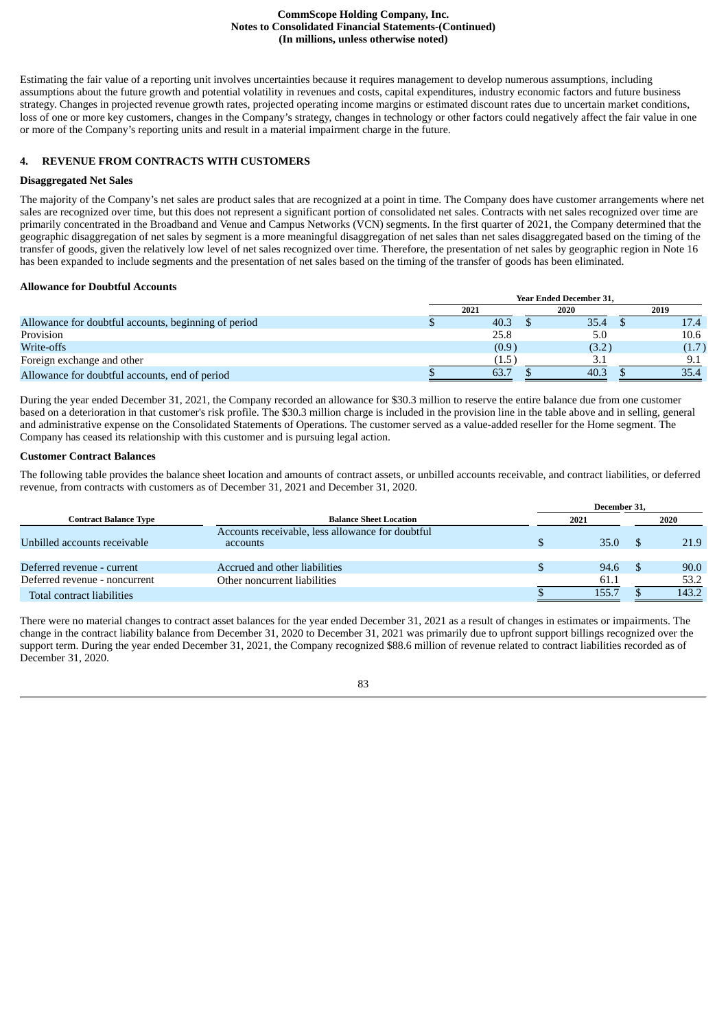Estimating the fair value of a reporting unit involves uncertainties because it requires management to develop numerous assumptions, including assumptions about the future growth and potential volatility in revenues and costs, capital expenditures, industry economic factors and future business strategy. Changes in projected revenue growth rates, projected operating income margins or estimated discount rates due to uncertain market conditions, loss of one or more key customers, changes in the Company's strategy, changes in technology or other factors could negatively affect the fair value in one or more of the Company's reporting units and result in a material impairment charge in the future.

## 4. REVENUE FROM CONTRACTS WITH CUSTOMERS

### Disaggregated Net Sales

The majority of the Company's net sales are product sales that are recognized at a point in time. The Company does have customer arrangements where net sales are recognized over time, but this does not represent a significant portion of consolidated net sales. Contracts with net sales recognized over time are primarily concentrated in the Broadband and Venue and Campus Networks (VCN) segments. In the first quarter of 2021, the Company determined that the geographic disaggregation of net sales by segment is a more meaningful disaggregation of net sales than net sales disaggregated based on the timing of the transfer of goods, given the relatively low level of net sales recognized over time. Therefore, the presentation of net sales by geographic region in Note 16 has been expanded to include segments and the presentation of net sales based on the timing of the transfer of goods has been eliminated.

### Allowance for Doubtful Accounts

| | Year Ended December 31, | | |
|---|---|---|---|
| | 2021 | 2020 | 2019 |
| Allowance for doubtful accounts, beginning of period | $ 40.3 | $ 35.4 | $ 17.4 |
| Provision | 25.8 | 5.0 | 10.6 |
| Write-offs | (0.9) | (3.2) | (1.7) |
| Foreign exchange and other | (1.5) | 3.1 | 9.1 |
| Allowance for doubtful accounts, end of period | $ 63.7 | $ 40.3 | $ 35.4 |

During the year ended December 31, 2021, the Company recorded an allowance for $30.3 million to reserve the entire balance due from one customer based on a deterioration in that customer's risk profile. The $30.3 million charge is included in the provision line in the table above and in selling, general and administrative expense on the Consolidated Statements of Operations. The customer served as a value-added reseller for the Home segment. The Company has ceased its relationship with this customer and is pursuing legal action.

### Customer Contract Balances

The following table provides the balance sheet location and amounts of contract assets, or unbilled accounts receivable, and contract liabilities, or deferred revenue, from contracts with customers as of December 31, 2021 and December 31, 2020.

| | | December 31, | |
|---|---|---|---|
| Contract Balance Type | Balance Sheet Location | 2021 | 2020 |
| Unbilled accounts receivable | Accounts receivable, less allowance for doubtful accounts | $ 35.0 | $ 21.9 |
| Deferred revenue - current | Accrued and other liabilities | $ 94.6 | $ 90.0 |
| Deferred revenue - noncurrent | Other noncurrent liabilities | 61.1 | 53.2 |
| Total contract liabilities | | $ 155.7 | $ 143.2 |

There were no material changes to contract asset balances for the year ended December 31, 2021 as a result of changes in estimates or impairments. The change in the contract liability balance from December 31, 2020 to December 31, 2021 was primarily due to upfront support billings recognized over the support term. During the year ended December 31, 2021, the Company recognized $88.6 million of revenue related to contract liabilities recorded as of December 31, 2020.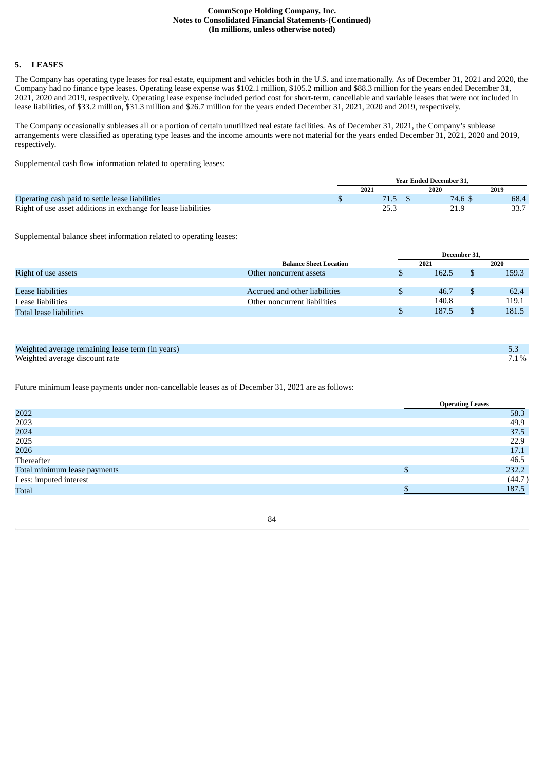## 5. LEASES

The Company has operating type leases for real estate, equipment and vehicles both in the U.S. and internationally. As of December 31, 2021 and 2020, the Company had no finance type leases. Operating lease expense was $102.1 million, $105.2 million and $88.3 million for the years ended December 31, 2021, 2020 and 2019, respectively. Operating lease expense included period cost for short-term, cancellable and variable leases that were not included in lease liabilities, of $33.2 million, $31.3 million and $26.7 million for the years ended December 31, 2021, 2020 and 2019, respectively.

The Company occasionally subleases all or a portion of certain unutilized real estate facilities. As of December 31, 2021, the Company's sublease arrangements were classified as operating type leases and the income amounts were not material for the years ended December 31, 2021, 2020 and 2019, respectively.

Supplemental cash flow information related to operating leases:

| | Year Ended December 31, | | |
|---|---|---|---|
| | 2021 | 2020 | 2019 |
| Operating cash paid to settle lease liabilities | $ 71.5 | $ 74.6 | $ 68.4 |
| Right of use asset additions in exchange for lease liabilities | 25.3 | 21.9 | 33.7 |

Supplemental balance sheet information related to operating leases:

| | | December 31, | |
|---|---|---|---|
| | Balance Sheet Location | 2021 | 2020 |
| Right of use assets | Other noncurrent assets | $ 162.5 | $ 159.3 |
| | | | |
| Lease liabilities | Accrued and other liabilities | $ 46.7 | $ 62.4 |
| Lease liabilities | Other noncurrent liabilities | 140.8 | 119.1 |
| Total lease liabilities | | $ 187.5 | $ 181.5 |

| | |
|---|---|
| Weighted average remaining lease term (in years) | 5.3 |
| Weighted average discount rate | 7.1% |

Future minimum lease payments under non-cancellable leases as of December 31, 2021 are as follows:

| | Operating Leases |
|---|---|
| 2022 | 58.3 |
| 2023 | 49.9 |
| 2024 | 37.5 |
| 2025 | 22.9 |
| 2026 | 17.1 |
| Thereafter | 46.5 |
| Total minimum lease payments | $ 232.2 |
| Less: imputed interest | (44.7) |
| Total | $ 187.5 |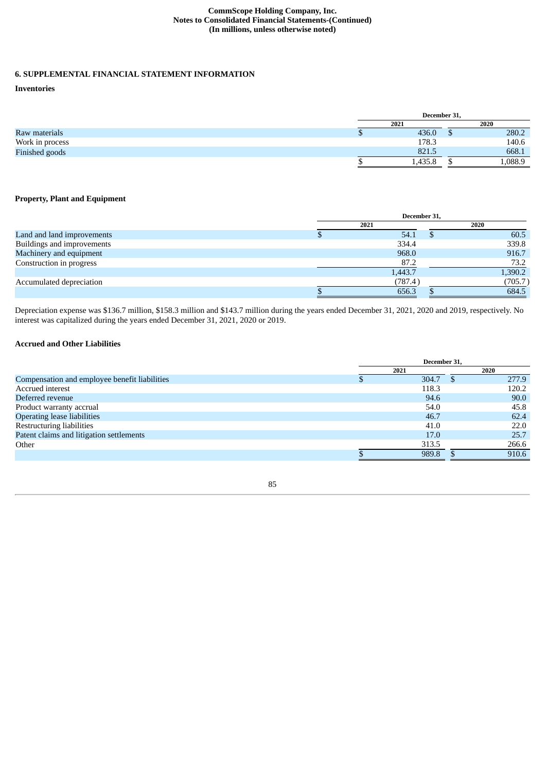## 6. SUPPLEMENTAL FINANCIAL STATEMENT INFORMATION

### Inventories

| | December 31, | |
|---|---|---|
| | 2021 | 2020 |
| Raw materials | $ 436.0 | $ 280.2 |
| Work in process | 178.3 | 140.6 |
| Finished goods | 821.5 | 668.1 |
| | $ 1,435.8 | $ 1,088.9 |

### Property, Plant and Equipment

| | December 31, | |
|---|---|---|
| | 2021 | 2020 |
| Land and land improvements | $ 54.1 | $ 60.5 |
| Buildings and improvements | 334.4 | 339.8 |
| Machinery and equipment | 968.0 | 916.7 |
| Construction in progress | 87.2 | 73.2 |
| | 1,443.7 | 1,390.2 |
| Accumulated depreciation | (787.4) | (705.7) |
| | $ 656.3 | $ 684.5 |

Depreciation expense was $136.7 million, $158.3 million and $143.7 million during the years ended December 31, 2021, 2020 and 2019, respectively. No interest was capitalized during the years ended December 31, 2021, 2020 or 2019.

### Accrued and Other Liabilities

| | December 31, | |
|---|---|---|
| | 2021 | 2020 |
| Compensation and employee benefit liabilities | $ 304.7 | $ 277.9 |
| Accrued interest | 118.3 | 120.2 |
| Deferred revenue | 94.6 | 90.0 |
| Product warranty accrual | 54.0 | 45.8 |
| Operating lease liabilities | 46.7 | 62.4 |
| Restructuring liabilities | 41.0 | 22.0 |
| Patent claims and litigation settlements | 17.0 | 25.7 |
| Other | 313.5 | 266.6 |
| | $ 989.8 | $ 910.6 |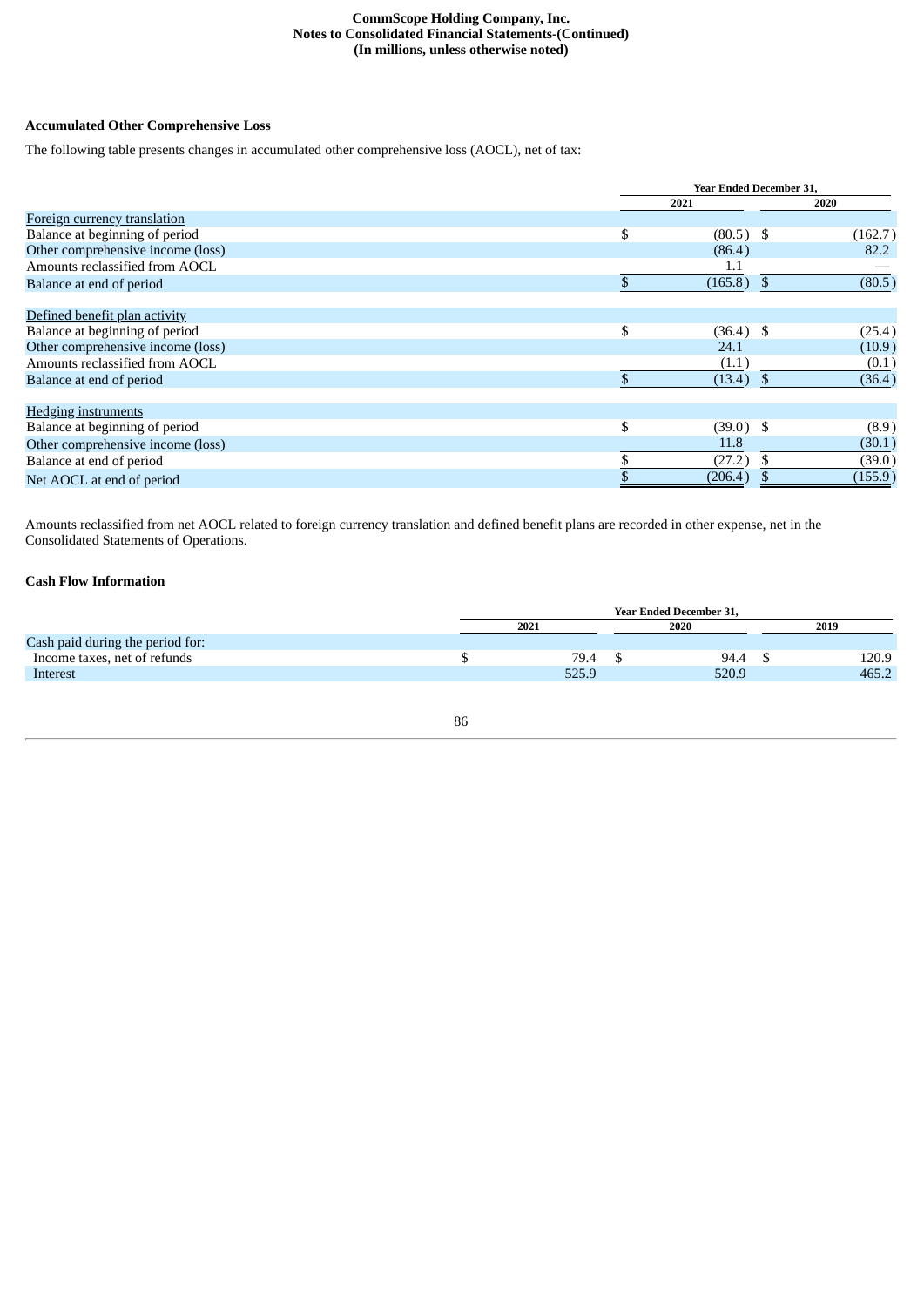### Accumulated Other Comprehensive Loss

The following table presents changes in accumulated other comprehensive loss (AOCL), net of tax:

| | Year Ended December 31, | |
|---|---|---|
| | 2021 | 2020 |
| Foreign currency translation | | |
| Balance at beginning of period | $ (80.5) | $ (162.7) |
| Other comprehensive income (loss) | (86.4) | 82.2 |
| Amounts reclassified from AOCL | 1.1 | — |
| Balance at end of period | $ (165.8) | $ (80.5) |
| | | |
| Defined benefit plan activity | | |
| Balance at beginning of period | $ (36.4) | $ (25.4) |
| Other comprehensive income (loss) | 24.1 | (10.9) |
| Amounts reclassified from AOCL | (1.1) | (0.1) |
| Balance at end of period | $ (13.4) | $ (36.4) |
| | | |
| Hedging instruments | | |
| Balance at beginning of period | $ (39.0) | $ (8.9) |
| Other comprehensive income (loss) | 11.8 | (30.1) |
| Balance at end of period | $ (27.2) | $ (39.0) |
| Net AOCL at end of period | $ (206.4) | $ (155.9) |

Amounts reclassified from net AOCL related to foreign currency translation and defined benefit plans are recorded in other expense, net in the Consolidated Statements of Operations.

### Cash Flow Information

| | Year Ended December 31, | | |
|---|---|---|---|
| | 2021 | 2020 | 2019 |
| Cash paid during the period for: | | | |
| Income taxes, net of refunds | $ 79.4 | $ 94.4 | $ 120.9 |
| Interest | 525.9 | 520.9 | 465.2 |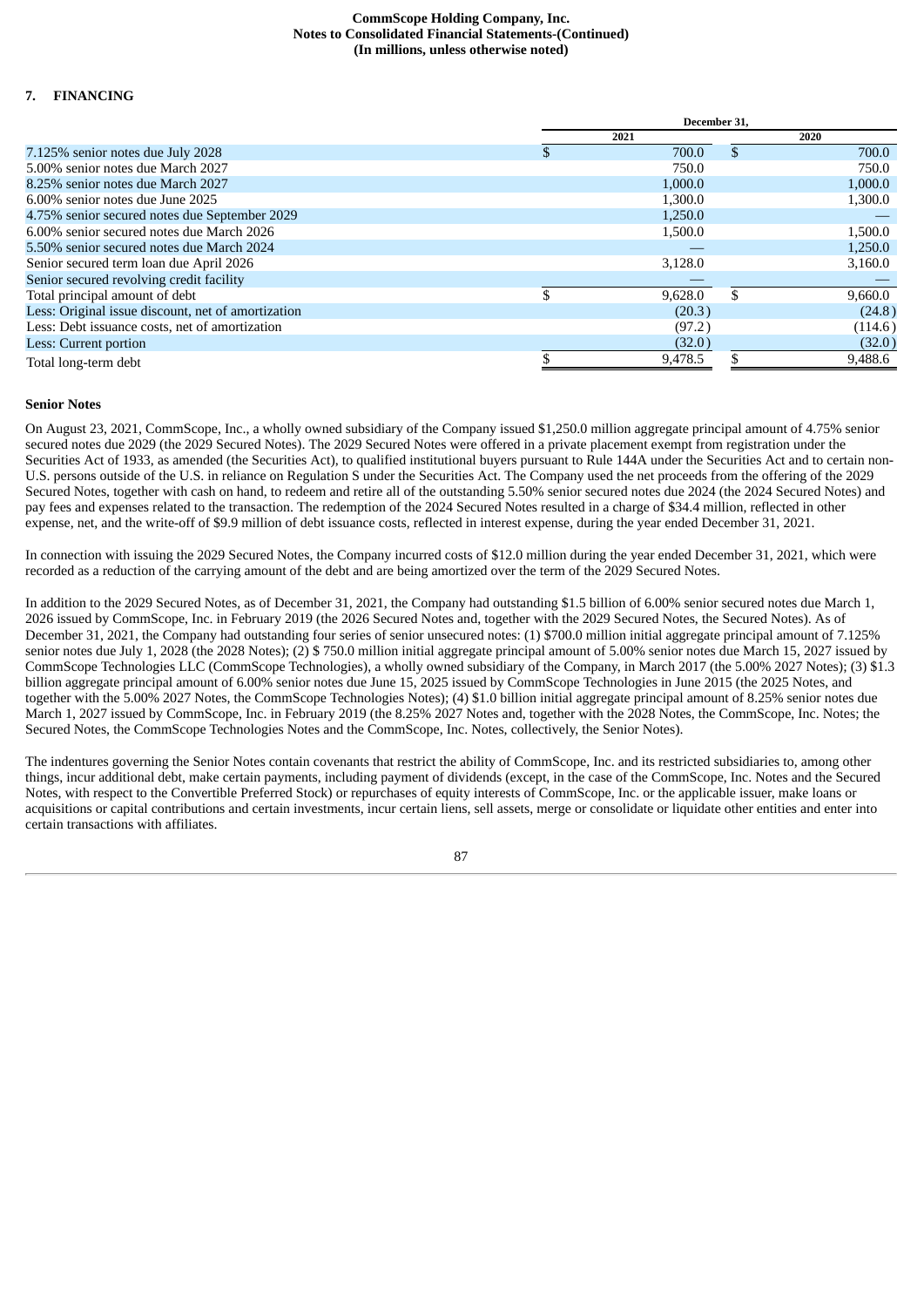## 7. FINANCING

| | December 31, | |
|---|---|---|
| | 2021 | 2020 |
| 7.125% senior notes due July 2028 | $ 700.0 | $ 700.0 |
| 5.00% senior notes due March 2027 | 750.0 | 750.0 |
| 8.25% senior notes due March 2027 | 1,000.0 | 1,000.0 |
| 6.00% senior notes due June 2025 | 1,300.0 | 1,300.0 |
| 4.75% senior secured notes due September 2029 | 1,250.0 | — |
| 6.00% senior secured notes due March 2026 | 1,500.0 | 1,500.0 |
| 5.50% senior secured notes due March 2024 | — | 1,250.0 |
| Senior secured term loan due April 2026 | 3,128.0 | 3,160.0 |
| Senior secured revolving credit facility | — | — |
| Total principal amount of debt | $ 9,628.0 | $ 9,660.0 |
| Less: Original issue discount, net of amortization | (20.3) | (24.8) |
| Less: Debt issuance costs, net of amortization | (97.2) | (114.6) |
| Less: Current portion | (32.0) | (32.0) |
| Total long-term debt | $ 9,478.5 | $ 9,488.6 |

### Senior Notes

On August 23, 2021, CommScope, Inc., a wholly owned subsidiary of the Company issued $1,250.0 million aggregate principal amount of 4.75% senior secured notes due 2029 (the 2029 Secured Notes). The 2029 Secured Notes were offered in a private placement exempt from registration under the Securities Act of 1933, as amended (the Securities Act), to qualified institutional buyers pursuant to Rule 144A under the Securities Act and to certain non-U.S. persons outside of the U.S. in reliance on Regulation S under the Securities Act. The Company used the net proceeds from the offering of the 2029 Secured Notes, together with cash on hand, to redeem and retire all of the outstanding 5.50% senior secured notes due 2024 (the 2024 Secured Notes) and pay fees and expenses related to the transaction. The redemption of the 2024 Secured Notes resulted in a charge of $34.4 million, reflected in other expense, net, and the write-off of $9.9 million of debt issuance costs, reflected in interest expense, during the year ended December 31, 2021.

In connection with issuing the 2029 Secured Notes, the Company incurred costs of $12.0 million during the year ended December 31, 2021, which were recorded as a reduction of the carrying amount of the debt and are being amortized over the term of the 2029 Secured Notes.

In addition to the 2029 Secured Notes, as of December 31, 2021, the Company had outstanding $1.5 billion of 6.00% senior secured notes due March 1, 2026 issued by CommScope, Inc. in February 2019 (the 2026 Secured Notes and, together with the 2029 Secured Notes, the Secured Notes). As of December 31, 2021, the Company had outstanding four series of senior unsecured notes: (1) $700.0 million initial aggregate principal amount of 7.125% senior notes due July 1, 2028 (the 2028 Notes); (2) $ 750.0 million initial aggregate principal amount of 5.00% senior notes due March 15, 2027 issued by CommScope Technologies LLC (CommScope Technologies), a wholly owned subsidiary of the Company, in March 2017 (the 5.00% 2027 Notes); (3) $1.3 billion aggregate principal amount of 6.00% senior notes due June 15, 2025 issued by CommScope Technologies in June 2015 (the 2025 Notes, and together with the 5.00% 2027 Notes, the CommScope Technologies Notes); (4) $1.0 billion initial aggregate principal amount of 8.25% senior notes due March 1, 2027 issued by CommScope, Inc. in February 2019 (the 8.25% 2027 Notes and, together with the 2028 Notes, the CommScope, Inc. Notes; the Secured Notes, the CommScope Technologies Notes and the CommScope, Inc. Notes, collectively, the Senior Notes).

The indentures governing the Senior Notes contain covenants that restrict the ability of CommScope, Inc. and its restricted subsidiaries to, among other things, incur additional debt, make certain payments, including payment of dividends (except, in the case of the CommScope, Inc. Notes and the Secured Notes, with respect to the Convertible Preferred Stock) or repurchases of equity interests of CommScope, Inc. or the applicable issuer, make loans or acquisitions or capital contributions and certain investments, incur certain liens, sell assets, merge or consolidate or liquidate other entities and enter into certain transactions with affiliates.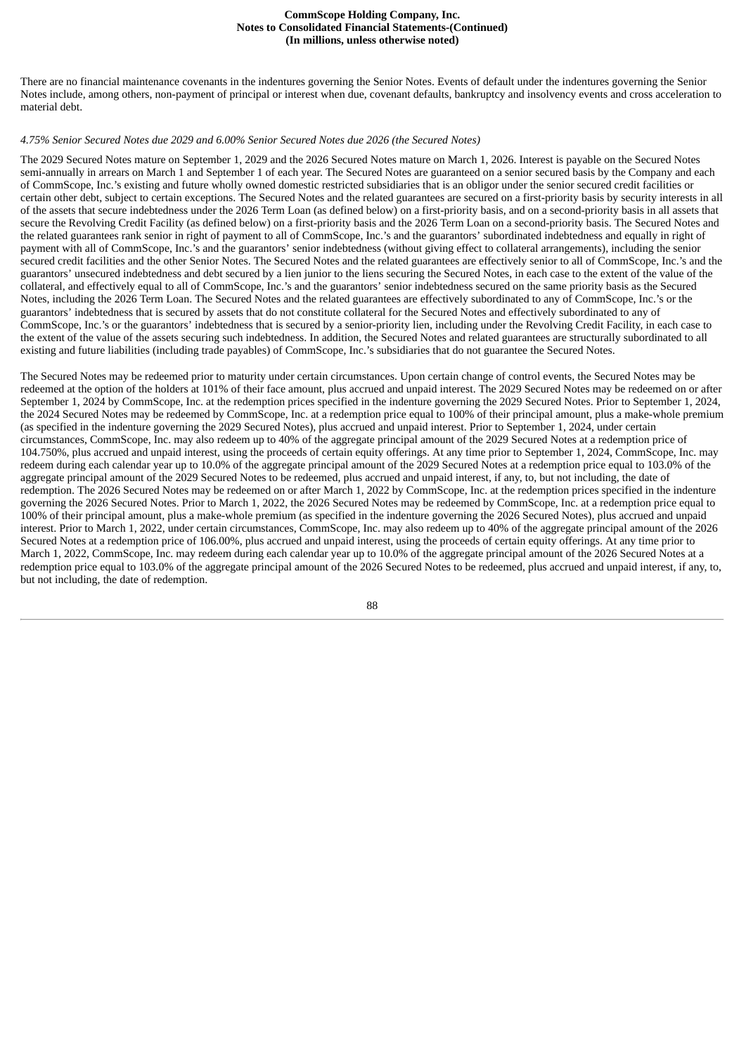There are no financial maintenance covenants in the indentures governing the Senior Notes. Events of default under the indentures governing the Senior Notes include, among others, non-payment of principal or interest when due, covenant defaults, bankruptcy and insolvency events and cross acceleration to material debt.

*4.75% Senior Secured Notes due 2029 and 6.00% Senior Secured Notes due 2026 (the Secured Notes)*

The 2029 Secured Notes mature on September 1, 2029 and the 2026 Secured Notes mature on March 1, 2026. Interest is payable on the Secured Notes semi-annually in arrears on March 1 and September 1 of each year. The Secured Notes are guaranteed on a senior secured basis by the Company and each of CommScope, Inc.'s existing and future wholly owned domestic restricted subsidiaries that is an obligor under the senior secured credit facilities or certain other debt, subject to certain exceptions. The Secured Notes and the related guarantees are secured on a first-priority basis by security interests in all of the assets that secure indebtedness under the 2026 Term Loan (as defined below) on a first-priority basis, and on a second-priority basis in all assets that secure the Revolving Credit Facility (as defined below) on a first-priority basis and the 2026 Term Loan on a second-priority basis. The Secured Notes and the related guarantees rank senior in right of payment to all of CommScope, Inc.'s and the guarantors' subordinated indebtedness and equally in right of payment with all of CommScope, Inc.'s and the guarantors' senior indebtedness (without giving effect to collateral arrangements), including the senior secured credit facilities and the other Senior Notes. The Secured Notes and the related guarantees are effectively senior to all of CommScope, Inc.'s and the guarantors' unsecured indebtedness and debt secured by a lien junior to the liens securing the Secured Notes, in each case to the extent of the value of the collateral, and effectively equal to all of CommScope, Inc.'s and the guarantors' senior indebtedness secured on the same priority basis as the Secured Notes, including the 2026 Term Loan. The Secured Notes and the related guarantees are effectively subordinated to any of CommScope, Inc.'s or the guarantors' indebtedness that is secured by assets that do not constitute collateral for the Secured Notes and effectively subordinated to any of CommScope, Inc.'s or the guarantors' indebtedness that is secured by a senior-priority lien, including under the Revolving Credit Facility, in each case to the extent of the value of the assets securing such indebtedness. In addition, the Secured Notes and related guarantees are structurally subordinated to all existing and future liabilities (including trade payables) of CommScope, Inc.'s subsidiaries that do not guarantee the Secured Notes.

The Secured Notes may be redeemed prior to maturity under certain circumstances. Upon certain change of control events, the Secured Notes may be redeemed at the option of the holders at 101% of their face amount, plus accrued and unpaid interest. The 2029 Secured Notes may be redeemed on or after September 1, 2024 by CommScope, Inc. at the redemption prices specified in the indenture governing the 2029 Secured Notes. Prior to September 1, 2024, the 2024 Secured Notes may be redeemed by CommScope, Inc. at a redemption price equal to 100% of their principal amount, plus a make-whole premium (as specified in the indenture governing the 2029 Secured Notes), plus accrued and unpaid interest. Prior to September 1, 2024, under certain circumstances, CommScope, Inc. may also redeem up to 40% of the aggregate principal amount of the 2029 Secured Notes at a redemption price of 104.750%, plus accrued and unpaid interest, using the proceeds of certain equity offerings. At any time prior to September 1, 2024, CommScope, Inc. may redeem during each calendar year up to 10.0% of the aggregate principal amount of the 2029 Secured Notes at a redemption price equal to 103.0% of the aggregate principal amount of the 2029 Secured Notes to be redeemed, plus accrued and unpaid interest, if any, to, but not including, the date of redemption. The 2026 Secured Notes may be redeemed on or after March 1, 2022 by CommScope, Inc. at the redemption prices specified in the indenture governing the 2026 Secured Notes. Prior to March 1, 2022, the 2026 Secured Notes may be redeemed by CommScope, Inc. at a redemption price equal to 100% of their principal amount, plus a make-whole premium (as specified in the indenture governing the 2026 Secured Notes), plus accrued and unpaid interest. Prior to March 1, 2022, under certain circumstances, CommScope, Inc. may also redeem up to 40% of the aggregate principal amount of the 2026 Secured Notes at a redemption price of 106.00%, plus accrued and unpaid interest, using the proceeds of certain equity offerings. At any time prior to March 1, 2022, CommScope, Inc. may redeem during each calendar year up to 10.0% of the aggregate principal amount of the 2026 Secured Notes at a redemption price equal to 103.0% of the aggregate principal amount of the 2026 Secured Notes to be redeemed, plus accrued and unpaid interest, if any, to, but not including, the date of redemption.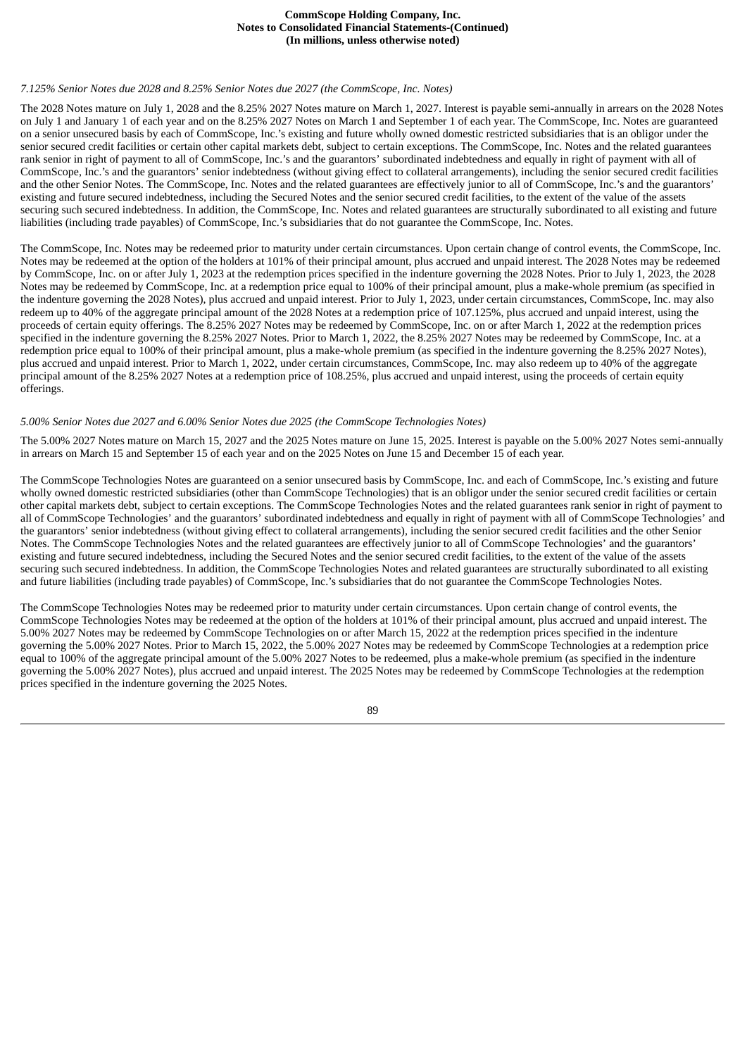*7.125% Senior Notes due 2028 and 8.25% Senior Notes due 2027 (the CommScope, Inc. Notes)*

The 2028 Notes mature on July 1, 2028 and the 8.25% 2027 Notes mature on March 1, 2027. Interest is payable semi-annually in arrears on the 2028 Notes on July 1 and January 1 of each year and on the 8.25% 2027 Notes on March 1 and September 1 of each year. The CommScope, Inc. Notes are guaranteed on a senior unsecured basis by each of CommScope, Inc.'s existing and future wholly owned domestic restricted subsidiaries that is an obligor under the senior secured credit facilities or certain other capital markets debt, subject to certain exceptions. The CommScope, Inc. Notes and the related guarantees rank senior in right of payment to all of CommScope, Inc.'s and the guarantors' subordinated indebtedness and equally in right of payment with all of CommScope, Inc.'s and the guarantors' senior indebtedness (without giving effect to collateral arrangements), including the senior secured credit facilities and the other Senior Notes. The CommScope, Inc. Notes and the related guarantees are effectively junior to all of CommScope, Inc.'s and the guarantors' existing and future secured indebtedness, including the Secured Notes and the senior secured credit facilities, to the extent of the value of the assets securing such secured indebtedness. In addition, the CommScope, Inc. Notes and related guarantees are structurally subordinated to all existing and future liabilities (including trade payables) of CommScope, Inc.'s subsidiaries that do not guarantee the CommScope, Inc. Notes.

The CommScope, Inc. Notes may be redeemed prior to maturity under certain circumstances. Upon certain change of control events, the CommScope, Inc. Notes may be redeemed at the option of the holders at 101% of their principal amount, plus accrued and unpaid interest. The 2028 Notes may be redeemed by CommScope, Inc. on or after July 1, 2023 at the redemption prices specified in the indenture governing the 2028 Notes. Prior to July 1, 2023, the 2028 Notes may be redeemed by CommScope, Inc. at a redemption price equal to 100% of their principal amount, plus a make-whole premium (as specified in the indenture governing the 2028 Notes), plus accrued and unpaid interest. Prior to July 1, 2023, under certain circumstances, CommScope, Inc. may also redeem up to 40% of the aggregate principal amount of the 2028 Notes at a redemption price of 107.125%, plus accrued and unpaid interest, using the proceeds of certain equity offerings. The 8.25% 2027 Notes may be redeemed by CommScope, Inc. on or after March 1, 2022 at the redemption prices specified in the indenture governing the 8.25% 2027 Notes. Prior to March 1, 2022, the 8.25% 2027 Notes may be redeemed by CommScope, Inc. at a redemption price equal to 100% of their principal amount, plus a make-whole premium (as specified in the indenture governing the 8.25% 2027 Notes), plus accrued and unpaid interest. Prior to March 1, 2022, under certain circumstances, CommScope, Inc. may also redeem up to 40% of the aggregate principal amount of the 8.25% 2027 Notes at a redemption price of 108.25%, plus accrued and unpaid interest, using the proceeds of certain equity offerings.

*5.00% Senior Notes due 2027 and 6.00% Senior Notes due 2025 (the CommScope Technologies Notes)*

The 5.00% 2027 Notes mature on March 15, 2027 and the 2025 Notes mature on June 15, 2025. Interest is payable on the 5.00% 2027 Notes semi-annually in arrears on March 15 and September 15 of each year and on the 2025 Notes on June 15 and December 15 of each year.

The CommScope Technologies Notes are guaranteed on a senior unsecured basis by CommScope, Inc. and each of CommScope, Inc.'s existing and future wholly owned domestic restricted subsidiaries (other than CommScope Technologies) that is an obligor under the senior secured credit facilities or certain other capital markets debt, subject to certain exceptions. The CommScope Technologies Notes and the related guarantees rank senior in right of payment to all of CommScope Technologies' and the guarantors' subordinated indebtedness and equally in right of payment with all of CommScope Technologies' and the guarantors' senior indebtedness (without giving effect to collateral arrangements), including the senior secured credit facilities and the other Senior Notes. The CommScope Technologies Notes and the related guarantees are effectively junior to all of CommScope Technologies' and the guarantors' existing and future secured indebtedness, including the Secured Notes and the senior secured credit facilities, to the extent of the value of the assets securing such secured indebtedness. In addition, the CommScope Technologies Notes and related guarantees are structurally subordinated to all existing and future liabilities (including trade payables) of CommScope, Inc.'s subsidiaries that do not guarantee the CommScope Technologies Notes.

The CommScope Technologies Notes may be redeemed prior to maturity under certain circumstances. Upon certain change of control events, the CommScope Technologies Notes may be redeemed at the option of the holders at 101% of their principal amount, plus accrued and unpaid interest. The 5.00% 2027 Notes may be redeemed by CommScope Technologies on or after March 15, 2022 at the redemption prices specified in the indenture governing the 5.00% 2027 Notes. Prior to March 15, 2022, the 5.00% 2027 Notes may be redeemed by CommScope Technologies at a redemption price equal to 100% of the aggregate principal amount of the 5.00% 2027 Notes to be redeemed, plus a make-whole premium (as specified in the indenture governing the 5.00% 2027 Notes), plus accrued and unpaid interest. The 2025 Notes may be redeemed by CommScope Technologies at the redemption prices specified in the indenture governing the 2025 Notes.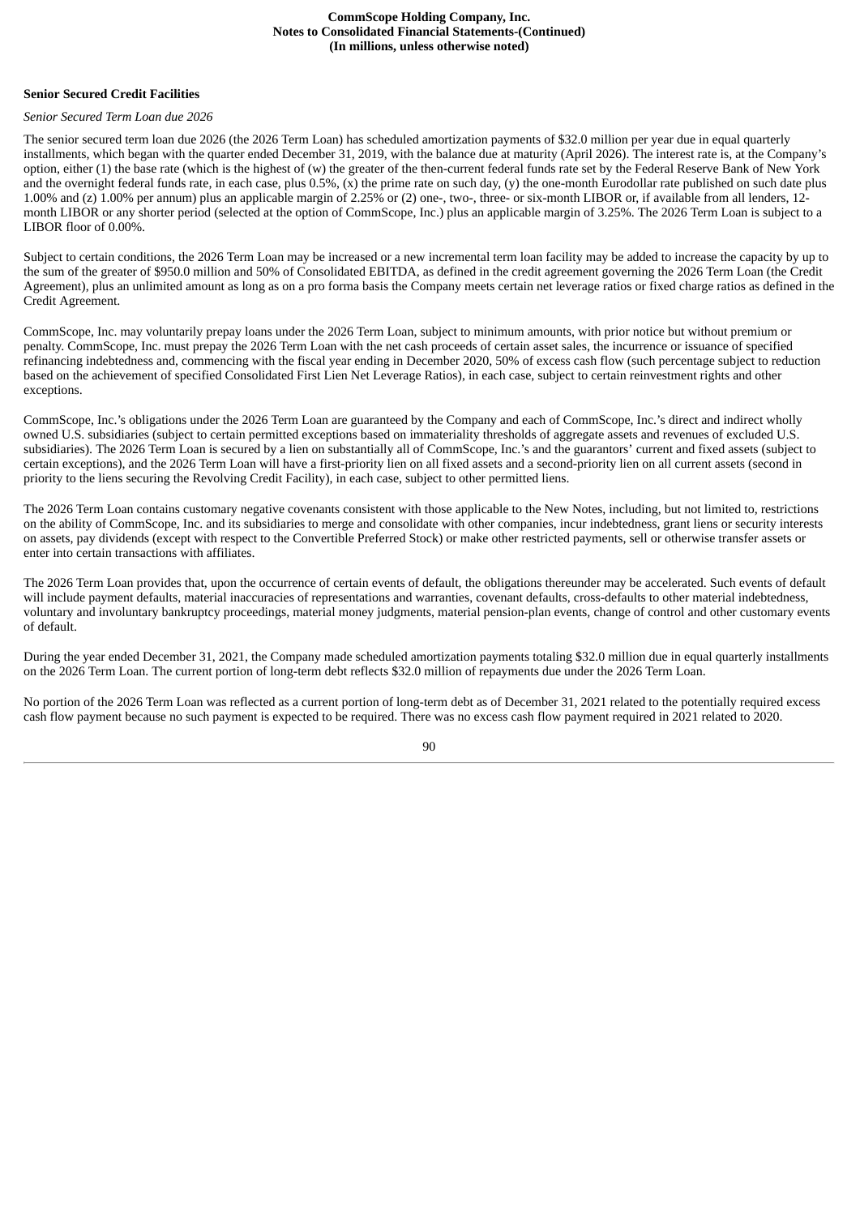**Senior Secured Credit Facilities**

*Senior Secured Term Loan due 2026*

The senior secured term loan due 2026 (the 2026 Term Loan) has scheduled amortization payments of $32.0 million per year due in equal quarterly installments, which began with the quarter ended December 31, 2019, with the balance due at maturity (April 2026). The interest rate is, at the Company's option, either (1) the base rate (which is the highest of (w) the greater of the then-current federal funds rate set by the Federal Reserve Bank of New York and the overnight federal funds rate, in each case, plus 0.5%, (x) the prime rate on such day, (y) the one-month Eurodollar rate published on such date plus 1.00% and (z) 1.00% per annum) plus an applicable margin of 2.25% or (2) one-, two-, three- or six-month LIBOR or, if available from all lenders, 12-month LIBOR or any shorter period (selected at the option of CommScope, Inc.) plus an applicable margin of 3.25%. The 2026 Term Loan is subject to a LIBOR floor of 0.00%.

Subject to certain conditions, the 2026 Term Loan may be increased or a new incremental term loan facility may be added to increase the capacity by up to the sum of the greater of $950.0 million and 50% of Consolidated EBITDA, as defined in the credit agreement governing the 2026 Term Loan (the Credit Agreement), plus an unlimited amount as long as on a pro forma basis the Company meets certain net leverage ratios or fixed charge ratios as defined in the Credit Agreement.

CommScope, Inc. may voluntarily prepay loans under the 2026 Term Loan, subject to minimum amounts, with prior notice but without premium or penalty. CommScope, Inc. must prepay the 2026 Term Loan with the net cash proceeds of certain asset sales, the incurrence or issuance of specified refinancing indebtedness and, commencing with the fiscal year ending in December 2020, 50% of excess cash flow (such percentage subject to reduction based on the achievement of specified Consolidated First Lien Net Leverage Ratios), in each case, subject to certain reinvestment rights and other exceptions.

CommScope, Inc.'s obligations under the 2026 Term Loan are guaranteed by the Company and each of CommScope, Inc.'s direct and indirect wholly owned U.S. subsidiaries (subject to certain permitted exceptions based on immateriality thresholds of aggregate assets and revenues of excluded U.S. subsidiaries). The 2026 Term Loan is secured by a lien on substantially all of CommScope, Inc.'s and the guarantors' current and fixed assets (subject to certain exceptions), and the 2026 Term Loan will have a first-priority lien on all fixed assets and a second-priority lien on all current assets (second in priority to the liens securing the Revolving Credit Facility), in each case, subject to other permitted liens.

The 2026 Term Loan contains customary negative covenants consistent with those applicable to the New Notes, including, but not limited to, restrictions on the ability of CommScope, Inc. and its subsidiaries to merge and consolidate with other companies, incur indebtedness, grant liens or security interests on assets, pay dividends (except with respect to the Convertible Preferred Stock) or make other restricted payments, sell or otherwise transfer assets or enter into certain transactions with affiliates.

The 2026 Term Loan provides that, upon the occurrence of certain events of default, the obligations thereunder may be accelerated. Such events of default will include payment defaults, material inaccuracies of representations and warranties, covenant defaults, cross-defaults to other material indebtedness, voluntary and involuntary bankruptcy proceedings, material money judgments, material pension-plan events, change of control and other customary events of default.

During the year ended December 31, 2021, the Company made scheduled amortization payments totaling $32.0 million due in equal quarterly installments on the 2026 Term Loan. The current portion of long-term debt reflects $32.0 million of repayments due under the 2026 Term Loan.

No portion of the 2026 Term Loan was reflected as a current portion of long-term debt as of December 31, 2021 related to the potentially required excess cash flow payment because no such payment is expected to be required. There was no excess cash flow payment required in 2021 related to 2020.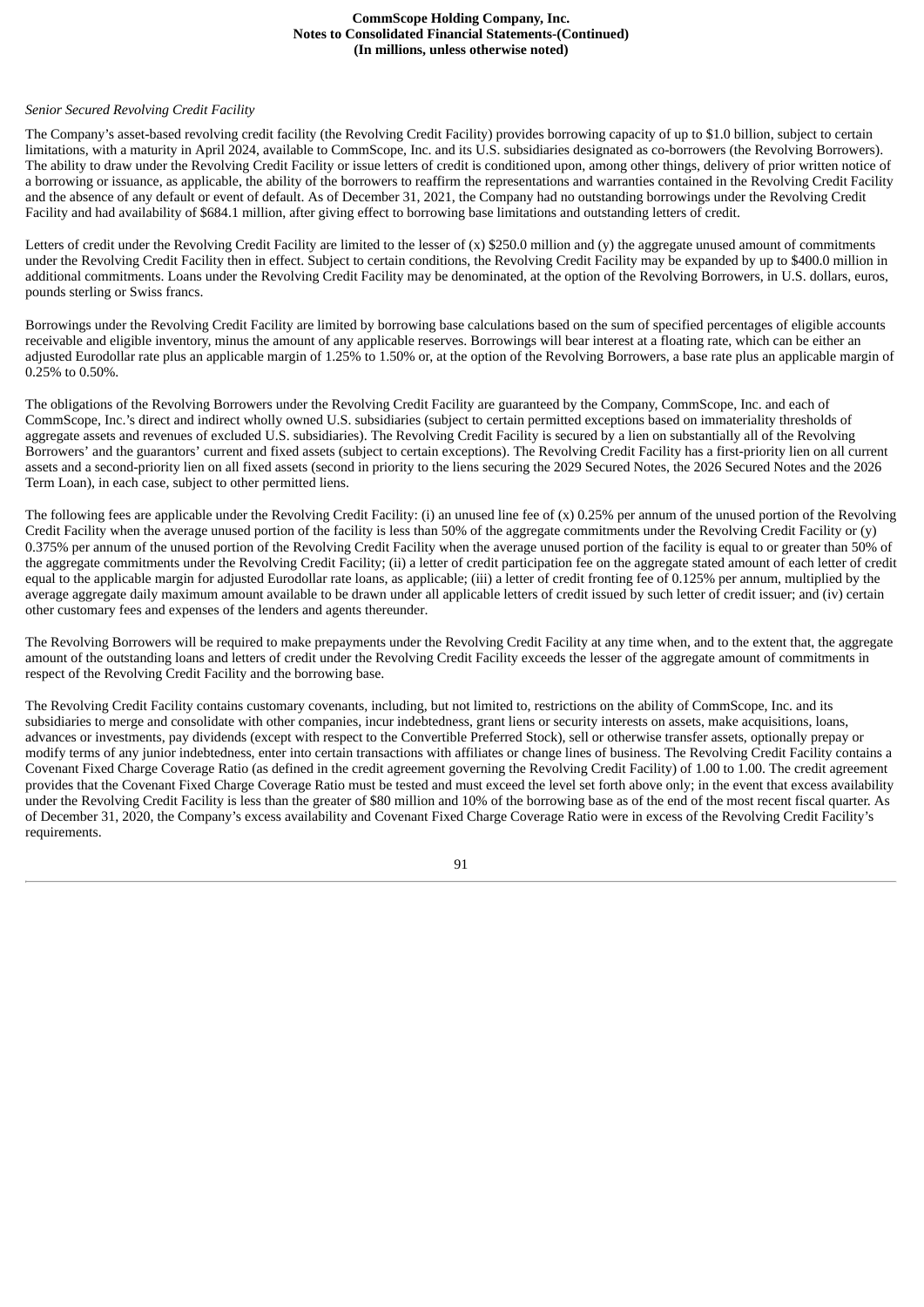*Senior Secured Revolving Credit Facility*

The Company's asset-based revolving credit facility (the Revolving Credit Facility) provides borrowing capacity of up to $1.0 billion, subject to certain limitations, with a maturity in April 2024, available to CommScope, Inc. and its U.S. subsidiaries designated as co-borrowers (the Revolving Borrowers). The ability to draw under the Revolving Credit Facility or issue letters of credit is conditioned upon, among other things, delivery of prior written notice of a borrowing or issuance, as applicable, the ability of the borrowers to reaffirm the representations and warranties contained in the Revolving Credit Facility and the absence of any default or event of default. As of December 31, 2021, the Company had no outstanding borrowings under the Revolving Credit Facility and had availability of $684.1 million, after giving effect to borrowing base limitations and outstanding letters of credit.

Letters of credit under the Revolving Credit Facility are limited to the lesser of (x) $250.0 million and (y) the aggregate unused amount of commitments under the Revolving Credit Facility then in effect. Subject to certain conditions, the Revolving Credit Facility may be expanded by up to $400.0 million in additional commitments. Loans under the Revolving Credit Facility may be denominated, at the option of the Revolving Borrowers, in U.S. dollars, euros, pounds sterling or Swiss francs.

Borrowings under the Revolving Credit Facility are limited by borrowing base calculations based on the sum of specified percentages of eligible accounts receivable and eligible inventory, minus the amount of any applicable reserves. Borrowings will bear interest at a floating rate, which can be either an adjusted Eurodollar rate plus an applicable margin of 1.25% to 1.50% or, at the option of the Revolving Borrowers, a base rate plus an applicable margin of 0.25% to 0.50%.

The obligations of the Revolving Borrowers under the Revolving Credit Facility are guaranteed by the Company, CommScope, Inc. and each of CommScope, Inc.'s direct and indirect wholly owned U.S. subsidiaries (subject to certain permitted exceptions based on immateriality thresholds of aggregate assets and revenues of excluded U.S. subsidiaries). The Revolving Credit Facility is secured by a lien on substantially all of the Revolving Borrowers' and the guarantors' current and fixed assets (subject to certain exceptions). The Revolving Credit Facility has a first-priority lien on all current assets and a second-priority lien on all fixed assets (second in priority to the liens securing the 2029 Secured Notes, the 2026 Secured Notes and the 2026 Term Loan), in each case, subject to other permitted liens.

The following fees are applicable under the Revolving Credit Facility: (i) an unused line fee of (x) 0.25% per annum of the unused portion of the Revolving Credit Facility when the average unused portion of the facility is less than 50% of the aggregate commitments under the Revolving Credit Facility or (y) 0.375% per annum of the unused portion of the Revolving Credit Facility when the average unused portion of the facility is equal to or greater than 50% of the aggregate commitments under the Revolving Credit Facility; (ii) a letter of credit participation fee on the aggregate stated amount of each letter of credit equal to the applicable margin for adjusted Eurodollar rate loans, as applicable; (iii) a letter of credit fronting fee of 0.125% per annum, multiplied by the average aggregate daily maximum amount available to be drawn under all applicable letters of credit issued by such letter of credit issuer; and (iv) certain other customary fees and expenses of the lenders and agents thereunder.

The Revolving Borrowers will be required to make prepayments under the Revolving Credit Facility at any time when, and to the extent that, the aggregate amount of the outstanding loans and letters of credit under the Revolving Credit Facility exceeds the lesser of the aggregate amount of commitments in respect of the Revolving Credit Facility and the borrowing base.

The Revolving Credit Facility contains customary covenants, including, but not limited to, restrictions on the ability of CommScope, Inc. and its subsidiaries to merge and consolidate with other companies, incur indebtedness, grant liens or security interests on assets, make acquisitions, loans, advances or investments, pay dividends (except with respect to the Convertible Preferred Stock), sell or otherwise transfer assets, optionally prepay or modify terms of any junior indebtedness, enter into certain transactions with affiliates or change lines of business. The Revolving Credit Facility contains a Covenant Fixed Charge Coverage Ratio (as defined in the credit agreement governing the Revolving Credit Facility) of 1.00 to 1.00. The credit agreement provides that the Covenant Fixed Charge Coverage Ratio must be tested and must exceed the level set forth above only; in the event that excess availability under the Revolving Credit Facility is less than the greater of $80 million and 10% of the borrowing base as of the end of the most recent fiscal quarter. As of December 31, 2020, the Company's excess availability and Covenant Fixed Charge Coverage Ratio were in excess of the Revolving Credit Facility's requirements.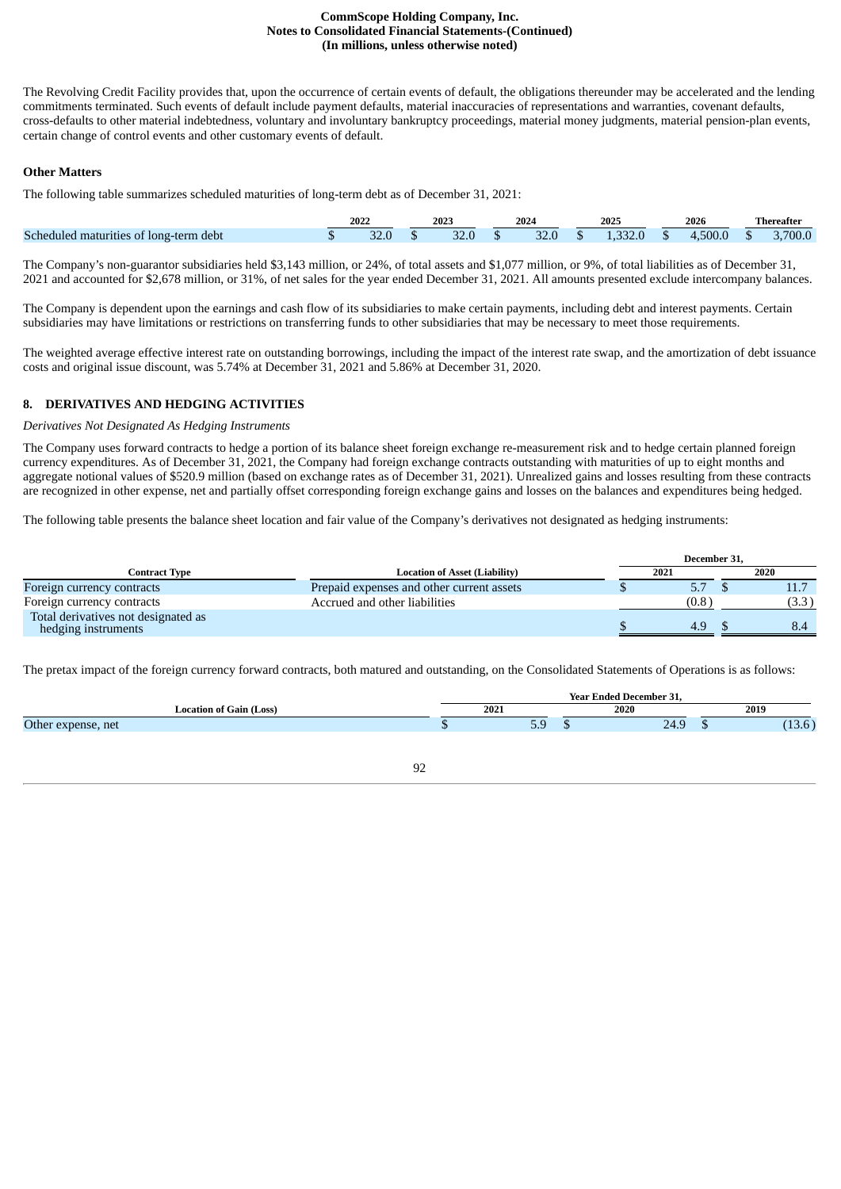The Revolving Credit Facility provides that, upon the occurrence of certain events of default, the obligations thereunder may be accelerated and the lending commitments terminated. Such events of default include payment defaults, material inaccuracies of representations and warranties, covenant defaults, cross-defaults to other material indebtedness, voluntary and involuntary bankruptcy proceedings, material money judgments, material pension-plan events, certain change of control events and other customary events of default.

**Other Matters**

The following table summarizes scheduled maturities of long-term debt as of December 31, 2021:

| | 2022 | 2023 | 2024 | 2025 | 2026 | Thereafter |
|---|---|---|---|---|---|---|
| Scheduled maturities of long-term debt | $ 32.0 | $ 32.0 | $ 32.0 | $ 1,332.0 | $ 4,500.0 | $ 3,700.0 |

The Company's non-guarantor subsidiaries held $3,143 million, or 24%, of total assets and $1,077 million, or 9%, of total liabilities as of December 31, 2021 and accounted for $2,678 million, or 31%, of net sales for the year ended December 31, 2021. All amounts presented exclude intercompany balances.

The Company is dependent upon the earnings and cash flow of its subsidiaries to make certain payments, including debt and interest payments. Certain subsidiaries may have limitations or restrictions on transferring funds to other subsidiaries that may be necessary to meet those requirements.

The weighted average effective interest rate on outstanding borrowings, including the impact of the interest rate swap, and the amortization of debt issuance costs and original issue discount, was 5.74% at December 31, 2021 and 5.86% at December 31, 2020.

## 8. DERIVATIVES AND HEDGING ACTIVITIES

*Derivatives Not Designated As Hedging Instruments*

The Company uses forward contracts to hedge a portion of its balance sheet foreign exchange re-measurement risk and to hedge certain planned foreign currency expenditures. As of December 31, 2021, the Company had foreign exchange contracts outstanding with maturities of up to eight months and aggregate notional values of $520.9 million (based on exchange rates as of December 31, 2021). Unrealized gains and losses resulting from these contracts are recognized in other expense, net and partially offset corresponding foreign exchange gains and losses on the balances and expenditures being hedged.

The following table presents the balance sheet location and fair value of the Company's derivatives not designated as hedging instruments:

| | | December 31, | |
|---|---|---|---|
| Contract Type | Location of Asset (Liability) | 2021 | 2020 |
| Foreign currency contracts | Prepaid expenses and other current assets | $ 5.7 | $ 11.7 |
| Foreign currency contracts | Accrued and other liabilities | (0.8) | (3.3) |
| Total derivatives not designated as hedging instruments | | $ 4.9 | $ 8.4 |

The pretax impact of the foreign currency forward contracts, both matured and outstanding, on the Consolidated Statements of Operations is as follows:

| | Year Ended December 31, | | |
|---|---|---|---|
| Location of Gain (Loss) | 2021 | 2020 | 2019 |
| Other expense, net | $ 5.9 | $ 24.9 | $ (13.6) |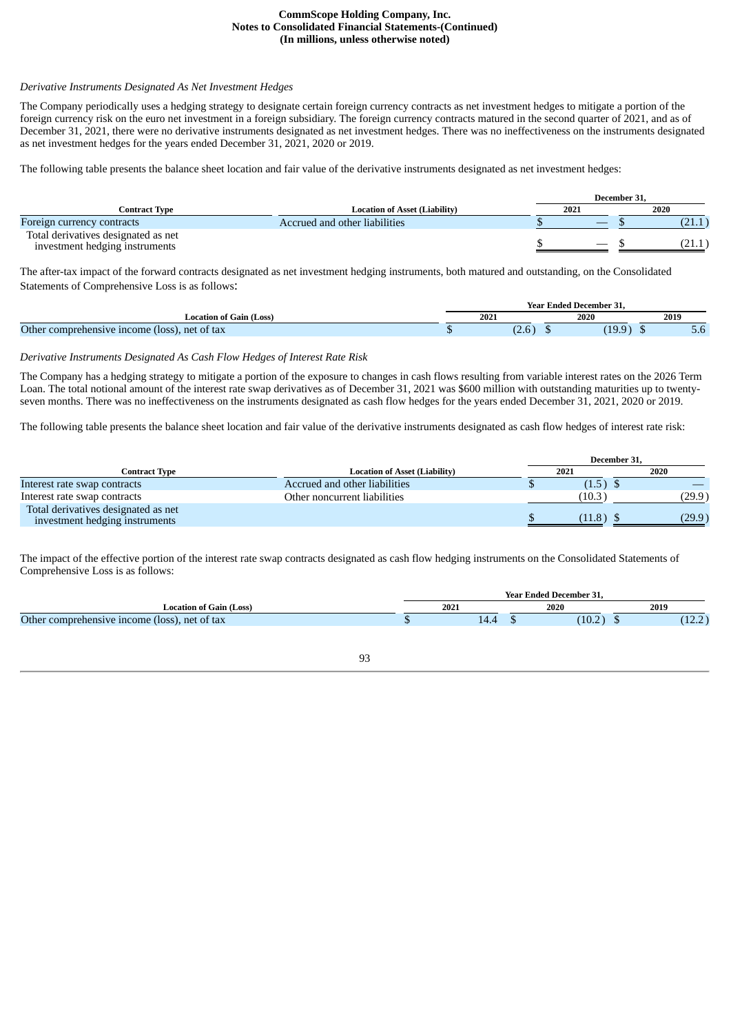*Derivative Instruments Designated As Net Investment Hedges*

The Company periodically uses a hedging strategy to designate certain foreign currency contracts as net investment hedges to mitigate a portion of the foreign currency risk on the euro net investment in a foreign subsidiary. The foreign currency contracts matured in the second quarter of 2021, and as of December 31, 2021, there were no derivative instruments designated as net investment hedges. There was no ineffectiveness on the instruments designated as net investment hedges for the years ended December 31, 2021, 2020 or 2019.

The following table presents the balance sheet location and fair value of the derivative instruments designated as net investment hedges:

| Contract Type | Location of Asset (Liability) | December 31, 2021 | December 31, 2020 |
|---|---|---|---|
| Foreign currency contracts | Accrued and other liabilities | $ — | $ (21.1) |
| Total derivatives designated as net investment hedging instruments | | $ — | $ (21.1) |

The after-tax impact of the forward contracts designated as net investment hedging instruments, both matured and outstanding, on the Consolidated Statements of Comprehensive Loss is as follows:

| Location of Gain (Loss) | Year Ended December 31, 2021 | 2020 | 2019 |
|---|---|---|---|
| Other comprehensive income (loss), net of tax | $ (2.6) | $ (19.9) | $ 5.6 |

*Derivative Instruments Designated As Cash Flow Hedges of Interest Rate Risk*

The Company has a hedging strategy to mitigate a portion of the exposure to changes in cash flows resulting from variable interest rates on the 2026 Term Loan. The total notional amount of the interest rate swap derivatives as of December 31, 2021 was $600 million with outstanding maturities up to twenty-seven months. There was no ineffectiveness on the instruments designated as cash flow hedges for the years ended December 31, 2021, 2020 or 2019.

The following table presents the balance sheet location and fair value of the derivative instruments designated as cash flow hedges of interest rate risk:

| Contract Type | Location of Asset (Liability) | December 31, 2021 | December 31, 2020 |
|---|---|---|---|
| Interest rate swap contracts | Accrued and other liabilities | $ (1.5) | $ — |
| Interest rate swap contracts | Other noncurrent liabilities | (10.3) | (29.9) |
| Total derivatives designated as net investment hedging instruments | | $ (11.8) | $ (29.9) |

The impact of the effective portion of the interest rate swap contracts designated as cash flow hedging instruments on the Consolidated Statements of Comprehensive Loss is as follows:

| Location of Gain (Loss) | Year Ended December 31, 2021 | 2020 | 2019 |
|---|---|---|---|
| Other comprehensive income (loss), net of tax | $ 14.4 | $ (10.2) | $ (12.2) |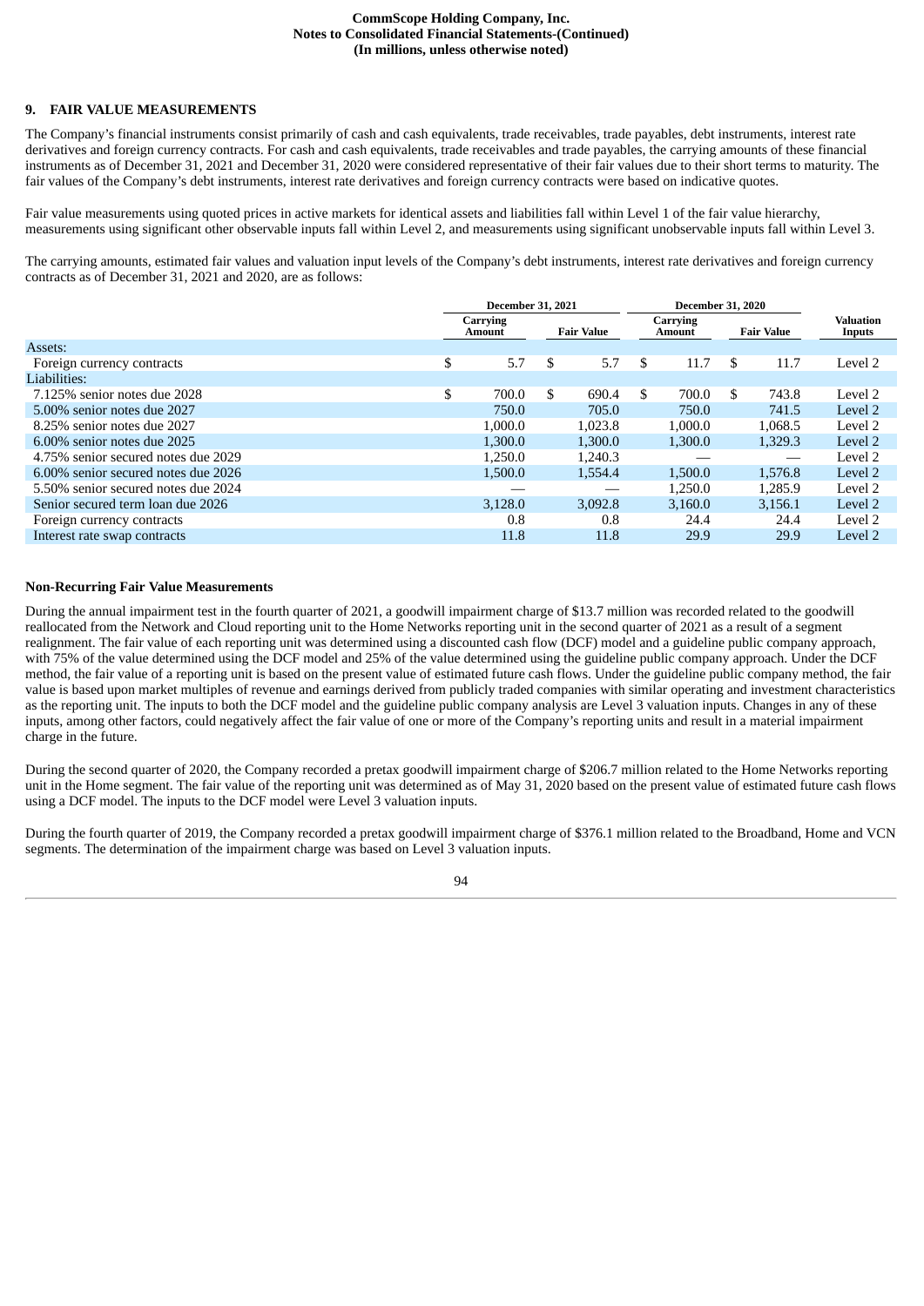## 9. FAIR VALUE MEASUREMENTS

The Company's financial instruments consist primarily of cash and cash equivalents, trade receivables, trade payables, debt instruments, interest rate derivatives and foreign currency contracts. For cash and cash equivalents, trade receivables and trade payables, the carrying amounts of these financial instruments as of December 31, 2021 and December 31, 2020 were considered representative of their fair values due to their short terms to maturity. The fair values of the Company's debt instruments, interest rate derivatives and foreign currency contracts were based on indicative quotes.

Fair value measurements using quoted prices in active markets for identical assets and liabilities fall within Level 1 of the fair value hierarchy, measurements using significant other observable inputs fall within Level 2, and measurements using significant unobservable inputs fall within Level 3.

The carrying amounts, estimated fair values and valuation input levels of the Company's debt instruments, interest rate derivatives and foreign currency contracts as of December 31, 2021 and 2020, are as follows:

| | December 31, 2021 | | December 31, 2020 | | |
|---|---|---|---|---|---|
| | Carrying Amount | Fair Value | Carrying Amount | Fair Value | Valuation Inputs |
| Assets: | | | | | |
| Foreign currency contracts | $ 5.7 | $ 5.7 | $ 11.7 | $ 11.7 | Level 2 |
| Liabilities: | | | | | |
| 7.125% senior notes due 2028 | $ 700.0 | $ 690.4 | $ 700.0 | $ 743.8 | Level 2 |
| 5.00% senior notes due 2027 | 750.0 | 705.0 | 750.0 | 741.5 | Level 2 |
| 8.25% senior notes due 2027 | 1,000.0 | 1,023.8 | 1,000.0 | 1,068.5 | Level 2 |
| 6.00% senior notes due 2025 | 1,300.0 | 1,300.0 | 1,300.0 | 1,329.3 | Level 2 |
| 4.75% senior secured notes due 2029 | 1,250.0 | 1,240.3 | — | — | Level 2 |
| 6.00% senior secured notes due 2026 | 1,500.0 | 1,554.4 | 1,500.0 | 1,576.8 | Level 2 |
| 5.50% senior secured notes due 2024 | — | — | 1,250.0 | 1,285.9 | Level 2 |
| Senior secured term loan due 2026 | 3,128.0 | 3,092.8 | 3,160.0 | 3,156.1 | Level 2 |
| Foreign currency contracts | 0.8 | 0.8 | 24.4 | 24.4 | Level 2 |
| Interest rate swap contracts | 11.8 | 11.8 | 29.9 | 29.9 | Level 2 |

### Non-Recurring Fair Value Measurements

During the annual impairment test in the fourth quarter of 2021, a goodwill impairment charge of $13.7 million was recorded related to the goodwill reallocated from the Network and Cloud reporting unit to the Home Networks reporting unit in the second quarter of 2021 as a result of a segment realignment. The fair value of each reporting unit was determined using a discounted cash flow (DCF) model and a guideline public company approach, with 75% of the value determined using the DCF model and 25% of the value determined using the guideline public company approach. Under the DCF method, the fair value of a reporting unit is based on the present value of estimated future cash flows. Under the guideline public company method, the fair value is based upon market multiples of revenue and earnings derived from publicly traded companies with similar operating and investment characteristics as the reporting unit. The inputs to both the DCF model and the guideline public company analysis are Level 3 valuation inputs. Changes in any of these inputs, among other factors, could negatively affect the fair value of one or more of the Company's reporting units and result in a material impairment charge in the future.

During the second quarter of 2020, the Company recorded a pretax goodwill impairment charge of $206.7 million related to the Home Networks reporting unit in the Home segment. The fair value of the reporting unit was determined as of May 31, 2020 based on the present value of estimated future cash flows using a DCF model. The inputs to the DCF model were Level 3 valuation inputs.

During the fourth quarter of 2019, the Company recorded a pretax goodwill impairment charge of $376.1 million related to the Broadband, Home and VCN segments. The determination of the impairment charge was based on Level 3 valuation inputs.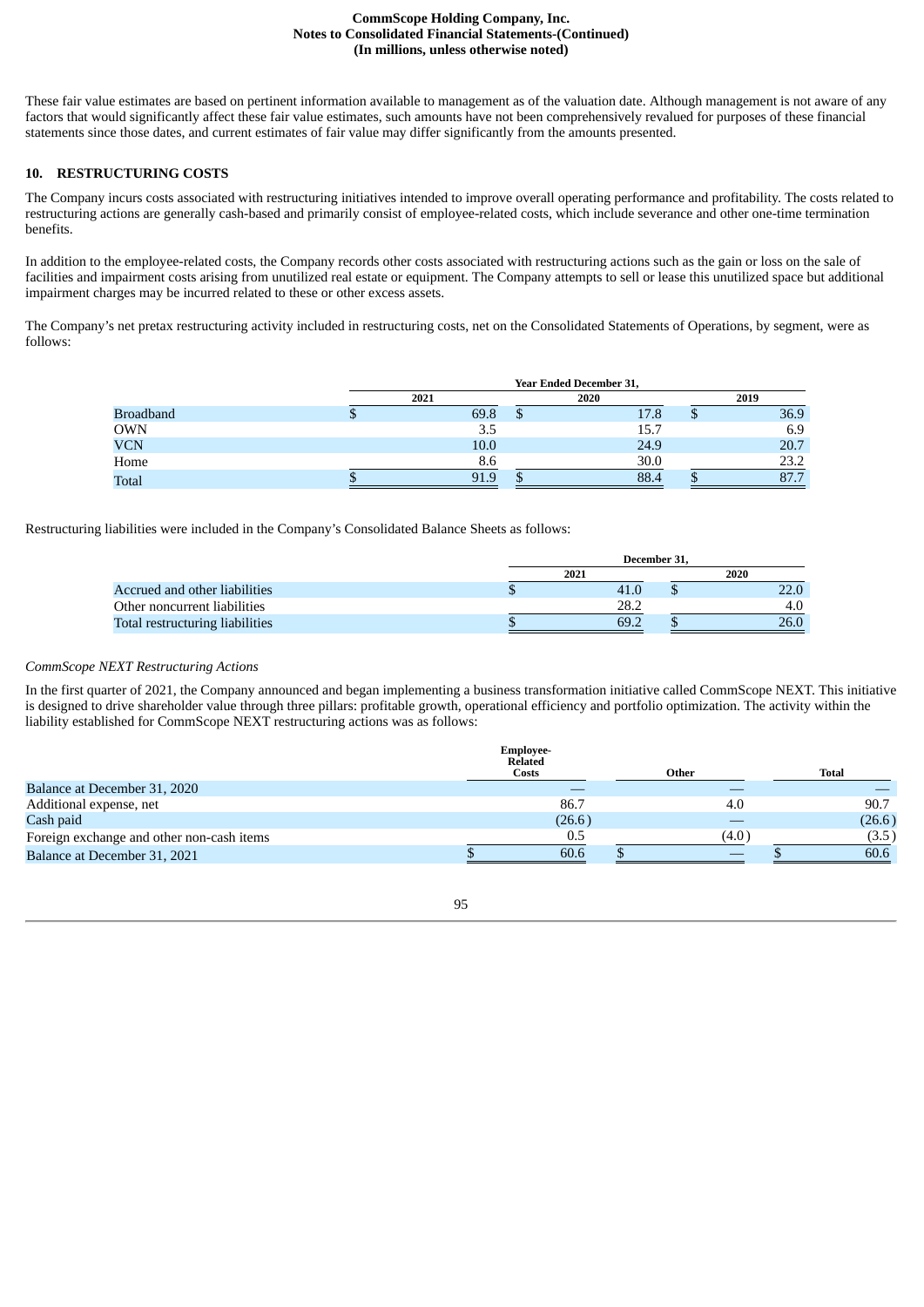These fair value estimates are based on pertinent information available to management as of the valuation date. Although management is not aware of any factors that would significantly affect these fair value estimates, such amounts have not been comprehensively revalued for purposes of these financial statements since those dates, and current estimates of fair value may differ significantly from the amounts presented.

## 10. RESTRUCTURING COSTS

The Company incurs costs associated with restructuring initiatives intended to improve overall operating performance and profitability. The costs related to restructuring actions are generally cash-based and primarily consist of employee-related costs, which include severance and other one-time termination benefits.

In addition to the employee-related costs, the Company records other costs associated with restructuring actions such as the gain or loss on the sale of facilities and impairment costs arising from unutilized real estate or equipment. The Company attempts to sell or lease this unutilized space but additional impairment charges may be incurred related to these or other excess assets.

The Company's net pretax restructuring activity included in restructuring costs, net on the Consolidated Statements of Operations, by segment, were as follows:

| | Year Ended December 31, | | |
|---|---|---|---|
| | 2021 | 2020 | 2019 |
| Broadband | $ 69.8 | $ 17.8 | $ 36.9 |
| OWN | 3.5 | 15.7 | 6.9 |
| VCN | 10.0 | 24.9 | 20.7 |
| Home | 8.6 | 30.0 | 23.2 |
| Total | $ 91.9 | $ 88.4 | $ 87.7 |

Restructuring liabilities were included in the Company's Consolidated Balance Sheets as follows:

| | December 31, | |
|---|---|---|
| | 2021 | 2020 |
| Accrued and other liabilities | $ 41.0 | $ 22.0 |
| Other noncurrent liabilities | 28.2 | 4.0 |
| Total restructuring liabilities | $ 69.2 | $ 26.0 |

*CommScope NEXT Restructuring Actions*

In the first quarter of 2021, the Company announced and began implementing a business transformation initiative called CommScope NEXT. This initiative is designed to drive shareholder value through three pillars: profitable growth, operational efficiency and portfolio optimization. The activity within the liability established for CommScope NEXT restructuring actions was as follows:

| | Employee-Related Costs | Other | Total |
|---|---|---|---|
| Balance at December 31, 2020 | — | — | — |
| Additional expense, net | 86.7 | 4.0 | 90.7 |
| Cash paid | (26.6) | — | (26.6) |
| Foreign exchange and other non-cash items | 0.5 | (4.0) | (3.5) |
| Balance at December 31, 2021 | $ 60.6 | $ — | $ 60.6 |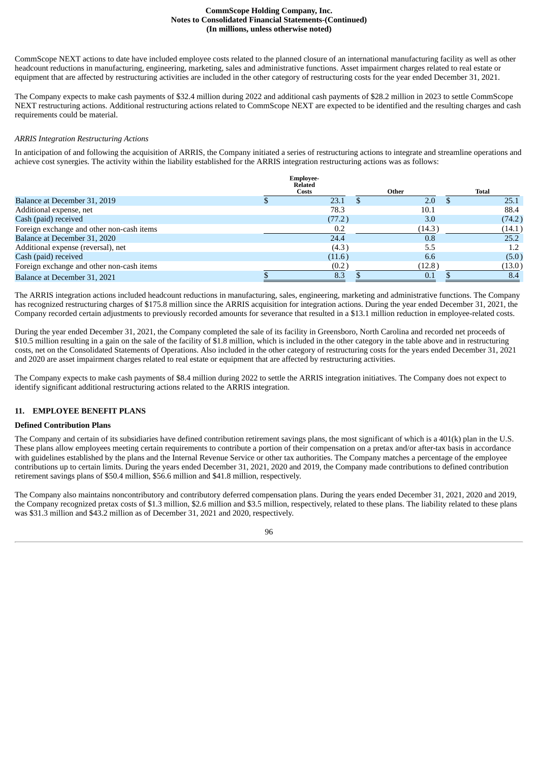CommScope NEXT actions to date have included employee costs related to the planned closure of an international manufacturing facility as well as other headcount reductions in manufacturing, engineering, marketing, sales and administrative functions. Asset impairment charges related to real estate or equipment that are affected by restructuring activities are included in the other category of restructuring costs for the year ended December 31, 2021.

The Company expects to make cash payments of $32.4 million during 2022 and additional cash payments of $28.2 million in 2023 to settle CommScope NEXT restructuring actions. Additional restructuring actions related to CommScope NEXT are expected to be identified and the resulting charges and cash requirements could be material.

*ARRIS Integration Restructuring Actions*

In anticipation of and following the acquisition of ARRIS, the Company initiated a series of restructuring actions to integrate and streamline operations and achieve cost synergies. The activity within the liability established for the ARRIS integration restructuring actions was as follows:

| | Employee-Related Costs | Other | Total |
|---|---|---|---|
| Balance at December 31, 2019 | $ 23.1 | $ 2.0 | $ 25.1 |
| Additional expense, net | 78.3 | 10.1 | 88.4 |
| Cash (paid) received | (77.2) | 3.0 | (74.2) |
| Foreign exchange and other non-cash items | 0.2 | (14.3) | (14.1) |
| Balance at December 31, 2020 | 24.4 | 0.8 | 25.2 |
| Additional expense (reversal), net | (4.3) | 5.5 | 1.2 |
| Cash (paid) received | (11.6) | 6.6 | (5.0) |
| Foreign exchange and other non-cash items | (0.2) | (12.8) | (13.0) |
| Balance at December 31, 2021 | $ 8.3 | $ 0.1 | $ 8.4 |

The ARRIS integration actions included headcount reductions in manufacturing, sales, engineering, marketing and administrative functions. The Company has recognized restructuring charges of $175.8 million since the ARRIS acquisition for integration actions. During the year ended December 31, 2021, the Company recorded certain adjustments to previously recorded amounts for severance that resulted in a $13.1 million reduction in employee-related costs.

During the year ended December 31, 2021, the Company completed the sale of its facility in Greensboro, North Carolina and recorded net proceeds of $10.5 million resulting in a gain on the sale of the facility of $1.8 million, which is included in the other category in the table above and in restructuring costs, net on the Consolidated Statements of Operations. Also included in the other category of restructuring costs for the years ended December 31, 2021 and 2020 are asset impairment charges related to real estate or equipment that are affected by restructuring activities.

The Company expects to make cash payments of $8.4 million during 2022 to settle the ARRIS integration initiatives. The Company does not expect to identify significant additional restructuring actions related to the ARRIS integration.

## 11. EMPLOYEE BENEFIT PLANS

### Defined Contribution Plans

The Company and certain of its subsidiaries have defined contribution retirement savings plans, the most significant of which is a 401(k) plan in the U.S. These plans allow employees meeting certain requirements to contribute a portion of their compensation on a pretax and/or after-tax basis in accordance with guidelines established by the plans and the Internal Revenue Service or other tax authorities. The Company matches a percentage of the employee contributions up to certain limits. During the years ended December 31, 2021, 2020 and 2019, the Company made contributions to defined contribution retirement savings plans of $50.4 million, $56.6 million and $41.8 million, respectively.

The Company also maintains noncontributory and contributory deferred compensation plans. During the years ended December 31, 2021, 2020 and 2019, the Company recognized pretax costs of $1.3 million, $2.6 million and $3.5 million, respectively, related to these plans. The liability related to these plans was $31.3 million and $43.2 million as of December 31, 2021 and 2020, respectively.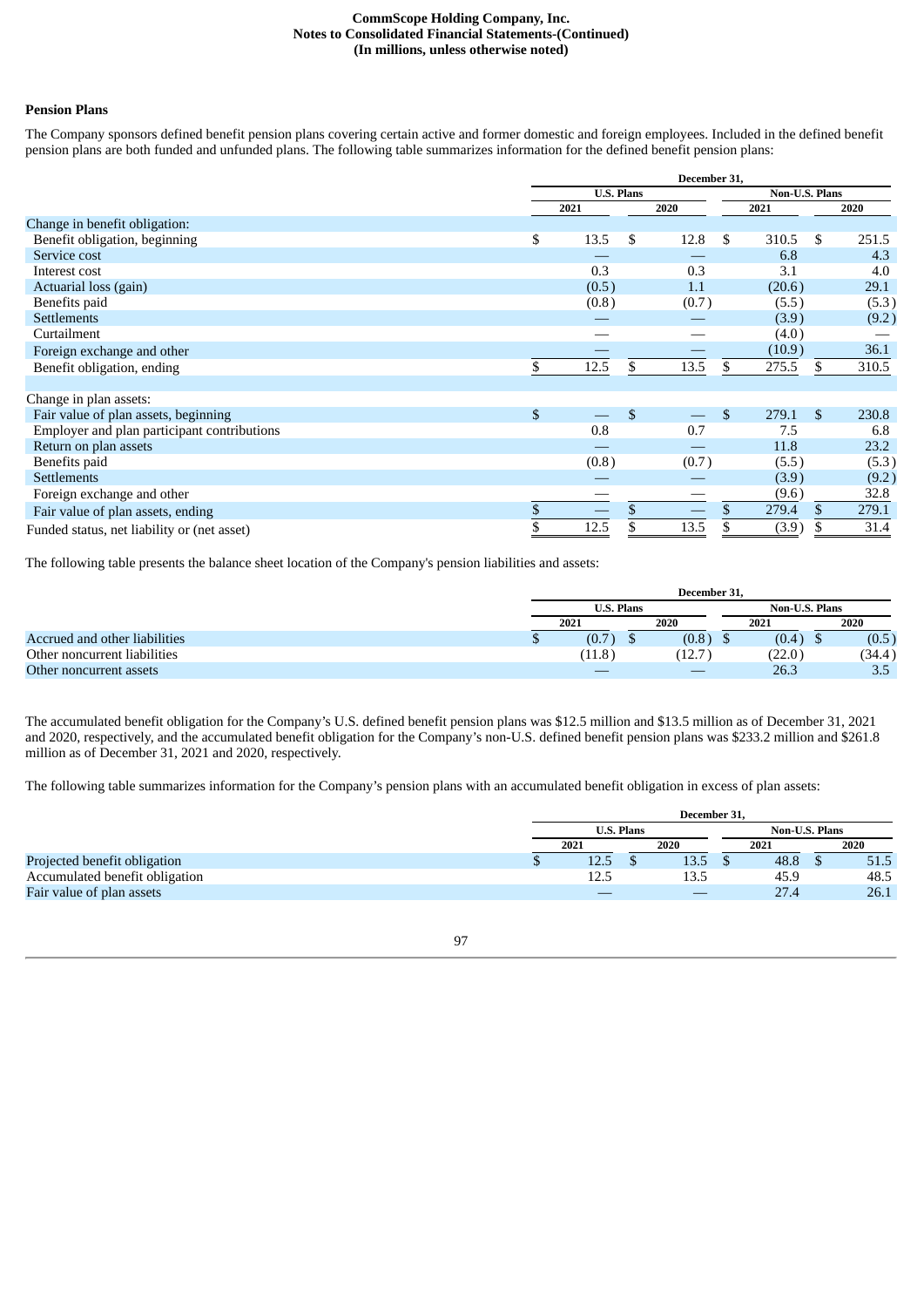## Pension Plans

The Company sponsors defined benefit pension plans covering certain active and former domestic and foreign employees. Included in the defined benefit pension plans are both funded and unfunded plans. The following table summarizes information for the defined benefit pension plans:

| | December 31, | | | |
|---|---|---|---|---|
| | U.S. Plans | | Non-U.S. Plans | |
| | 2021 | 2020 | 2021 | 2020 |
| Change in benefit obligation: | | | | |
| Benefit obligation, beginning | $ 13.5 | $ 12.8 | $ 310.5 | $ 251.5 |
| Service cost | — | — | 6.8 | 4.3 |
| Interest cost | 0.3 | 0.3 | 3.1 | 4.0 |
| Actuarial loss (gain) | (0.5) | 1.1 | (20.6) | 29.1 |
| Benefits paid | (0.8) | (0.7) | (5.5) | (5.3) |
| Settlements | — | — | (3.9) | (9.2) |
| Curtailment | — | — | (4.0) | — |
| Foreign exchange and other | — | — | (10.9) | 36.1 |
| Benefit obligation, ending | $ 12.5 | $ 13.5 | $ 275.5 | $ 310.5 |
| | | | | |
| Change in plan assets: | | | | |
| Fair value of plan assets, beginning | $ — | $ — | $ 279.1 | $ 230.8 |
| Employer and plan participant contributions | 0.8 | 0.7 | 7.5 | 6.8 |
| Return on plan assets | — | — | 11.8 | 23.2 |
| Benefits paid | (0.8) | (0.7) | (5.5) | (5.3) |
| Settlements | — | — | (3.9) | (9.2) |
| Foreign exchange and other | — | — | (9.6) | 32.8 |
| Fair value of plan assets, ending | $ — | $ — | $ 279.4 | $ 279.1 |
| Funded status, net liability or (net asset) | $ 12.5 | $ 13.5 | $ (3.9) | $ 31.4 |

The following table presents the balance sheet location of the Company's pension liabilities and assets:

| | December 31, | | | |
|---|---|---|---|---|
| | U.S. Plans | | Non-U.S. Plans | |
| | 2021 | 2020 | 2021 | 2020 |
| Accrued and other liabilities | $ (0.7) | $ (0.8) | $ (0.4) | $ (0.5) |
| Other noncurrent liabilities | (11.8) | (12.7) | (22.0) | (34.4) |
| Other noncurrent assets | — | — | 26.3 | 3.5 |

The accumulated benefit obligation for the Company's U.S. defined benefit pension plans was $12.5 million and $13.5 million as of December 31, 2021 and 2020, respectively, and the accumulated benefit obligation for the Company's non-U.S. defined benefit pension plans was $233.2 million and $261.8 million as of December 31, 2021 and 2020, respectively.

The following table summarizes information for the Company's pension plans with an accumulated benefit obligation in excess of plan assets:

| | December 31, | | | |
|---|---|---|---|---|
| | U.S. Plans | | Non-U.S. Plans | |
| | 2021 | 2020 | 2021 | 2020 |
| Projected benefit obligation | $ 12.5 | $ 13.5 | $ 48.8 | $ 51.5 |
| Accumulated benefit obligation | 12.5 | 13.5 | 45.9 | 48.5 |
| Fair value of plan assets | — | — | 27.4 | 26.1 |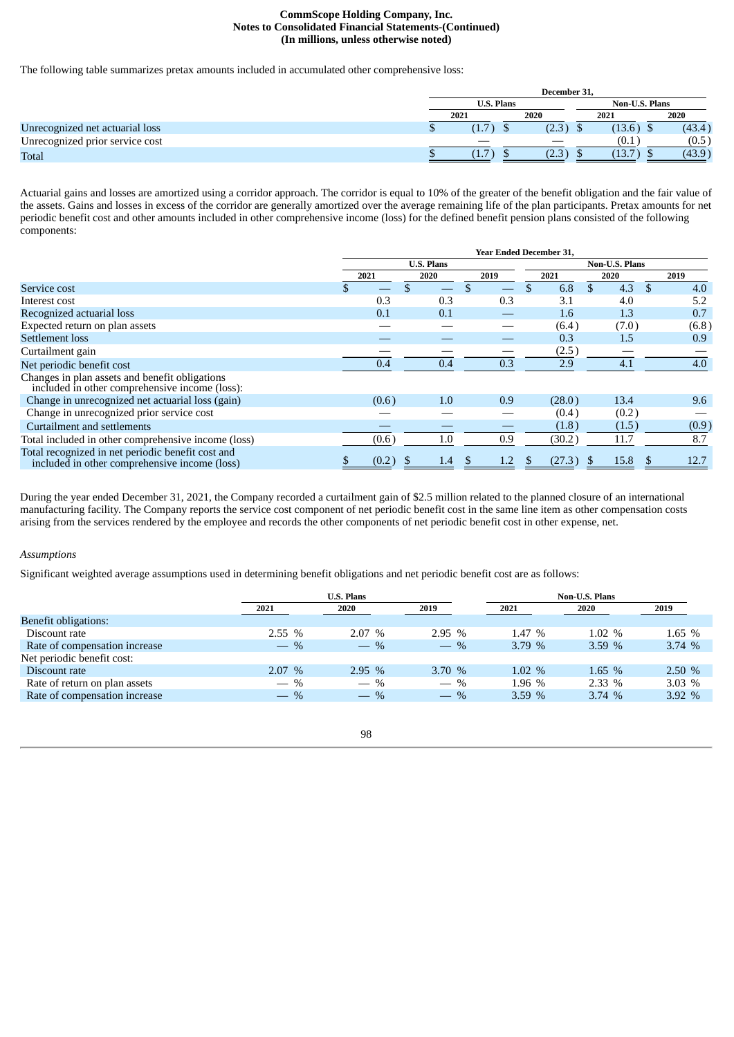The following table summarizes pretax amounts included in accumulated other comprehensive loss:

| | December 31, | | | |
|---|---|---|---|---|
| | U.S. Plans | | Non-U.S. Plans | |
| | 2021 | 2020 | 2021 | 2020 |
| Unrecognized net actuarial loss | $ (1.7) | $ (2.3) | $ (13.6) | $ (43.4) |
| Unrecognized prior service cost | — | — | (0.1) | (0.5) |
| Total | $ (1.7) | $ (2.3) | $ (13.7) | $ (43.9) |

Actuarial gains and losses are amortized using a corridor approach. The corridor is equal to 10% of the greater of the benefit obligation and the fair value of the assets. Gains and losses in excess of the corridor are generally amortized over the average remaining life of the plan participants. Pretax amounts for net periodic benefit cost and other amounts included in other comprehensive income (loss) for the defined benefit pension plans consisted of the following components:

| | Year Ended December 31, | | | | | |
|---|---|---|---|---|---|---|
| | U.S. Plans | | | Non-U.S. Plans | | |
| | 2021 | 2020 | 2019 | 2021 | 2020 | 2019 |
| Service cost | $ — | $ — | $ — | $ 6.8 | $ 4.3 | $ 4.0 |
| Interest cost | 0.3 | 0.3 | 0.3 | 3.1 | 4.0 | 5.2 |
| Recognized actuarial loss | 0.1 | 0.1 | — | 1.6 | 1.3 | 0.7 |
| Expected return on plan assets | — | — | — | (6.4) | (7.0) | (6.8) |
| Settlement loss | — | — | — | 0.3 | 1.5 | 0.9 |
| Curtailment gain | — | — | — | (2.5) | — | — |
| Net periodic benefit cost | 0.4 | 0.4 | 0.3 | 2.9 | 4.1 | 4.0 |
| Changes in plan assets and benefit obligations included in other comprehensive income (loss): | | | | | | |
| Change in unrecognized net actuarial loss (gain) | (0.6) | 1.0 | 0.9 | (28.0) | 13.4 | 9.6 |
| Change in unrecognized prior service cost | — | — | — | (0.4) | (0.2) | — |
| Curtailment and settlements | — | — | — | (1.8) | (1.5) | (0.9) |
| Total included in other comprehensive income (loss) | (0.6) | 1.0 | 0.9 | (30.2) | 11.7 | 8.7 |
| Total recognized in net periodic benefit cost and included in other comprehensive income (loss) | $ (0.2) | $ 1.4 | $ 1.2 | $ (27.3) | $ 15.8 | $ 12.7 |

During the year ended December 31, 2021, the Company recorded a curtailment gain of $2.5 million related to the planned closure of an international manufacturing facility. The Company reports the service cost component of net periodic benefit cost in the same line item as other compensation costs arising from the services rendered by the employee and records the other components of net periodic benefit cost in other expense, net.

*Assumptions*

Significant weighted average assumptions used in determining benefit obligations and net periodic benefit cost are as follows:

| | U.S. Plans | | | Non-U.S. Plans | | |
|---|---|---|---|---|---|---|
| | 2021 | 2020 | 2019 | 2021 | 2020 | 2019 |
| Benefit obligations: | | | | | | |
| Discount rate | 2.55 % | 2.07 % | 2.95 % | 1.47 % | 1.02 % | 1.65 % |
| Rate of compensation increase | — % | — % | — % | 3.79 % | 3.59 % | 3.74 % |
| Net periodic benefit cost: | | | | | | |
| Discount rate | 2.07 % | 2.95 % | 3.70 % | 1.02 % | 1.65 % | 2.50 % |
| Rate of return on plan assets | — % | — % | — % | 1.96 % | 2.33 % | 3.03 % |
| Rate of compensation increase | — % | — % | — % | 3.59 % | 3.74 % | 3.92 % |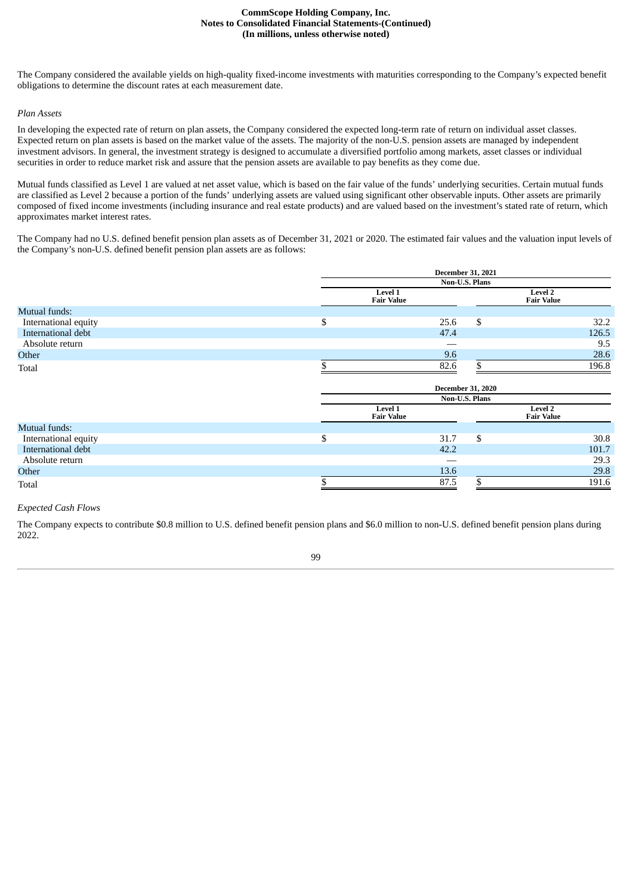The Company considered the available yields on high-quality fixed-income investments with maturities corresponding to the Company's expected benefit obligations to determine the discount rates at each measurement date.

*Plan Assets*

In developing the expected rate of return on plan assets, the Company considered the expected long-term rate of return on individual asset classes. Expected return on plan assets is based on the market value of the assets. The majority of the non-U.S. pension assets are managed by independent investment advisors. In general, the investment strategy is designed to accumulate a diversified portfolio among markets, asset classes or individual securities in order to reduce market risk and assure that the pension assets are available to pay benefits as they come due.

Mutual funds classified as Level 1 are valued at net asset value, which is based on the fair value of the funds' underlying securities. Certain mutual funds are classified as Level 2 because a portion of the funds' underlying assets are valued using significant other observable inputs. Other assets are primarily composed of fixed income investments (including insurance and real estate products) and are valued based on the investment's stated rate of return, which approximates market interest rates.

The Company had no U.S. defined benefit pension plan assets as of December 31, 2021 or 2020. The estimated fair values and the valuation input levels of the Company's non-U.S. defined benefit pension plan assets are as follows:

| | December 31, 2021 | |
|---|---|---|
| | Non-U.S. Plans | |
| | Level 1 Fair Value | Level 2 Fair Value |
| Mutual funds: | | |
| International equity | $ 25.6 | $ 32.2 |
| International debt | 47.4 | 126.5 |
| Absolute return | — | 9.5 |
| Other | 9.6 | 28.6 |
| Total | $ 82.6 | $ 196.8 |

| | December 31, 2020 | |
|---|---|---|
| | Non-U.S. Plans | |
| | Level 1 Fair Value | Level 2 Fair Value |
| Mutual funds: | | |
| International equity | $ 31.7 | $ 30.8 |
| International debt | 42.2 | 101.7 |
| Absolute return | — | 29.3 |
| Other | 13.6 | 29.8 |
| Total | $ 87.5 | $ 191.6 |

*Expected Cash Flows*

The Company expects to contribute $0.8 million to U.S. defined benefit pension plans and $6.0 million to non-U.S. defined benefit pension plans during 2022.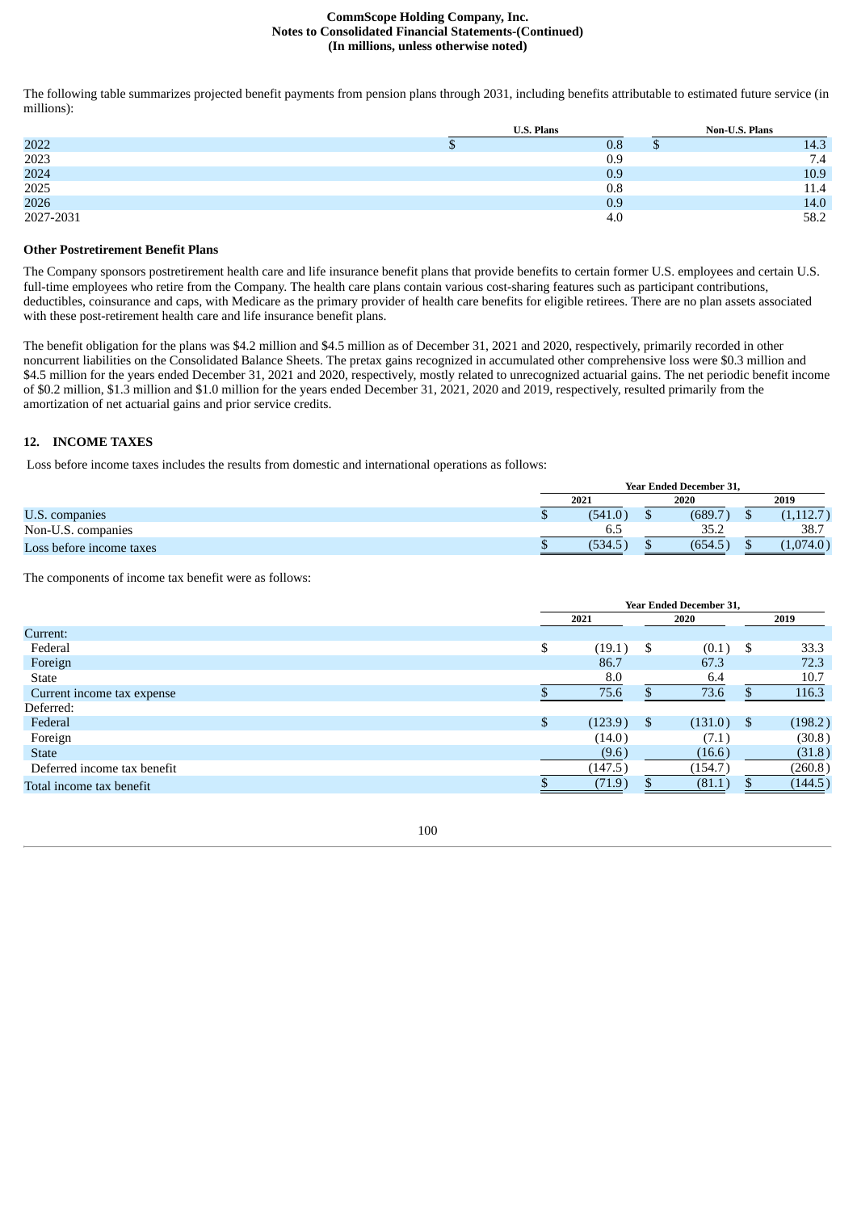The following table summarizes projected benefit payments from pension plans through 2031, including benefits attributable to estimated future service (in millions):

| | U.S. Plans | Non-U.S. Plans |
|---|---|---|
| 2022 | $ 0.8 | $ 14.3 |
| 2023 | 0.9 | 7.4 |
| 2024 | 0.9 | 10.9 |
| 2025 | 0.8 | 11.4 |
| 2026 | 0.9 | 14.0 |
| 2027-2031 | 4.0 | 58.2 |

**Other Postretirement Benefit Plans**

The Company sponsors postretirement health care and life insurance benefit plans that provide benefits to certain former U.S. employees and certain U.S. full-time employees who retire from the Company. The health care plans contain various cost-sharing features such as participant contributions, deductibles, coinsurance and caps, with Medicare as the primary provider of health care benefits for eligible retirees. There are no plan assets associated with these post-retirement health care and life insurance benefit plans.

The benefit obligation for the plans was $4.2 million and $4.5 million as of December 31, 2021 and 2020, respectively, primarily recorded in other noncurrent liabilities on the Consolidated Balance Sheets. The pretax gains recognized in accumulated other comprehensive loss were $0.3 million and $4.5 million for the years ended December 31, 2021 and 2020, respectively, mostly related to unrecognized actuarial gains. The net periodic benefit income of $0.2 million, $1.3 million and $1.0 million for the years ended December 31, 2021, 2020 and 2019, respectively, resulted primarily from the amortization of net actuarial gains and prior service credits.

## 12. INCOME TAXES

Loss before income taxes includes the results from domestic and international operations as follows:

| | Year Ended December 31, | | |
|---|---|---|---|
| | 2021 | 2020 | 2019 |
| U.S. companies | $ (541.0) | $ (689.7) | $ (1,112.7) |
| Non-U.S. companies | 6.5 | 35.2 | 38.7 |
| Loss before income taxes | $ (534.5) | $ (654.5) | $ (1,074.0) |

The components of income tax benefit were as follows:

| | Year Ended December 31, | | |
|---|---|---|---|
| | 2021 | 2020 | 2019 |
| Current: | | | |
| Federal | $ (19.1) | $ (0.1) | $ 33.3 |
| Foreign | 86.7 | 67.3 | 72.3 |
| State | 8.0 | 6.4 | 10.7 |
| Current income tax expense | $ 75.6 | $ 73.6 | $ 116.3 |
| Deferred: | | | |
| Federal | $ (123.9) | $ (131.0) | $ (198.2) |
| Foreign | (14.0) | (7.1) | (30.8) |
| State | (9.6) | (16.6) | (31.8) |
| Deferred income tax benefit | (147.5) | (154.7) | (260.8) |
| Total income tax benefit | $ (71.9) | $ (81.1) | $ (144.5) |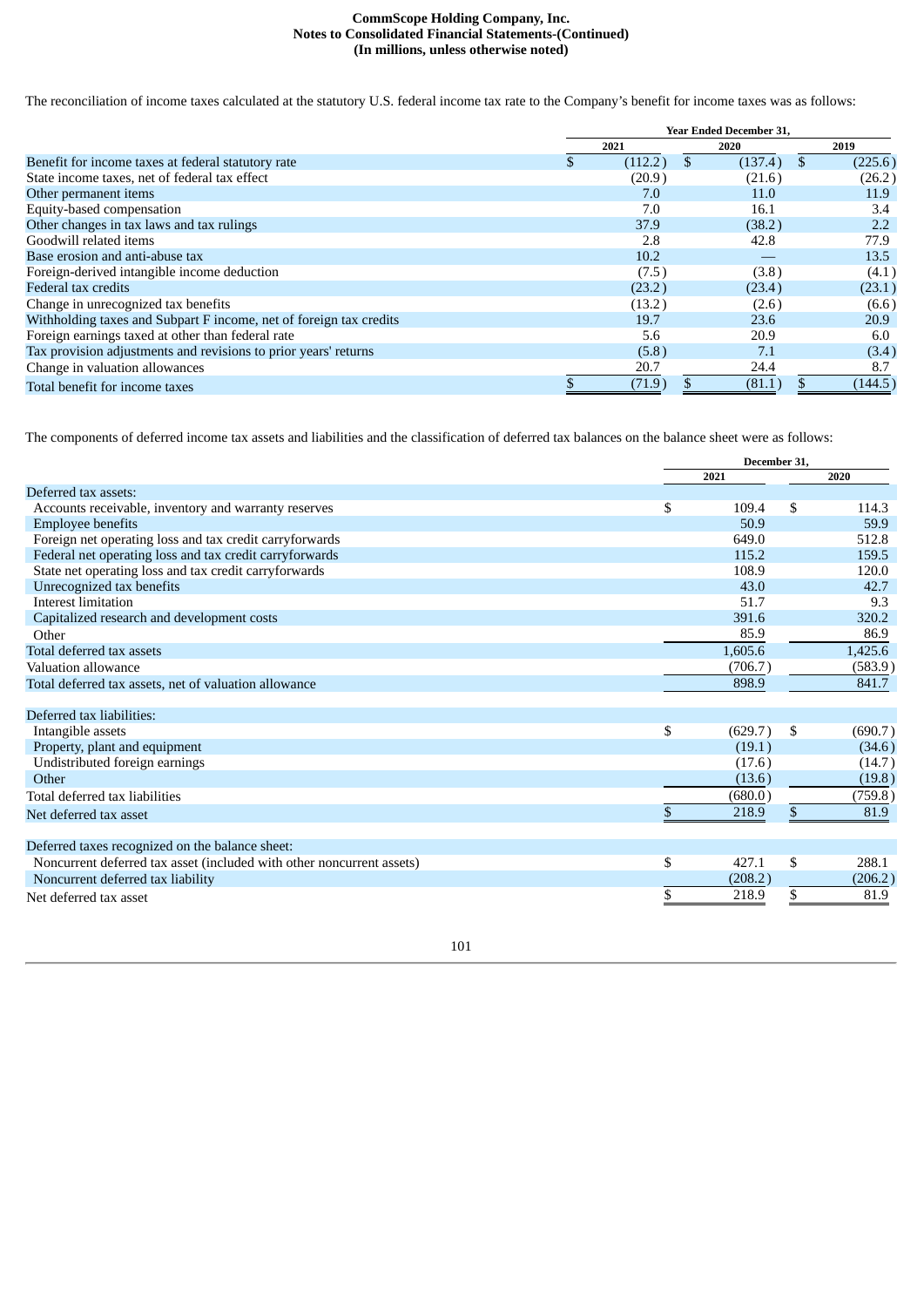**CommScope Holding Company, Inc.**
**Notes to Consolidated Financial Statements-(Continued)**
**(In millions, unless otherwise noted)**

The reconciliation of income taxes calculated at the statutory U.S. federal income tax rate to the Company's benefit for income taxes was as follows:

| | Year Ended December 31, | | |
|---|---|---|---|
| | 2021 | 2020 | 2019 |
| Benefit for income taxes at federal statutory rate | $ (112.2) | $ (137.4) | $ (225.6) |
| State income taxes, net of federal tax effect | (20.9) | (21.6) | (26.2) |
| Other permanent items | 7.0 | 11.0 | 11.9 |
| Equity-based compensation | 7.0 | 16.1 | 3.4 |
| Other changes in tax laws and tax rulings | 37.9 | (38.2) | 2.2 |
| Goodwill related items | 2.8 | 42.8 | 77.9 |
| Base erosion and anti-abuse tax | 10.2 | — | 13.5 |
| Foreign-derived intangible income deduction | (7.5) | (3.8) | (4.1) |
| Federal tax credits | (23.2) | (23.4) | (23.1) |
| Change in unrecognized tax benefits | (13.2) | (2.6) | (6.6) |
| Withholding taxes and Subpart F income, net of foreign tax credits | 19.7 | 23.6 | 20.9 |
| Foreign earnings taxed at other than federal rate | 5.6 | 20.9 | 6.0 |
| Tax provision adjustments and revisions to prior years' returns | (5.8) | 7.1 | (3.4) |
| Change in valuation allowances | 20.7 | 24.4 | 8.7 |
| Total benefit for income taxes | $ (71.9) | $ (81.1) | $ (144.5) |

The components of deferred income tax assets and liabilities and the classification of deferred tax balances on the balance sheet were as follows:

| | December 31, | |
|---|---|---|
| | 2021 | 2020 |
| Deferred tax assets: | | |
| Accounts receivable, inventory and warranty reserves | $ 109.4 | $ 114.3 |
| Employee benefits | 50.9 | 59.9 |
| Foreign net operating loss and tax credit carryforwards | 649.0 | 512.8 |
| Federal net operating loss and tax credit carryforwards | 115.2 | 159.5 |
| State net operating loss and tax credit carryforwards | 108.9 | 120.0 |
| Unrecognized tax benefits | 43.0 | 42.7 |
| Interest limitation | 51.7 | 9.3 |
| Capitalized research and development costs | 391.6 | 320.2 |
| Other | 85.9 | 86.9 |
| Total deferred tax assets | 1,605.6 | 1,425.6 |
| Valuation allowance | (706.7) | (583.9) |
| Total deferred tax assets, net of valuation allowance | 898.9 | 841.7 |
| | | |
| Deferred tax liabilities: | | |
| Intangible assets | $ (629.7) | $ (690.7) |
| Property, plant and equipment | (19.1) | (34.6) |
| Undistributed foreign earnings | (17.6) | (14.7) |
| Other | (13.6) | (19.8) |
| Total deferred tax liabilities | (680.0) | (759.8) |
| Net deferred tax asset | $ 218.9 | $ 81.9 |
| | | |
| Deferred taxes recognized on the balance sheet: | | |
| Noncurrent deferred tax asset (included with other noncurrent assets) | $ 427.1 | $ 288.1 |
| Noncurrent deferred tax liability | (208.2) | (206.2) |
| Net deferred tax asset | $ 218.9 | $ 81.9 |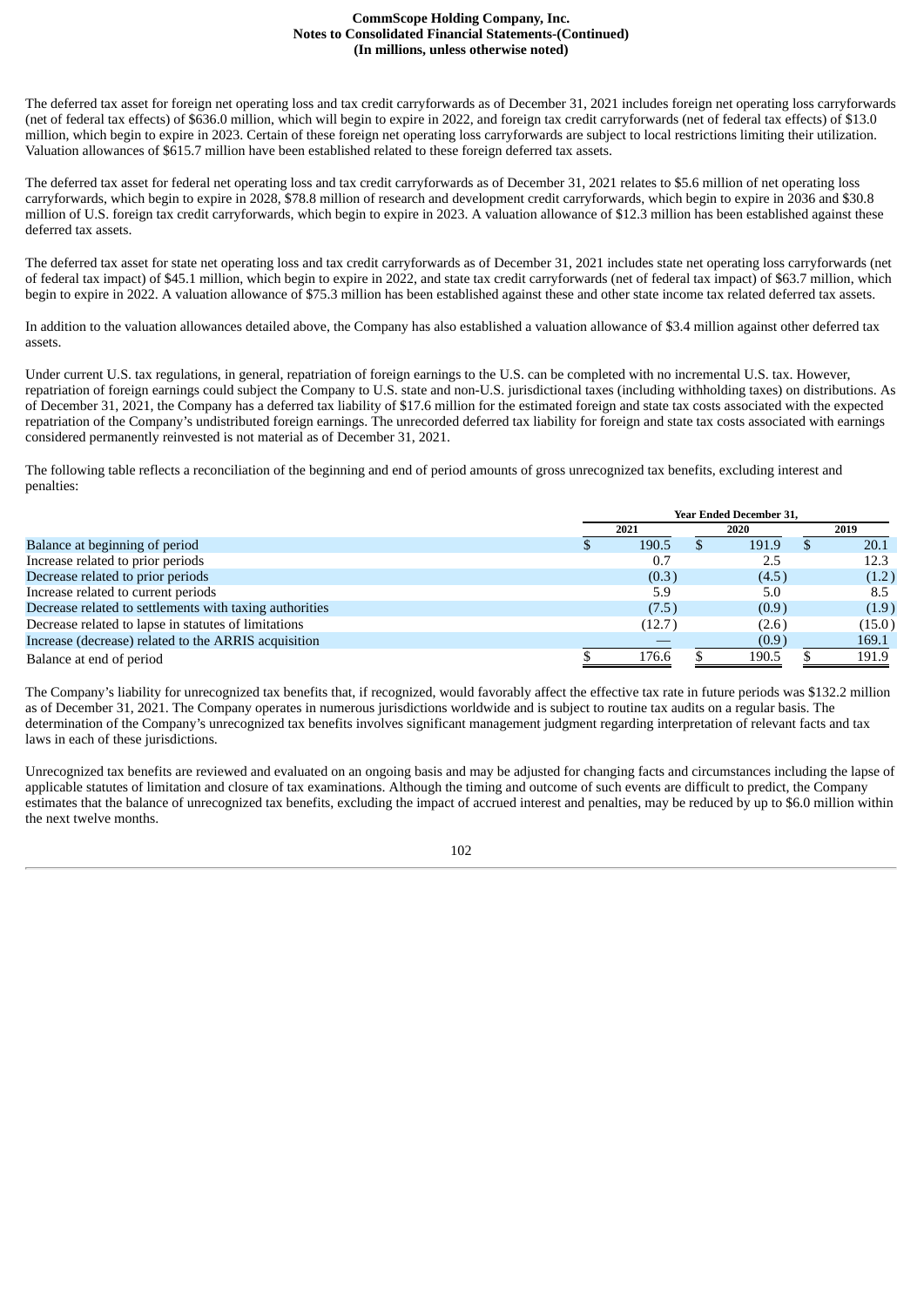The deferred tax asset for foreign net operating loss and tax credit carryforwards as of December 31, 2021 includes foreign net operating loss carryforwards (net of federal tax effects) of $636.0 million, which will begin to expire in 2022, and foreign tax credit carryforwards (net of federal tax effects) of $13.0 million, which begin to expire in 2023. Certain of these foreign net operating loss carryforwards are subject to local restrictions limiting their utilization. Valuation allowances of $615.7 million have been established related to these foreign deferred tax assets.

The deferred tax asset for federal net operating loss and tax credit carryforwards as of December 31, 2021 relates to $5.6 million of net operating loss carryforwards, which begin to expire in 2028, $78.8 million of research and development credit carryforwards, which begin to expire in 2036 and $30.8 million of U.S. foreign tax credit carryforwards, which begin to expire in 2023. A valuation allowance of $12.3 million has been established against these deferred tax assets.

The deferred tax asset for state net operating loss and tax credit carryforwards as of December 31, 2021 includes state net operating loss carryforwards (net of federal tax impact) of $45.1 million, which begin to expire in 2022, and state tax credit carryforwards (net of federal tax impact) of $63.7 million, which begin to expire in 2022. A valuation allowance of $75.3 million has been established against these and other state income tax related deferred tax assets.

In addition to the valuation allowances detailed above, the Company has also established a valuation allowance of $3.4 million against other deferred tax assets.

Under current U.S. tax regulations, in general, repatriation of foreign earnings to the U.S. can be completed with no incremental U.S. tax. However, repatriation of foreign earnings could subject the Company to U.S. state and non-U.S. jurisdictional taxes (including withholding taxes) on distributions. As of December 31, 2021, the Company has a deferred tax liability of $17.6 million for the estimated foreign and state tax costs associated with the expected repatriation of the Company's undistributed foreign earnings. The unrecorded deferred tax liability for foreign and state tax costs associated with earnings considered permanently reinvested is not material as of December 31, 2021.

The following table reflects a reconciliation of the beginning and end of period amounts of gross unrecognized tax benefits, excluding interest and penalties:

| | Year Ended December 31, | | |
|---|---|---|---|
| | 2021 | 2020 | 2019 |
| Balance at beginning of period | $ 190.5 | $ 191.9 | $ 20.1 |
| Increase related to prior periods | 0.7 | 2.5 | 12.3 |
| Decrease related to prior periods | (0.3) | (4.5) | (1.2) |
| Increase related to current periods | 5.9 | 5.0 | 8.5 |
| Decrease related to settlements with taxing authorities | (7.5) | (0.9) | (1.9) |
| Decrease related to lapse in statutes of limitations | (12.7) | (2.6) | (15.0) |
| Increase (decrease) related to the ARRIS acquisition | — | (0.9) | 169.1 |
| Balance at end of period | $ 176.6 | $ 190.5 | $ 191.9 |

The Company's liability for unrecognized tax benefits that, if recognized, would favorably affect the effective tax rate in future periods was $132.2 million as of December 31, 2021. The Company operates in numerous jurisdictions worldwide and is subject to routine tax audits on a regular basis. The determination of the Company's unrecognized tax benefits involves significant management judgment regarding interpretation of relevant facts and tax laws in each of these jurisdictions.

Unrecognized tax benefits are reviewed and evaluated on an ongoing basis and may be adjusted for changing facts and circumstances including the lapse of applicable statutes of limitation and closure of tax examinations. Although the timing and outcome of such events are difficult to predict, the Company estimates that the balance of unrecognized tax benefits, excluding the impact of accrued interest and penalties, may be reduced by up to $6.0 million within the next twelve months.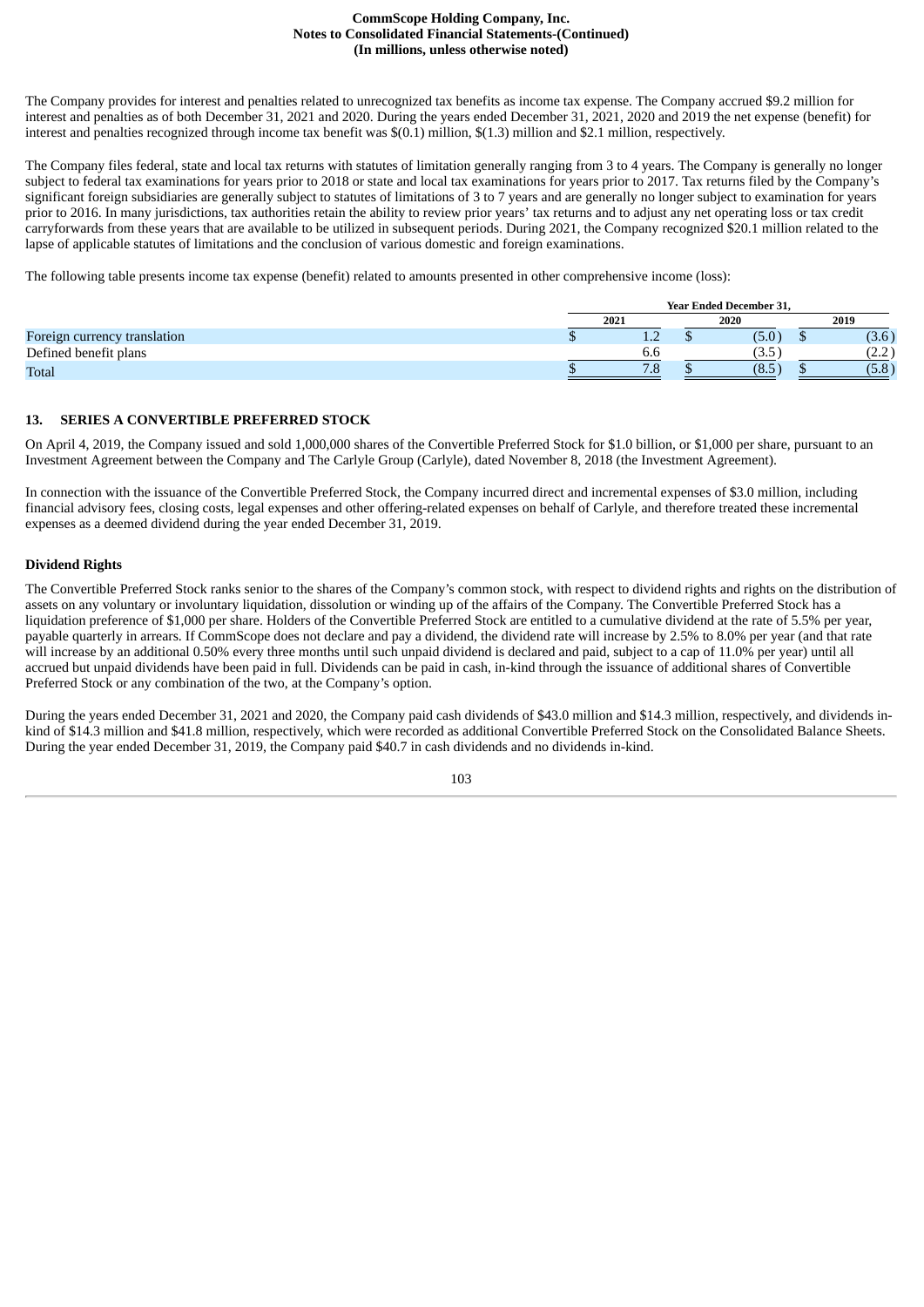The Company provides for interest and penalties related to unrecognized tax benefits as income tax expense. The Company accrued $9.2 million for interest and penalties as of both December 31, 2021 and 2020. During the years ended December 31, 2021, 2020 and 2019 the net expense (benefit) for interest and penalties recognized through income tax benefit was $(0.1) million, $(1.3) million and $2.1 million, respectively.

The Company files federal, state and local tax returns with statutes of limitation generally ranging from 3 to 4 years. The Company is generally no longer subject to federal tax examinations for years prior to 2018 or state and local tax examinations for years prior to 2017. Tax returns filed by the Company's significant foreign subsidiaries are generally subject to statutes of limitations of 3 to 7 years and are generally no longer subject to examination for years prior to 2016. In many jurisdictions, tax authorities retain the ability to review prior years' tax returns and to adjust any net operating loss or tax credit carryforwards from these years that are available to be utilized in subsequent periods. During 2021, the Company recognized $20.1 million related to the lapse of applicable statutes of limitations and the conclusion of various domestic and foreign examinations.

The following table presents income tax expense (benefit) related to amounts presented in other comprehensive income (loss):

| | Year Ended December 31, | | |
|---|---|---|---|
| | 2021 | 2020 | 2019 |
| Foreign currency translation | $ 1.2 | $ (5.0) | $ (3.6) |
| Defined benefit plans | 6.6 | (3.5) | (2.2) |
| Total | $ 7.8 | $ (8.5) | $ (5.8) |

## 13. SERIES A CONVERTIBLE PREFERRED STOCK

On April 4, 2019, the Company issued and sold 1,000,000 shares of the Convertible Preferred Stock for $1.0 billion, or $1,000 per share, pursuant to an Investment Agreement between the Company and The Carlyle Group (Carlyle), dated November 8, 2018 (the Investment Agreement).

In connection with the issuance of the Convertible Preferred Stock, the Company incurred direct and incremental expenses of $3.0 million, including financial advisory fees, closing costs, legal expenses and other offering-related expenses on behalf of Carlyle, and therefore treated these incremental expenses as a deemed dividend during the year ended December 31, 2019.

### Dividend Rights

The Convertible Preferred Stock ranks senior to the shares of the Company's common stock, with respect to dividend rights and rights on the distribution of assets on any voluntary or involuntary liquidation, dissolution or winding up of the affairs of the Company. The Convertible Preferred Stock has a liquidation preference of $1,000 per share. Holders of the Convertible Preferred Stock are entitled to a cumulative dividend at the rate of 5.5% per year, payable quarterly in arrears. If CommScope does not declare and pay a dividend, the dividend rate will increase by 2.5% to 8.0% per year (and that rate will increase by an additional 0.50% every three months until such unpaid dividend is declared and paid, subject to a cap of 11.0% per year) until all accrued but unpaid dividends have been paid in full. Dividends can be paid in cash, in-kind through the issuance of additional shares of Convertible Preferred Stock or any combination of the two, at the Company's option.

During the years ended December 31, 2021 and 2020, the Company paid cash dividends of $43.0 million and $14.3 million, respectively, and dividends in-kind of $14.3 million and $41.8 million, respectively, which were recorded as additional Convertible Preferred Stock on the Consolidated Balance Sheets. During the year ended December 31, 2019, the Company paid $40.7 in cash dividends and no dividends in-kind.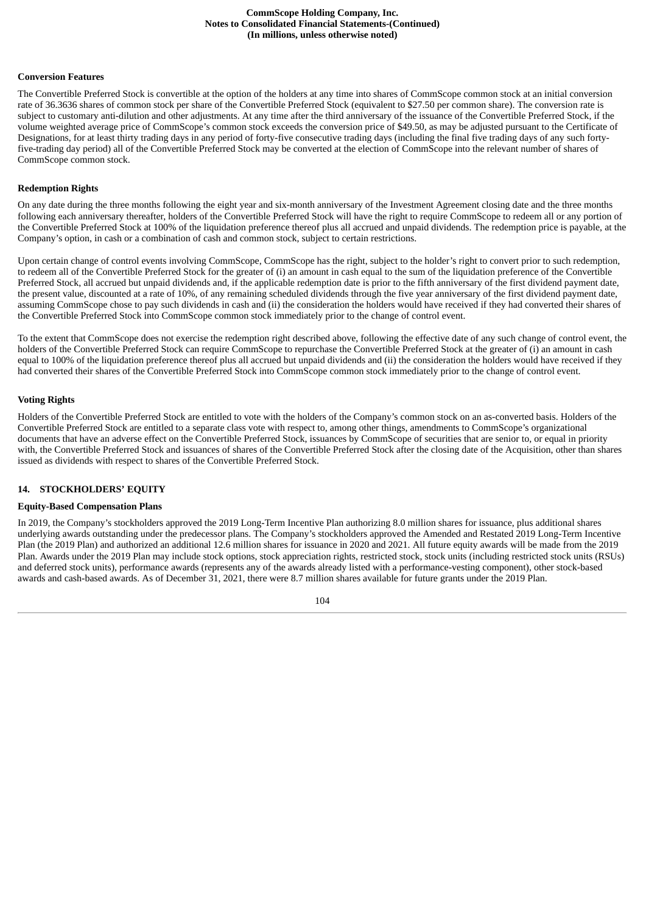**Conversion Features**

The Convertible Preferred Stock is convertible at the option of the holders at any time into shares of CommScope common stock at an initial conversion rate of 36.3636 shares of common stock per share of the Convertible Preferred Stock (equivalent to $27.50 per common share). The conversion rate is subject to customary anti-dilution and other adjustments. At any time after the third anniversary of the issuance of the Convertible Preferred Stock, if the volume weighted average price of CommScope's common stock exceeds the conversion price of $49.50, as may be adjusted pursuant to the Certificate of Designations, for at least thirty trading days in any period of forty-five consecutive trading days (including the final five trading days of any such forty-five-trading day period) all of the Convertible Preferred Stock may be converted at the election of CommScope into the relevant number of shares of CommScope common stock.

**Redemption Rights**

On any date during the three months following the eight year and six-month anniversary of the Investment Agreement closing date and the three months following each anniversary thereafter, holders of the Convertible Preferred Stock will have the right to require CommScope to redeem all or any portion of the Convertible Preferred Stock at 100% of the liquidation preference thereof plus all accrued and unpaid dividends. The redemption price is payable, at the Company's option, in cash or a combination of cash and common stock, subject to certain restrictions.

Upon certain change of control events involving CommScope, CommScope has the right, subject to the holder's right to convert prior to such redemption, to redeem all of the Convertible Preferred Stock for the greater of (i) an amount in cash equal to the sum of the liquidation preference of the Convertible Preferred Stock, all accrued but unpaid dividends and, if the applicable redemption date is prior to the fifth anniversary of the first dividend payment date, the present value, discounted at a rate of 10%, of any remaining scheduled dividends through the five year anniversary of the first dividend payment date, assuming CommScope chose to pay such dividends in cash and (ii) the consideration the holders would have received if they had converted their shares of the Convertible Preferred Stock into CommScope common stock immediately prior to the change of control event.

To the extent that CommScope does not exercise the redemption right described above, following the effective date of any such change of control event, the holders of the Convertible Preferred Stock can require CommScope to repurchase the Convertible Preferred Stock at the greater of (i) an amount in cash equal to 100% of the liquidation preference thereof plus all accrued but unpaid dividends and (ii) the consideration the holders would have received if they had converted their shares of the Convertible Preferred Stock into CommScope common stock immediately prior to the change of control event.

**Voting Rights**

Holders of the Convertible Preferred Stock are entitled to vote with the holders of the Company's common stock on an as-converted basis. Holders of the Convertible Preferred Stock are entitled to a separate class vote with respect to, among other things, amendments to CommScope's organizational documents that have an adverse effect on the Convertible Preferred Stock, issuances by CommScope of securities that are senior to, or equal in priority with, the Convertible Preferred Stock and issuances of shares of the Convertible Preferred Stock after the closing date of the Acquisition, other than shares issued as dividends with respect to shares of the Convertible Preferred Stock.

## 14. STOCKHOLDERS' EQUITY

**Equity-Based Compensation Plans**

In 2019, the Company's stockholders approved the 2019 Long-Term Incentive Plan authorizing 8.0 million shares for issuance, plus additional shares underlying awards outstanding under the predecessor plans. The Company's stockholders approved the Amended and Restated 2019 Long-Term Incentive Plan (the 2019 Plan) and authorized an additional 12.6 million shares for issuance in 2020 and 2021. All future equity awards will be made from the 2019 Plan. Awards under the 2019 Plan may include stock options, stock appreciation rights, restricted stock, stock units (including restricted stock units (RSUs) and deferred stock units), performance awards (represents any of the awards already listed with a performance-vesting component), other stock-based awards and cash-based awards. As of December 31, 2021, there were 8.7 million shares available for future grants under the 2019 Plan.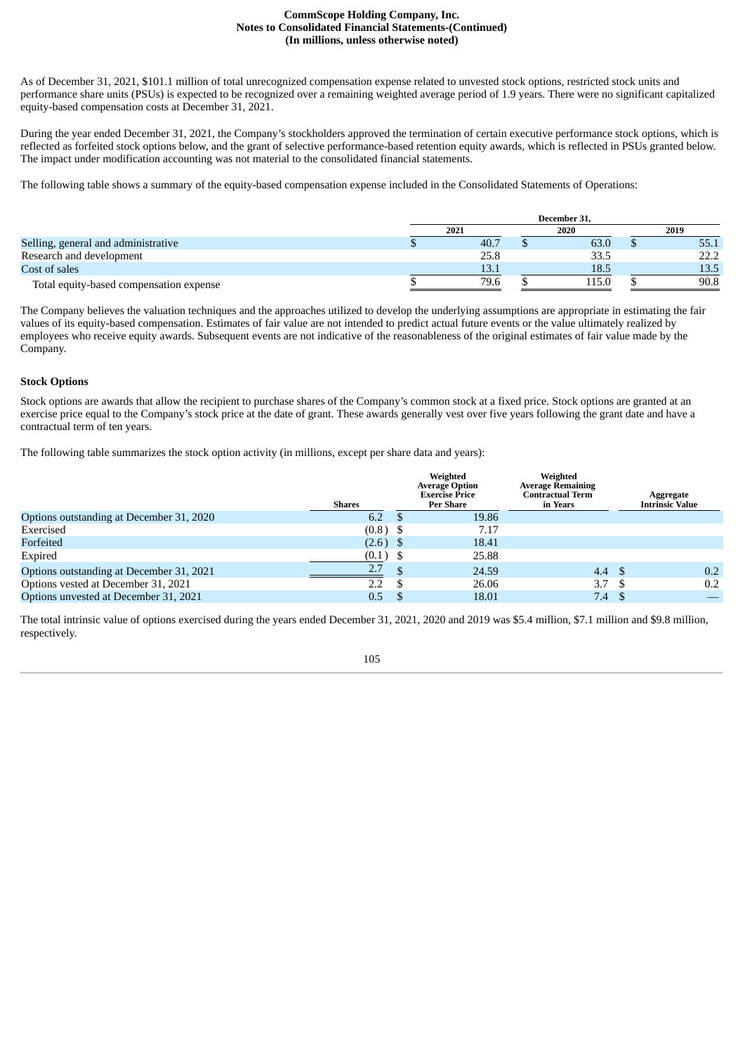As of December 31, 2021, $101.1 million of total unrecognized compensation expense related to unvested stock options, restricted stock units and performance share units (PSUs) is expected to be recognized over a remaining weighted average period of 1.9 years. There were no significant capitalized equity-based compensation costs at December 31, 2021.

During the year ended December 31, 2021, the Company's stockholders approved the termination of certain executive performance stock options, which is reflected as forfeited stock options below, and the grant of selective performance-based retention equity awards, which is reflected in PSUs granted below. The impact under modification accounting was not material to the consolidated financial statements.

The following table shows a summary of the equity-based compensation expense included in the Consolidated Statements of Operations:

| | December 31, | | |
|---|---|---|---|
| | 2021 | 2020 | 2019 |
| Selling, general and administrative | $ 40.7 | $ 63.0 | $ 55.1 |
| Research and development | 25.8 | 33.5 | 22.2 |
| Cost of sales | 13.1 | 18.5 | 13.5 |
| Total equity-based compensation expense | $ 79.6 | $ 115.0 | $ 90.8 |

The Company believes the valuation techniques and the approaches utilized to develop the underlying assumptions are appropriate in estimating the fair values of its equity-based compensation. Estimates of fair value are not intended to predict actual future events or the value ultimately realized by employees who receive equity awards. Subsequent events are not indicative of the reasonableness of the original estimates of fair value made by the Company.

**Stock Options**

Stock options are awards that allow the recipient to purchase shares of the Company's common stock at a fixed price. Stock options are granted at an exercise price equal to the Company's stock price at the date of grant. These awards generally vest over five years following the grant date and have a contractual term of ten years.

The following table summarizes the stock option activity (in millions, except per share data and years):

| | Shares | Weighted Average Option Exercise Price Per Share | Weighted Average Remaining Contractual Term in Years | Aggregate Intrinsic Value |
|---|---|---|---|---|
| Options outstanding at December 31, 2020 | 6.2 | $ 19.86 | | |
| Exercised | (0.8) | $ 7.17 | | |
| Forfeited | (2.6) | $ 18.41 | | |
| Expired | (0.1) | $ 25.88 | | |
| Options outstanding at December 31, 2021 | 2.7 | $ 24.59 | 4.4 | $ 0.2 |
| Options vested at December 31, 2021 | 2.2 | $ 26.06 | 3.7 | $ 0.2 |
| Options unvested at December 31, 2021 | 0.5 | $ 18.01 | 7.4 | $ — |

The total intrinsic value of options exercised during the years ended December 31, 2021, 2020 and 2019 was $5.4 million, $7.1 million and $9.8 million, respectively.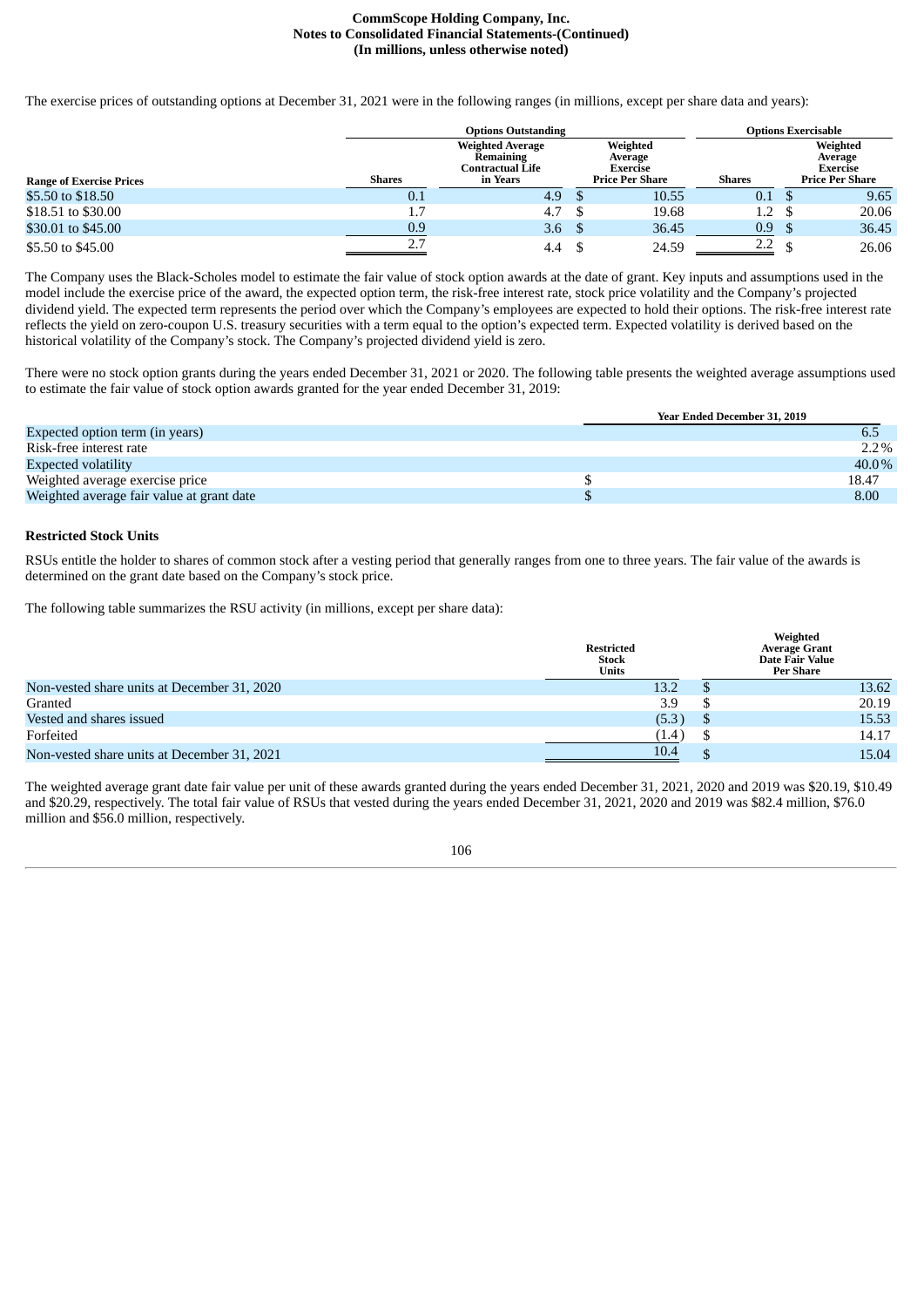The exercise prices of outstanding options at December 31, 2021 were in the following ranges (in millions, except per share data and years):

| | Options Outstanding | | | Options Exercisable | |
|---|---|---|---|---|---|
| Range of Exercise Prices | Shares | Weighted Average Remaining Contractual Life in Years | Weighted Average Exercise Price Per Share | Shares | Weighted Average Exercise Price Per Share |
| $5.50 to $18.50 | 0.1 | 4.9 | $ 10.55 | 0.1 | $ 9.65 |
| $18.51 to $30.00 | 1.7 | 4.7 | $ 19.68 | 1.2 | $ 20.06 |
| $30.01 to $45.00 | 0.9 | 3.6 | $ 36.45 | 0.9 | $ 36.45 |
| $5.50 to $45.00 | 2.7 | 4.4 | $ 24.59 | 2.2 | $ 26.06 |

The Company uses the Black-Scholes model to estimate the fair value of stock option awards at the date of grant. Key inputs and assumptions used in the model include the exercise price of the award, the expected option term, the risk-free interest rate, stock price volatility and the Company's projected dividend yield. The expected term represents the period over which the Company's employees are expected to hold their options. The risk-free interest rate reflects the yield on zero-coupon U.S. treasury securities with a term equal to the option's expected term. Expected volatility is derived based on the historical volatility of the Company's stock. The Company's projected dividend yield is zero.

There were no stock option grants during the years ended December 31, 2021 or 2020. The following table presents the weighted average assumptions used to estimate the fair value of stock option awards granted for the year ended December 31, 2019:

| | Year Ended December 31, 2019 |
|---|---|
| Expected option term (in years) | 6.5 |
| Risk-free interest rate | 2.2% |
| Expected volatility | 40.0% |
| Weighted average exercise price | $ 18.47 |
| Weighted average fair value at grant date | $ 8.00 |

### Restricted Stock Units

RSUs entitle the holder to shares of common stock after a vesting period that generally ranges from one to three years. The fair value of the awards is determined on the grant date based on the Company's stock price.

The following table summarizes the RSU activity (in millions, except per share data):

| | Restricted Stock Units | Weighted Average Grant Date Fair Value Per Share |
|---|---|---|
| Non-vested share units at December 31, 2020 | 13.2 | $ 13.62 |
| Granted | 3.9 | $ 20.19 |
| Vested and shares issued | (5.3) | $ 15.53 |
| Forfeited | (1.4) | $ 14.17 |
| Non-vested share units at December 31, 2021 | 10.4 | $ 15.04 |

The weighted average grant date fair value per unit of these awards granted during the years ended December 31, 2021, 2020 and 2019 was $20.19, $10.49 and $20.29, respectively. The total fair value of RSUs that vested during the years ended December 31, 2021, 2020 and 2019 was $82.4 million, $76.0 million and $56.0 million, respectively.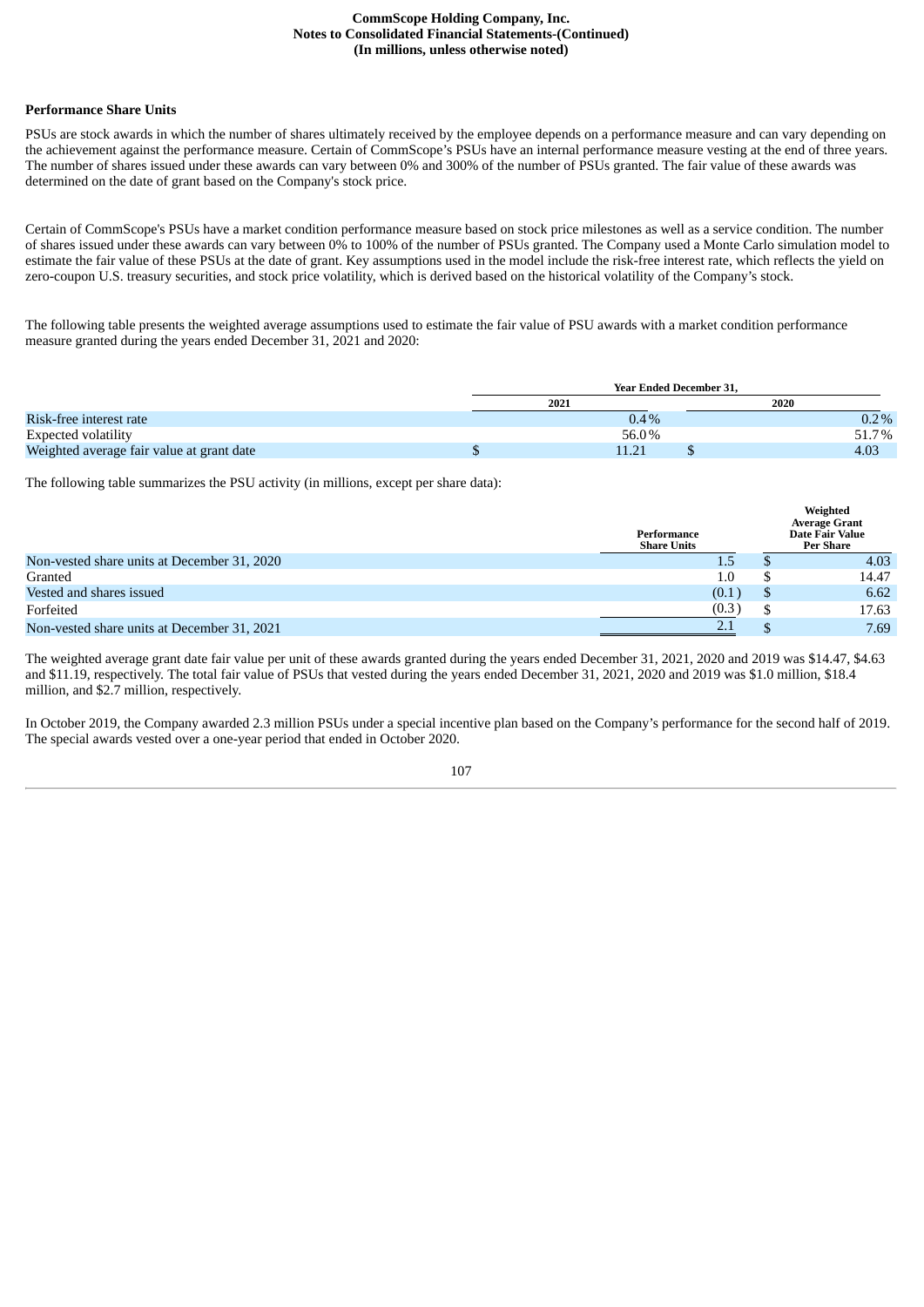### Performance Share Units

PSUs are stock awards in which the number of shares ultimately received by the employee depends on a performance measure and can vary depending on the achievement against the performance measure. Certain of CommScope's PSUs have an internal performance measure vesting at the end of three years. The number of shares issued under these awards can vary between 0% and 300% of the number of PSUs granted. The fair value of these awards was determined on the date of grant based on the Company's stock price.

Certain of CommScope's PSUs have a market condition performance measure based on stock price milestones as well as a service condition. The number of shares issued under these awards can vary between 0% to 100% of the number of PSUs granted. The Company used a Monte Carlo simulation model to estimate the fair value of these PSUs at the date of grant. Key assumptions used in the model include the risk-free interest rate, which reflects the yield on zero-coupon U.S. treasury securities, and stock price volatility, which is derived based on the historical volatility of the Company's stock.

The following table presents the weighted average assumptions used to estimate the fair value of PSU awards with a market condition performance measure granted during the years ended December 31, 2021 and 2020:

| | Year Ended December 31, | |
|---|---|---|
| | 2021 | 2020 |
| Risk-free interest rate | 0.4% | 0.2% |
| Expected volatility | 56.0% | 51.7% |
| Weighted average fair value at grant date | $ 11.21 | $ 4.03 |

The following table summarizes the PSU activity (in millions, except per share data):

| | Performance Share Units | Weighted Average Grant Date Fair Value Per Share |
|---|---|---|
| Non-vested share units at December 31, 2020 | 1.5 | $ 4.03 |
| Granted | 1.0 | $ 14.47 |
| Vested and shares issued | (0.1) | $ 6.62 |
| Forfeited | (0.3) | $ 17.63 |
| Non-vested share units at December 31, 2021 | 2.1 | $ 7.69 |

The weighted average grant date fair value per unit of these awards granted during the years ended December 31, 2021, 2020 and 2019 was $14.47, $4.63 and $11.19, respectively. The total fair value of PSUs that vested during the years ended December 31, 2021, 2020 and 2019 was $1.0 million, $18.4 million, and $2.7 million, respectively.

In October 2019, the Company awarded 2.3 million PSUs under a special incentive plan based on the Company's performance for the second half of 2019. The special awards vested over a one-year period that ended in October 2020.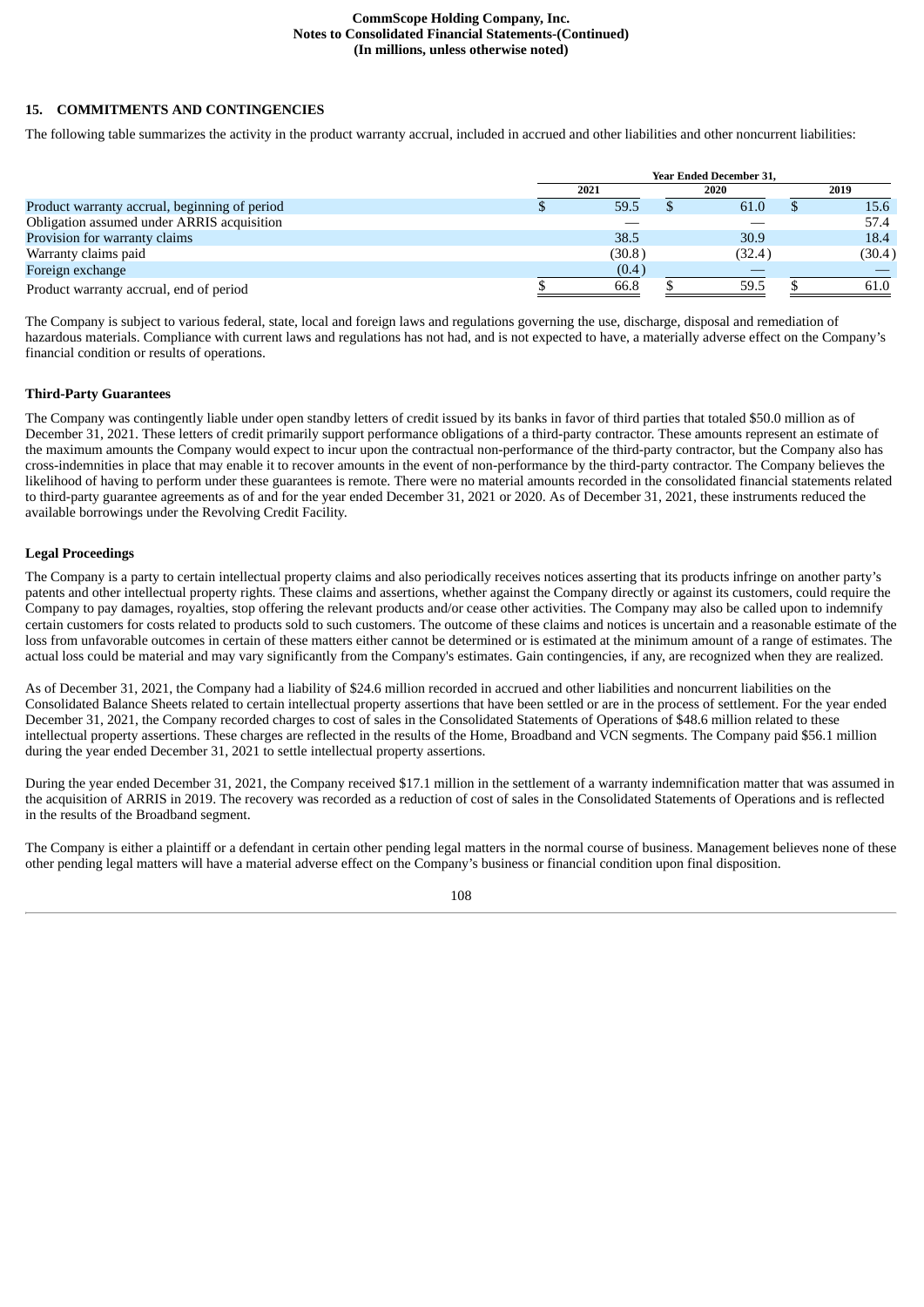## 15. COMMITMENTS AND CONTINGENCIES

The following table summarizes the activity in the product warranty accrual, included in accrued and other liabilities and other noncurrent liabilities:

| | Year Ended December 31, | | |
|---|---|---|---|
| | 2021 | 2020 | 2019 |
| Product warranty accrual, beginning of period | $ 59.5 | $ 61.0 | $ 15.6 |
| Obligation assumed under ARRIS acquisition | — | — | 57.4 |
| Provision for warranty claims | 38.5 | 30.9 | 18.4 |
| Warranty claims paid | (30.8) | (32.4) | (30.4) |
| Foreign exchange | (0.4) | — | — |
| Product warranty accrual, end of period | $ 66.8 | $ 59.5 | $ 61.0 |

The Company is subject to various federal, state, local and foreign laws and regulations governing the use, discharge, disposal and remediation of hazardous materials. Compliance with current laws and regulations has not had, and is not expected to have, a materially adverse effect on the Company's financial condition or results of operations.

### Third-Party Guarantees

The Company was contingently liable under open standby letters of credit issued by its banks in favor of third parties that totaled $50.0 million as of December 31, 2021. These letters of credit primarily support performance obligations of a third-party contractor. These amounts represent an estimate of the maximum amounts the Company would expect to incur upon the contractual non-performance of the third-party contractor, but the Company also has cross-indemnities in place that may enable it to recover amounts in the event of non-performance by the third-party contractor. The Company believes the likelihood of having to perform under these guarantees is remote. There were no material amounts recorded in the consolidated financial statements related to third-party guarantee agreements as of and for the year ended December 31, 2021 or 2020. As of December 31, 2021, these instruments reduced the available borrowings under the Revolving Credit Facility.

### Legal Proceedings

The Company is a party to certain intellectual property claims and also periodically receives notices asserting that its products infringe on another party's patents and other intellectual property rights. These claims and assertions, whether against the Company directly or against its customers, could require the Company to pay damages, royalties, stop offering the relevant products and/or cease other activities. The Company may also be called upon to indemnify certain customers for costs related to products sold to such customers. The outcome of these claims and notices is uncertain and a reasonable estimate of the loss from unfavorable outcomes in certain of these matters either cannot be determined or is estimated at the minimum amount of a range of estimates. The actual loss could be material and may vary significantly from the Company's estimates. Gain contingencies, if any, are recognized when they are realized.

As of December 31, 2021, the Company had a liability of $24.6 million recorded in accrued and other liabilities and noncurrent liabilities on the Consolidated Balance Sheets related to certain intellectual property assertions that have been settled or are in the process of settlement. For the year ended December 31, 2021, the Company recorded charges to cost of sales in the Consolidated Statements of Operations of $48.6 million related to these intellectual property assertions. These charges are reflected in the results of the Home, Broadband and VCN segments. The Company paid $56.1 million during the year ended December 31, 2021 to settle intellectual property assertions.

During the year ended December 31, 2021, the Company received $17.1 million in the settlement of a warranty indemnification matter that was assumed in the acquisition of ARRIS in 2019. The recovery was recorded as a reduction of cost of sales in the Consolidated Statements of Operations and is reflected in the results of the Broadband segment.

The Company is either a plaintiff or a defendant in certain other pending legal matters in the normal course of business. Management believes none of these other pending legal matters will have a material adverse effect on the Company's business or financial condition upon final disposition.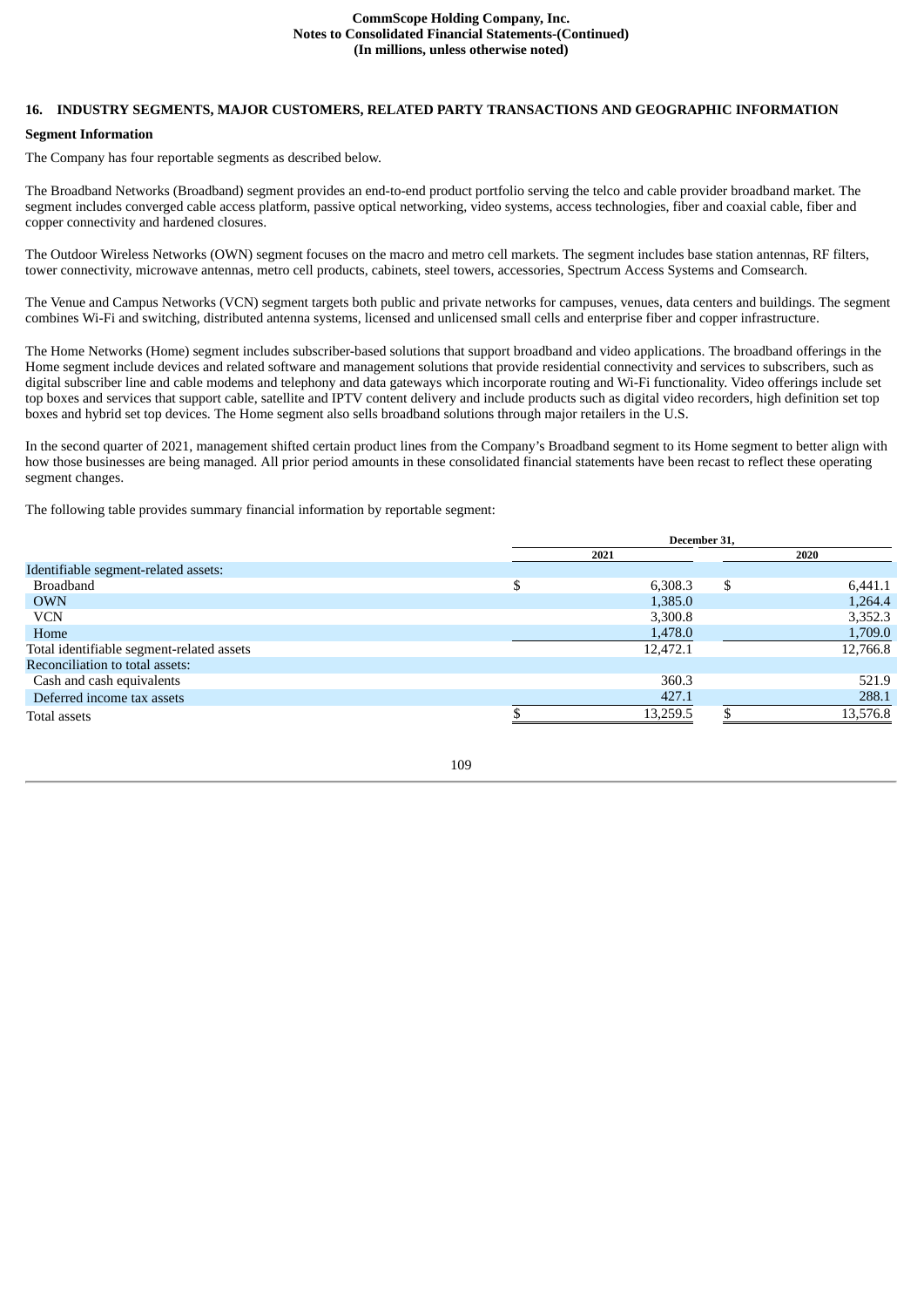## 16. INDUSTRY SEGMENTS, MAJOR CUSTOMERS, RELATED PARTY TRANSACTIONS AND GEOGRAPHIC INFORMATION

### Segment Information

The Company has four reportable segments as described below.

The Broadband Networks (Broadband) segment provides an end-to-end product portfolio serving the telco and cable provider broadband market. The segment includes converged cable access platform, passive optical networking, video systems, access technologies, fiber and coaxial cable, fiber and copper connectivity and hardened closures.

The Outdoor Wireless Networks (OWN) segment focuses on the macro and metro cell markets. The segment includes base station antennas, RF filters, tower connectivity, microwave antennas, metro cell products, cabinets, steel towers, accessories, Spectrum Access Systems and Comsearch.

The Venue and Campus Networks (VCN) segment targets both public and private networks for campuses, venues, data centers and buildings. The segment combines Wi-Fi and switching, distributed antenna systems, licensed and unlicensed small cells and enterprise fiber and copper infrastructure.

The Home Networks (Home) segment includes subscriber-based solutions that support broadband and video applications. The broadband offerings in the Home segment include devices and related software and management solutions that provide residential connectivity and services to subscribers, such as digital subscriber line and cable modems and telephony and data gateways which incorporate routing and Wi-Fi functionality. Video offerings include set top boxes and services that support cable, satellite and IPTV content delivery and include products such as digital video recorders, high definition set top boxes and hybrid set top devices. The Home segment also sells broadband solutions through major retailers in the U.S.

In the second quarter of 2021, management shifted certain product lines from the Company's Broadband segment to its Home segment to better align with how those businesses are being managed. All prior period amounts in these consolidated financial statements have been recast to reflect these operating segment changes.

The following table provides summary financial information by reportable segment:

| | December 31, | |
|---|---|---|
| | 2021 | 2020 |
| Identifiable segment-related assets: | | |
| Broadband | $ 6,308.3 | $ 6,441.1 |
| OWN | 1,385.0 | 1,264.4 |
| VCN | 3,300.8 | 3,352.3 |
| Home | 1,478.0 | 1,709.0 |
| Total identifiable segment-related assets | 12,472.1 | 12,766.8 |
| Reconciliation to total assets: | | |
| Cash and cash equivalents | 360.3 | 521.9 |
| Deferred income tax assets | 427.1 | 288.1 |
| Total assets | $ 13,259.5 | $ 13,576.8 |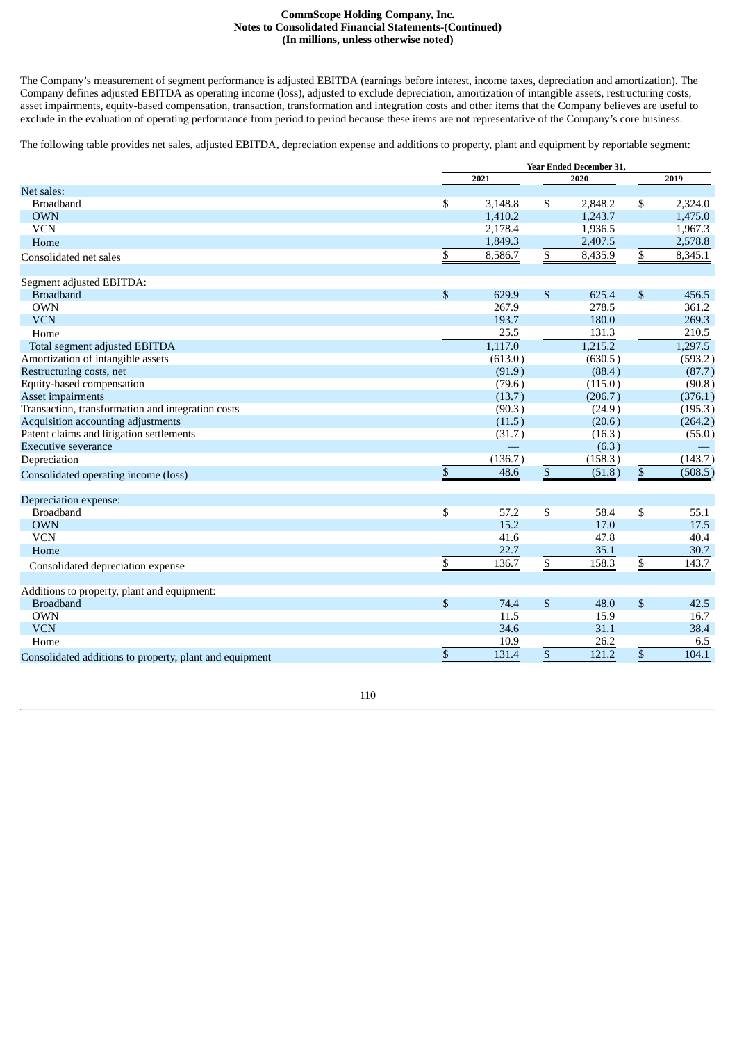The Company's measurement of segment performance is adjusted EBITDA (earnings before interest, income taxes, depreciation and amortization). The Company defines adjusted EBITDA as operating income (loss), adjusted to exclude depreciation, amortization of intangible assets, restructuring costs, asset impairments, equity-based compensation, transaction, transformation and integration costs and other items that the Company believes are useful to exclude in the evaluation of operating performance from period to period because these items are not representative of the Company's core business.

The following table provides net sales, adjusted EBITDA, depreciation expense and additions to property, plant and equipment by reportable segment:

| | Year Ended December 31, | | |
|---|---|---|---|
| | 2021 | 2020 | 2019 |
| **Net sales:** | | | |
| Broadband | $ 3,148.8 | $ 2,848.2 | $ 2,324.0 |
| OWN | 1,410.2 | 1,243.7 | 1,475.0 |
| VCN | 2,178.4 | 1,936.5 | 1,967.3 |
| Home | 1,849.3 | 2,407.5 | 2,578.8 |
| Consolidated net sales | $ 8,586.7 | $ 8,435.9 | $ 8,345.1 |
| | | | |
| **Segment adjusted EBITDA:** | | | |
| Broadband | $ 629.9 | $ 625.4 | $ 456.5 |
| OWN | 267.9 | 278.5 | 361.2 |
| VCN | 193.7 | 180.0 | 269.3 |
| Home | 25.5 | 131.3 | 210.5 |
| Total segment adjusted EBITDA | 1,117.0 | 1,215.2 | 1,297.5 |
| Amortization of intangible assets | (613.0) | (630.5) | (593.2) |
| Restructuring costs, net | (91.9) | (88.4) | (87.7) |
| Equity-based compensation | (79.6) | (115.0) | (90.8) |
| Asset impairments | (13.7) | (206.7) | (376.1) |
| Transaction, transformation and integration costs | (90.3) | (24.9) | (195.3) |
| Acquisition accounting adjustments | (11.5) | (20.6) | (264.2) |
| Patent claims and litigation settlements | (31.7) | (16.3) | (55.0) |
| Executive severance | — | (6.3) | — |
| Depreciation | (136.7) | (158.3) | (143.7) |
| Consolidated operating income (loss) | $ 48.6 | $ (51.8) | $ (508.5) |
| | | | |
| **Depreciation expense:** | | | |
| Broadband | $ 57.2 | $ 58.4 | $ 55.1 |
| OWN | 15.2 | 17.0 | 17.5 |
| VCN | 41.6 | 47.8 | 40.4 |
| Home | 22.7 | 35.1 | 30.7 |
| Consolidated depreciation expense | $ 136.7 | $ 158.3 | $ 143.7 |
| | | | |
| **Additions to property, plant and equipment:** | | | |
| Broadband | $ 74.4 | $ 48.0 | $ 42.5 |
| OWN | 11.5 | 15.9 | 16.7 |
| VCN | 34.6 | 31.1 | 38.4 |
| Home | 10.9 | 26.2 | 6.5 |
| Consolidated additions to property, plant and equipment | $ 131.4 | $ 121.2 | $ 104.1 |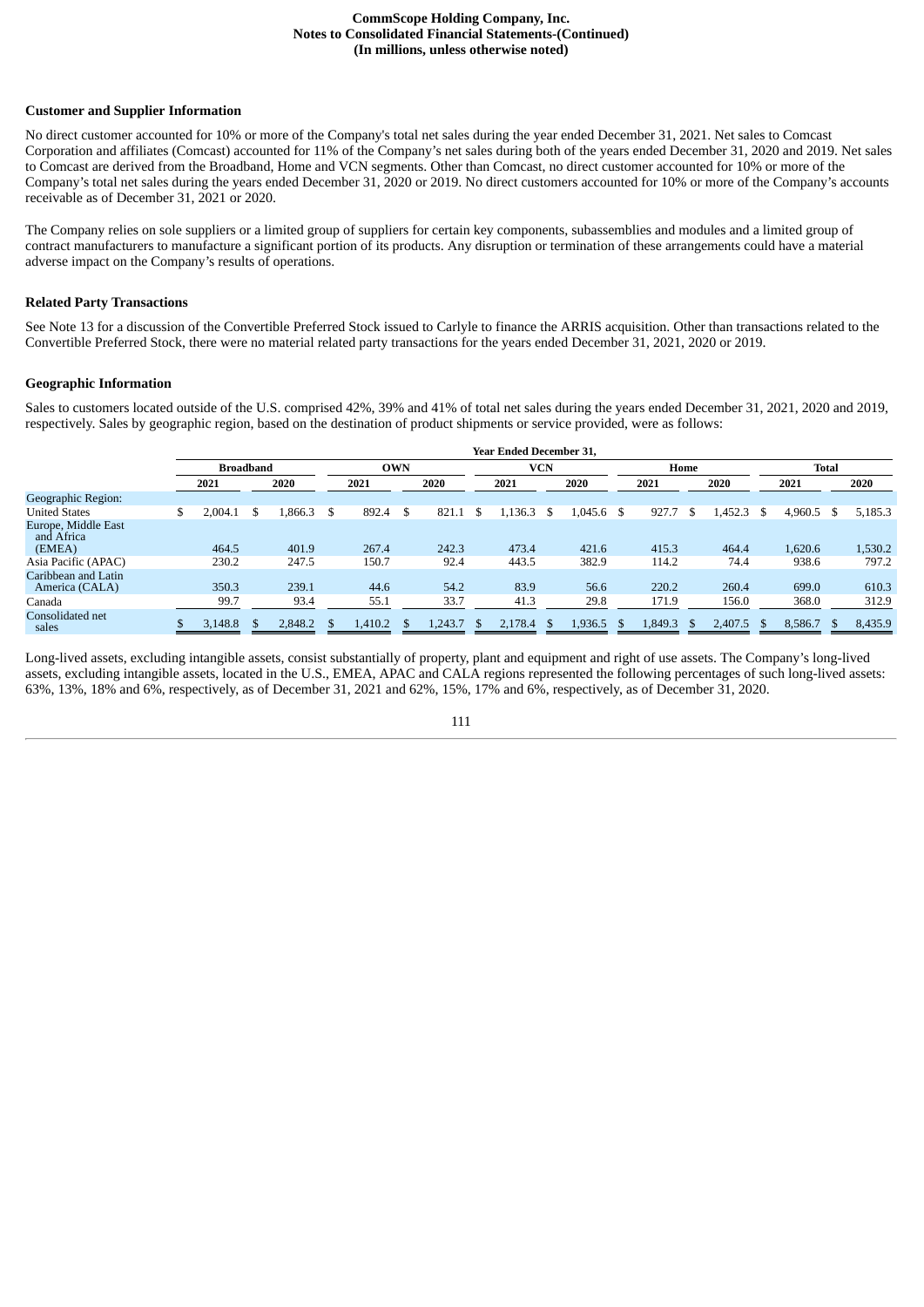### Customer and Supplier Information

No direct customer accounted for 10% or more of the Company's total net sales during the year ended December 31, 2021. Net sales to Comcast Corporation and affiliates (Comcast) accounted for 11% of the Company's net sales during both of the years ended December 31, 2020 and 2019. Net sales to Comcast are derived from the Broadband, Home and VCN segments. Other than Comcast, no direct customer accounted for 10% or more of the Company's total net sales during the years ended December 31, 2020 or 2019. No direct customers accounted for 10% or more of the Company's accounts receivable as of December 31, 2021 or 2020.

The Company relies on sole suppliers or a limited group of suppliers for certain key components, subassemblies and modules and a limited group of contract manufacturers to manufacture a significant portion of its products. Any disruption or termination of these arrangements could have a material adverse impact on the Company's results of operations.

### Related Party Transactions

See Note 13 for a discussion of the Convertible Preferred Stock issued to Carlyle to finance the ARRIS acquisition. Other than transactions related to the Convertible Preferred Stock, there were no material related party transactions for the years ended December 31, 2021, 2020 or 2019.

### Geographic Information

Sales to customers located outside of the U.S. comprised 42%, 39% and 41% of total net sales during the years ended December 31, 2021, 2020 and 2019, respectively. Sales by geographic region, based on the destination of product shipments or service provided, were as follows:

| | Year Ended December 31, | | | | | | | | | |
|---|---|---|---|---|---|---|---|---|---|---|
| | Broadband | | OWN | | VCN | | Home | | Total | |
| | 2021 | 2020 | 2021 | 2020 | 2021 | 2020 | 2021 | 2020 | 2021 | 2020 |
| Geographic Region: | | | | | | | | | | |
| United States | $ 2,004.1 | $ 1,866.3 | $ 892.4 | $ 821.1 | $ 1,136.3 | $ 1,045.6 | $ 927.7 | $ 1,452.3 | $ 4,960.5 | $ 5,185.3 |
| Europe, Middle East and Africa (EMEA) | 464.5 | 401.9 | 267.4 | 242.3 | 473.4 | 421.6 | 415.3 | 464.4 | 1,620.6 | 1,530.2 |
| Asia Pacific (APAC) | 230.2 | 247.5 | 150.7 | 92.4 | 443.5 | 382.9 | 114.2 | 74.4 | 938.6 | 797.2 |
| Caribbean and Latin America (CALA) | 350.3 | 239.1 | 44.6 | 54.2 | 83.9 | 56.6 | 220.2 | 260.4 | 699.0 | 610.3 |
| Canada | 99.7 | 93.4 | 55.1 | 33.7 | 41.3 | 29.8 | 171.9 | 156.0 | 368.0 | 312.9 |
| Consolidated net sales | $ 3,148.8 | $ 2,848.2 | $ 1,410.2 | $ 1,243.7 | $ 2,178.4 | $ 1,936.5 | $ 1,849.3 | $ 2,407.5 | $ 8,586.7 | $ 8,435.9 |

Long-lived assets, excluding intangible assets, consist substantially of property, plant and equipment and right of use assets. The Company's long-lived assets, excluding intangible assets, located in the U.S., EMEA, APAC and CALA regions represented the following percentages of such long-lived assets: 63%, 13%, 18% and 6%, respectively, as of December 31, 2021 and 62%, 15%, 17% and 6%, respectively, as of December 31, 2020.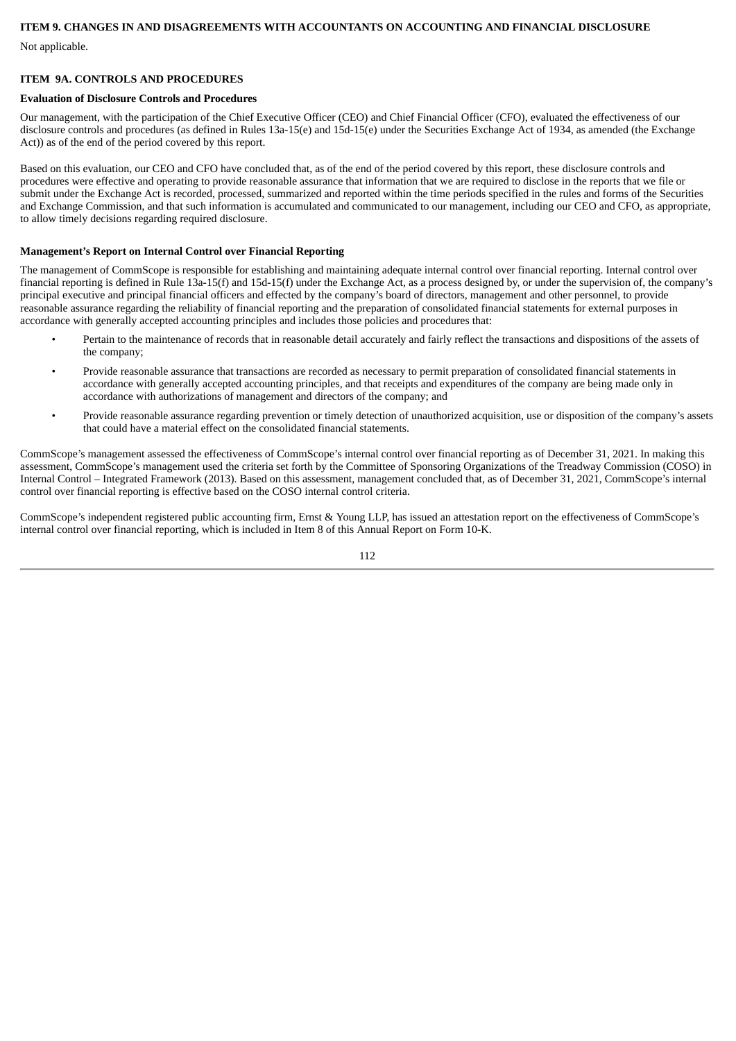## ITEM 9. CHANGES IN AND DISAGREEMENTS WITH ACCOUNTANTS ON ACCOUNTING AND FINANCIAL DISCLOSURE

Not applicable.

## ITEM 9A. CONTROLS AND PROCEDURES

**Evaluation of Disclosure Controls and Procedures**

Our management, with the participation of the Chief Executive Officer (CEO) and Chief Financial Officer (CFO), evaluated the effectiveness of our disclosure controls and procedures (as defined in Rules 13a-15(e) and 15d-15(e) under the Securities Exchange Act of 1934, as amended (the Exchange Act)) as of the end of the period covered by this report.

Based on this evaluation, our CEO and CFO have concluded that, as of the end of the period covered by this report, these disclosure controls and procedures were effective and operating to provide reasonable assurance that information that we are required to disclose in the reports that we file or submit under the Exchange Act is recorded, processed, summarized and reported within the time periods specified in the rules and forms of the Securities and Exchange Commission, and that such information is accumulated and communicated to our management, including our CEO and CFO, as appropriate, to allow timely decisions regarding required disclosure.

**Management's Report on Internal Control over Financial Reporting**

The management of CommScope is responsible for establishing and maintaining adequate internal control over financial reporting. Internal control over financial reporting is defined in Rule 13a-15(f) and 15d-15(f) under the Exchange Act, as a process designed by, or under the supervision of, the company's principal executive and principal financial officers and effected by the company's board of directors, management and other personnel, to provide reasonable assurance regarding the reliability of financial reporting and the preparation of consolidated financial statements for external purposes in accordance with generally accepted accounting principles and includes those policies and procedures that:

- Pertain to the maintenance of records that in reasonable detail accurately and fairly reflect the transactions and dispositions of the assets of the company;
- Provide reasonable assurance that transactions are recorded as necessary to permit preparation of consolidated financial statements in accordance with generally accepted accounting principles, and that receipts and expenditures of the company are being made only in accordance with authorizations of management and directors of the company; and
- Provide reasonable assurance regarding prevention or timely detection of unauthorized acquisition, use or disposition of the company's assets that could have a material effect on the consolidated financial statements.

CommScope's management assessed the effectiveness of CommScope's internal control over financial reporting as of December 31, 2021. In making this assessment, CommScope's management used the criteria set forth by the Committee of Sponsoring Organizations of the Treadway Commission (COSO) in Internal Control – Integrated Framework (2013). Based on this assessment, management concluded that, as of December 31, 2021, CommScope's internal control over financial reporting is effective based on the COSO internal control criteria.

CommScope's independent registered public accounting firm, Ernst & Young LLP, has issued an attestation report on the effectiveness of CommScope's internal control over financial reporting, which is included in Item 8 of this Annual Report on Form 10-K.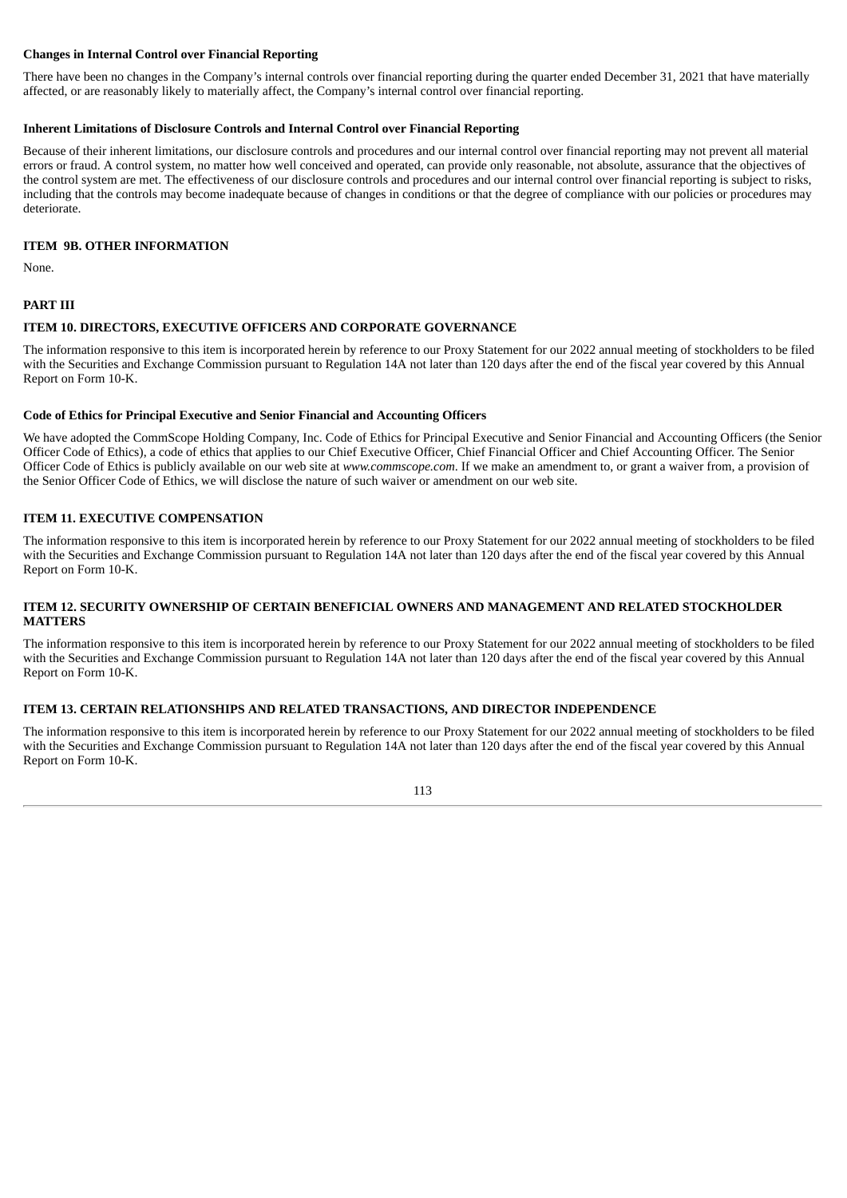**Changes in Internal Control over Financial Reporting**

There have been no changes in the Company's internal controls over financial reporting during the quarter ended December 31, 2021 that have materially affected, or are reasonably likely to materially affect, the Company's internal control over financial reporting.

**Inherent Limitations of Disclosure Controls and Internal Control over Financial Reporting**

Because of their inherent limitations, our disclosure controls and procedures and our internal control over financial reporting may not prevent all material errors or fraud. A control system, no matter how well conceived and operated, can provide only reasonable, not absolute, assurance that the objectives of the control system are met. The effectiveness of our disclosure controls and procedures and our internal control over financial reporting is subject to risks, including that the controls may become inadequate because of changes in conditions or that the degree of compliance with our policies or procedures may deteriorate.

## ITEM 9B. OTHER INFORMATION

None.

# PART III

## ITEM 10. DIRECTORS, EXECUTIVE OFFICERS AND CORPORATE GOVERNANCE

The information responsive to this item is incorporated herein by reference to our Proxy Statement for our 2022 annual meeting of stockholders to be filed with the Securities and Exchange Commission pursuant to Regulation 14A not later than 120 days after the end of the fiscal year covered by this Annual Report on Form 10-K.

**Code of Ethics for Principal Executive and Senior Financial and Accounting Officers**

We have adopted the CommScope Holding Company, Inc. Code of Ethics for Principal Executive and Senior Financial and Accounting Officers (the Senior Officer Code of Ethics), a code of ethics that applies to our Chief Executive Officer, Chief Financial Officer and Chief Accounting Officer. The Senior Officer Code of Ethics is publicly available on our web site at *www.commscope.com*. If we make an amendment to, or grant a waiver from, a provision of the Senior Officer Code of Ethics, we will disclose the nature of such waiver or amendment on our web site.

## ITEM 11. EXECUTIVE COMPENSATION

The information responsive to this item is incorporated herein by reference to our Proxy Statement for our 2022 annual meeting of stockholders to be filed with the Securities and Exchange Commission pursuant to Regulation 14A not later than 120 days after the end of the fiscal year covered by this Annual Report on Form 10-K.

## ITEM 12. SECURITY OWNERSHIP OF CERTAIN BENEFICIAL OWNERS AND MANAGEMENT AND RELATED STOCKHOLDER MATTERS

The information responsive to this item is incorporated herein by reference to our Proxy Statement for our 2022 annual meeting of stockholders to be filed with the Securities and Exchange Commission pursuant to Regulation 14A not later than 120 days after the end of the fiscal year covered by this Annual Report on Form 10-K.

## ITEM 13. CERTAIN RELATIONSHIPS AND RELATED TRANSACTIONS, AND DIRECTOR INDEPENDENCE

The information responsive to this item is incorporated herein by reference to our Proxy Statement for our 2022 annual meeting of stockholders to be filed with the Securities and Exchange Commission pursuant to Regulation 14A not later than 120 days after the end of the fiscal year covered by this Annual Report on Form 10-K.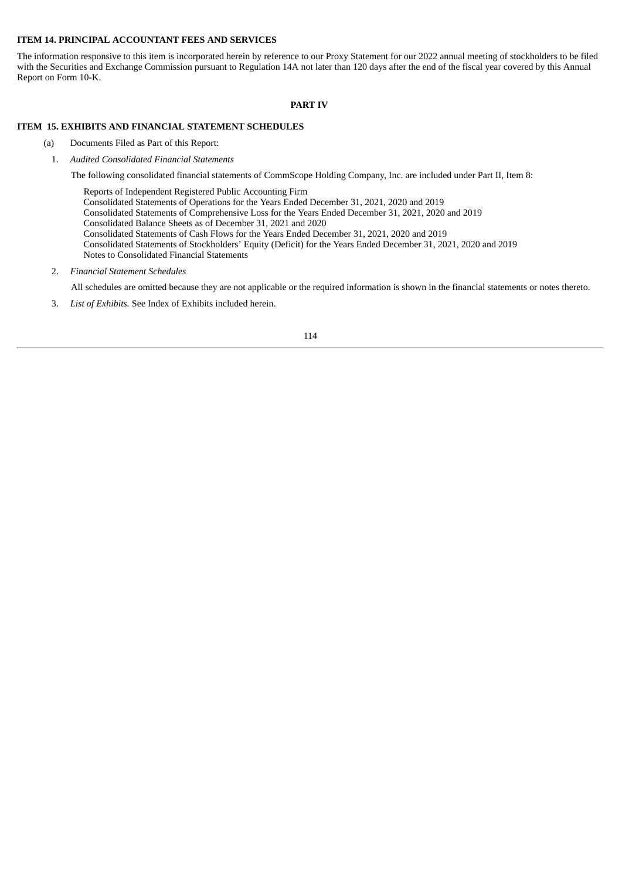**ITEM 14. PRINCIPAL ACCOUNTANT FEES AND SERVICES**

The information responsive to this item is incorporated herein by reference to our Proxy Statement for our 2022 annual meeting of stockholders to be filed with the Securities and Exchange Commission pursuant to Regulation 14A not later than 120 days after the end of the fiscal year covered by this Annual Report on Form 10-K.

**PART IV**

**ITEM 15. EXHIBITS AND FINANCIAL STATEMENT SCHEDULES**

(a) Documents Filed as Part of this Report:

1. *Audited Consolidated Financial Statements*

   The following consolidated financial statements of CommScope Holding Company, Inc. are included under Part II, Item 8:

   Reports of Independent Registered Public Accounting Firm
   Consolidated Statements of Operations for the Years Ended December 31, 2021, 2020 and 2019
   Consolidated Statements of Comprehensive Loss for the Years Ended December 31, 2021, 2020 and 2019
   Consolidated Balance Sheets as of December 31, 2021 and 2020
   Consolidated Statements of Cash Flows for the Years Ended December 31, 2021, 2020 and 2019
   Consolidated Statements of Stockholders' Equity (Deficit) for the Years Ended December 31, 2021, 2020 and 2019
   Notes to Consolidated Financial Statements

2. *Financial Statement Schedules*

   All schedules are omitted because they are not applicable or the required information is shown in the financial statements or notes thereto.

3. *List of Exhibits.* See Index of Exhibits included herein.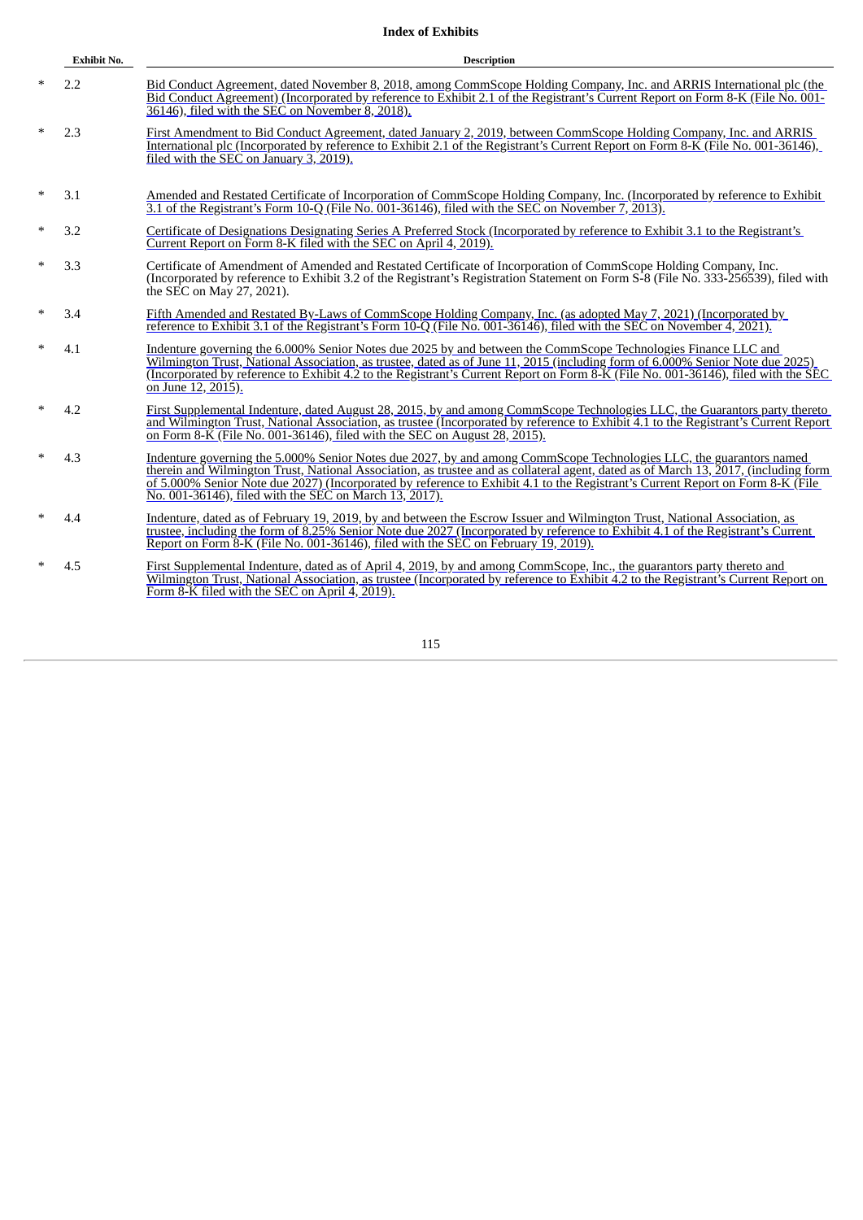**Index of Exhibits**

| | Exhibit No. | Description |
|---|---|---|
| * | 2.2 | Bid Conduct Agreement, dated November 8, 2018, among CommScope Holding Company, Inc. and ARRIS International plc (the Bid Conduct Agreement) (Incorporated by reference to Exhibit 2.1 of the Registrant's Current Report on Form 8-K (File No. 001-36146), filed with the SEC on November 8, 2018). |
| * | 2.3 | First Amendment to Bid Conduct Agreement, dated January 2, 2019, between CommScope Holding Company, Inc. and ARRIS International plc (Incorporated by reference to Exhibit 2.1 of the Registrant's Current Report on Form 8-K (File No. 001-36146), filed with the SEC on January 3, 2019). |
| * | 3.1 | Amended and Restated Certificate of Incorporation of CommScope Holding Company, Inc. (Incorporated by reference to Exhibit 3.1 of the Registrant's Form 10-Q (File No. 001-36146), filed with the SEC on November 7, 2013). |
| * | 3.2 | Certificate of Designations Designating Series A Preferred Stock (Incorporated by reference to Exhibit 3.1 to the Registrant's Current Report on Form 8-K filed with the SEC on April 4, 2019). |
| * | 3.3 | Certificate of Amendment of Amended and Restated Certificate of Incorporation of CommScope Holding Company, Inc. (Incorporated by reference to Exhibit 3.2 of the Registrant's Registration Statement on Form S-8 (File No. 333-256539), filed with the SEC on May 27, 2021). |
| * | 3.4 | Fifth Amended and Restated By-Laws of CommScope Holding Company, Inc. (as adopted May 7, 2021) (Incorporated by reference to Exhibit 3.1 of the Registrant's Form 10-Q (File No. 001-36146), filed with the SEC on November 4, 2021). |
| * | 4.1 | Indenture governing the 6.000% Senior Notes due 2025 by and between the CommScope Technologies Finance LLC and Wilmington Trust, National Association, as trustee, dated as of June 11, 2015 (including form of 6.000% Senior Note due 2025) (Incorporated by reference to Exhibit 4.2 to the Registrant's Current Report on Form 8-K (File No. 001-36146), filed with the SEC on June 12, 2015). |
| * | 4.2 | First Supplemental Indenture, dated August 28, 2015, by and among CommScope Technologies LLC, the Guarantors party thereto and Wilmington Trust, National Association, as trustee (Incorporated by reference to Exhibit 4.1 to the Registrant's Current Report on Form 8-K (File No. 001-36146), filed with the SEC on August 28, 2015). |
| * | 4.3 | Indenture governing the 5.000% Senior Notes due 2027, by and among CommScope Technologies LLC, the guarantors named therein and Wilmington Trust, National Association, as trustee and as collateral agent, dated as of March 13, 2017, (including form of 5.000% Senior Note due 2027) (Incorporated by reference to Exhibit 4.1 to the Registrant's Current Report on Form 8-K (File No. 001-36146), filed with the SEC on March 13, 2017). |
| * | 4.4 | Indenture, dated as of February 19, 2019, by and between the Escrow Issuer and Wilmington Trust, National Association, as trustee, including the form of 8.25% Senior Note due 2027 (Incorporated by reference to Exhibit 4.1 of the Registrant's Current Report on Form 8-K (File No. 001-36146), filed with the SEC on February 19, 2019). |
| * | 4.5 | First Supplemental Indenture, dated as of April 4, 2019, by and among CommScope, Inc., the guarantors party thereto and Wilmington Trust, National Association, as trustee (Incorporated by reference to Exhibit 4.2 to the Registrant's Current Report on Form 8-K filed with the SEC on April 4, 2019). |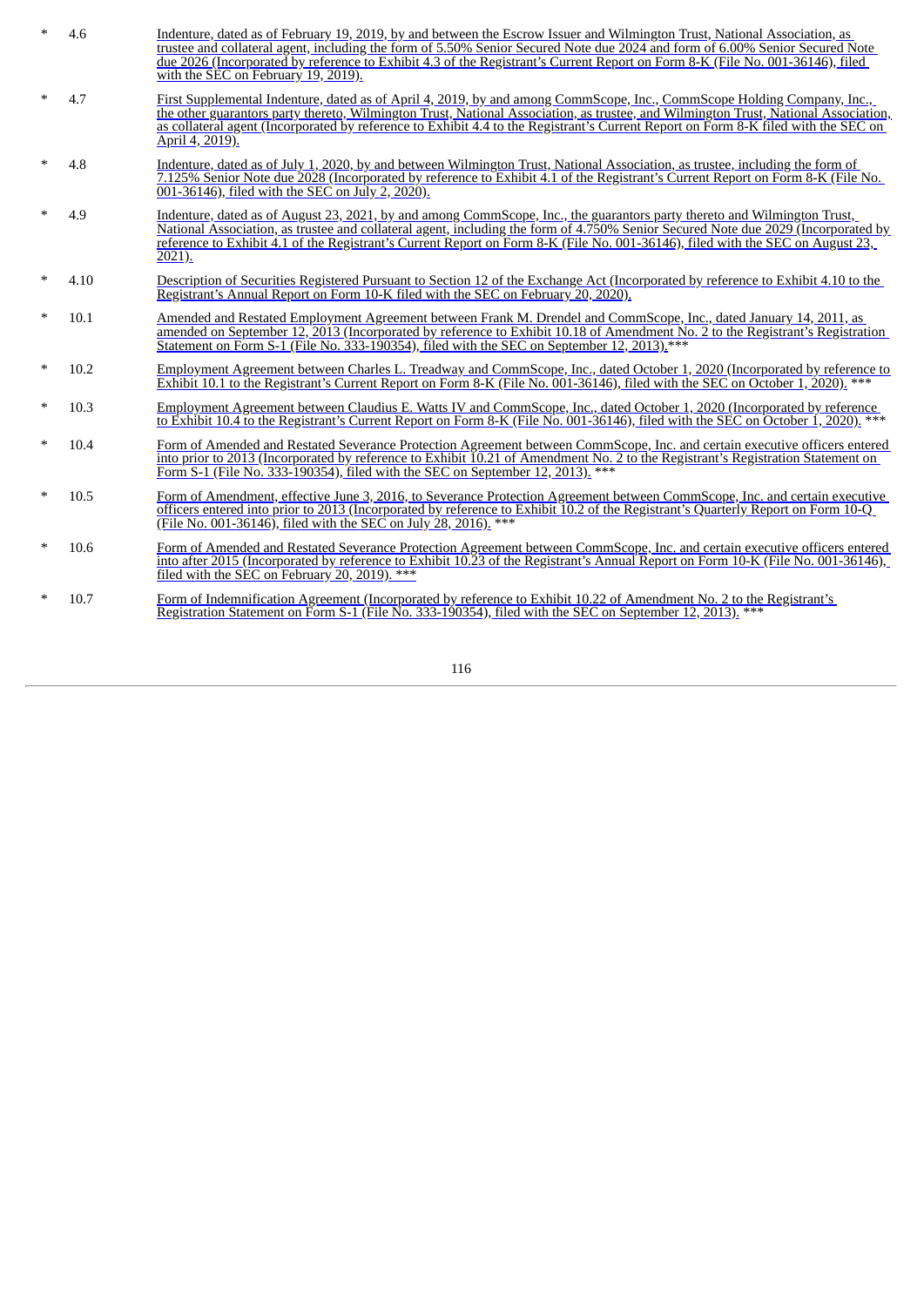| | | |
|---|---|---|
| * | 4.6 | Indenture, dated as of February 19, 2019, by and between the Escrow Issuer and Wilmington Trust, National Association, as trustee and collateral agent, including the form of 5.50% Senior Secured Note due 2024 and form of 6.00% Senior Secured Note due 2026 (Incorporated by reference to Exhibit 4.3 of the Registrant's Current Report on Form 8-K (File No. 001-36146), filed with the SEC on February 19, 2019). |
| * | 4.7 | First Supplemental Indenture, dated as of April 4, 2019, by and among CommScope, Inc., CommScope Holding Company, Inc., the other guarantors party thereto, Wilmington Trust, National Association, as trustee, and Wilmington Trust, National Association, as collateral agent (Incorporated by reference to Exhibit 4.4 to the Registrant's Current Report on Form 8-K filed with the SEC on April 4, 2019). |
| * | 4.8 | Indenture, dated as of July 1, 2020, by and between Wilmington Trust, National Association, as trustee, including the form of 7.125% Senior Note due 2028 (Incorporated by reference to Exhibit 4.1 of the Registrant's Current Report on Form 8-K (File No. 001-36146), filed with the SEC on July 2, 2020). |
| * | 4.9 | Indenture, dated as of August 23, 2021, by and among CommScope, Inc., the guarantors party thereto and Wilmington Trust, National Association, as trustee and collateral agent, including the form of 4.750% Senior Secured Note due 2029 (Incorporated by reference to Exhibit 4.1 of the Registrant's Current Report on Form 8-K (File No. 001-36146), filed with the SEC on August 23, 2021). |
| * | 4.10 | Description of Securities Registered Pursuant to Section 12 of the Exchange Act (Incorporated by reference to Exhibit 4.10 to the Registrant's Annual Report on Form 10-K filed with the SEC on February 20, 2020). |
| * | 10.1 | Amended and Restated Employment Agreement between Frank M. Drendel and CommScope, Inc., dated January 14, 2011, as amended on September 12, 2013 (Incorporated by reference to Exhibit 10.18 of Amendment No. 2 to the Registrant's Registration Statement on Form S-1 (File No. 333-190354), filed with the SEC on September 12, 2013).*** |
| * | 10.2 | Employment Agreement between Charles L. Treadway and CommScope, Inc., dated October 1, 2020 (Incorporated by reference to Exhibit 10.1 to the Registrant's Current Report on Form 8-K (File No. 001-36146), filed with the SEC on October 1, 2020). *** |
| * | 10.3 | Employment Agreement between Claudius E. Watts IV and CommScope, Inc., dated October 1, 2020 (Incorporated by reference to Exhibit 10.4 to the Registrant's Current Report on Form 8-K (File No. 001-36146), filed with the SEC on October 1, 2020). *** |
| * | 10.4 | Form of Amended and Restated Severance Protection Agreement between CommScope, Inc. and certain executive officers entered into prior to 2013 (Incorporated by reference to Exhibit 10.21 of Amendment No. 2 to the Registrant's Registration Statement on Form S-1 (File No. 333-190354), filed with the SEC on September 12, 2013). *** |
| * | 10.5 | Form of Amendment, effective June 3, 2016, to Severance Protection Agreement between CommScope, Inc. and certain executive officers entered into prior to 2013 (Incorporated by reference to Exhibit 10.2 of the Registrant's Quarterly Report on Form 10-Q (File No. 001-36146), filed with the SEC on July 28, 2016). *** |
| * | 10.6 | Form of Amended and Restated Severance Protection Agreement between CommScope, Inc. and certain executive officers entered into after 2015 (Incorporated by reference to Exhibit 10.23 of the Registrant's Annual Report on Form 10-K (File No. 001-36146), filed with the SEC on February 20, 2019). *** |
| * | 10.7 | Form of Indemnification Agreement (Incorporated by reference to Exhibit 10.22 of Amendment No. 2 to the Registrant's Registration Statement on Form S-1 (File No. 333-190354), filed with the SEC on September 12, 2013). *** |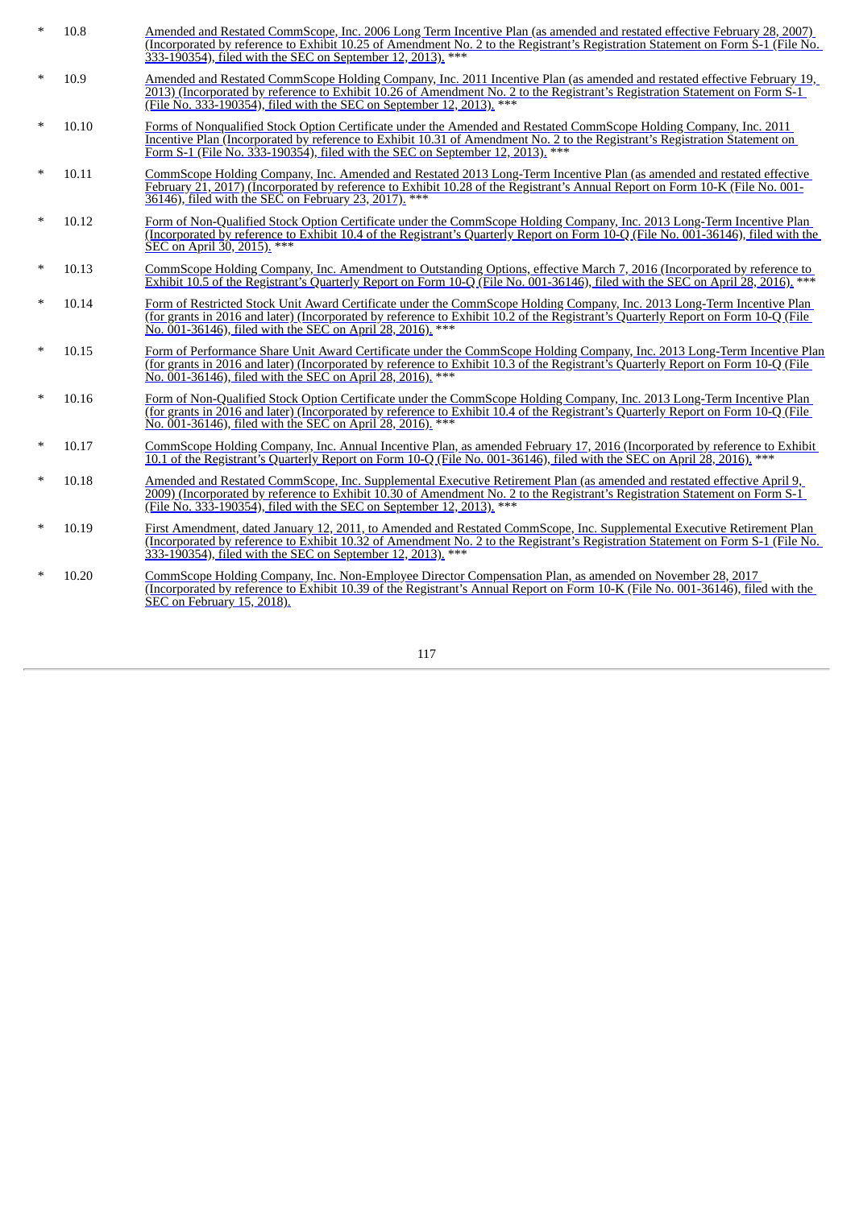| | | |
|---|---|---|
| * | 10.8 | Amended and Restated CommScope, Inc. 2006 Long Term Incentive Plan (as amended and restated effective February 28, 2007) (Incorporated by reference to Exhibit 10.25 of Amendment No. 2 to the Registrant's Registration Statement on Form S-1 (File No. 333-190354), filed with the SEC on September 12, 2013). *** |
| * | 10.9 | Amended and Restated CommScope Holding Company, Inc. 2011 Incentive Plan (as amended and restated effective February 19, 2013) (Incorporated by reference to Exhibit 10.26 of Amendment No. 2 to the Registrant's Registration Statement on Form S-1 (File No. 333-190354), filed with the SEC on September 12, 2013). *** |
| * | 10.10 | Forms of Nonqualified Stock Option Certificate under the Amended and Restated CommScope Holding Company, Inc. 2011 Incentive Plan (Incorporated by reference to Exhibit 10.31 of Amendment No. 2 to the Registrant's Registration Statement on Form S-1 (File No. 333-190354), filed with the SEC on September 12, 2013). *** |
| * | 10.11 | CommScope Holding Company, Inc. Amended and Restated 2013 Long-Term Incentive Plan (as amended and restated effective February 21, 2017) (Incorporated by reference to Exhibit 10.28 of the Registrant's Annual Report on Form 10-K (File No. 001-36146), filed with the SEC on February 23, 2017). *** |
| * | 10.12 | Form of Non-Qualified Stock Option Certificate under the CommScope Holding Company, Inc. 2013 Long-Term Incentive Plan (Incorporated by reference to Exhibit 10.4 of the Registrant's Quarterly Report on Form 10-Q (File No. 001-36146), filed with the SEC on April 30, 2015). *** |
| * | 10.13 | CommScope Holding Company, Inc. Amendment to Outstanding Options, effective March 7, 2016 (Incorporated by reference to Exhibit 10.5 of the Registrant's Quarterly Report on Form 10-Q (File No. 001-36146), filed with the SEC on April 28, 2016). *** |
| * | 10.14 | Form of Restricted Stock Unit Award Certificate under the CommScope Holding Company, Inc. 2013 Long-Term Incentive Plan (for grants in 2016 and later) (Incorporated by reference to Exhibit 10.2 of the Registrant's Quarterly Report on Form 10-Q (File No. 001-36146), filed with the SEC on April 28, 2016). *** |
| * | 10.15 | Form of Performance Share Unit Award Certificate under the CommScope Holding Company, Inc. 2013 Long-Term Incentive Plan (for grants in 2016 and later) (Incorporated by reference to Exhibit 10.3 of the Registrant's Quarterly Report on Form 10-Q (File No. 001-36146), filed with the SEC on April 28, 2016). *** |
| * | 10.16 | Form of Non-Qualified Stock Option Certificate under the CommScope Holding Company, Inc. 2013 Long-Term Incentive Plan (for grants in 2016 and later) (Incorporated by reference to Exhibit 10.4 of the Registrant's Quarterly Report on Form 10-Q (File No. 001-36146), filed with the SEC on April 28, 2016). *** |
| * | 10.17 | CommScope Holding Company, Inc. Annual Incentive Plan, as amended February 17, 2016 (Incorporated by reference to Exhibit 10.1 of the Registrant's Quarterly Report on Form 10-Q (File No. 001-36146), filed with the SEC on April 28, 2016). *** |
| * | 10.18 | Amended and Restated CommScope, Inc. Supplemental Executive Retirement Plan (as amended and restated effective April 9, 2009) (Incorporated by reference to Exhibit 10.30 of Amendment No. 2 to the Registrant's Registration Statement on Form S-1 (File No. 333-190354), filed with the SEC on September 12, 2013). *** |
| * | 10.19 | First Amendment, dated January 12, 2011, to Amended and Restated CommScope, Inc. Supplemental Executive Retirement Plan (Incorporated by reference to Exhibit 10.32 of Amendment No. 2 to the Registrant's Registration Statement on Form S-1 (File No. 333-190354), filed with the SEC on September 12, 2013). *** |
| * | 10.20 | CommScope Holding Company, Inc. Non-Employee Director Compensation Plan, as amended on November 28, 2017 (Incorporated by reference to Exhibit 10.39 of the Registrant's Annual Report on Form 10-K (File No. 001-36146), filed with the SEC on February 15, 2018). |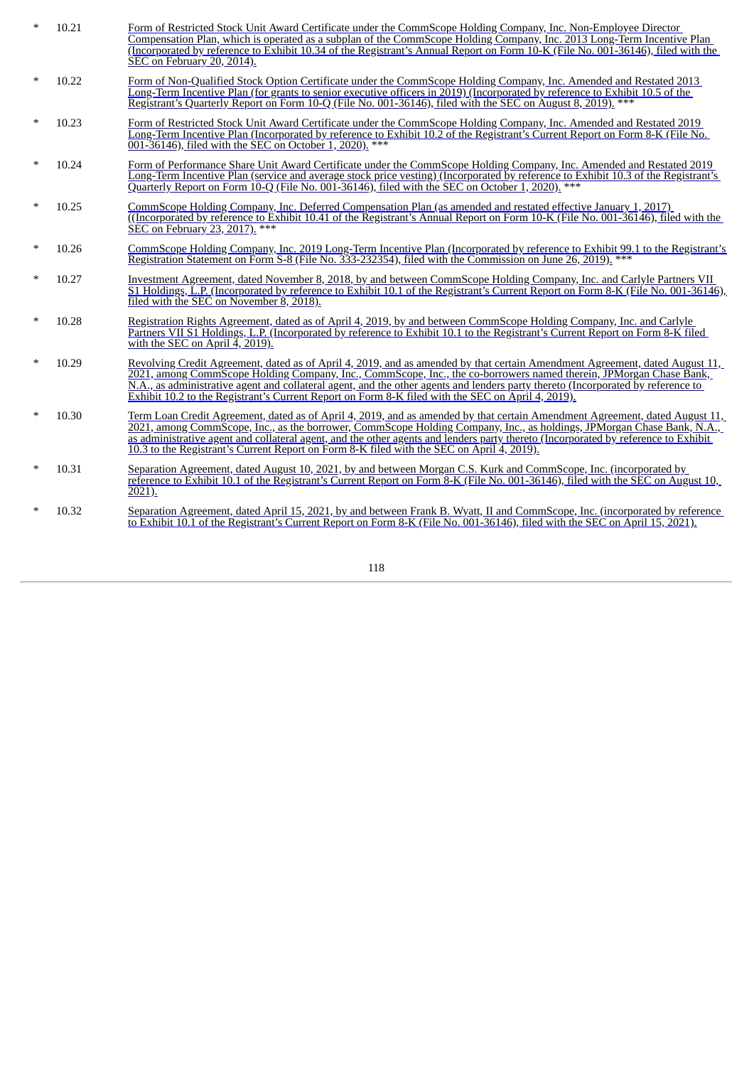| | | |
|---|---|---|
| * | 10.21 | Form of Restricted Stock Unit Award Certificate under the CommScope Holding Company, Inc. Non-Employee Director Compensation Plan, which is operated as a subplan of the CommScope Holding Company, Inc. 2013 Long-Term Incentive Plan (Incorporated by reference to Exhibit 10.34 of the Registrant's Annual Report on Form 10-K (File No. 001-36146), filed with the SEC on February 20, 2014). |
| * | 10.22 | Form of Non-Qualified Stock Option Certificate under the CommScope Holding Company, Inc. Amended and Restated 2013 Long-Term Incentive Plan (for grants to senior executive officers in 2019) (Incorporated by reference to Exhibit 10.5 of the Registrant's Quarterly Report on Form 10-Q (File No. 001-36146), filed with the SEC on August 8, 2019). *** |
| * | 10.23 | Form of Restricted Stock Unit Award Certificate under the CommScope Holding Company, Inc. Amended and Restated 2019 Long-Term Incentive Plan (Incorporated by reference to Exhibit 10.2 of the Registrant's Current Report on Form 8-K (File No. 001-36146), filed with the SEC on October 1, 2020). *** |
| * | 10.24 | Form of Performance Share Unit Award Certificate under the CommScope Holding Company, Inc. Amended and Restated 2019 Long-Term Incentive Plan (service and average stock price vesting) (Incorporated by reference to Exhibit 10.3 of the Registrant's Quarterly Report on Form 10-Q (File No. 001-36146), filed with the SEC on October 1, 2020). *** |
| * | 10.25 | CommScope Holding Company, Inc. Deferred Compensation Plan (as amended and restated effective January 1, 2017) ((Incorporated by reference to Exhibit 10.41 of the Registrant's Annual Report on Form 10-K (File No. 001-36146), filed with the SEC on February 23, 2017). *** |
| * | 10.26 | CommScope Holding Company, Inc. 2019 Long-Term Incentive Plan (Incorporated by reference to Exhibit 99.1 to the Registrant's Registration Statement on Form S-8 (File No. 333-232354), filed with the Commission on June 26, 2019). *** |
| * | 10.27 | Investment Agreement, dated November 8, 2018, by and between CommScope Holding Company, Inc. and Carlyle Partners VII S1 Holdings, L.P. (Incorporated by reference to Exhibit 10.1 of the Registrant's Current Report on Form 8-K (File No. 001-36146), filed with the SEC on November 8, 2018). |
| * | 10.28 | Registration Rights Agreement, dated as of April 4, 2019, by and between CommScope Holding Company, Inc. and Carlyle Partners VII S1 Holdings, L.P. (Incorporated by reference to Exhibit 10.1 to the Registrant's Current Report on Form 8-K filed with the SEC on April 4, 2019). |
| * | 10.29 | Revolving Credit Agreement, dated as of April 4, 2019, and as amended by that certain Amendment Agreement, dated August 11, 2021, among CommScope Holding Company, Inc., CommScope, Inc., the co-borrowers named therein, JPMorgan Chase Bank, N.A., as administrative agent and collateral agent, and the other agents and lenders party thereto (Incorporated by reference to Exhibit 10.2 to the Registrant's Current Report on Form 8-K filed with the SEC on April 4, 2019). |
| * | 10.30 | Term Loan Credit Agreement, dated as of April 4, 2019, and as amended by that certain Amendment Agreement, dated August 11, 2021, among CommScope, Inc., as the borrower, CommScope Holding Company, Inc., as holdings, JPMorgan Chase Bank, N.A., as administrative agent and collateral agent, and the other agents and lenders party thereto (Incorporated by reference to Exhibit 10.3 to the Registrant's Current Report on Form 8-K filed with the SEC on April 4, 2019). |
| * | 10.31 | Separation Agreement, dated August 10, 2021, by and between Morgan C.S. Kurk and CommScope, Inc. (incorporated by reference to Exhibit 10.1 of the Registrant's Current Report on Form 8-K (File No. 001-36146), filed with the SEC on August 10, 2021). |
| * | 10.32 | Separation Agreement, dated April 15, 2021, by and between Frank B. Wyatt, II and CommScope, Inc. (incorporated by reference to Exhibit 10.1 of the Registrant's Current Report on Form 8-K (File No. 001-36146), filed with the SEC on April 15, 2021). |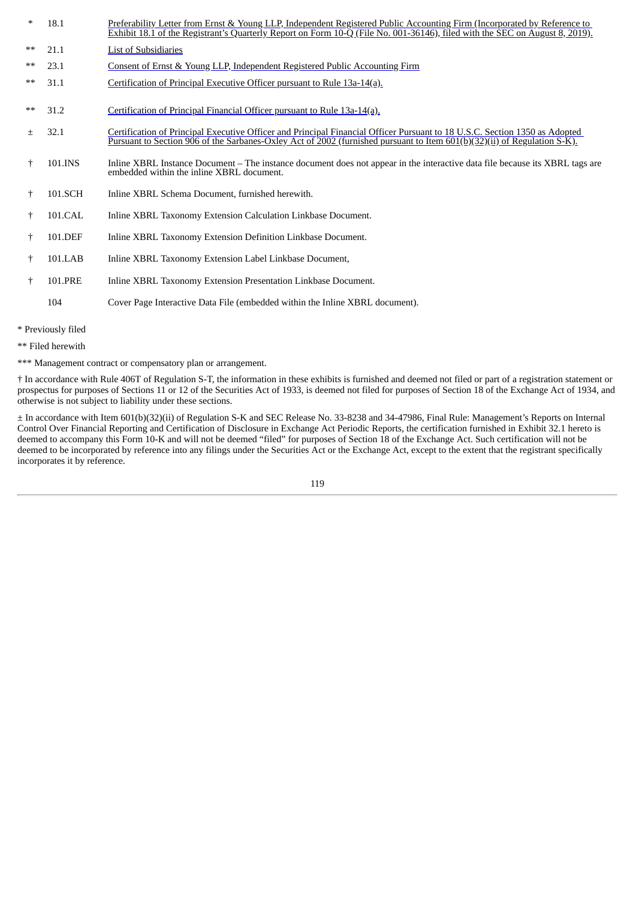| | | |
|---|---|---|
| * | 18.1 | Preferability Letter from Ernst & Young LLP, Independent Registered Public Accounting Firm (Incorporated by Reference to Exhibit 18.1 of the Registrant's Quarterly Report on Form 10-Q (File No. 001-36146), filed with the SEC on August 8, 2019). |
| ** | 21.1 | List of Subsidiaries |
| ** | 23.1 | Consent of Ernst & Young LLP, Independent Registered Public Accounting Firm |
| ** | 31.1 | Certification of Principal Executive Officer pursuant to Rule 13a-14(a). |
| ** | 31.2 | Certification of Principal Financial Officer pursuant to Rule 13a-14(a). |
| ± | 32.1 | Certification of Principal Executive Officer and Principal Financial Officer Pursuant to 18 U.S.C. Section 1350 as Adopted Pursuant to Section 906 of the Sarbanes-Oxley Act of 2002 (furnished pursuant to Item 601(b)(32)(ii) of Regulation S-K). |
| † | 101.INS | Inline XBRL Instance Document – The instance document does not appear in the interactive data file because its XBRL tags are embedded within the inline XBRL document. |
| † | 101.SCH | Inline XBRL Schema Document, furnished herewith. |
| † | 101.CAL | Inline XBRL Taxonomy Extension Calculation Linkbase Document. |
| † | 101.DEF | Inline XBRL Taxonomy Extension Definition Linkbase Document. |
| † | 101.LAB | Inline XBRL Taxonomy Extension Label Linkbase Document, |
| † | 101.PRE | Inline XBRL Taxonomy Extension Presentation Linkbase Document. |
| | 104 | Cover Page Interactive Data File (embedded within the Inline XBRL document). |

* Previously filed

** Filed herewith

*** Management contract or compensatory plan or arrangement.

† In accordance with Rule 406T of Regulation S-T, the information in these exhibits is furnished and deemed not filed or part of a registration statement or prospectus for purposes of Sections 11 or 12 of the Securities Act of 1933, is deemed not filed for purposes of Section 18 of the Exchange Act of 1934, and otherwise is not subject to liability under these sections.

± In accordance with Item 601(b)(32)(ii) of Regulation S-K and SEC Release No. 33-8238 and 34-47986, Final Rule: Management's Reports on Internal Control Over Financial Reporting and Certification of Disclosure in Exchange Act Periodic Reports, the certification furnished in Exhibit 32.1 hereto is deemed to accompany this Form 10-K and will not be deemed "filed" for purposes of Section 18 of the Exchange Act. Such certification will not be deemed to be incorporated by reference into any filings under the Securities Act or the Exchange Act, except to the extent that the registrant specifically incorporates it by reference.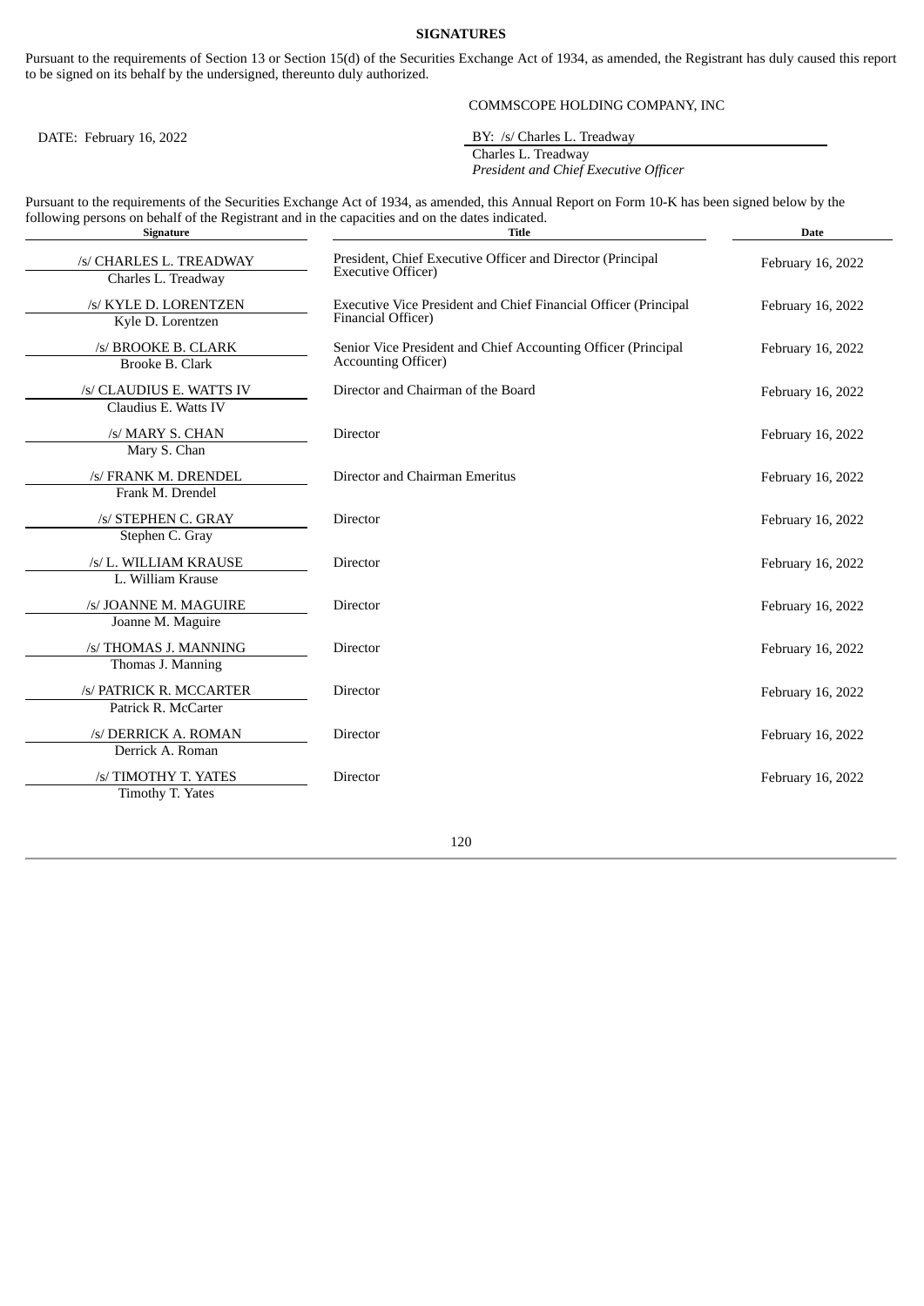**SIGNATURES**

Pursuant to the requirements of Section 13 or Section 15(d) of the Securities Exchange Act of 1934, as amended, the Registrant has duly caused this report to be signed on its behalf by the undersigned, thereunto duly authorized.

COMMSCOPE HOLDING COMPANY, INC

DATE: February 16, 2022

BY: /s/ Charles L. Treadway
Charles L. Treadway
*President and Chief Executive Officer*

Pursuant to the requirements of the Securities Exchange Act of 1934, as amended, this Annual Report on Form 10-K has been signed below by the following persons on behalf of the Registrant and in the capacities and on the dates indicated.

| Signature | Title | Date |
|---|---|---|
| /s/ CHARLES L. TREADWAY<br>Charles L. Treadway | President, Chief Executive Officer and Director (Principal Executive Officer) | February 16, 2022 |
| /s/ KYLE D. LORENTZEN<br>Kyle D. Lorentzen | Executive Vice President and Chief Financial Officer (Principal Financial Officer) | February 16, 2022 |
| /s/ BROOKE B. CLARK<br>Brooke B. Clark | Senior Vice President and Chief Accounting Officer (Principal Accounting Officer) | February 16, 2022 |
| /s/ CLAUDIUS E. WATTS IV<br>Claudius E. Watts IV | Director and Chairman of the Board | February 16, 2022 |
| /s/ MARY S. CHAN<br>Mary S. Chan | Director | February 16, 2022 |
| /s/ FRANK M. DRENDEL<br>Frank M. Drendel | Director and Chairman Emeritus | February 16, 2022 |
| /s/ STEPHEN C. GRAY<br>Stephen C. Gray | Director | February 16, 2022 |
| /s/ L. WILLIAM KRAUSE<br>L. William Krause | Director | February 16, 2022 |
| /s/ JOANNE M. MAGUIRE<br>Joanne M. Maguire | Director | February 16, 2022 |
| /s/ THOMAS J. MANNING<br>Thomas J. Manning | Director | February 16, 2022 |
| /s/ PATRICK R. MCCARTER<br>Patrick R. McCarter | Director | February 16, 2022 |
| /s/ DERRICK A. ROMAN<br>Derrick A. Roman | Director | February 16, 2022 |
| /s/ TIMOTHY T. YATES<br>Timothy T. Yates | Director | February 16, 2022 |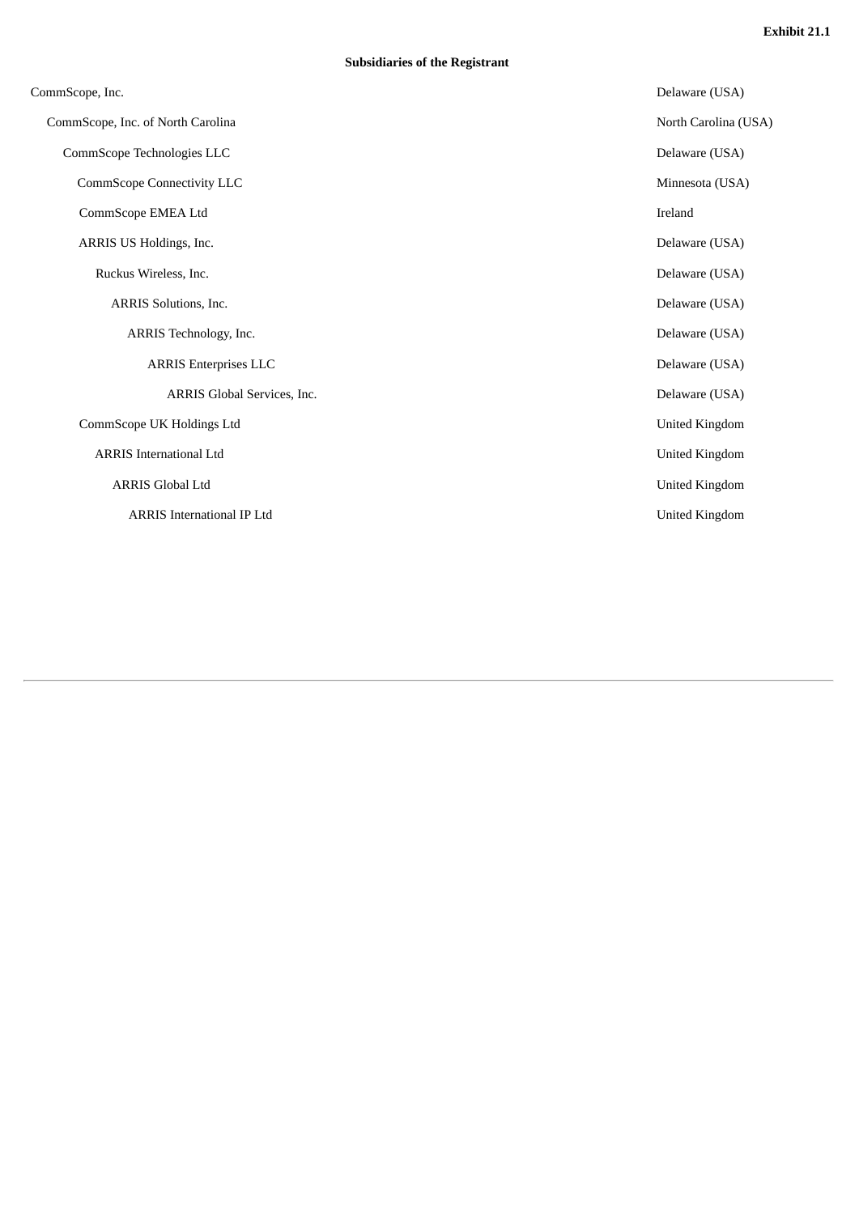**Exhibit 21.1**

**Subsidiaries of the Registrant**

| | |
|---|---|
| CommScope, Inc. | Delaware (USA) |
| CommScope, Inc. of North Carolina | North Carolina (USA) |
| CommScope Technologies LLC | Delaware (USA) |
| CommScope Connectivity LLC | Minnesota (USA) |
| CommScope EMEA Ltd | Ireland |
| ARRIS US Holdings, Inc. | Delaware (USA) |
| Ruckus Wireless, Inc. | Delaware (USA) |
| ARRIS Solutions, Inc. | Delaware (USA) |
| ARRIS Technology, Inc. | Delaware (USA) |
| ARRIS Enterprises LLC | Delaware (USA) |
| ARRIS Global Services, Inc. | Delaware (USA) |
| CommScope UK Holdings Ltd | United Kingdom |
| ARRIS International Ltd | United Kingdom |
| ARRIS Global Ltd | United Kingdom |
| ARRIS International IP Ltd | United Kingdom |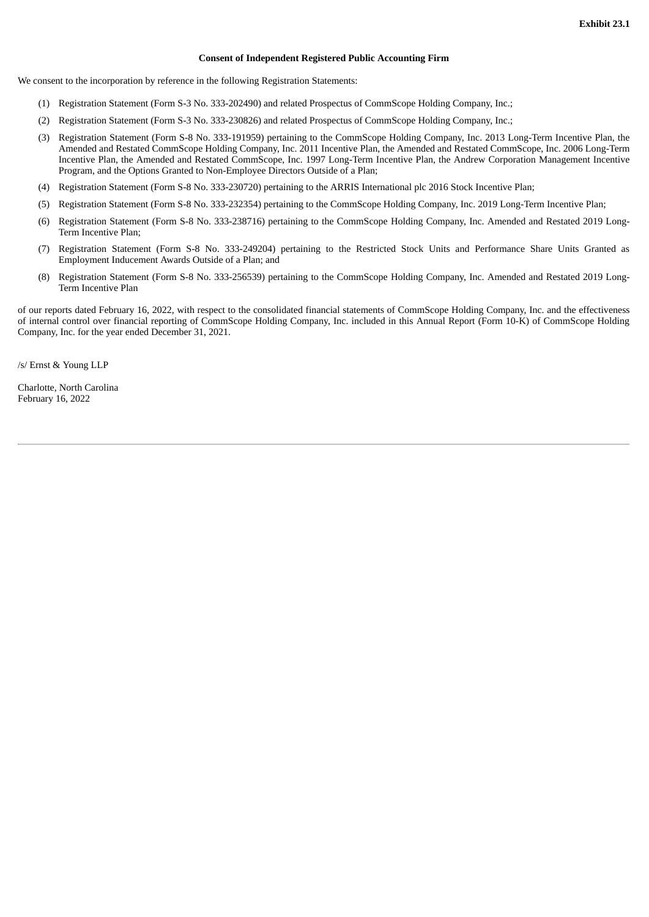**Exhibit 23.1**

**Consent of Independent Registered Public Accounting Firm**

We consent to the incorporation by reference in the following Registration Statements:

(1) Registration Statement (Form S-3 No. 333-202490) and related Prospectus of CommScope Holding Company, Inc.;

(2) Registration Statement (Form S-3 No. 333-230826) and related Prospectus of CommScope Holding Company, Inc.;

(3) Registration Statement (Form S-8 No. 333-191959) pertaining to the CommScope Holding Company, Inc. 2013 Long-Term Incentive Plan, the Amended and Restated CommScope Holding Company, Inc. 2011 Incentive Plan, the Amended and Restated CommScope, Inc. 2006 Long-Term Incentive Plan, the Amended and Restated CommScope, Inc. 1997 Long-Term Incentive Plan, the Andrew Corporation Management Incentive Program, and the Options Granted to Non-Employee Directors Outside of a Plan;

(4) Registration Statement (Form S-8 No. 333-230720) pertaining to the ARRIS International plc 2016 Stock Incentive Plan;

(5) Registration Statement (Form S-8 No. 333-232354) pertaining to the CommScope Holding Company, Inc. 2019 Long-Term Incentive Plan;

(6) Registration Statement (Form S-8 No. 333-238716) pertaining to the CommScope Holding Company, Inc. Amended and Restated 2019 Long-Term Incentive Plan;

(7) Registration Statement (Form S-8 No. 333-249204) pertaining to the Restricted Stock Units and Performance Share Units Granted as Employment Inducement Awards Outside of a Plan; and

(8) Registration Statement (Form S-8 No. 333-256539) pertaining to the CommScope Holding Company, Inc. Amended and Restated 2019 Long-Term Incentive Plan

of our reports dated February 16, 2022, with respect to the consolidated financial statements of CommScope Holding Company, Inc. and the effectiveness of internal control over financial reporting of CommScope Holding Company, Inc. included in this Annual Report (Form 10-K) of CommScope Holding Company, Inc. for the year ended December 31, 2021.

/s/ Ernst & Young LLP

Charlotte, North Carolina
February 16, 2022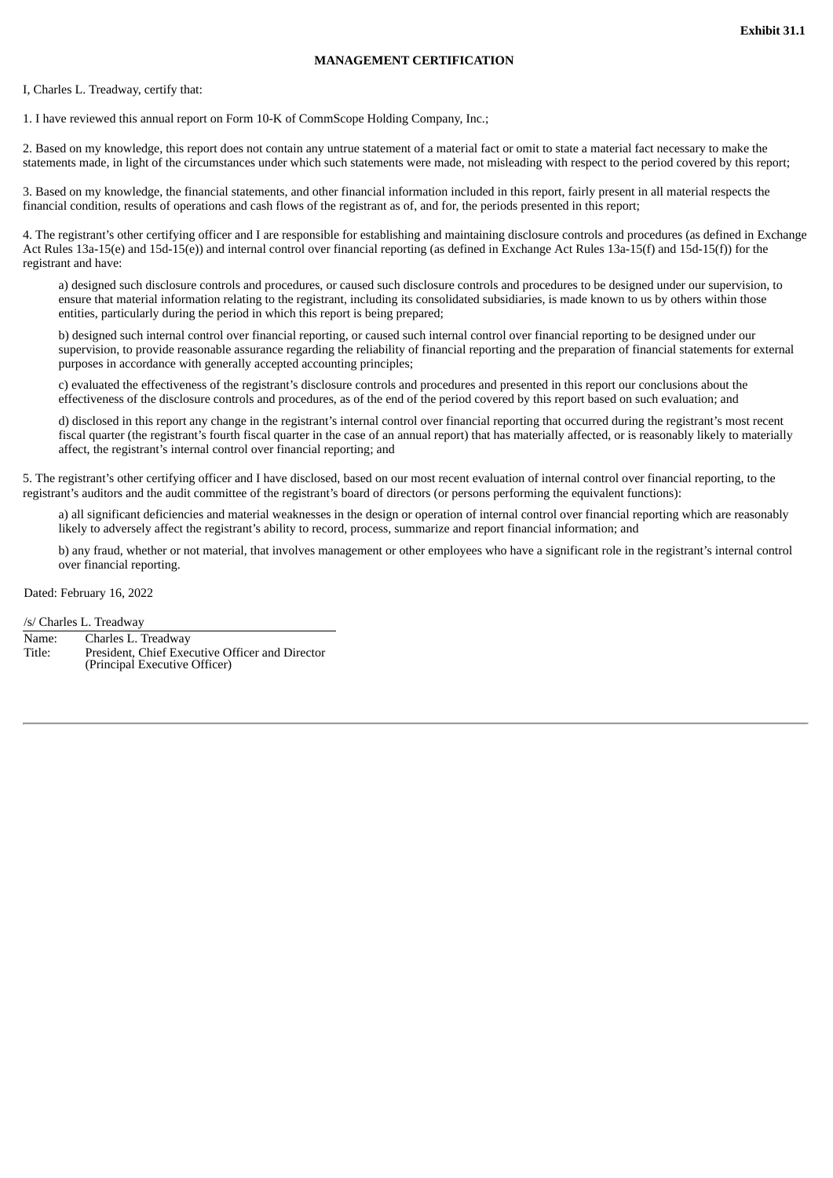**Exhibit 31.1**

**MANAGEMENT CERTIFICATION**

I, Charles L. Treadway, certify that:

1. I have reviewed this annual report on Form 10-K of CommScope Holding Company, Inc.;

2. Based on my knowledge, this report does not contain any untrue statement of a material fact or omit to state a material fact necessary to make the statements made, in light of the circumstances under which such statements were made, not misleading with respect to the period covered by this report;

3. Based on my knowledge, the financial statements, and other financial information included in this report, fairly present in all material respects the financial condition, results of operations and cash flows of the registrant as of, and for, the periods presented in this report;

4. The registrant's other certifying officer and I are responsible for establishing and maintaining disclosure controls and procedures (as defined in Exchange Act Rules 13a-15(e) and 15d-15(e)) and internal control over financial reporting (as defined in Exchange Act Rules 13a-15(f) and 15d-15(f)) for the registrant and have:

a) designed such disclosure controls and procedures, or caused such disclosure controls and procedures to be designed under our supervision, to ensure that material information relating to the registrant, including its consolidated subsidiaries, is made known to us by others within those entities, particularly during the period in which this report is being prepared;

b) designed such internal control over financial reporting, or caused such internal control over financial reporting to be designed under our supervision, to provide reasonable assurance regarding the reliability of financial reporting and the preparation of financial statements for external purposes in accordance with generally accepted accounting principles;

c) evaluated the effectiveness of the registrant's disclosure controls and procedures and presented in this report our conclusions about the effectiveness of the disclosure controls and procedures, as of the end of the period covered by this report based on such evaluation; and

d) disclosed in this report any change in the registrant's internal control over financial reporting that occurred during the registrant's most recent fiscal quarter (the registrant's fourth fiscal quarter in the case of an annual report) that has materially affected, or is reasonably likely to materially affect, the registrant's internal control over financial reporting; and

5. The registrant's other certifying officer and I have disclosed, based on our most recent evaluation of internal control over financial reporting, to the registrant's auditors and the audit committee of the registrant's board of directors (or persons performing the equivalent functions):

a) all significant deficiencies and material weaknesses in the design or operation of internal control over financial reporting which are reasonably likely to adversely affect the registrant's ability to record, process, summarize and report financial information; and

b) any fraud, whether or not material, that involves management or other employees who have a significant role in the registrant's internal control over financial reporting.

Dated: February 16, 2022

/s/ Charles L. Treadway

| | |
|---|---|
| Name: | Charles L. Treadway |
| Title: | President, Chief Executive Officer and Director (Principal Executive Officer) |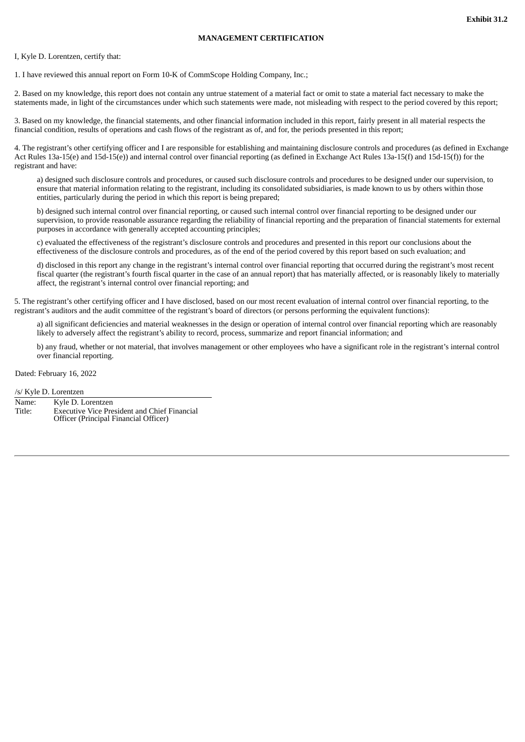**Exhibit 31.2**

**MANAGEMENT CERTIFICATION**

I, Kyle D. Lorentzen, certify that:

1. I have reviewed this annual report on Form 10-K of CommScope Holding Company, Inc.;

2. Based on my knowledge, this report does not contain any untrue statement of a material fact or omit to state a material fact necessary to make the statements made, in light of the circumstances under which such statements were made, not misleading with respect to the period covered by this report;

3. Based on my knowledge, the financial statements, and other financial information included in this report, fairly present in all material respects the financial condition, results of operations and cash flows of the registrant as of, and for, the periods presented in this report;

4. The registrant's other certifying officer and I are responsible for establishing and maintaining disclosure controls and procedures (as defined in Exchange Act Rules 13a-15(e) and 15d-15(e)) and internal control over financial reporting (as defined in Exchange Act Rules 13a-15(f) and 15d-15(f)) for the registrant and have:

a) designed such disclosure controls and procedures, or caused such disclosure controls and procedures to be designed under our supervision, to ensure that material information relating to the registrant, including its consolidated subsidiaries, is made known to us by others within those entities, particularly during the period in which this report is being prepared;

b) designed such internal control over financial reporting, or caused such internal control over financial reporting to be designed under our supervision, to provide reasonable assurance regarding the reliability of financial reporting and the preparation of financial statements for external purposes in accordance with generally accepted accounting principles;

c) evaluated the effectiveness of the registrant's disclosure controls and procedures and presented in this report our conclusions about the effectiveness of the disclosure controls and procedures, as of the end of the period covered by this report based on such evaluation; and

d) disclosed in this report any change in the registrant's internal control over financial reporting that occurred during the registrant's most recent fiscal quarter (the registrant's fourth fiscal quarter in the case of an annual report) that has materially affected, or is reasonably likely to materially affect, the registrant's internal control over financial reporting; and

5. The registrant's other certifying officer and I have disclosed, based on our most recent evaluation of internal control over financial reporting, to the registrant's auditors and the audit committee of the registrant's board of directors (or persons performing the equivalent functions):

a) all significant deficiencies and material weaknesses in the design or operation of internal control over financial reporting which are reasonably likely to adversely affect the registrant's ability to record, process, summarize and report financial information; and

b) any fraud, whether or not material, that involves management or other employees who have a significant role in the registrant's internal control over financial reporting.

Dated: February 16, 2022

/s/ Kyle D. Lorentzen

| | |
|---|---|
| Name: | Kyle D. Lorentzen |
| Title: | Executive Vice President and Chief Financial Officer (Principal Financial Officer) |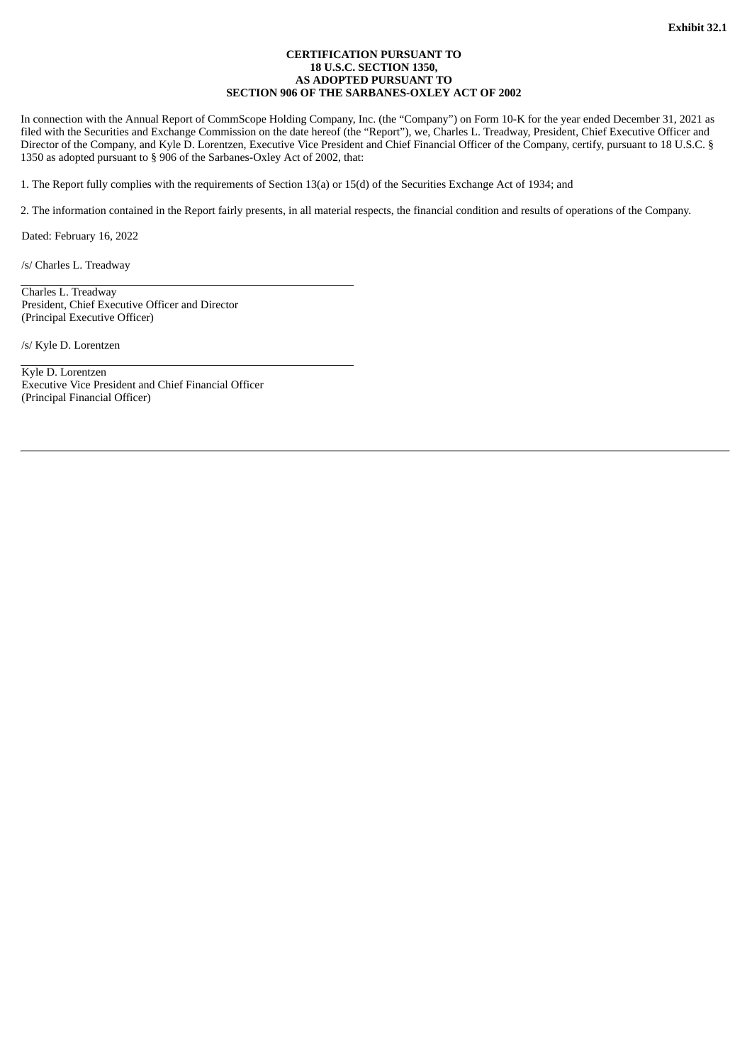**Exhibit 32.1**

**CERTIFICATION PURSUANT TO**
**18 U.S.C. SECTION 1350,**
**AS ADOPTED PURSUANT TO**
**SECTION 906 OF THE SARBANES-OXLEY ACT OF 2002**

In connection with the Annual Report of CommScope Holding Company, Inc. (the "Company") on Form 10-K for the year ended December 31, 2021 as filed with the Securities and Exchange Commission on the date hereof (the "Report"), we, Charles L. Treadway, President, Chief Executive Officer and Director of the Company, and Kyle D. Lorentzen, Executive Vice President and Chief Financial Officer of the Company, certify, pursuant to 18 U.S.C. § 1350 as adopted pursuant to § 906 of the Sarbanes-Oxley Act of 2002, that:

1. The Report fully complies with the requirements of Section 13(a) or 15(d) of the Securities Exchange Act of 1934; and

2. The information contained in the Report fairly presents, in all material respects, the financial condition and results of operations of the Company.

Dated: February 16, 2022

/s/ Charles L. Treadway

Charles L. Treadway
President, Chief Executive Officer and Director
(Principal Executive Officer)

/s/ Kyle D. Lorentzen

Kyle D. Lorentzen
Executive Vice President and Chief Financial Officer
(Principal Financial Officer)